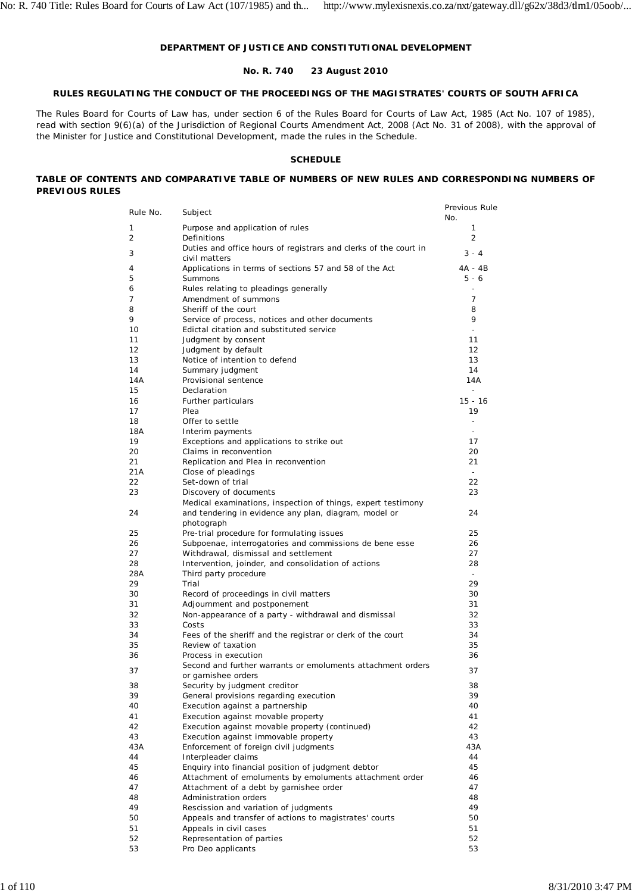**DEPARTMENT OF JUSTICE AND CONSTITUTIONAL DEVELOPMENT**

**No. R. 740 23 August 2010**

**RULES REGULATING THE CONDUCT OF THE PROCEEDINGS OF THE MAGISTRATES' COURTS OF SOUTH AFRICA**

The Rules Board for Courts of Law has, under section 6 of the Rules Board for Courts of Law Act, 1985 (Act No. 107 of 1985), read with section 9(6)(a) of the Jurisdiction of Regional Courts Amendment Act, 2008 (Act No. 31 of 2008), with the approval of the Minister for Justice and Constitutional Development, made the rules in the Schedule.

**SCHEDULE**

**TABLE OF CONTENTS AND COMPARATIVE TABLE OF NUMBERS OF NEW RULES AND CORRESPONDING NUMBERS OF PREVIOUS RULES**

| Rule No. | Subject | Previous Rule No. |
|---|---|---|
| 1 | Purpose and application of rules | 1 |
| 2 | Definitions | 2 |
| 3 | Duties and office hours of registrars and clerks of the court in civil matters | 3 - 4 |
| 4 | Applications in terms of sections 57 and 58 of the Act | 4A - 4B |
| 5 | Summons | 5 - 6 |
| 6 | Rules relating to pleadings generally | - |
| 7 | Amendment of summons | 7 |
| 8 | Sheriff of the court | 8 |
| 9 | Service of process, notices and other documents | 9 |
| 10 | Edictal citation and substituted service | - |
| 11 | Judgment by consent | 11 |
| 12 | Judgment by default | 12 |
| 13 | Notice of intention to defend | 13 |
| 14 | Summary judgment | 14 |
| 14A | Provisional sentence | 14A |
| 15 | Declaration | - |
| 16 | Further particulars | 15 - 16 |
| 17 | Plea | 19 |
| 18 | Offer to settle | - |
| 18A | Interim payments | - |
| 19 | Exceptions and applications to strike out | 17 |
| 20 | Claims in reconvention | 20 |
| 21 | Replication and Plea in reconvention | 21 |
| 21A | Close of pleadings | - |
| 22 | Set-down of trial | 22 |
| 23 | Discovery of documents | 23 |
| 24 | Medical examinations, inspection of things, expert testimony and tendering in evidence any plan, diagram, model or photograph | 24 |
| 25 | Pre-trial procedure for formulating issues | 25 |
| 26 | Subpoenae, interrogatories and commissions de bene esse | 26 |
| 27 | Withdrawal, dismissal and settlement | 27 |
| 28 | Intervention, joinder, and consolidation of actions | 28 |
| 28A | Third party procedure | - |
| 29 | Trial | 29 |
| 30 | Record of proceedings in civil matters | 30 |
| 31 | Adjournment and postponement | 31 |
| 32 | Non-appearance of a party - withdrawal and dismissal | 32 |
| 33 | Costs | 33 |
| 34 | Fees of the sheriff and the registrar or clerk of the court | 34 |
| 35 | Review of taxation | 35 |
| 36 | Process in execution | 36 |
| 37 | Second and further warrants or emoluments attachment orders or garnishee orders | 37 |
| 38 | Security by judgment creditor | 38 |
| 39 | General provisions regarding execution | 39 |
| 40 | Execution against a partnership | 40 |
| 41 | Execution against movable property | 41 |
| 42 | Execution against movable property (continued) | 42 |
| 43 | Execution against immovable property | 43 |
| 43A | Enforcement of foreign civil judgments | 43A |
| 44 | Interpleader claims | 44 |
| 45 | Enquiry into financial position of judgment debtor | 45 |
| 46 | Attachment of emoluments by emoluments attachment order | 46 |
| 47 | Attachment of a debt by garnishee order | 47 |
| 48 | Administration orders | 48 |
| 49 | Rescission and variation of judgments | 49 |
| 50 | Appeals and transfer of actions to magistrates' courts | 50 |
| 51 | Appeals in civil cases | 51 |
| 52 | Representation of parties | 52 |
| 53 | Pro Deo applicants | 53 |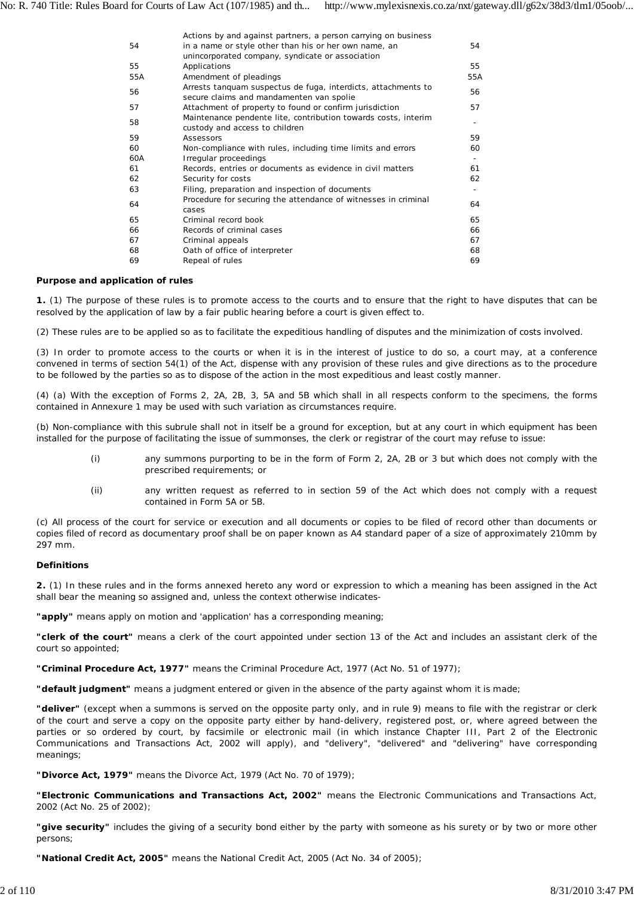| | | |
|---|---|---|
| 54 | Actions by and against partners, a person carrying on business in a name or style other than his or her own name, an unincorporated company, syndicate or association | 54 |
| 55 | Applications | 55 |
| 55A | Amendment of pleadings | 55A |
| 56 | Arrests tanquam suspectus de fuga, interdicts, attachments to secure claims and mandamenten van spolie | 56 |
| 57 | Attachment of property to found or confirm jurisdiction | 57 |
| 58 | Maintenance pendente lite, contribution towards costs, interim custody and access to children | - |
| 59 | Assessors | 59 |
| 60 | Non-compliance with rules, including time limits and errors | 60 |
| 60A | Irregular proceedings | - |
| 61 | Records, entries or documents as evidence in civil matters | 61 |
| 62 | Security for costs | 62 |
| 63 | Filing, preparation and inspection of documents | - |
| 64 | Procedure for securing the attendance of witnesses in criminal cases | 64 |
| 65 | Criminal record book | 65 |
| 66 | Records of criminal cases | 66 |
| 67 | Criminal appeals | 67 |
| 68 | Oath of office of interpreter | 68 |
| 69 | Repeal of rules | 69 |

**Purpose and application of rules**

**1.** (1) The purpose of these rules is to promote access to the courts and to ensure that the right to have disputes that can be resolved by the application of law by a fair public hearing before a court is given effect to.

(2) These rules are to be applied so as to facilitate the expeditious handling of disputes and the minimization of costs involved.

(3) In order to promote access to the courts or when it is in the interest of justice to do so, a court may, at a conference convened in terms of section 54(1) of the Act, dispense with any provision of these rules and give directions as to the procedure to be followed by the parties so as to dispose of the action in the most expeditious and least costly manner.

(4) (a) With the exception of Forms 2, 2A, 2B, 3, 5A and 5B which shall in all respects conform to the specimens, the forms contained in Annexure 1 may be used with such variation as circumstances require.

(b) Non-compliance with this subrule shall not in itself be a ground for exception, but at any court in which equipment has been installed for the purpose of facilitating the issue of summonses, the clerk or registrar of the court may refuse to issue:

(i) any summons purporting to be in the form of Form 2, 2A, 2B or 3 but which does not comply with the prescribed requirements; or

(ii) any written request as referred to in section 59 of the Act which does not comply with a request contained in Form 5A or 5B.

(c) All process of the court for service or execution and all documents or copies to be filed of record other than documents or copies filed of record as documentary proof shall be on paper known as A4 standard paper of a size of approximately 210mm by 297 mm.

**Definitions**

**2.** (1) In these rules and in the forms annexed hereto any word or expression to which a meaning has been assigned in the Act shall bear the meaning so assigned and, unless the context otherwise indicates-

**"apply"** means apply on motion and 'application' has a corresponding meaning;

**"clerk of the court"** means a clerk of the court appointed under section 13 of the Act and includes an assistant clerk of the court so appointed;

**"Criminal Procedure Act, 1977"** means the Criminal Procedure Act, 1977 (Act No. 51 of 1977);

**"default judgment"** means a judgment entered or given in the absence of the party against whom it is made;

**"deliver"** (except when a summons is served on the opposite party only, and in rule 9) means to file with the registrar or clerk of the court and serve a copy on the opposite party either by hand-delivery, registered post, or, where agreed between the parties or so ordered by court, by facsimile or electronic mail (in which instance Chapter III, Part 2 of the Electronic Communications and Transactions Act, 2002 will apply), and "delivery", "delivered" and "delivering" have corresponding meanings;

**"Divorce Act, 1979"** means the Divorce Act, 1979 (Act No. 70 of 1979);

**"Electronic Communications and Transactions Act, 2002"** means the Electronic Communications and Transactions Act, 2002 (Act No. 25 of 2002);

**"give security"** includes the giving of a security bond either by the party with someone as his surety or by two or more other persons;

**"National Credit Act, 2005"** means the National Credit Act, 2005 (Act No. 34 of 2005);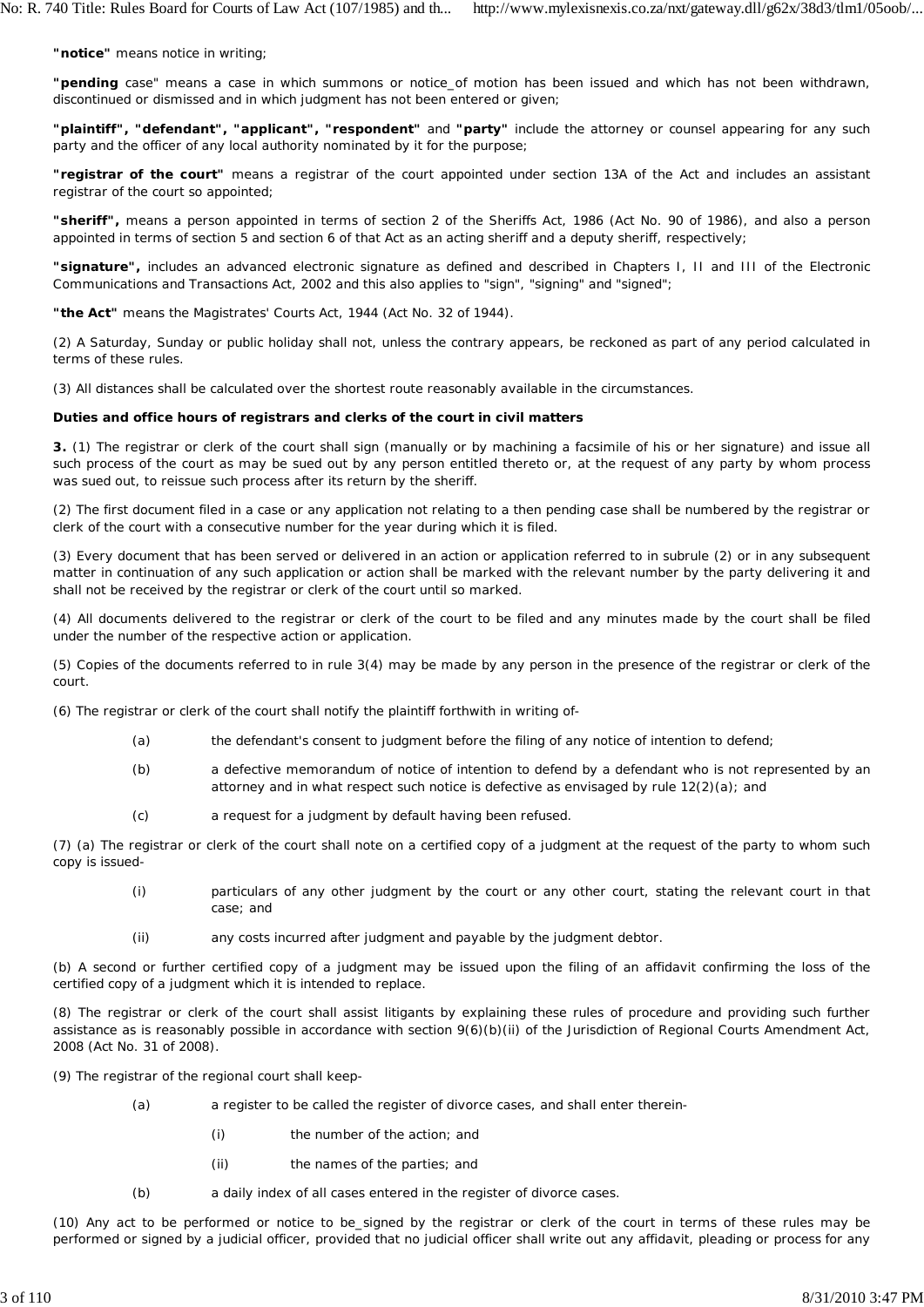**"notice"** means notice in writing;

**"pending** case" means a case in which summons or notice_of motion has been issued and which has not been withdrawn, discontinued or dismissed and in which judgment has not been entered or given;

**"plaintiff", "defendant", "applicant", "respondent"** and **"party"** include the attorney or counsel appearing for any such party and the officer of any local authority nominated by it for the purpose;

**"registrar of the court"** means a registrar of the court appointed under section 13A of the Act and includes an assistant registrar of the court so appointed;

**"sheriff",** means a person appointed in terms of section 2 of the Sheriffs Act, 1986 (Act No. 90 of 1986), and also a person appointed in terms of section 5 and section 6 of that Act as an acting sheriff and a deputy sheriff, respectively;

**"signature",** includes an advanced electronic signature as defined and described in Chapters I, II and III of the Electronic Communications and Transactions Act, 2002 and this also applies to "sign", "signing" and "signed";

**"the Act"** means the Magistrates' Courts Act, 1944 (Act No. 32 of 1944).

(2) A Saturday, Sunday or public holiday shall not, unless the contrary appears, be reckoned as part of any period calculated in terms of these rules.

(3) All distances shall be calculated over the shortest route reasonably available in the circumstances.

**Duties and office hours of registrars and clerks of the court in civil matters**

**3.** (1) The registrar or clerk of the court shall sign (manually or by machining a facsimile of his or her signature) and issue all such process of the court as may be sued out by any person entitled thereto or, at the request of any party by whom process was sued out, to reissue such process after its return by the sheriff.

(2) The first document filed in a case or any application not relating to a then pending case shall be numbered by the registrar or clerk of the court with a consecutive number for the year during which it is filed.

(3) Every document that has been served or delivered in an action or application referred to in subrule (2) or in any subsequent matter in continuation of any such application or action shall be marked with the relevant number by the party delivering it and shall not be received by the registrar or clerk of the court until so marked.

(4) All documents delivered to the registrar or clerk of the court to be filed and any minutes made by the court shall be filed under the number of the respective action or application.

(5) Copies of the documents referred to in rule 3(4) may be made by any person in the presence of the registrar or clerk of the court.

(6) The registrar or clerk of the court shall notify the plaintiff forthwith in writing of-

(a) the defendant's consent to judgment before the filing of any notice of intention to defend;

(b) a defective memorandum of notice of intention to defend by a defendant who is not represented by an attorney and in what respect such notice is defective as envisaged by rule 12(2)(a); and

(c) a request for a judgment by default having been refused.

(7) (a) The registrar or clerk of the court shall note on a certified copy of a judgment at the request of the party to whom such copy is issued-

(i) particulars of any other judgment by the court or any other court, stating the relevant court in that case; and

(ii) any costs incurred after judgment and payable by the judgment debtor.

(b) A second or further certified copy of a judgment may be issued upon the filing of an affidavit confirming the loss of the certified copy of a judgment which it is intended to replace.

(8) The registrar or clerk of the court shall assist litigants by explaining these rules of procedure and providing such further assistance as is reasonably possible in accordance with section 9(6)(b)(ii) of the Jurisdiction of Regional Courts Amendment Act, 2008 (Act No. 31 of 2008).

(9) The registrar of the regional court shall keep-

(a) a register to be called the register of divorce cases, and shall enter therein-

(i) the number of the action; and

(ii) the names of the parties; and

(b) a daily index of all cases entered in the register of divorce cases.

(10) Any act to be performed or notice to be_signed by the registrar or clerk of the court in terms of these rules may be performed or signed by a judicial officer, provided that no judicial officer shall write out any affidavit, pleading or process for any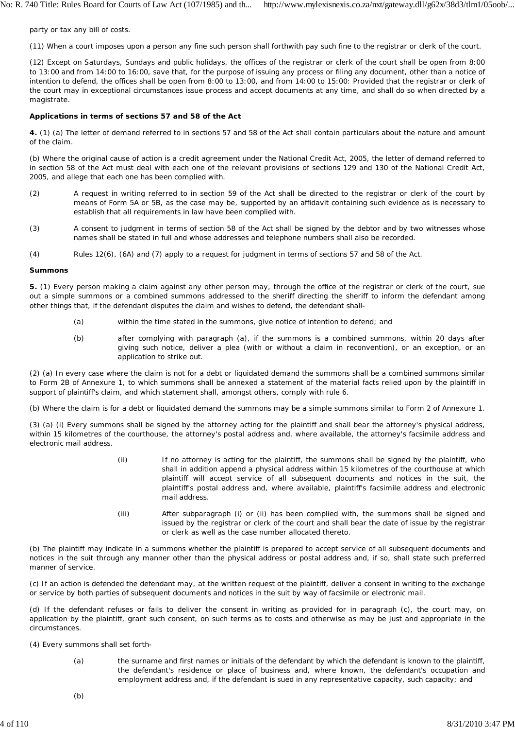party or tax any bill of costs.

(11) When a court imposes upon a person any fine such person shall forthwith pay such fine to the registrar or clerk of the court.

(12) Except on Saturdays, Sundays and public holidays, the offices of the registrar or clerk of the court shall be open from 8:00 to 13:00 and from 14:00 to 16:00, save that, for the purpose of issuing any process or filing any document, other than a notice of intention to defend, the offices shall be open from 8:00 to 13:00, and from 14:00 to 15:00: Provided that the registrar or clerk of the court may in exceptional circumstances issue process and accept documents at any time, and shall do so when directed by a magistrate.

**Applications in terms of sections 57 and 58 of the Act**

**4.** (1) (a) The letter of demand referred to in sections 57 and 58 of the Act shall contain particulars about the nature and amount of the claim.

(b) Where the original cause of action is a credit agreement under the National Credit Act, 2005, the letter of demand referred to in section 58 of the Act must deal with each one of the relevant provisions of sections 129 and 130 of the National Credit Act, 2005, and allege that each one has been complied with.

(2) A request in writing referred to in section 59 of the Act shall be directed to the registrar or clerk of the court by means of Form 5A or 5B, as the case may be, supported by an affidavit containing such evidence as is necessary to establish that all requirements in law have been complied with.

(3) A consent to judgment in terms of section 58 of the Act shall be signed by the debtor and by two witnesses whose names shall be stated in full and whose addresses and telephone numbers shall also be recorded.

(4) Rules 12(6), (6A) and (7) apply to a request for judgment in terms of sections 57 and 58 of the Act.

**Summons**

**5.** (1) Every person making a claim against any other person may, through the office of the registrar or clerk of the court, sue out a simple summons or a combined summons addressed to the sheriff directing the sheriff to inform the defendant among other things that, if the defendant disputes the claim and wishes to defend, the defendant shall-

(a) within the time stated in the summons, give notice of intention to defend; and

(b) after complying with paragraph (a), if the summons is a combined summons, within 20 days after giving such notice, deliver a plea (with or without a claim in reconvention), or an exception, or an application to strike out.

(2) (a) In every case where the claim is not for a debt or liquidated demand the summons shall be a combined summons similar to Form 2B of Annexure 1, to which summons shall be annexed a statement of the material facts relied upon by the plaintiff in support of plaintiff's claim, and which statement shall, amongst others, comply with rule 6.

(b) Where the claim is for a debt or liquidated demand the summons may be a simple summons similar to Form 2 of Annexure 1.

(3) (a) (i) Every summons shall be signed by the attorney acting for the plaintiff and shall bear the attorney's physical address, within 15 kilometres of the courthouse, the attorney's postal address and, where available, the attorney's facsimile address and electronic mail address.

(ii) If no attorney is acting for the plaintiff, the summons shall be signed by the plaintiff, who shall in addition append a physical address within 15 kilometres of the courthouse at which plaintiff will accept service of all subsequent documents and notices in the suit, the plaintiff's postal address and, where available, plaintiff's facsimile address and electronic mail address.

(iii) After subparagraph (i) or (ii) has been complied with, the summons shall be signed and issued by the registrar or clerk of the court and shall bear the date of issue by the registrar or clerk as well as the case number allocated thereto.

(b) The plaintiff may indicate in a summons whether the plaintiff is prepared to accept service of all subsequent documents and notices in the suit through any manner other than the physical address or postal address and, if so, shall state such preferred manner of service.

(c) If an action is defended the defendant may, at the written request of the plaintiff, deliver a consent in writing to the exchange or service by both parties of subsequent documents and notices in the suit by way of facsimile or electronic mail.

(d) If the defendant refuses or fails to deliver the consent in writing as provided for in paragraph (c), the court may, on application by the plaintiff, grant such consent, on such terms as to costs and otherwise as may be just and appropriate in the circumstances.

(4) Every summons shall set forth-

(a) the surname and first names or initials of the defendant by which the defendant is known to the plaintiff, the defendant's residence or place of business and, where known, the defendant's occupation and employment address and, if the defendant is sued in any representative capacity, such capacity; and

(b)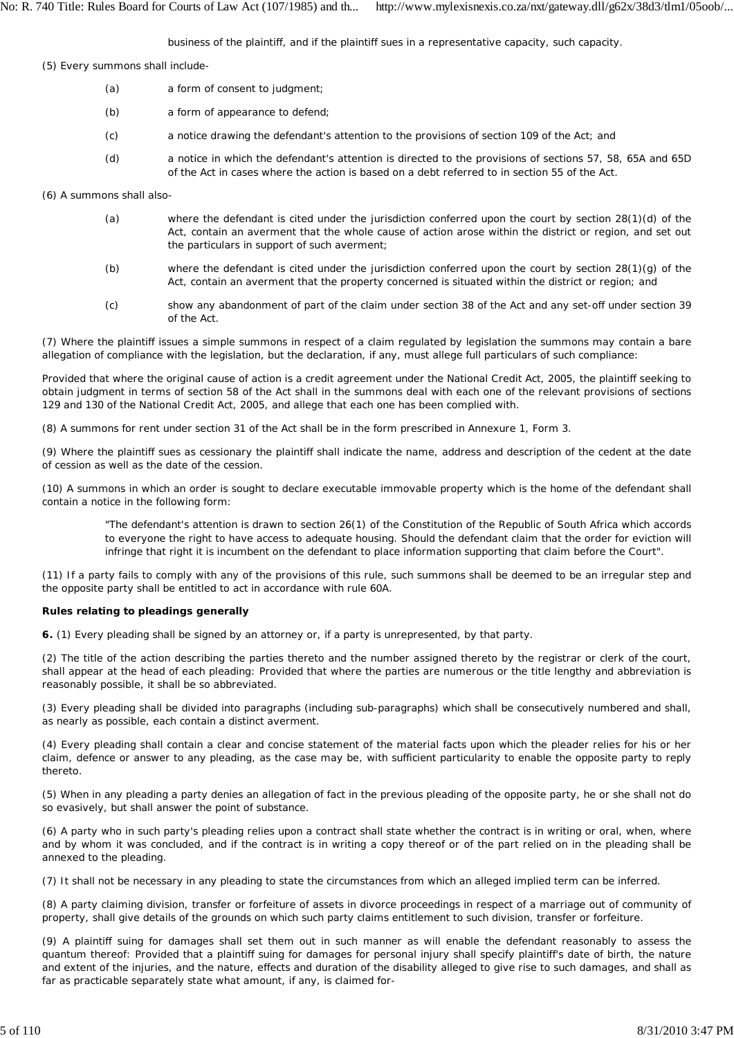business of the plaintiff, and if the plaintiff sues in a representative capacity, such capacity.

(5) Every summons shall include-

(a) a form of consent to judgment;

(b) a form of appearance to defend;

(c) a notice drawing the defendant's attention to the provisions of section 109 of the Act; and

(d) a notice in which the defendant's attention is directed to the provisions of sections 57, 58, 65A and 65D of the Act in cases where the action is based on a debt referred to in section 55 of the Act.

(6) A summons shall also-

(a) where the defendant is cited under the jurisdiction conferred upon the court by section 28(1)(d) of the Act, contain an averment that the whole cause of action arose within the district or region, and set out the particulars in support of such averment;

(b) where the defendant is cited under the jurisdiction conferred upon the court by section 28(1)(g) of the Act, contain an averment that the property concerned is situated within the district or region; and

(c) show any abandonment of part of the claim under section 38 of the Act and any set-off under section 39 of the Act.

(7) Where the plaintiff issues a simple summons in respect of a claim regulated by legislation the summons may contain a bare allegation of compliance with the legislation, but the declaration, if any, must allege full particulars of such compliance:

Provided that where the original cause of action is a credit agreement under the National Credit Act, 2005, the plaintiff seeking to obtain judgment in terms of section 58 of the Act shall in the summons deal with each one of the relevant provisions of sections 129 and 130 of the National Credit Act, 2005, and allege that each one has been complied with.

(8) A summons for rent under section 31 of the Act shall be in the form prescribed in Annexure 1, Form 3.

(9) Where the plaintiff sues as cessionary the plaintiff shall indicate the name, address and description of the cedent at the date of cession as well as the date of the cession.

(10) A summons in which an order is sought to declare executable immovable property which is the home of the defendant shall contain a notice in the following form:

> "The defendant's attention is drawn to section 26(1) of the Constitution of the Republic of South Africa which accords to everyone the right to have access to adequate housing. Should the defendant claim that the order for eviction will infringe that right it is incumbent on the defendant to place information supporting that claim before the Court".

(11) If a party fails to comply with any of the provisions of this rule, such summons shall be deemed to be an irregular step and the opposite party shall be entitled to act in accordance with rule 60A.

**Rules relating to pleadings generally**

**6.** (1) Every pleading shall be signed by an attorney or, if a party is unrepresented, by that party.

(2) The title of the action describing the parties thereto and the number assigned thereto by the registrar or clerk of the court, shall appear at the head of each pleading: Provided that where the parties are numerous or the title lengthy and abbreviation is reasonably possible, it shall be so abbreviated.

(3) Every pleading shall be divided into paragraphs (including sub-paragraphs) which shall be consecutively numbered and shall, as nearly as possible, each contain a distinct averment.

(4) Every pleading shall contain a clear and concise statement of the material facts upon which the pleader relies for his or her claim, defence or answer to any pleading, as the case may be, with sufficient particularity to enable the opposite party to reply thereto.

(5) When in any pleading a party denies an allegation of fact in the previous pleading of the opposite party, he or she shall not do so evasively, but shall answer the point of substance.

(6) A party who in such party's pleading relies upon a contract shall state whether the contract is in writing or oral, when, where and by whom it was concluded, and if the contract is in writing a copy thereof or of the part relied on in the pleading shall be annexed to the pleading.

(7) It shall not be necessary in any pleading to state the circumstances from which an alleged implied term can be inferred.

(8) A party claiming division, transfer or forfeiture of assets in divorce proceedings in respect of a marriage out of community of property, shall give details of the grounds on which such party claims entitlement to such division, transfer or forfeiture.

(9) A plaintiff suing for damages shall set them out in such manner as will enable the defendant reasonably to assess the quantum thereof: Provided that a plaintiff suing for damages for personal injury shall specify plaintiff's date of birth, the nature and extent of the injuries, and the nature, effects and duration of the disability alleged to give rise to such damages, and shall as far as practicable separately state what amount, if any, is claimed for-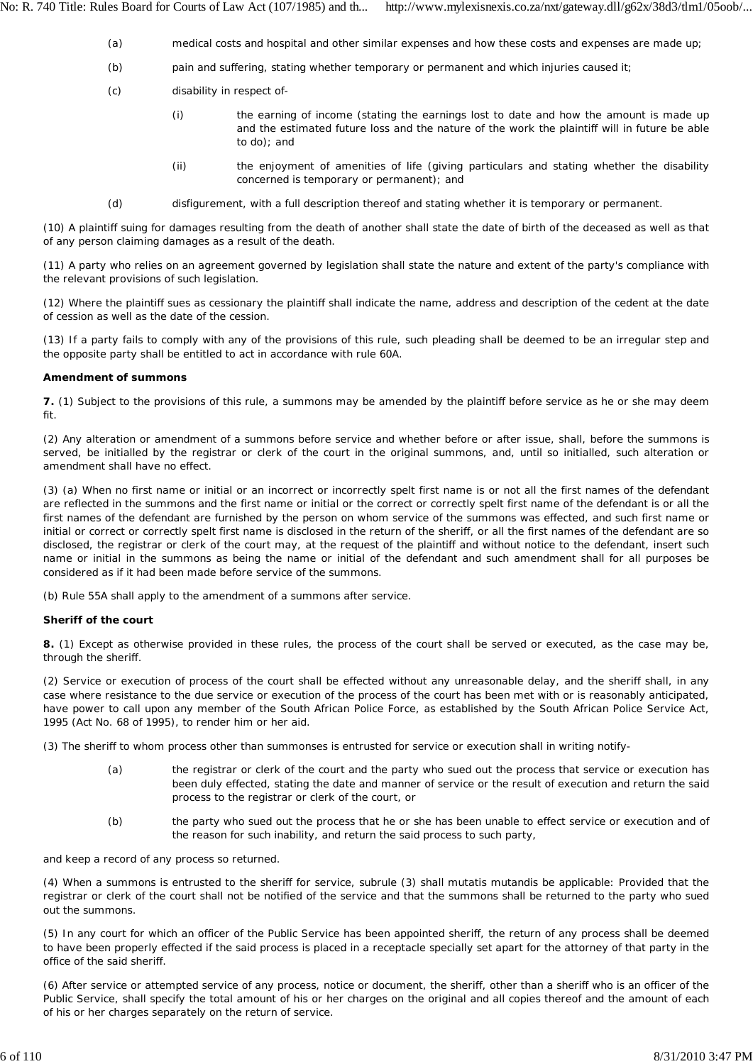(a) medical costs and hospital and other similar expenses and how these costs and expenses are made up;

(b) pain and suffering, stating whether temporary or permanent and which injuries caused it;

(c) disability in respect of-

(i) the earning of income (stating the earnings lost to date and how the amount is made up and the estimated future loss and the nature of the work the plaintiff will in future be able to do); and

(ii) the enjoyment of amenities of life (giving particulars and stating whether the disability concerned is temporary or permanent); and

(d) disfigurement, with a full description thereof and stating whether it is temporary or permanent.

(10) A plaintiff suing for damages resulting from the death of another shall state the date of birth of the deceased as well as that of any person claiming damages as a result of the death.

(11) A party who relies on an agreement governed by legislation shall state the nature and extent of the party's compliance with the relevant provisions of such legislation.

(12) Where the plaintiff sues as cessionary the plaintiff shall indicate the name, address and description of the cedent at the date of cession as well as the date of the cession.

(13) If a party fails to comply with any of the provisions of this rule, such pleading shall be deemed to be an irregular step and the opposite party shall be entitled to act in accordance with rule 60A.

**Amendment of summons**

**7.** (1) Subject to the provisions of this rule, a summons may be amended by the plaintiff before service as he or she may deem fit.

(2) Any alteration or amendment of a summons before service and whether before or after issue, shall, before the summons is served, be initialled by the registrar or clerk of the court in the original summons, and, until so initialled, such alteration or amendment shall have no effect.

(3) (a) When no first name or initial or an incorrect or incorrectly spelt first name is or not all the first names of the defendant are reflected in the summons and the first name or initial or the correct or correctly spelt first name of the defendant is or all the first names of the defendant are furnished by the person on whom service of the summons was effected, and such first name or initial or correct or correctly spelt first name is disclosed in the return of the sheriff, or all the first names of the defendant are so disclosed, the registrar or clerk of the court may, at the request of the plaintiff and without notice to the defendant, insert such name or initial in the summons as being the name or initial of the defendant and such amendment shall for all purposes be considered as if it had been made before service of the summons.

(b) Rule 55A shall apply to the amendment of a summons after service.

**Sheriff of the court**

**8.** (1) Except as otherwise provided in these rules, the process of the court shall be served or executed, as the case may be, through the sheriff.

(2) Service or execution of process of the court shall be effected without any unreasonable delay, and the sheriff shall, in any case where resistance to the due service or execution of the process of the court has been met with or is reasonably anticipated, have power to call upon any member of the South African Police Force, as established by the South African Police Service Act, 1995 (Act No. 68 of 1995), to render him or her aid.

(3) The sheriff to whom process other than summonses is entrusted for service or execution shall in writing notify-

(a) the registrar or clerk of the court and the party who sued out the process that service or execution has been duly effected, stating the date and manner of service or the result of execution and return the said process to the registrar or clerk of the court, or

(b) the party who sued out the process that he or she has been unable to effect service or execution and of the reason for such inability, and return the said process to such party,

and keep a record of any process so returned.

(4) When a summons is entrusted to the sheriff for service, subrule (3) shall mutatis mutandis be applicable: Provided that the registrar or clerk of the court shall not be notified of the service and that the summons shall be returned to the party who sued out the summons.

(5) In any court for which an officer of the Public Service has been appointed sheriff, the return of any process shall be deemed to have been properly effected if the said process is placed in a receptacle specially set apart for the attorney of that party in the office of the said sheriff.

(6) After service or attempted service of any process, notice or document, the sheriff, other than a sheriff who is an officer of the Public Service, shall specify the total amount of his or her charges on the original and all copies thereof and the amount of each of his or her charges separately on the return of service.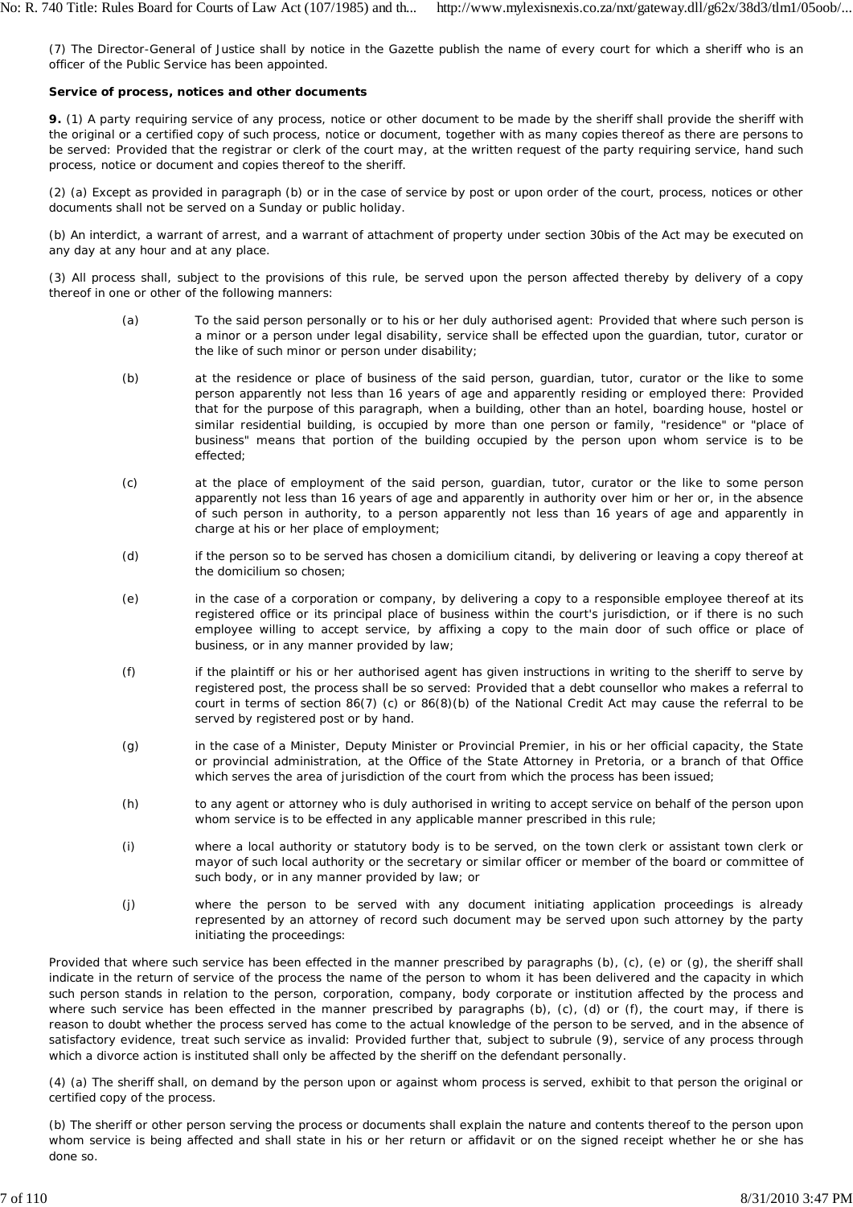(7) The Director-General of Justice shall by notice in the Gazette publish the name of every court for which a sheriff who is an officer of the Public Service has been appointed.

**Service of process, notices and other documents**

**9.** (1) A party requiring service of any process, notice or other document to be made by the sheriff shall provide the sheriff with the original or a certified copy of such process, notice or document, together with as many copies thereof as there are persons to be served: Provided that the registrar or clerk of the court may, at the written request of the party requiring service, hand such process, notice or document and copies thereof to the sheriff.

(2) (a) Except as provided in paragraph (b) or in the case of service by post or upon order of the court, process, notices or other documents shall not be served on a Sunday or public holiday.

(b) An interdict, a warrant of arrest, and a warrant of attachment of property under section 30bis of the Act may be executed on any day at any hour and at any place.

(3) All process shall, subject to the provisions of this rule, be served upon the person affected thereby by delivery of a copy thereof in one or other of the following manners:

(a) To the said person personally or to his or her duly authorised agent: Provided that where such person is a minor or a person under legal disability, service shall be effected upon the guardian, tutor, curator or the like of such minor or person under disability;

(b) at the residence or place of business of the said person, guardian, tutor, curator or the like to some person apparently not less than 16 years of age and apparently residing or employed there: Provided that for the purpose of this paragraph, when a building, other than an hotel, boarding house, hostel or similar residential building, is occupied by more than one person or family, "residence" or "place of business" means that portion of the building occupied by the person upon whom service is to be effected;

(c) at the place of employment of the said person, guardian, tutor, curator or the like to some person apparently not less than 16 years of age and apparently in authority over him or her or, in the absence of such person in authority, to a person apparently not less than 16 years of age and apparently in charge at his or her place of employment;

(d) if the person so to be served has chosen a domicilium citandi, by delivering or leaving a copy thereof at the domicilium so chosen;

(e) in the case of a corporation or company, by delivering a copy to a responsible employee thereof at its registered office or its principal place of business within the court's jurisdiction, or if there is no such employee willing to accept service, by affixing a copy to the main door of such office or place of business, or in any manner provided by law;

(f) if the plaintiff or his or her authorised agent has given instructions in writing to the sheriff to serve by registered post, the process shall be so served: Provided that a debt counsellor who makes a referral to court in terms of section 86(7) (c) or 86(8)(b) of the National Credit Act may cause the referral to be served by registered post or by hand.

(g) in the case of a Minister, Deputy Minister or Provincial Premier, in his or her official capacity, the State or provincial administration, at the Office of the State Attorney in Pretoria, or a branch of that Office which serves the area of jurisdiction of the court from which the process has been issued;

(h) to any agent or attorney who is duly authorised in writing to accept service on behalf of the person upon whom service is to be effected in any applicable manner prescribed in this rule;

(i) where a local authority or statutory body is to be served, on the town clerk or assistant town clerk or mayor of such local authority or the secretary or similar officer or member of the board or committee of such body, or in any manner provided by law; or

(j) where the person to be served with any document initiating application proceedings is already represented by an attorney of record such document may be served upon such attorney by the party initiating the proceedings:

Provided that where such service has been effected in the manner prescribed by paragraphs (b), (c), (e) or (g), the sheriff shall indicate in the return of service of the process the name of the person to whom it has been delivered and the capacity in which such person stands in relation to the person, corporation, company, body corporate or institution affected by the process and where such service has been effected in the manner prescribed by paragraphs (b), (c), (d) or (f), the court may, if there is reason to doubt whether the process served has come to the actual knowledge of the person to be served, and in the absence of satisfactory evidence, treat such service as invalid: Provided further that, subject to subrule (9), service of any process through which a divorce action is instituted shall only be affected by the sheriff on the defendant personally.

(4) (a) The sheriff shall, on demand by the person upon or against whom process is served, exhibit to that person the original or certified copy of the process.

(b) The sheriff or other person serving the process or documents shall explain the nature and contents thereof to the person upon whom service is being affected and shall state in his or her return or affidavit or on the signed receipt whether he or she has done so.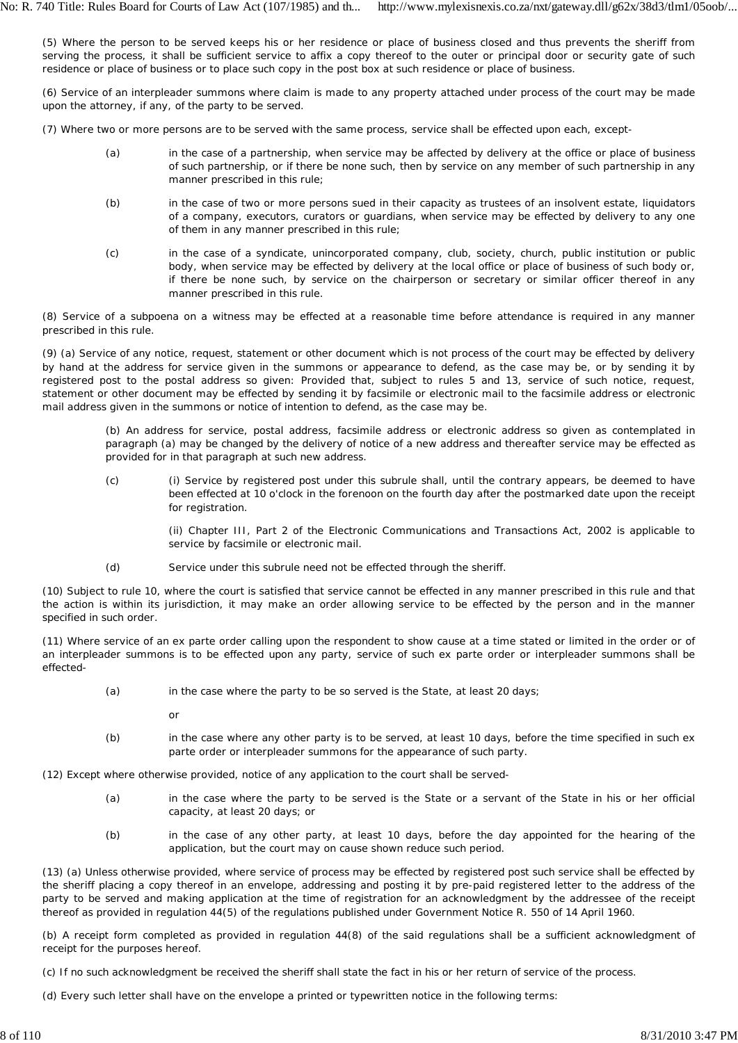(5) Where the person to be served keeps his or her residence or place of business closed and thus prevents the sheriff from serving the process, it shall be sufficient service to affix a copy thereof to the outer or principal door or security gate of such residence or place of business or to place such copy in the post box at such residence or place of business.

(6) Service of an interpleader summons where claim is made to any property attached under process of the court may be made upon the attorney, if any, of the party to be served.

(7) Where two or more persons are to be served with the same process, service shall be effected upon each, except-

(a) in the case of a partnership, when service may be affected by delivery at the office or place of business of such partnership, or if there be none such, then by service on any member of such partnership in any manner prescribed in this rule;

(b) in the case of two or more persons sued in their capacity as trustees of an insolvent estate, liquidators of a company, executors, curators or guardians, when service may be effected by delivery to any one of them in any manner prescribed in this rule;

(c) in the case of a syndicate, unincorporated company, club, society, church, public institution or public body, when service may be effected by delivery at the local office or place of business of such body or, if there be none such, by service on the chairperson or secretary or similar officer thereof in any manner prescribed in this rule.

(8) Service of a subpoena on a witness may be effected at a reasonable time before attendance is required in any manner prescribed in this rule.

(9) (a) Service of any notice, request, statement or other document which is not process of the court may be effected by delivery by hand at the address for service given in the summons or appearance to defend, as the case may be, or by sending it by registered post to the postal address so given: Provided that, subject to rules 5 and 13, service of such notice, request, statement or other document may be effected by sending it by facsimile or electronic mail to the facsimile address or electronic mail address given in the summons or notice of intention to defend, as the case may be.

(b) An address for service, postal address, facsimile address or electronic address so given as contemplated in paragraph (a) may be changed by the delivery of notice of a new address and thereafter service may be effected as provided for in that paragraph at such new address.

(c) (i) Service by registered post under this subrule shall, until the contrary appears, be deemed to have been effected at 10 o'clock in the forenoon on the fourth day after the postmarked date upon the receipt for registration.

(ii) Chapter III, Part 2 of the Electronic Communications and Transactions Act, 2002 is applicable to service by facsimile or electronic mail.

(d) Service under this subrule need not be effected through the sheriff.

(10) Subject to rule 10, where the court is satisfied that service cannot be effected in any manner prescribed in this rule and that the action is within its jurisdiction, it may make an order allowing service to be effected by the person and in the manner specified in such order.

(11) Where service of an ex parte order calling upon the respondent to show cause at a time stated or limited in the order or of an interpleader summons is to be effected upon any party, service of such ex parte order or interpleader summons shall be effected-

(a) in the case where the party to be so served is the State, at least 20 days;

or

(b) in the case where any other party is to be served, at least 10 days, before the time specified in such ex parte order or interpleader summons for the appearance of such party.

(12) Except where otherwise provided, notice of any application to the court shall be served-

(a) in the case where the party to be served is the State or a servant of the State in his or her official capacity, at least 20 days; or

(b) in the case of any other party, at least 10 days, before the day appointed for the hearing of the application, but the court may on cause shown reduce such period.

(13) (a) Unless otherwise provided, where service of process may be effected by registered post such service shall be effected by the sheriff placing a copy thereof in an envelope, addressing and posting it by pre-paid registered letter to the address of the party to be served and making application at the time of registration for an acknowledgment by the addressee of the receipt thereof as provided in regulation 44(5) of the regulations published under Government Notice R. 550 of 14 April 1960.

(b) A receipt form completed as provided in regulation 44(8) of the said regulations shall be a sufficient acknowledgment of receipt for the purposes hereof.

(c) If no such acknowledgment be received the sheriff shall state the fact in his or her return of service of the process.

(d) Every such letter shall have on the envelope a printed or typewritten notice in the following terms: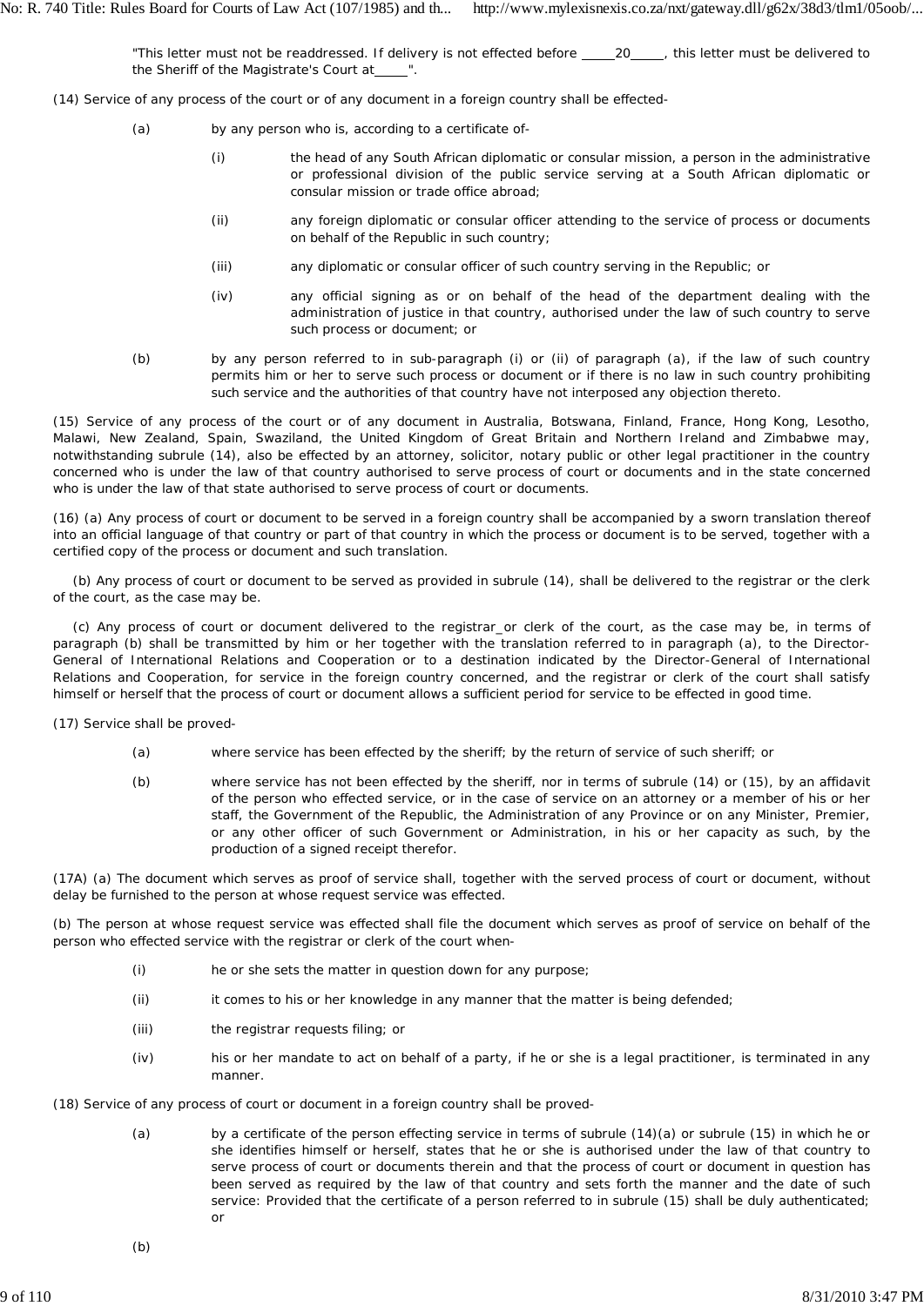"This letter must not be readdressed. If delivery is not effected before _____20_____, this letter must be delivered to the Sheriff of the Magistrate's Court at_____".

(14) Service of any process of the court or of any document in a foreign country shall be effected-

- (a) by any person who is, according to a certificate of-
  - (i) the head of any South African diplomatic or consular mission, a person in the administrative or professional division of the public service serving at a South African diplomatic or consular mission or trade office abroad;
  - (ii) any foreign diplomatic or consular officer attending to the service of process or documents on behalf of the Republic in such country;
  - (iii) any diplomatic or consular officer of such country serving in the Republic; or
  - (iv) any official signing as or on behalf of the head of the department dealing with the administration of justice in that country, authorised under the law of such country to serve such process or document; or
- (b) by any person referred to in sub-paragraph (i) or (ii) of paragraph (a), if the law of such country permits him or her to serve such process or document or if there is no law in such country prohibiting such service and the authorities of that country have not interposed any objection thereto.

(15) Service of any process of the court or of any document in Australia, Botswana, Finland, France, Hong Kong, Lesotho, Malawi, New Zealand, Spain, Swaziland, the United Kingdom of Great Britain and Northern Ireland and Zimbabwe may, notwithstanding subrule (14), also be effected by an attorney, solicitor, notary public or other legal practitioner in the country concerned who is under the law of that country authorised to serve process of court or documents and in the state concerned who is under the law of that state authorised to serve process of court or documents.

(16) (a) Any process of court or document to be served in a foreign country shall be accompanied by a sworn translation thereof into an official language of that country or part of that country in which the process or document is to be served, together with a certified copy of the process or document and such translation.

(b) Any process of court or document to be served as provided in subrule (14), shall be delivered to the registrar or the clerk of the court, as the case may be.

(c) Any process of court or document delivered to the registrar or clerk of the court, as the case may be, in terms of paragraph (b) shall be transmitted by him or her together with the translation referred to in paragraph (a), to the Director-General of International Relations and Cooperation or to a destination indicated by the Director-General of International Relations and Cooperation, for service in the foreign country concerned, and the registrar or clerk of the court shall satisfy himself or herself that the process of court or document allows a sufficient period for service to be effected in good time.

(17) Service shall be proved-

- (a) where service has been effected by the sheriff; by the return of service of such sheriff; or
- (b) where service has not been effected by the sheriff, nor in terms of subrule (14) or (15), by an affidavit of the person who effected service, or in the case of service on an attorney or a member of his or her staff, the Government of the Republic, the Administration of any Province or on any Minister, Premier, or any other officer of such Government or Administration, in his or her capacity as such, by the production of a signed receipt therefor.

(17A) (a) The document which serves as proof of service shall, together with the served process of court or document, without delay be furnished to the person at whose request service was effected.

(b) The person at whose request service was effected shall file the document which serves as proof of service on behalf of the person who effected service with the registrar or clerk of the court when-

- (i) he or she sets the matter in question down for any purpose;
- (ii) it comes to his or her knowledge in any manner that the matter is being defended;
- (iii) the registrar requests filing; or
- (iv) his or her mandate to act on behalf of a party, if he or she is a legal practitioner, is terminated in any manner.

(18) Service of any process of court or document in a foreign country shall be proved-

- (a) by a certificate of the person effecting service in terms of subrule (14)(a) or subrule (15) in which he or she identifies himself or herself, states that he or she is authorised under the law of that country to serve process of court or documents therein and that the process of court or document in question has been served as required by the law of that country and sets forth the manner and the date of such service: Provided that the certificate of a person referred to in subrule (15) shall be duly authenticated; or
- (b)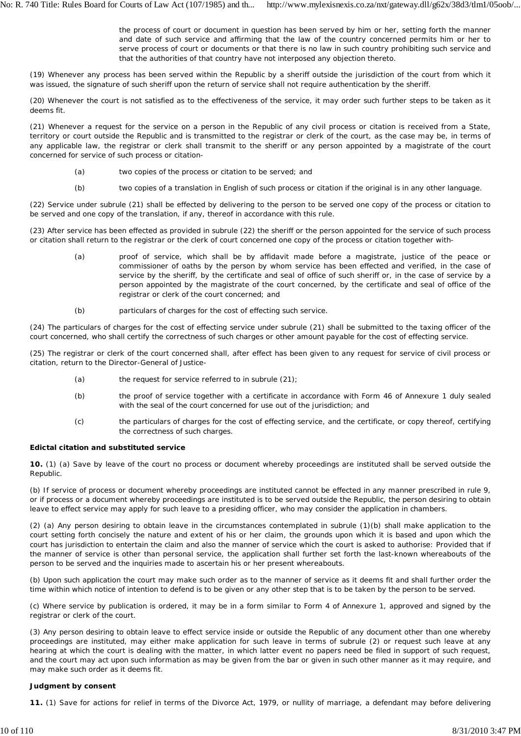the process of court or document in question has been served by him or her, setting forth the manner and date of such service and affirming that the law of the country concerned permits him or her to serve process of court or documents or that there is no law in such country prohibiting such service and that the authorities of that country have not interposed any objection thereto.

(19) Whenever any process has been served within the Republic by a sheriff outside the jurisdiction of the court from which it was issued, the signature of such sheriff upon the return of service shall not require authentication by the sheriff.

(20) Whenever the court is not satisfied as to the effectiveness of the service, it may order such further steps to be taken as it deems fit.

(21) Whenever a request for the service on a person in the Republic of any civil process or citation is received from a State, territory or court outside the Republic and is transmitted to the registrar or clerk of the court, as the case may be, in terms of any applicable law, the registrar or clerk shall transmit to the sheriff or any person appointed by a magistrate of the court concerned for service of such process or citation-

(a) two copies of the process or citation to be served; and

(b) two copies of a translation in English of such process or citation if the original is in any other language.

(22) Service under subrule (21) shall be effected by delivering to the person to be served one copy of the process or citation to be served and one copy of the translation, if any, thereof in accordance with this rule.

(23) After service has been effected as provided in subrule (22) the sheriff or the person appointed for the service of such process or citation shall return to the registrar or the clerk of court concerned one copy of the process or citation together with-

(a) proof of service, which shall be by affidavit made before a magistrate, justice of the peace or commissioner of oaths by the person by whom service has been effected and verified, in the case of service by the sheriff, by the certificate and seal of office of such sheriff or, in the case of service by a person appointed by the magistrate of the court concerned, by the certificate and seal of office of the registrar or clerk of the court concerned; and

(b) particulars of charges for the cost of effecting such service.

(24) The particulars of charges for the cost of effecting service under subrule (21) shall be submitted to the taxing officer of the court concerned, who shall certify the correctness of such charges or other amount payable for the cost of effecting service.

(25) The registrar or clerk of the court concerned shall, after effect has been given to any request for service of civil process or citation, return to the Director-General of Justice-

(a) the request for service referred to in subrule (21);

(b) the proof of service together with a certificate in accordance with Form 46 of Annexure 1 duly sealed with the seal of the court concerned for use out of the jurisdiction; and

(c) the particulars of charges for the cost of effecting service, and the certificate, or copy thereof, certifying the correctness of such charges.

**Edictal citation and substituted service**

**10.** (1) (a) Save by leave of the court no process or document whereby proceedings are instituted shall be served outside the Republic.

(b) If service of process or document whereby proceedings are instituted cannot be effected in any manner prescribed in rule 9, or if process or a document whereby proceedings are instituted is to be served outside the Republic, the person desiring to obtain leave to effect service may apply for such leave to a presiding officer, who may consider the application in chambers.

(2) (a) Any person desiring to obtain leave in the circumstances contemplated in subrule (1)(b) shall make application to the court setting forth concisely the nature and extent of his or her claim, the grounds upon which it is based and upon which the court has jurisdiction to entertain the claim and also the manner of service which the court is asked to authorise: Provided that if the manner of service is other than personal service, the application shall further set forth the last-known whereabouts of the person to be served and the inquiries made to ascertain his or her present whereabouts.

(b) Upon such application the court may make such order as to the manner of service as it deems fit and shall further order the time within which notice of intention to defend is to be given or any other step that is to be taken by the person to be served.

(c) Where service by publication is ordered, it may be in a form similar to Form 4 of Annexure 1, approved and signed by the registrar or clerk of the court.

(3) Any person desiring to obtain leave to effect service inside or outside the Republic of any document other than one whereby proceedings are instituted, may either make application for such leave in terms of subrule (2) or request such leave at any hearing at which the court is dealing with the matter, in which latter event no papers need be filed in support of such request, and the court may act upon such information as may be given from the bar or given in such other manner as it may require, and may make such order as it deems fit.

**Judgment by consent**

**11.** (1) Save for actions for relief in terms of the Divorce Act, 1979, or nullity of marriage, a defendant may before delivering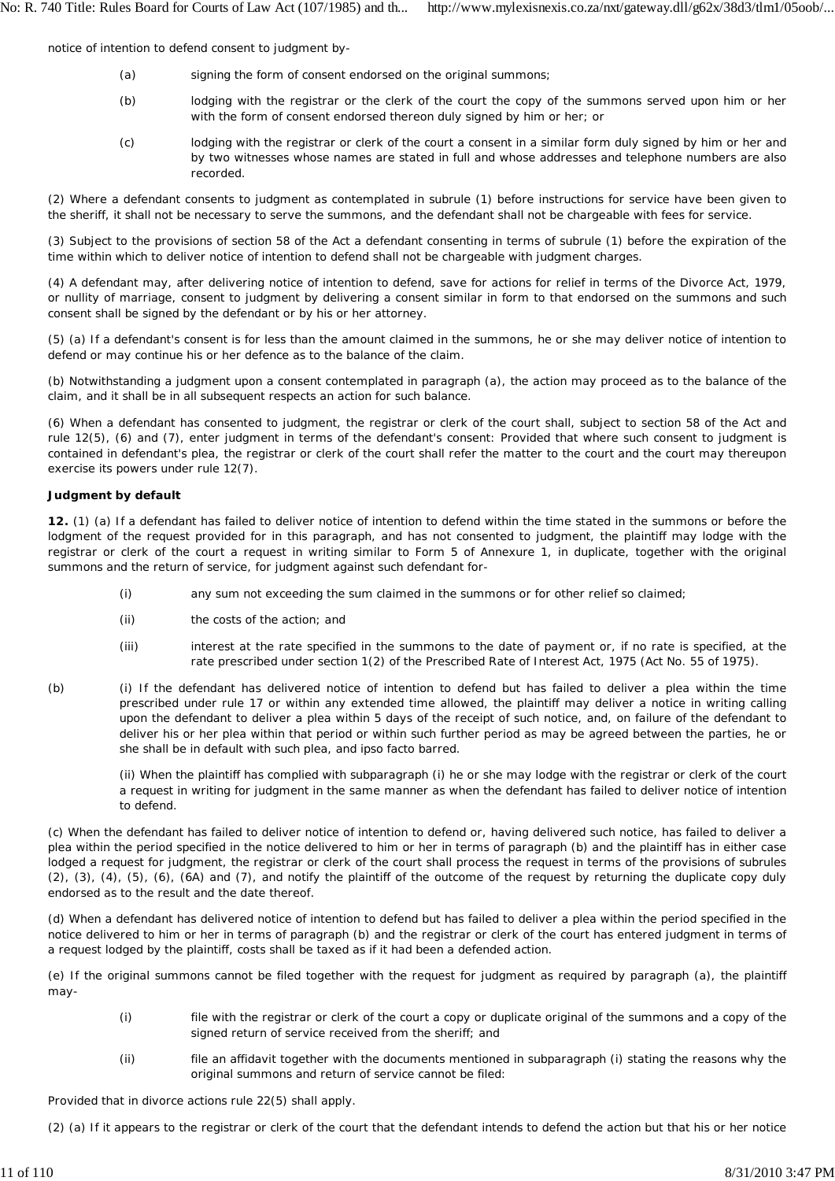notice of intention to defend consent to judgment by-

(a) signing the form of consent endorsed on the original summons;

(b) lodging with the registrar or the clerk of the court the copy of the summons served upon him or her with the form of consent endorsed thereon duly signed by him or her; or

(c) lodging with the registrar or clerk of the court a consent in a similar form duly signed by him or her and by two witnesses whose names are stated in full and whose addresses and telephone numbers are also recorded.

(2) Where a defendant consents to judgment as contemplated in subrule (1) before instructions for service have been given to the sheriff, it shall not be necessary to serve the summons, and the defendant shall not be chargeable with fees for service.

(3) Subject to the provisions of section 58 of the Act a defendant consenting in terms of subrule (1) before the expiration of the time within which to deliver notice of intention to defend shall not be chargeable with judgment charges.

(4) A defendant may, after delivering notice of intention to defend, save for actions for relief in terms of the Divorce Act, 1979, or nullity of marriage, consent to judgment by delivering a consent similar in form to that endorsed on the summons and such consent shall be signed by the defendant or by his or her attorney.

(5) (a) If a defendant's consent is for less than the amount claimed in the summons, he or she may deliver notice of intention to defend or may continue his or her defence as to the balance of the claim.

(b) Notwithstanding a judgment upon a consent contemplated in paragraph (a), the action may proceed as to the balance of the claim, and it shall be in all subsequent respects an action for such balance.

(6) When a defendant has consented to judgment, the registrar or clerk of the court shall, subject to section 58 of the Act and rule 12(5), (6) and (7), enter judgment in terms of the defendant's consent: Provided that where such consent to judgment is contained in defendant's plea, the registrar or clerk of the court shall refer the matter to the court and the court may thereupon exercise its powers under rule 12(7).

**Judgment by default**

**12.** (1) (a) If a defendant has failed to deliver notice of intention to defend within the time stated in the summons or before the lodgment of the request provided for in this paragraph, and has not consented to judgment, the plaintiff may lodge with the registrar or clerk of the court a request in writing similar to Form 5 of Annexure 1, in duplicate, together with the original summons and the return of service, for judgment against such defendant for-

(i) any sum not exceeding the sum claimed in the summons or for other relief so claimed;

(ii) the costs of the action; and

(iii) interest at the rate specified in the summons to the date of payment or, if no rate is specified, at the rate prescribed under section 1(2) of the Prescribed Rate of Interest Act, 1975 (Act No. 55 of 1975).

(b) (i) If the defendant has delivered notice of intention to defend but has failed to deliver a plea within the time prescribed under rule 17 or within any extended time allowed, the plaintiff may deliver a notice in writing calling upon the defendant to deliver a plea within 5 days of the receipt of such notice, and, on failure of the defendant to deliver his or her plea within that period or within such further period as may be agreed between the parties, he or she shall be in default with such plea, and ipso facto barred.

(ii) When the plaintiff has complied with subparagraph (i) he or she may lodge with the registrar or clerk of the court a request in writing for judgment in the same manner as when the defendant has failed to deliver notice of intention to defend.

(c) When the defendant has failed to deliver notice of intention to defend or, having delivered such notice, has failed to deliver a plea within the period specified in the notice delivered to him or her in terms of paragraph (b) and the plaintiff has in either case lodged a request for judgment, the registrar or clerk of the court shall process the request in terms of the provisions of subrules (2), (3), (4), (5), (6), (6A) and (7), and notify the plaintiff of the outcome of the request by returning the duplicate copy duly endorsed as to the result and the date thereof.

(d) When a defendant has delivered notice of intention to defend but has failed to deliver a plea within the period specified in the notice delivered to him or her in terms of paragraph (b) and the registrar or clerk of the court has entered judgment in terms of a request lodged by the plaintiff, costs shall be taxed as if it had been a defended action.

(e) If the original summons cannot be filed together with the request for judgment as required by paragraph (a), the plaintiff may-

(i) file with the registrar or clerk of the court a copy or duplicate original of the summons and a copy of the signed return of service received from the sheriff; and

(ii) file an affidavit together with the documents mentioned in subparagraph (i) stating the reasons why the original summons and return of service cannot be filed:

Provided that in divorce actions rule 22(5) shall apply.

(2) (a) If it appears to the registrar or clerk of the court that the defendant intends to defend the action but that his or her notice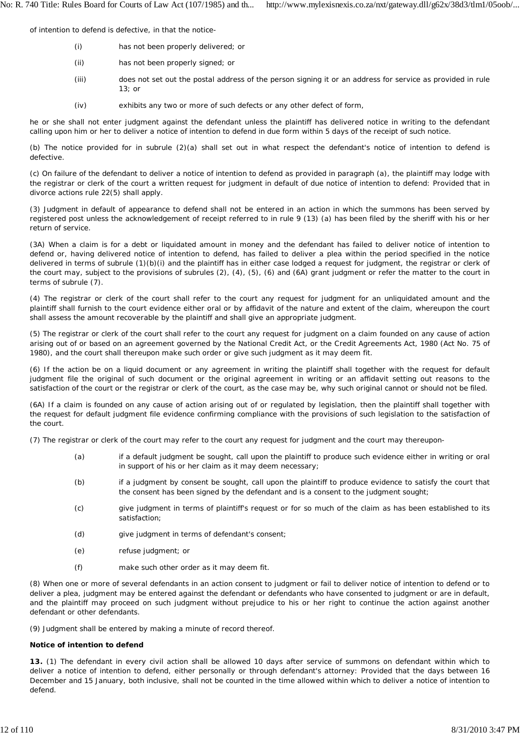of intention to defend is defective, in that the notice-

(i) has not been properly delivered; or

(ii) has not been properly signed; or

(iii) does not set out the postal address of the person signing it or an address for service as provided in rule 13; or

(iv) exhibits any two or more of such defects or any other defect of form,

he or she shall not enter judgment against the defendant unless the plaintiff has delivered notice in writing to the defendant calling upon him or her to deliver a notice of intention to defend in due form within 5 days of the receipt of such notice.

(b) The notice provided for in subrule (2)(a) shall set out in what respect the defendant's notice of intention to defend is defective.

(c) On failure of the defendant to deliver a notice of intention to defend as provided in paragraph (a), the plaintiff may lodge with the registrar or clerk of the court a written request for judgment in default of due notice of intention to defend: Provided that in divorce actions rule 22(5) shall apply.

(3) Judgment in default of appearance to defend shall not be entered in an action in which the summons has been served by registered post unless the acknowledgement of receipt referred to in rule 9 (13) (a) has been filed by the sheriff with his or her return of service.

(3A) When a claim is for a debt or liquidated amount in money and the defendant has failed to deliver notice of intention to defend or, having delivered notice of intention to defend, has failed to deliver a plea within the period specified in the notice delivered in terms of subrule (1)(b)(i) and the plaintiff has in either case lodged a request for judgment, the registrar or clerk of the court may, subject to the provisions of subrules (2), (4), (5), (6) and (6A) grant judgment or refer the matter to the court in terms of subrule (7).

(4) The registrar or clerk of the court shall refer to the court any request for judgment for an unliquidated amount and the plaintiff shall furnish to the court evidence either oral or by affidavit of the nature and extent of the claim, whereupon the court shall assess the amount recoverable by the plaintiff and shall give an appropriate judgment.

(5) The registrar or clerk of the court shall refer to the court any request for judgment on a claim founded on any cause of action arising out of or based on an agreement governed by the National Credit Act, or the Credit Agreements Act, 1980 (Act No. 75 of 1980), and the court shall thereupon make such order or give such judgment as it may deem fit.

(6) If the action be on a liquid document or any agreement in writing the plaintiff shall together with the request for default judgment file the original of such document or the original agreement in writing or an affidavit setting out reasons to the satisfaction of the court or the registrar or clerk of the court, as the case may be, why such original cannot or should not be filed.

(6A) If a claim is founded on any cause of action arising out of or regulated by legislation, then the plaintiff shall together with the request for default judgment file evidence confirming compliance with the provisions of such legislation to the satisfaction of the court.

(7) The registrar or clerk of the court may refer to the court any request for judgment and the court may thereupon-

(a) if a default judgment be sought, call upon the plaintiff to produce such evidence either in writing or oral in support of his or her claim as it may deem necessary;

(b) if a judgment by consent be sought, call upon the plaintiff to produce evidence to satisfy the court that the consent has been signed by the defendant and is a consent to the judgment sought;

(c) give judgment in terms of plaintiff's request or for so much of the claim as has been established to its satisfaction;

(d) give judgment in terms of defendant's consent;

(e) refuse judgment; or

(f) make such other order as it may deem fit.

(8) When one or more of several defendants in an action consent to judgment or fail to deliver notice of intention to defend or to deliver a plea, judgment may be entered against the defendant or defendants who have consented to judgment or are in default, and the plaintiff may proceed on such judgment without prejudice to his or her right to continue the action against another defendant or other defendants.

(9) Judgment shall be entered by making a minute of record thereof.

**Notice of intention to defend**

**13.** (1) The defendant in every civil action shall be allowed 10 days after service of summons on defendant within which to deliver a notice of intention to defend, either personally or through defendant's attorney: Provided that the days between 16 December and 15 January, both inclusive, shall not be counted in the time allowed within which to deliver a notice of intention to defend.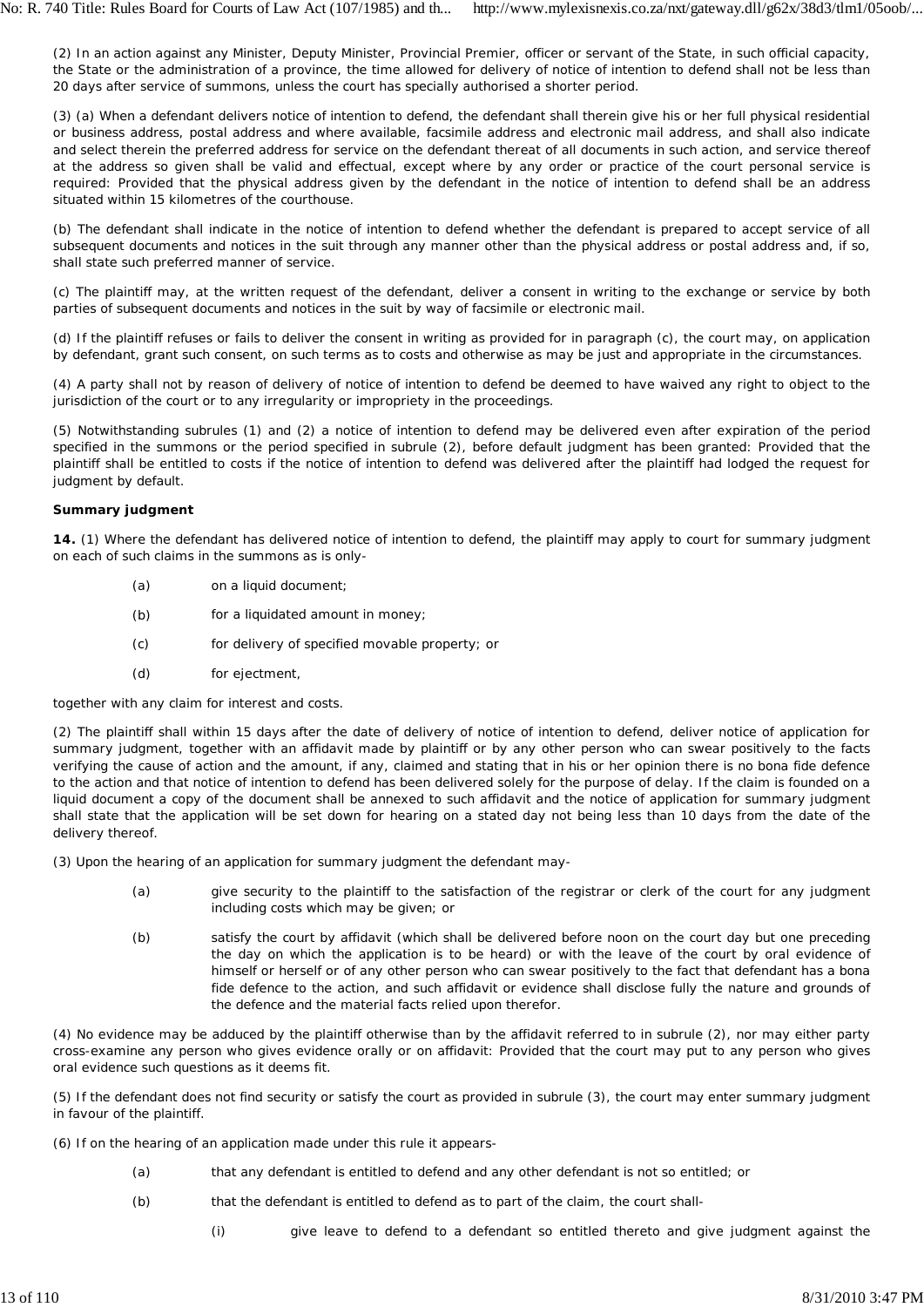(2) In an action against any Minister, Deputy Minister, Provincial Premier, officer or servant of the State, in such official capacity, the State or the administration of a province, the time allowed for delivery of notice of intention to defend shall not be less than 20 days after service of summons, unless the court has specially authorised a shorter period.

(3) (a) When a defendant delivers notice of intention to defend, the defendant shall therein give his or her full physical residential or business address, postal address and where available, facsimile address and electronic mail address, and shall also indicate and select therein the preferred address for service on the defendant thereat of all documents in such action, and service thereof at the address so given shall be valid and effectual, except where by any order or practice of the court personal service is required: Provided that the physical address given by the defendant in the notice of intention to defend shall be an address situated within 15 kilometres of the courthouse.

(b) The defendant shall indicate in the notice of intention to defend whether the defendant is prepared to accept service of all subsequent documents and notices in the suit through any manner other than the physical address or postal address and, if so, shall state such preferred manner of service.

(c) The plaintiff may, at the written request of the defendant, deliver a consent in writing to the exchange or service by both parties of subsequent documents and notices in the suit by way of facsimile or electronic mail.

(d) If the plaintiff refuses or fails to deliver the consent in writing as provided for in paragraph (c), the court may, on application by defendant, grant such consent, on such terms as to costs and otherwise as may be just and appropriate in the circumstances.

(4) A party shall not by reason of delivery of notice of intention to defend be deemed to have waived any right to object to the jurisdiction of the court or to any irregularity or impropriety in the proceedings.

(5) Notwithstanding subrules (1) and (2) a notice of intention to defend may be delivered even after expiration of the period specified in the summons or the period specified in subrule (2), before default judgment has been granted: Provided that the plaintiff shall be entitled to costs if the notice of intention to defend was delivered after the plaintiff had lodged the request for judgment by default.

**Summary judgment**

**14.** (1) Where the defendant has delivered notice of intention to defend, the plaintiff may apply to court for summary judgment on each of such claims in the summons as is only-

(a) on a liquid document;

(b) for a liquidated amount in money;

(c) for delivery of specified movable property; or

(d) for ejectment,

together with any claim for interest and costs.

(2) The plaintiff shall within 15 days after the date of delivery of notice of intention to defend, deliver notice of application for summary judgment, together with an affidavit made by plaintiff or by any other person who can swear positively to the facts verifying the cause of action and the amount, if any, claimed and stating that in his or her opinion there is no bona fide defence to the action and that notice of intention to defend has been delivered solely for the purpose of delay. If the claim is founded on a liquid document a copy of the document shall be annexed to such affidavit and the notice of application for summary judgment shall state that the application will be set down for hearing on a stated day not being less than 10 days from the date of the delivery thereof.

(3) Upon the hearing of an application for summary judgment the defendant may-

(a) give security to the plaintiff to the satisfaction of the registrar or clerk of the court for any judgment including costs which may be given; or

(b) satisfy the court by affidavit (which shall be delivered before noon on the court day but one preceding the day on which the application is to be heard) or with the leave of the court by oral evidence of himself or herself or of any other person who can swear positively to the fact that defendant has a bona fide defence to the action, and such affidavit or evidence shall disclose fully the nature and grounds of the defence and the material facts relied upon therefor.

(4) No evidence may be adduced by the plaintiff otherwise than by the affidavit referred to in subrule (2), nor may either party cross-examine any person who gives evidence orally or on affidavit: Provided that the court may put to any person who gives oral evidence such questions as it deems fit.

(5) If the defendant does not find security or satisfy the court as provided in subrule (3), the court may enter summary judgment in favour of the plaintiff.

(6) If on the hearing of an application made under this rule it appears-

(a) that any defendant is entitled to defend and any other defendant is not so entitled; or

(b) that the defendant is entitled to defend as to part of the claim, the court shall-

(i) give leave to defend to a defendant so entitled thereto and give judgment against the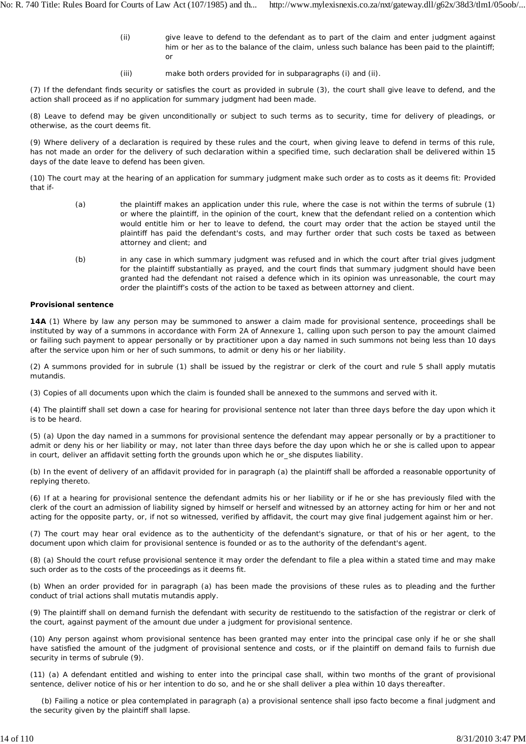(ii) give leave to defend to the defendant as to part of the claim and enter judgment against him or her as to the balance of the claim, unless such balance has been paid to the plaintiff; or

(iii) make both orders provided for in subparagraphs (i) and (ii).

(7) If the defendant finds security or satisfies the court as provided in subrule (3), the court shall give leave to defend, and the action shall proceed as if no application for summary judgment had been made.

(8) Leave to defend may be given unconditionally or subject to such terms as to security, time for delivery of pleadings, or otherwise, as the court deems fit.

(9) Where delivery of a declaration is required by these rules and the court, when giving leave to defend in terms of this rule, has not made an order for the delivery of such declaration within a specified time, such declaration shall be delivered within 15 days of the date leave to defend has been given.

(10) The court may at the hearing of an application for summary judgment make such order as to costs as it deems fit: Provided that if-

(a) the plaintiff makes an application under this rule, where the case is not within the terms of subrule (1) or where the plaintiff, in the opinion of the court, knew that the defendant relied on a contention which would entitle him or her to leave to defend, the court may order that the action be stayed until the plaintiff has paid the defendant's costs, and may further order that such costs be taxed as between attorney and client; and

(b) in any case in which summary judgment was refused and in which the court after trial gives judgment for the plaintiff substantially as prayed, and the court finds that summary judgment should have been granted had the defendant not raised a defence which in its opinion was unreasonable, the court may order the plaintiff's costs of the action to be taxed as between attorney and client.

**Provisional sentence**

**14A** (1) Where by law any person may be summoned to answer a claim made for provisional sentence, proceedings shall be instituted by way of a summons in accordance with Form 2A of Annexure 1, calling upon such person to pay the amount claimed or failing such payment to appear personally or by practitioner upon a day named in such summons not being less than 10 days after the service upon him or her of such summons, to admit or deny his or her liability.

(2) A summons provided for in subrule (1) shall be issued by the registrar or clerk of the court and rule 5 shall apply mutatis mutandis.

(3) Copies of all documents upon which the claim is founded shall be annexed to the summons and served with it.

(4) The plaintiff shall set down a case for hearing for provisional sentence not later than three days before the day upon which it is to be heard.

(5) (a) Upon the day named in a summons for provisional sentence the defendant may appear personally or by a practitioner to admit or deny his or her liability or may, not later than three days before the day upon which he or she is called upon to appear in court, deliver an affidavit setting forth the grounds upon which he or_she disputes liability.

(b) In the event of delivery of an affidavit provided for in paragraph (a) the plaintiff shall be afforded a reasonable opportunity of replying thereto.

(6) If at a hearing for provisional sentence the defendant admits his or her liability or if he or she has previously filed with the clerk of the court an admission of liability signed by himself or herself and witnessed by an attorney acting for him or her and not acting for the opposite party, or, if not so witnessed, verified by affidavit, the court may give final judgement against him or her.

(7) The court may hear oral evidence as to the authenticity of the defendant's signature, or that of his or her agent, to the document upon which claim for provisional sentence is founded or as to the authority of the defendant's agent.

(8) (a) Should the court refuse provisional sentence it may order the defendant to file a plea within a stated time and may make such order as to the costs of the proceedings as it deems fit.

(b) When an order provided for in paragraph (a) has been made the provisions of these rules as to pleading and the further conduct of trial actions shall mutatis mutandis apply.

(9) The plaintiff shall on demand furnish the defendant with security de restituendo to the satisfaction of the registrar or clerk of the court, against payment of the amount due under a judgment for provisional sentence.

(10) Any person against whom provisional sentence has been granted may enter into the principal case only if he or she shall have satisfied the amount of the judgment of provisional sentence and costs, or if the plaintiff on demand fails to furnish due security in terms of subrule (9).

(11) (a) A defendant entitled and wishing to enter into the principal case shall, within two months of the grant of provisional sentence, deliver notice of his or her intention to do so, and he or she shall deliver a plea within 10 days thereafter.

(b) Failing a notice or plea contemplated in paragraph (a) a provisional sentence shall ipso facto become a final judgment and the security given by the plaintiff shall lapse.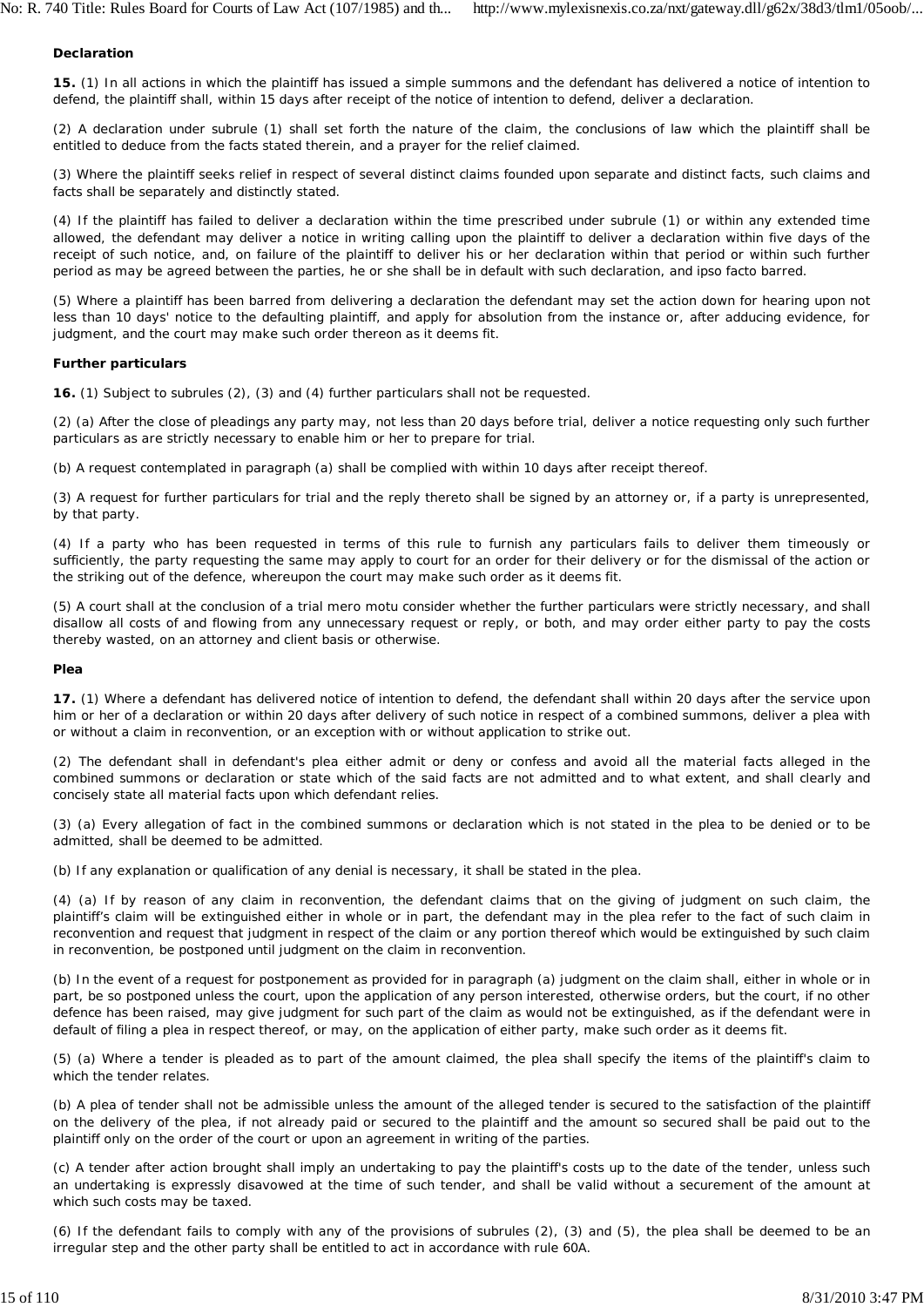**Declaration**

**15.** (1) In all actions in which the plaintiff has issued a simple summons and the defendant has delivered a notice of intention to defend, the plaintiff shall, within 15 days after receipt of the notice of intention to defend, deliver a declaration.

(2) A declaration under subrule (1) shall set forth the nature of the claim, the conclusions of law which the plaintiff shall be entitled to deduce from the facts stated therein, and a prayer for the relief claimed.

(3) Where the plaintiff seeks relief in respect of several distinct claims founded upon separate and distinct facts, such claims and facts shall be separately and distinctly stated.

(4) If the plaintiff has failed to deliver a declaration within the time prescribed under subrule (1) or within any extended time allowed, the defendant may deliver a notice in writing calling upon the plaintiff to deliver a declaration within five days of the receipt of such notice, and, on failure of the plaintiff to deliver his or her declaration within that period or within such further period as may be agreed between the parties, he or she shall be in default with such declaration, and ipso facto barred.

(5) Where a plaintiff has been barred from delivering a declaration the defendant may set the action down for hearing upon not less than 10 days' notice to the defaulting plaintiff, and apply for absolution from the instance or, after adducing evidence, for judgment, and the court may make such order thereon as it deems fit.

**Further particulars**

**16.** (1) Subject to subrules (2), (3) and (4) further particulars shall not be requested.

(2) (a) After the close of pleadings any party may, not less than 20 days before trial, deliver a notice requesting only such further particulars as are strictly necessary to enable him or her to prepare for trial.

(b) A request contemplated in paragraph (a) shall be complied with within 10 days after receipt thereof.

(3) A request for further particulars for trial and the reply thereto shall be signed by an attorney or, if a party is unrepresented, by that party.

(4) If a party who has been requested in terms of this rule to furnish any particulars fails to deliver them timeously or sufficiently, the party requesting the same may apply to court for an order for their delivery or for the dismissal of the action or the striking out of the defence, whereupon the court may make such order as it deems fit.

(5) A court shall at the conclusion of a trial mero motu consider whether the further particulars were strictly necessary, and shall disallow all costs of and flowing from any unnecessary request or reply, or both, and may order either party to pay the costs thereby wasted, on an attorney and client basis or otherwise.

**Plea**

**17.** (1) Where a defendant has delivered notice of intention to defend, the defendant shall within 20 days after the service upon him or her of a declaration or within 20 days after delivery of such notice in respect of a combined summons, deliver a plea with or without a claim in reconvention, or an exception with or without application to strike out.

(2) The defendant shall in defendant's plea either admit or deny or confess and avoid all the material facts alleged in the combined summons or declaration or state which of the said facts are not admitted and to what extent, and shall clearly and concisely state all material facts upon which defendant relies.

(3) (a) Every allegation of fact in the combined summons or declaration which is not stated in the plea to be denied or to be admitted, shall be deemed to be admitted.

(b) If any explanation or qualification of any denial is necessary, it shall be stated in the plea.

(4) (a) If by reason of any claim in reconvention, the defendant claims that on the giving of judgment on such claim, the plaintiff's claim will be extinguished either in whole or in part, the defendant may in the plea refer to the fact of such claim in reconvention and request that judgment in respect of the claim or any portion thereof which would be extinguished by such claim in reconvention, be postponed until judgment on the claim in reconvention.

(b) In the event of a request for postponement as provided for in paragraph (a) judgment on the claim shall, either in whole or in part, be so postponed unless the court, upon the application of any person interested, otherwise orders, but the court, if no other defence has been raised, may give judgment for such part of the claim as would not be extinguished, as if the defendant were in default of filing a plea in respect thereof, or may, on the application of either party, make such order as it deems fit.

(5) (a) Where a tender is pleaded as to part of the amount claimed, the plea shall specify the items of the plaintiff's claim to which the tender relates.

(b) A plea of tender shall not be admissible unless the amount of the alleged tender is secured to the satisfaction of the plaintiff on the delivery of the plea, if not already paid or secured to the plaintiff and the amount so secured shall be paid out to the plaintiff only on the order of the court or upon an agreement in writing of the parties.

(c) A tender after action brought shall imply an undertaking to pay the plaintiff's costs up to the date of the tender, unless such an undertaking is expressly disavowed at the time of such tender, and shall be valid without a securement of the amount at which such costs may be taxed.

(6) If the defendant fails to comply with any of the provisions of subrules (2), (3) and (5), the plea shall be deemed to be an irregular step and the other party shall be entitled to act in accordance with rule 60A.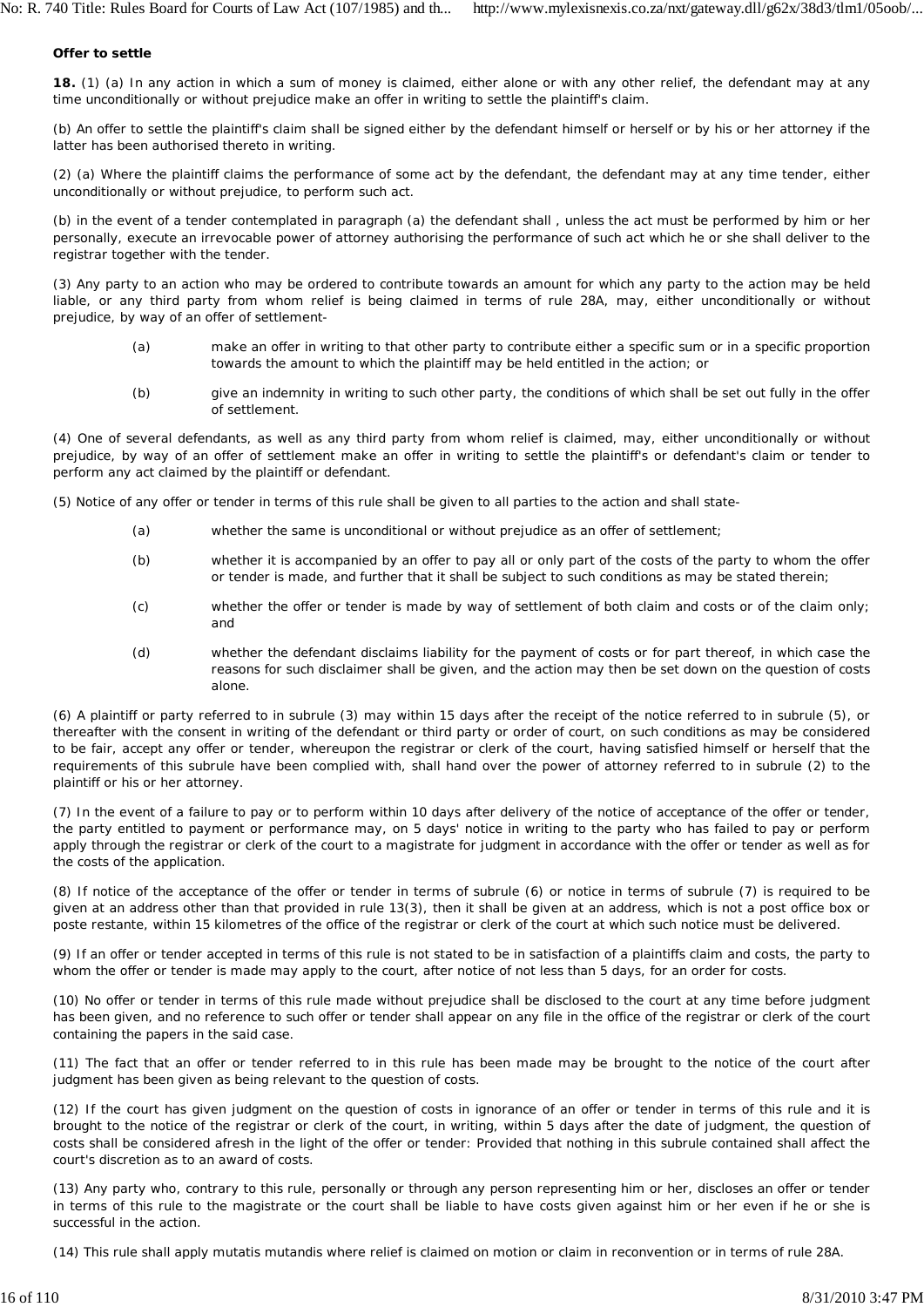**Offer to settle**

**18.** (1) (a) In any action in which a sum of money is claimed, either alone or with any other relief, the defendant may at any time unconditionally or without prejudice make an offer in writing to settle the plaintiff's claim.

(b) An offer to settle the plaintiff's claim shall be signed either by the defendant himself or herself or by his or her attorney if the latter has been authorised thereto in writing.

(2) (a) Where the plaintiff claims the performance of some act by the defendant, the defendant may at any time tender, either unconditionally or without prejudice, to perform such act.

(b) in the event of a tender contemplated in paragraph (a) the defendant shall , unless the act must be performed by him or her personally, execute an irrevocable power of attorney authorising the performance of such act which he or she shall deliver to the registrar together with the tender.

(3) Any party to an action who may be ordered to contribute towards an amount for which any party to the action may be held liable, or any third party from whom relief is being claimed in terms of rule 28A, may, either unconditionally or without prejudice, by way of an offer of settlement-

- (a) make an offer in writing to that other party to contribute either a specific sum or in a specific proportion towards the amount to which the plaintiff may be held entitled in the action; or
- (b) give an indemnity in writing to such other party, the conditions of which shall be set out fully in the offer of settlement.

(4) One of several defendants, as well as any third party from whom relief is claimed, may, either unconditionally or without prejudice, by way of an offer of settlement make an offer in writing to settle the plaintiff's or defendant's claim or tender to perform any act claimed by the plaintiff or defendant.

(5) Notice of any offer or tender in terms of this rule shall be given to all parties to the action and shall state-

- (a) whether the same is unconditional or without prejudice as an offer of settlement;
- (b) whether it is accompanied by an offer to pay all or only part of the costs of the party to whom the offer or tender is made, and further that it shall be subject to such conditions as may be stated therein;
- (c) whether the offer or tender is made by way of settlement of both claim and costs or of the claim only; and
- (d) whether the defendant disclaims liability for the payment of costs or for part thereof, in which case the reasons for such disclaimer shall be given, and the action may then be set down on the question of costs alone.

(6) A plaintiff or party referred to in subrule (3) may within 15 days after the receipt of the notice referred to in subrule (5), or thereafter with the consent in writing of the defendant or third party or order of court, on such conditions as may be considered to be fair, accept any offer or tender, whereupon the registrar or clerk of the court, having satisfied himself or herself that the requirements of this subrule have been complied with, shall hand over the power of attorney referred to in subrule (2) to the plaintiff or his or her attorney.

(7) In the event of a failure to pay or to perform within 10 days after delivery of the notice of acceptance of the offer or tender, the party entitled to payment or performance may, on 5 days' notice in writing to the party who has failed to pay or perform apply through the registrar or clerk of the court to a magistrate for judgment in accordance with the offer or tender as well as for the costs of the application.

(8) If notice of the acceptance of the offer or tender in terms of subrule (6) or notice in terms of subrule (7) is required to be given at an address other than that provided in rule 13(3), then it shall be given at an address, which is not a post office box or poste restante, within 15 kilometres of the office of the registrar or clerk of the court at which such notice must be delivered.

(9) If an offer or tender accepted in terms of this rule is not stated to be in satisfaction of a plaintiffs claim and costs, the party to whom the offer or tender is made may apply to the court, after notice of not less than 5 days, for an order for costs.

(10) No offer or tender in terms of this rule made without prejudice shall be disclosed to the court at any time before judgment has been given, and no reference to such offer or tender shall appear on any file in the office of the registrar or clerk of the court containing the papers in the said case.

(11) The fact that an offer or tender referred to in this rule has been made may be brought to the notice of the court after judgment has been given as being relevant to the question of costs.

(12) If the court has given judgment on the question of costs in ignorance of an offer or tender in terms of this rule and it is brought to the notice of the registrar or clerk of the court, in writing, within 5 days after the date of judgment, the question of costs shall be considered afresh in the light of the offer or tender: Provided that nothing in this subrule contained shall affect the court's discretion as to an award of costs.

(13) Any party who, contrary to this rule, personally or through any person representing him or her, discloses an offer or tender in terms of this rule to the magistrate or the court shall be liable to have costs given against him or her even if he or she is successful in the action.

(14) This rule shall apply mutatis mutandis where relief is claimed on motion or claim in reconvention or in terms of rule 28A.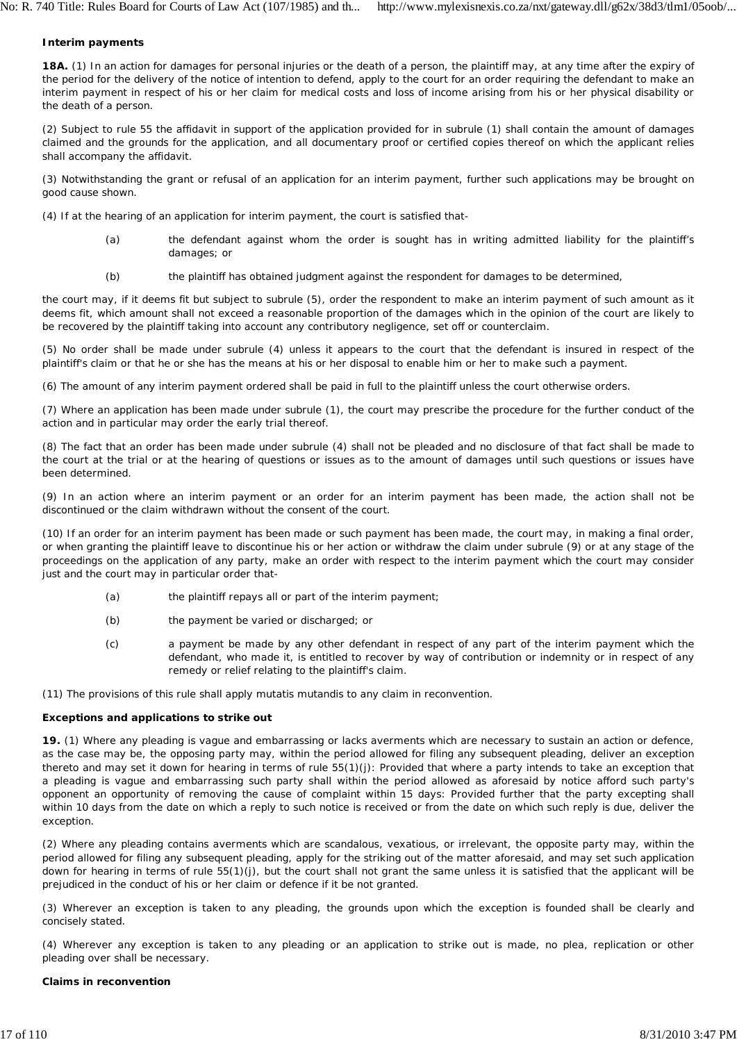**Interim payments**

**18A.** (1) In an action for damages for personal injuries or the death of a person, the plaintiff may, at any time after the expiry of the period for the delivery of the notice of intention to defend, apply to the court for an order requiring the defendant to make an interim payment in respect of his or her claim for medical costs and loss of income arising from his or her physical disability or the death of a person.

(2) Subject to rule 55 the affidavit in support of the application provided for in subrule (1) shall contain the amount of damages claimed and the grounds for the application, and all documentary proof or certified copies thereof on which the applicant relies shall accompany the affidavit.

(3) Notwithstanding the grant or refusal of an application for an interim payment, further such applications may be brought on good cause shown.

(4) If at the hearing of an application for interim payment, the court is satisfied that-

> (a) the defendant against whom the order is sought has in writing admitted liability for the plaintiff's damages; or
>
> (b) the plaintiff has obtained judgment against the respondent for damages to be determined,

the court may, if it deems fit but subject to subrule (5), order the respondent to make an interim payment of such amount as it deems fit, which amount shall not exceed a reasonable proportion of the damages which in the opinion of the court are likely to be recovered by the plaintiff taking into account any contributory negligence, set off or counterclaim.

(5) No order shall be made under subrule (4) unless it appears to the court that the defendant is insured in respect of the plaintiff's claim or that he or she has the means at his or her disposal to enable him or her to make such a payment.

(6) The amount of any interim payment ordered shall be paid in full to the plaintiff unless the court otherwise orders.

(7) Where an application has been made under subrule (1), the court may prescribe the procedure for the further conduct of the action and in particular may order the early trial thereof.

(8) The fact that an order has been made under subrule (4) shall not be pleaded and no disclosure of that fact shall be made to the court at the trial or at the hearing of questions or issues as to the amount of damages until such questions or issues have been determined.

(9) In an action where an interim payment or an order for an interim payment has been made, the action shall not be discontinued or the claim withdrawn without the consent of the court.

(10) If an order for an interim payment has been made or such payment has been made, the court may, in making a final order, or when granting the plaintiff leave to discontinue his or her action or withdraw the claim under subrule (9) or at any stage of the proceedings on the application of any party, make an order with respect to the interim payment which the court may consider just and the court may in particular order that-

> (a) the plaintiff repays all or part of the interim payment;
>
> (b) the payment be varied or discharged; or
>
> (c) a payment be made by any other defendant in respect of any part of the interim payment which the defendant, who made it, is entitled to recover by way of contribution or indemnity or in respect of any remedy or relief relating to the plaintiff's claim.

(11) The provisions of this rule shall apply mutatis mutandis to any claim in reconvention.

**Exceptions and applications to strike out**

**19.** (1) Where any pleading is vague and embarrassing or lacks averments which are necessary to sustain an action or defence, as the case may be, the opposing party may, within the period allowed for filing any subsequent pleading, deliver an exception thereto and may set it down for hearing in terms of rule 55(1)(j): Provided that where a party intends to take an exception that a pleading is vague and embarrassing such party shall within the period allowed as aforesaid by notice afford such party's opponent an opportunity of removing the cause of complaint within 15 days: Provided further that the party excepting shall within 10 days from the date on which a reply to such notice is received or from the date on which such reply is due, deliver the exception.

(2) Where any pleading contains averments which are scandalous, vexatious, or irrelevant, the opposite party may, within the period allowed for filing any subsequent pleading, apply for the striking out of the matter aforesaid, and may set such application down for hearing in terms of rule 55(1)(j), but the court shall not grant the same unless it is satisfied that the applicant will be prejudiced in the conduct of his or her claim or defence if it be not granted.

(3) Wherever an exception is taken to any pleading, the grounds upon which the exception is founded shall be clearly and concisely stated.

(4) Wherever any exception is taken to any pleading or an application to strike out is made, no plea, replication or other pleading over shall be necessary.

**Claims in reconvention**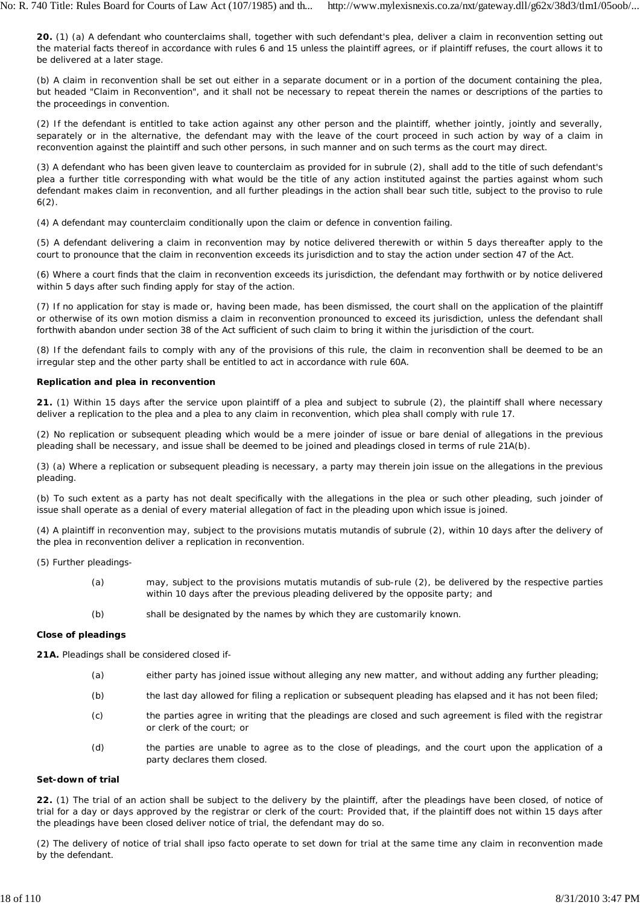**20.** (1) (a) A defendant who counterclaims shall, together with such defendant's plea, deliver a claim in reconvention setting out the material facts thereof in accordance with rules 6 and 15 unless the plaintiff agrees, or if plaintiff refuses, the court allows it to be delivered at a later stage.

(b) A claim in reconvention shall be set out either in a separate document or in a portion of the document containing the plea, but headed "Claim in Reconvention", and it shall not be necessary to repeat therein the names or descriptions of the parties to the proceedings in convention.

(2) If the defendant is entitled to take action against any other person and the plaintiff, whether jointly, jointly and severally, separately or in the alternative, the defendant may with the leave of the court proceed in such action by way of a claim in reconvention against the plaintiff and such other persons, in such manner and on such terms as the court may direct.

(3) A defendant who has been given leave to counterclaim as provided for in subrule (2), shall add to the title of such defendant's plea a further title corresponding with what would be the title of any action instituted against the parties against whom such defendant makes claim in reconvention, and all further pleadings in the action shall bear such title, subject to the proviso to rule 6(2).

(4) A defendant may counterclaim conditionally upon the claim or defence in convention failing.

(5) A defendant delivering a claim in reconvention may by notice delivered therewith or within 5 days thereafter apply to the court to pronounce that the claim in reconvention exceeds its jurisdiction and to stay the action under section 47 of the Act.

(6) Where a court finds that the claim in reconvention exceeds its jurisdiction, the defendant may forthwith or by notice delivered within 5 days after such finding apply for stay of the action.

(7) If no application for stay is made or, having been made, has been dismissed, the court shall on the application of the plaintiff or otherwise of its own motion dismiss a claim in reconvention pronounced to exceed its jurisdiction, unless the defendant shall forthwith abandon under section 38 of the Act sufficient of such claim to bring it within the jurisdiction of the court.

(8) If the defendant fails to comply with any of the provisions of this rule, the claim in reconvention shall be deemed to be an irregular step and the other party shall be entitled to act in accordance with rule 60A.

**Replication and plea in reconvention**

**21.** (1) Within 15 days after the service upon plaintiff of a plea and subject to subrule (2), the plaintiff shall where necessary deliver a replication to the plea and a plea to any claim in reconvention, which plea shall comply with rule 17.

(2) No replication or subsequent pleading which would be a mere joinder of issue or bare denial of allegations in the previous pleading shall be necessary, and issue shall be deemed to be joined and pleadings closed in terms of rule 21A(b).

(3) (a) Where a replication or subsequent pleading is necessary, a party may therein join issue on the allegations in the previous pleading.

(b) To such extent as a party has not dealt specifically with the allegations in the plea or such other pleading, such joinder of issue shall operate as a denial of every material allegation of fact in the pleading upon which issue is joined.

(4) A plaintiff in reconvention may, subject to the provisions mutatis mutandis of subrule (2), within 10 days after the delivery of the plea in reconvention deliver a replication in reconvention.

(5) Further pleadings-

(a) may, subject to the provisions mutatis mutandis of sub-rule (2), be delivered by the respective parties within 10 days after the previous pleading delivered by the opposite party; and

(b) shall be designated by the names by which they are customarily known.

**Close of pleadings**

**21A.** Pleadings shall be considered closed if-

(a) either party has joined issue without alleging any new matter, and without adding any further pleading;

(b) the last day allowed for filing a replication or subsequent pleading has elapsed and it has not been filed;

(c) the parties agree in writing that the pleadings are closed and such agreement is filed with the registrar or clerk of the court; or

(d) the parties are unable to agree as to the close of pleadings, and the court upon the application of a party declares them closed.

**Set-down of trial**

**22.** (1) The trial of an action shall be subject to the delivery by the plaintiff, after the pleadings have been closed, of notice of trial for a day or days approved by the registrar or clerk of the court: Provided that, if the plaintiff does not within 15 days after the pleadings have been closed deliver notice of trial, the defendant may do so.

(2) The delivery of notice of trial shall ipso facto operate to set down for trial at the same time any claim in reconvention made by the defendant.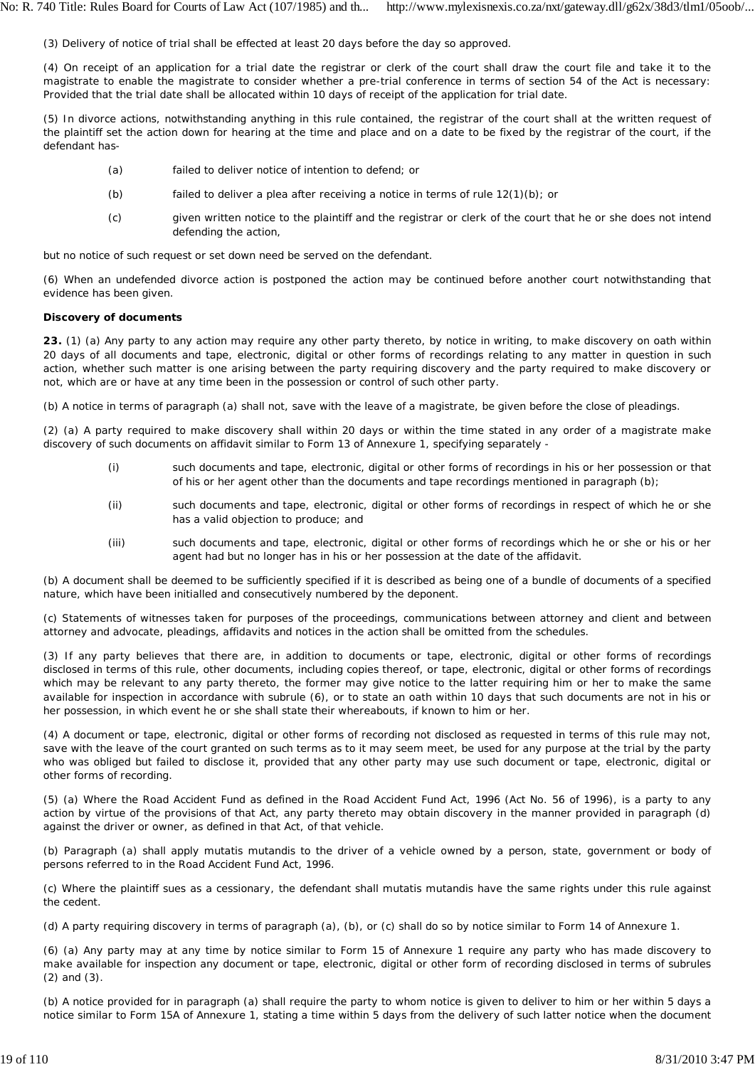(3) Delivery of notice of trial shall be effected at least 20 days before the day so approved.

(4) On receipt of an application for a trial date the registrar or clerk of the court shall draw the court file and take it to the magistrate to enable the magistrate to consider whether a pre-trial conference in terms of section 54 of the Act is necessary: Provided that the trial date shall be allocated within 10 days of receipt of the application for trial date.

(5) In divorce actions, notwithstanding anything in this rule contained, the registrar of the court shall at the written request of the plaintiff set the action down for hearing at the time and place and on a date to be fixed by the registrar of the court, if the defendant has-

(a) failed to deliver notice of intention to defend; or

(b) failed to deliver a plea after receiving a notice in terms of rule 12(1)(b); or

(c) given written notice to the plaintiff and the registrar or clerk of the court that he or she does not intend defending the action,

but no notice of such request or set down need be served on the defendant.

(6) When an undefended divorce action is postponed the action may be continued before another court notwithstanding that evidence has been given.

**Discovery of documents**

**23.** (1) (a) Any party to any action may require any other party thereto, by notice in writing, to make discovery on oath within 20 days of all documents and tape, electronic, digital or other forms of recordings relating to any matter in question in such action, whether such matter is one arising between the party requiring discovery and the party required to make discovery or not, which are or have at any time been in the possession or control of such other party.

(b) A notice in terms of paragraph (a) shall not, save with the leave of a magistrate, be given before the close of pleadings.

(2) (a) A party required to make discovery shall within 20 days or within the time stated in any order of a magistrate make discovery of such documents on affidavit similar to Form 13 of Annexure 1, specifying separately -

(i) such documents and tape, electronic, digital or other forms of recordings in his or her possession or that of his or her agent other than the documents and tape recordings mentioned in paragraph (b);

(ii) such documents and tape, electronic, digital or other forms of recordings in respect of which he or she has a valid objection to produce; and

(iii) such documents and tape, electronic, digital or other forms of recordings which he or she or his or her agent had but no longer has in his or her possession at the date of the affidavit.

(b) A document shall be deemed to be sufficiently specified if it is described as being one of a bundle of documents of a specified nature, which have been initialled and consecutively numbered by the deponent.

(c) Statements of witnesses taken for purposes of the proceedings, communications between attorney and client and between attorney and advocate, pleadings, affidavits and notices in the action shall be omitted from the schedules.

(3) If any party believes that there are, in addition to documents or tape, electronic, digital or other forms of recordings disclosed in terms of this rule, other documents, including copies thereof, or tape, electronic, digital or other forms of recordings which may be relevant to any party thereto, the former may give notice to the latter requiring him or her to make the same available for inspection in accordance with subrule (6), or to state an oath within 10 days that such documents are not in his or her possession, in which event he or she shall state their whereabouts, if known to him or her.

(4) A document or tape, electronic, digital or other forms of recording not disclosed as requested in terms of this rule may not, save with the leave of the court granted on such terms as to it may seem meet, be used for any purpose at the trial by the party who was obliged but failed to disclose it, provided that any other party may use such document or tape, electronic, digital or other forms of recording.

(5) (a) Where the Road Accident Fund as defined in the Road Accident Fund Act, 1996 (Act No. 56 of 1996), is a party to any action by virtue of the provisions of that Act, any party thereto may obtain discovery in the manner provided in paragraph (d) against the driver or owner, as defined in that Act, of that vehicle.

(b) Paragraph (a) shall apply mutatis mutandis to the driver of a vehicle owned by a person, state, government or body of persons referred to in the Road Accident Fund Act, 1996.

(c) Where the plaintiff sues as a cessionary, the defendant shall mutatis mutandis have the same rights under this rule against the cedent.

(d) A party requiring discovery in terms of paragraph (a), (b), or (c) shall do so by notice similar to Form 14 of Annexure 1.

(6) (a) Any party may at any time by notice similar to Form 15 of Annexure 1 require any party who has made discovery to make available for inspection any document or tape, electronic, digital or other form of recording disclosed in terms of subrules (2) and (3).

(b) A notice provided for in paragraph (a) shall require the party to whom notice is given to deliver to him or her within 5 days a notice similar to Form 15A of Annexure 1, stating a time within 5 days from the delivery of such latter notice when the document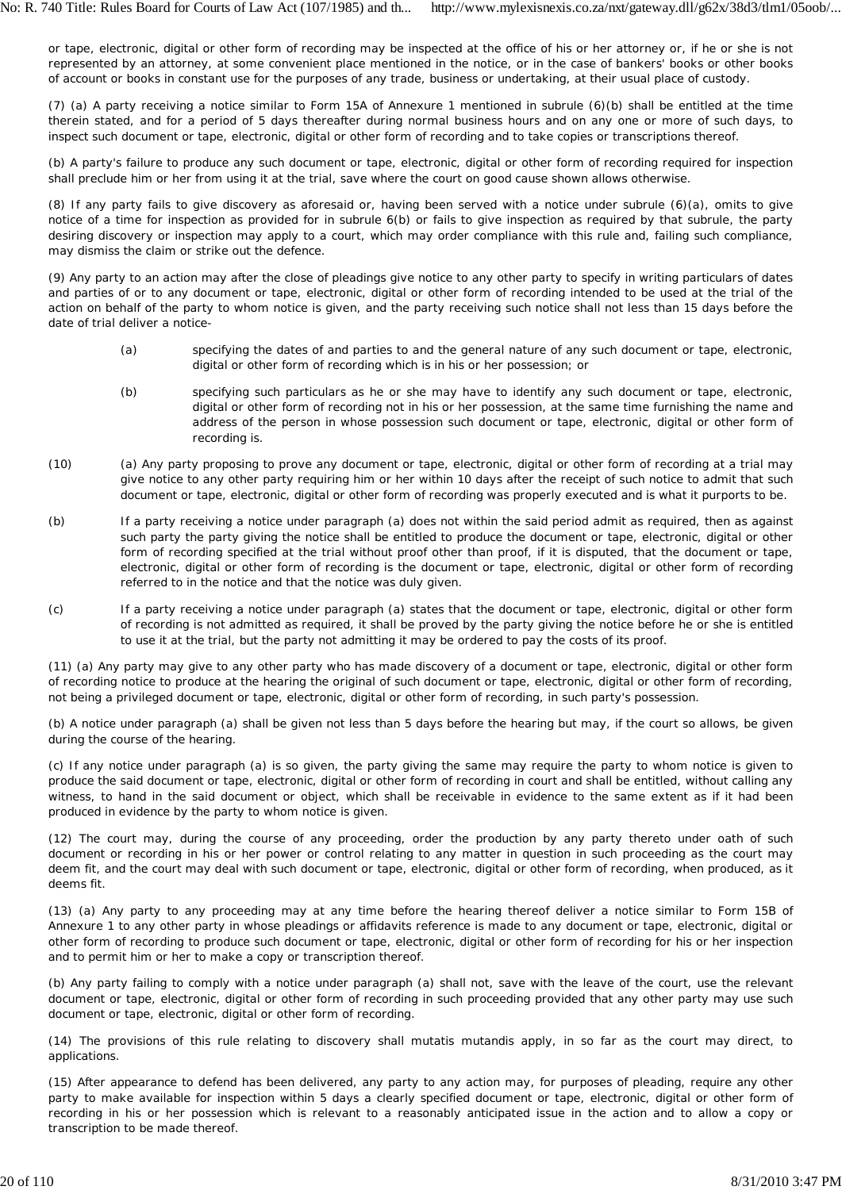or tape, electronic, digital or other form of recording may be inspected at the office of his or her attorney or, if he or she is not represented by an attorney, at some convenient place mentioned in the notice, or in the case of bankers' books or other books of account or books in constant use for the purposes of any trade, business or undertaking, at their usual place of custody.

(7) (a) A party receiving a notice similar to Form 15A of Annexure 1 mentioned in subrule (6)(b) shall be entitled at the time therein stated, and for a period of 5 days thereafter during normal business hours and on any one or more of such days, to inspect such document or tape, electronic, digital or other form of recording and to take copies or transcriptions thereof.

(b) A party's failure to produce any such document or tape, electronic, digital or other form of recording required for inspection shall preclude him or her from using it at the trial, save where the court on good cause shown allows otherwise.

(8) If any party fails to give discovery as aforesaid or, having been served with a notice under subrule (6)(a), omits to give notice of a time for inspection as provided for in subrule 6(b) or fails to give inspection as required by that subrule, the party desiring discovery or inspection may apply to a court, which may order compliance with this rule and, failing such compliance, may dismiss the claim or strike out the defence.

(9) Any party to an action may after the close of pleadings give notice to any other party to specify in writing particulars of dates and parties of or to any document or tape, electronic, digital or other form of recording intended to be used at the trial of the action on behalf of the party to whom notice is given, and the party receiving such notice shall not less than 15 days before the date of trial deliver a notice-

(a) specifying the dates of and parties to and the general nature of any such document or tape, electronic, digital or other form of recording which is in his or her possession; or

(b) specifying such particulars as he or she may have to identify any such document or tape, electronic, digital or other form of recording not in his or her possession, at the same time furnishing the name and address of the person in whose possession such document or tape, electronic, digital or other form of recording is.

(10) (a) Any party proposing to prove any document or tape, electronic, digital or other form of recording at a trial may give notice to any other party requiring him or her within 10 days after the receipt of such notice to admit that such document or tape, electronic, digital or other form of recording was properly executed and is what it purports to be.

(b) If a party receiving a notice under paragraph (a) does not within the said period admit as required, then as against such party the party giving the notice shall be entitled to produce the document or tape, electronic, digital or other form of recording specified at the trial without proof other than proof, if it is disputed, that the document or tape, electronic, digital or other form of recording is the document or tape, electronic, digital or other form of recording referred to in the notice and that the notice was duly given.

(c) If a party receiving a notice under paragraph (a) states that the document or tape, electronic, digital or other form of recording is not admitted as required, it shall be proved by the party giving the notice before he or she is entitled to use it at the trial, but the party not admitting it may be ordered to pay the costs of its proof.

(11) (a) Any party may give to any other party who has made discovery of a document or tape, electronic, digital or other form of recording notice to produce at the hearing the original of such document or tape, electronic, digital or other form of recording, not being a privileged document or tape, electronic, digital or other form of recording, in such party's possession.

(b) A notice under paragraph (a) shall be given not less than 5 days before the hearing but may, if the court so allows, be given during the course of the hearing.

(c) If any notice under paragraph (a) is so given, the party giving the same may require the party to whom notice is given to produce the said document or tape, electronic, digital or other form of recording in court and shall be entitled, without calling any witness, to hand in the said document or object, which shall be receivable in evidence to the same extent as if it had been produced in evidence by the party to whom notice is given.

(12) The court may, during the course of any proceeding, order the production by any party thereto under oath of such document or recording in his or her power or control relating to any matter in question in such proceeding as the court may deem fit, and the court may deal with such document or tape, electronic, digital or other form of recording, when produced, as it deems fit.

(13) (a) Any party to any proceeding may at any time before the hearing thereof deliver a notice similar to Form 15B of Annexure 1 to any other party in whose pleadings or affidavits reference is made to any document or tape, electronic, digital or other form of recording to produce such document or tape, electronic, digital or other form of recording for his or her inspection and to permit him or her to make a copy or transcription thereof.

(b) Any party failing to comply with a notice under paragraph (a) shall not, save with the leave of the court, use the relevant document or tape, electronic, digital or other form of recording in such proceeding provided that any other party may use such document or tape, electronic, digital or other form of recording.

(14) The provisions of this rule relating to discovery shall mutatis mutandis apply, in so far as the court may direct, to applications.

(15) After appearance to defend has been delivered, any party to any action may, for purposes of pleading, require any other party to make available for inspection within 5 days a clearly specified document or tape, electronic, digital or other form of recording in his or her possession which is relevant to a reasonably anticipated issue in the action and to allow a copy or transcription to be made thereof.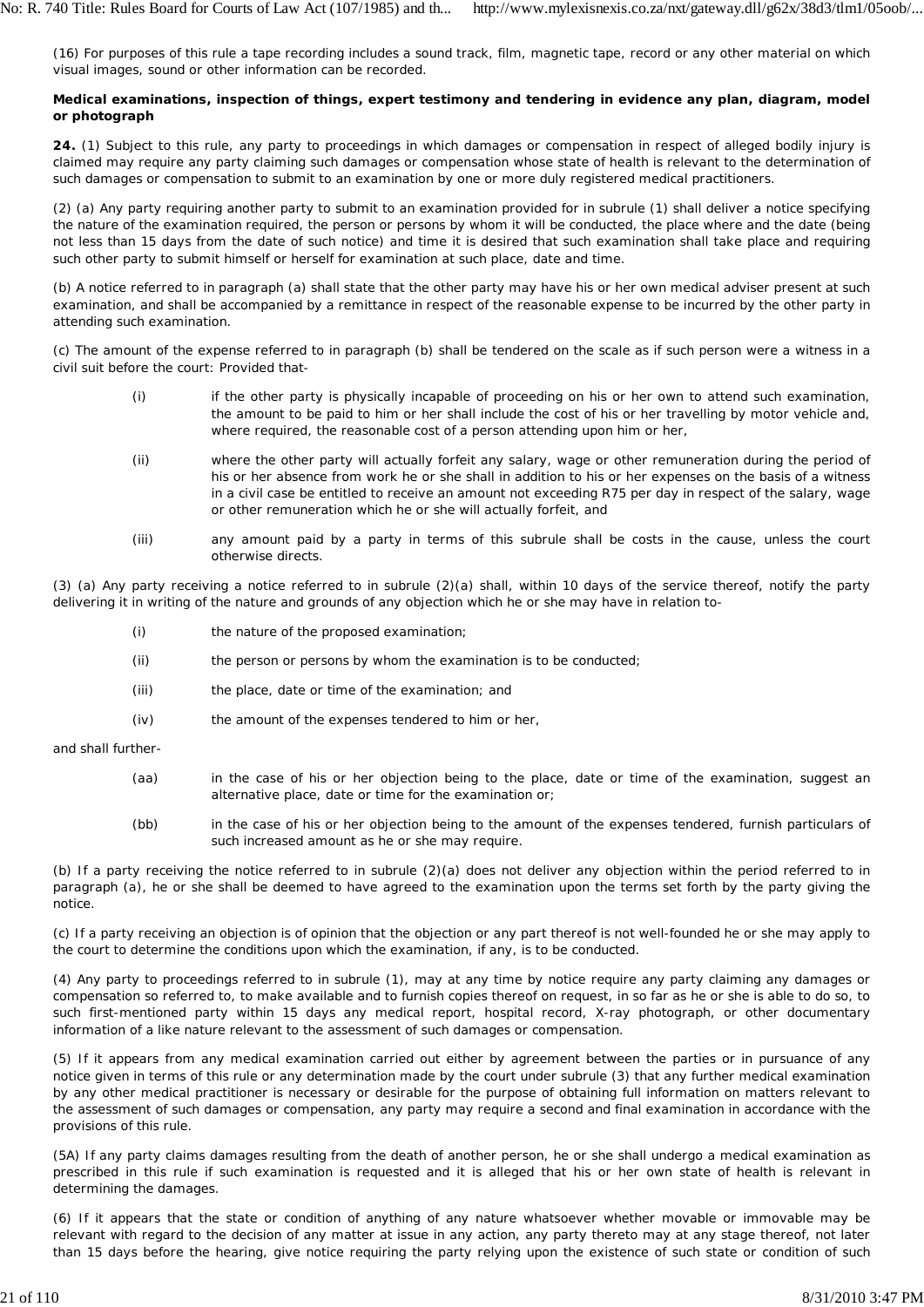(16) For purposes of this rule a tape recording includes a sound track, film, magnetic tape, record or any other material on which visual images, sound or other information can be recorded.

**Medical examinations, inspection of things, expert testimony and tendering in evidence any plan, diagram, model or photograph**

**24.** (1) Subject to this rule, any party to proceedings in which damages or compensation in respect of alleged bodily injury is claimed may require any party claiming such damages or compensation whose state of health is relevant to the determination of such damages or compensation to submit to an examination by one or more duly registered medical practitioners.

(2) (a) Any party requiring another party to submit to an examination provided for in subrule (1) shall deliver a notice specifying the nature of the examination required, the person or persons by whom it will be conducted, the place where and the date (being not less than 15 days from the date of such notice) and time it is desired that such examination shall take place and requiring such other party to submit himself or herself for examination at such place, date and time.

(b) A notice referred to in paragraph (a) shall state that the other party may have his or her own medical adviser present at such examination, and shall be accompanied by a remittance in respect of the reasonable expense to be incurred by the other party in attending such examination.

(c) The amount of the expense referred to in paragraph (b) shall be tendered on the scale as if such person were a witness in a civil suit before the court: Provided that-

- (i) if the other party is physically incapable of proceeding on his or her own to attend such examination, the amount to be paid to him or her shall include the cost of his or her travelling by motor vehicle and, where required, the reasonable cost of a person attending upon him or her,
- (ii) where the other party will actually forfeit any salary, wage or other remuneration during the period of his or her absence from work he or she shall in addition to his or her expenses on the basis of a witness in a civil case be entitled to receive an amount not exceeding R75 per day in respect of the salary, wage or other remuneration which he or she will actually forfeit, and
- (iii) any amount paid by a party in terms of this subrule shall be costs in the cause, unless the court otherwise directs.

(3) (a) Any party receiving a notice referred to in subrule (2)(a) shall, within 10 days of the service thereof, notify the party delivering it in writing of the nature and grounds of any objection which he or she may have in relation to-

- (i) the nature of the proposed examination;
- (ii) the person or persons by whom the examination is to be conducted;
- (iii) the place, date or time of the examination; and
- (iv) the amount of the expenses tendered to him or her,

and shall further-

- (aa) in the case of his or her objection being to the place, date or time of the examination, suggest an alternative place, date or time for the examination or;
- (bb) in the case of his or her objection being to the amount of the expenses tendered, furnish particulars of such increased amount as he or she may require.

(b) If a party receiving the notice referred to in subrule (2)(a) does not deliver any objection within the period referred to in paragraph (a), he or she shall be deemed to have agreed to the examination upon the terms set forth by the party giving the notice.

(c) If a party receiving an objection is of opinion that the objection or any part thereof is not well-founded he or she may apply to the court to determine the conditions upon which the examination, if any, is to be conducted.

(4) Any party to proceedings referred to in subrule (1), may at any time by notice require any party claiming any damages or compensation so referred to, to make available and to furnish copies thereof on request, in so far as he or she is able to do so, to such first-mentioned party within 15 days any medical report, hospital record, X-ray photograph, or other documentary information of a like nature relevant to the assessment of such damages or compensation.

(5) If it appears from any medical examination carried out either by agreement between the parties or in pursuance of any notice given in terms of this rule or any determination made by the court under subrule (3) that any further medical examination by any other medical practitioner is necessary or desirable for the purpose of obtaining full information on matters relevant to the assessment of such damages or compensation, any party may require a second and final examination in accordance with the provisions of this rule.

(5A) If any party claims damages resulting from the death of another person, he or she shall undergo a medical examination as prescribed in this rule if such examination is requested and it is alleged that his or her own state of health is relevant in determining the damages.

(6) If it appears that the state or condition of anything of any nature whatsoever whether movable or immovable may be relevant with regard to the decision of any matter at issue in any action, any party thereto may at any stage thereof, not later than 15 days before the hearing, give notice requiring the party relying upon the existence of such state or condition of such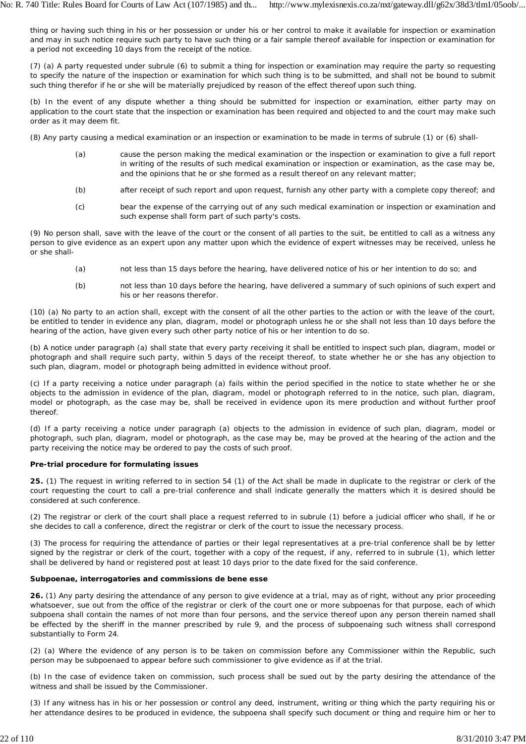thing or having such thing in his or her possession or under his or her control to make it available for inspection or examination and may in such notice require such party to have such thing or a fair sample thereof available for inspection or examination for a period not exceeding 10 days from the receipt of the notice.

(7) (a) A party requested under subrule (6) to submit a thing for inspection or examination may require the party so requesting to specify the nature of the inspection or examination for which such thing is to be submitted, and shall not be bound to submit such thing therefor if he or she will be materially prejudiced by reason of the effect thereof upon such thing.

(b) In the event of any dispute whether a thing should be submitted for inspection or examination, either party may on application to the court state that the inspection or examination has been required and objected to and the court may make such order as it may deem fit.

(8) Any party causing a medical examination or an inspection or examination to be made in terms of subrule (1) or (6) shall-

(a) cause the person making the medical examination or the inspection or examination to give a full report in writing of the results of such medical examination or inspection or examination, as the case may be, and the opinions that he or she formed as a result thereof on any relevant matter;

(b) after receipt of such report and upon request, furnish any other party with a complete copy thereof; and

(c) bear the expense of the carrying out of any such medical examination or inspection or examination and such expense shall form part of such party's costs.

(9) No person shall, save with the leave of the court or the consent of all parties to the suit, be entitled to call as a witness any person to give evidence as an expert upon any matter upon which the evidence of expert witnesses may be received, unless he or she shall-

(a) not less than 15 days before the hearing, have delivered notice of his or her intention to do so; and

(b) not less than 10 days before the hearing, have delivered a summary of such opinions of such expert and his or her reasons therefor.

(10) (a) No party to an action shall, except with the consent of all the other parties to the action or with the leave of the court, be entitled to tender in evidence any plan, diagram, model or photograph unless he or she shall not less than 10 days before the hearing of the action, have given every such other party notice of his or her intention to do so.

(b) A notice under paragraph (a) shall state that every party receiving it shall be entitled to inspect such plan, diagram, model or photograph and shall require such party, within 5 days of the receipt thereof, to state whether he or she has any objection to such plan, diagram, model or photograph being admitted in evidence without proof.

(c) If a party receiving a notice under paragraph (a) fails within the period specified in the notice to state whether he or she objects to the admission in evidence of the plan, diagram, model or photograph referred to in the notice, such plan, diagram, model or photograph, as the case may be, shall be received in evidence upon its mere production and without further proof thereof.

(d) If a party receiving a notice under paragraph (a) objects to the admission in evidence of such plan, diagram, model or photograph, such plan, diagram, model or photograph, as the case may be, may be proved at the hearing of the action and the party receiving the notice may be ordered to pay the costs of such proof.

**Pre-trial procedure for formulating issues**

**25.** (1) The request in writing referred to in section 54 (1) of the Act shall be made in duplicate to the registrar or clerk of the court requesting the court to call a pre-trial conference and shall indicate generally the matters which it is desired should be considered at such conference.

(2) The registrar or clerk of the court shall place a request referred to in subrule (1) before a judicial officer who shall, if he or she decides to call a conference, direct the registrar or clerk of the court to issue the necessary process.

(3) The process for requiring the attendance of parties or their legal representatives at a pre-trial conference shall be by letter signed by the registrar or clerk of the court, together with a copy of the request, if any, referred to in subrule (1), which letter shall be delivered by hand or registered post at least 10 days prior to the date fixed for the said conference.

**Subpoenae, interrogatories and commissions de bene esse**

**26.** (1) Any party desiring the attendance of any person to give evidence at a trial, may as of right, without any prior proceeding whatsoever, sue out from the office of the registrar or clerk of the court one or more subpoenas for that purpose, each of which subpoena shall contain the names of not more than four persons, and the service thereof upon any person therein named shall be effected by the sheriff in the manner prescribed by rule 9, and the process of subpoenaing such witness shall correspond substantially to Form 24.

(2) (a) Where the evidence of any person is to be taken on commission before any Commissioner within the Republic, such person may be subpoenaed to appear before such commissioner to give evidence as if at the trial.

(b) In the case of evidence taken on commission, such process shall be sued out by the party desiring the attendance of the witness and shall be issued by the Commissioner.

(3) If any witness has in his or her possession or control any deed, instrument, writing or thing which the party requiring his or her attendance desires to be produced in evidence, the subpoena shall specify such document or thing and require him or her to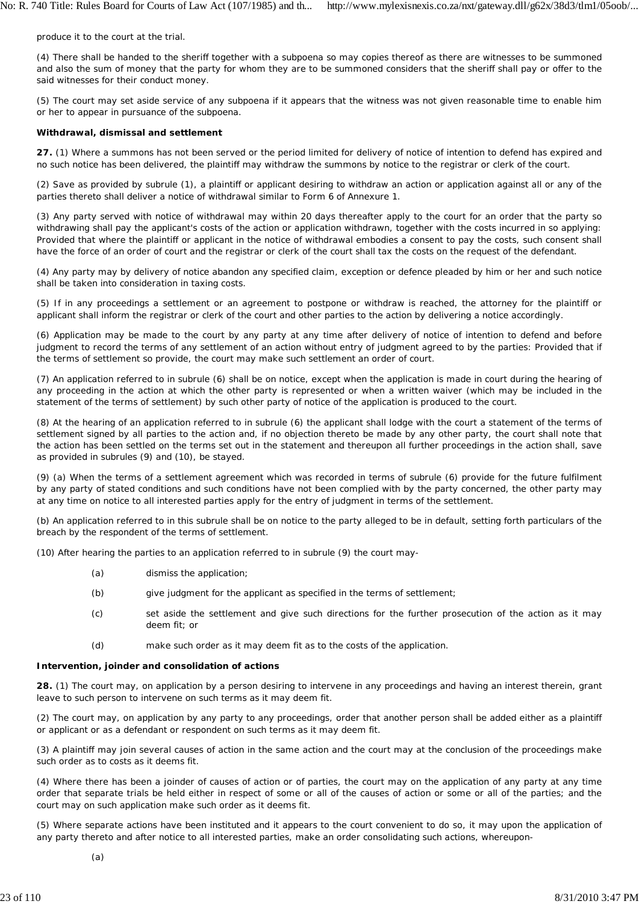produce it to the court at the trial.

(4) There shall be handed to the sheriff together with a subpoena so may copies thereof as there are witnesses to be summoned and also the sum of money that the party for whom they are to be summoned considers that the sheriff shall pay or offer to the said witnesses for their conduct money.

(5) The court may set aside service of any subpoena if it appears that the witness was not given reasonable time to enable him or her to appear in pursuance of the subpoena.

**Withdrawal, dismissal and settlement**

**27.** (1) Where a summons has not been served or the period limited for delivery of notice of intention to defend has expired and no such notice has been delivered, the plaintiff may withdraw the summons by notice to the registrar or clerk of the court.

(2) Save as provided by subrule (1), a plaintiff or applicant desiring to withdraw an action or application against all or any of the parties thereto shall deliver a notice of withdrawal similar to Form 6 of Annexure 1.

(3) Any party served with notice of withdrawal may within 20 days thereafter apply to the court for an order that the party so withdrawing shall pay the applicant's costs of the action or application withdrawn, together with the costs incurred in so applying: Provided that where the plaintiff or applicant in the notice of withdrawal embodies a consent to pay the costs, such consent shall have the force of an order of court and the registrar or clerk of the court shall tax the costs on the request of the defendant.

(4) Any party may by delivery of notice abandon any specified claim, exception or defence pleaded by him or her and such notice shall be taken into consideration in taxing costs.

(5) If in any proceedings a settlement or an agreement to postpone or withdraw is reached, the attorney for the plaintiff or applicant shall inform the registrar or clerk of the court and other parties to the action by delivering a notice accordingly.

(6) Application may be made to the court by any party at any time after delivery of notice of intention to defend and before judgment to record the terms of any settlement of an action without entry of judgment agreed to by the parties: Provided that if the terms of settlement so provide, the court may make such settlement an order of court.

(7) An application referred to in subrule (6) shall be on notice, except when the application is made in court during the hearing of any proceeding in the action at which the other party is represented or when a written waiver (which may be included in the statement of the terms of settlement) by such other party of notice of the application is produced to the court.

(8) At the hearing of an application referred to in subrule (6) the applicant shall lodge with the court a statement of the terms of settlement signed by all parties to the action and, if no objection thereto be made by any other party, the court shall note that the action has been settled on the terms set out in the statement and thereupon all further proceedings in the action shall, save as provided in subrules (9) and (10), be stayed.

(9) (a) When the terms of a settlement agreement which was recorded in terms of subrule (6) provide for the future fulfilment by any party of stated conditions and such conditions have not been complied with by the party concerned, the other party may at any time on notice to all interested parties apply for the entry of judgment in terms of the settlement.

(b) An application referred to in this subrule shall be on notice to the party alleged to be in default, setting forth particulars of the breach by the respondent of the terms of settlement.

(10) After hearing the parties to an application referred to in subrule (9) the court may-

(a) dismiss the application;

(b) give judgment for the applicant as specified in the terms of settlement;

(c) set aside the settlement and give such directions for the further prosecution of the action as it may deem fit; or

(d) make such order as it may deem fit as to the costs of the application.

**Intervention, joinder and consolidation of actions**

**28.** (1) The court may, on application by a person desiring to intervene in any proceedings and having an interest therein, grant leave to such person to intervene on such terms as it may deem fit.

(2) The court may, on application by any party to any proceedings, order that another person shall be added either as a plaintiff or applicant or as a defendant or respondent on such terms as it may deem fit.

(3) A plaintiff may join several causes of action in the same action and the court may at the conclusion of the proceedings make such order as to costs as it deems fit.

(4) Where there has been a joinder of causes of action or of parties, the court may on the application of any party at any time order that separate trials be held either in respect of some or all of the causes of action or some or all of the parties; and the court may on such application make such order as it deems fit.

(5) Where separate actions have been instituted and it appears to the court convenient to do so, it may upon the application of any party thereto and after notice to all interested parties, make an order consolidating such actions, whereupon-

(a)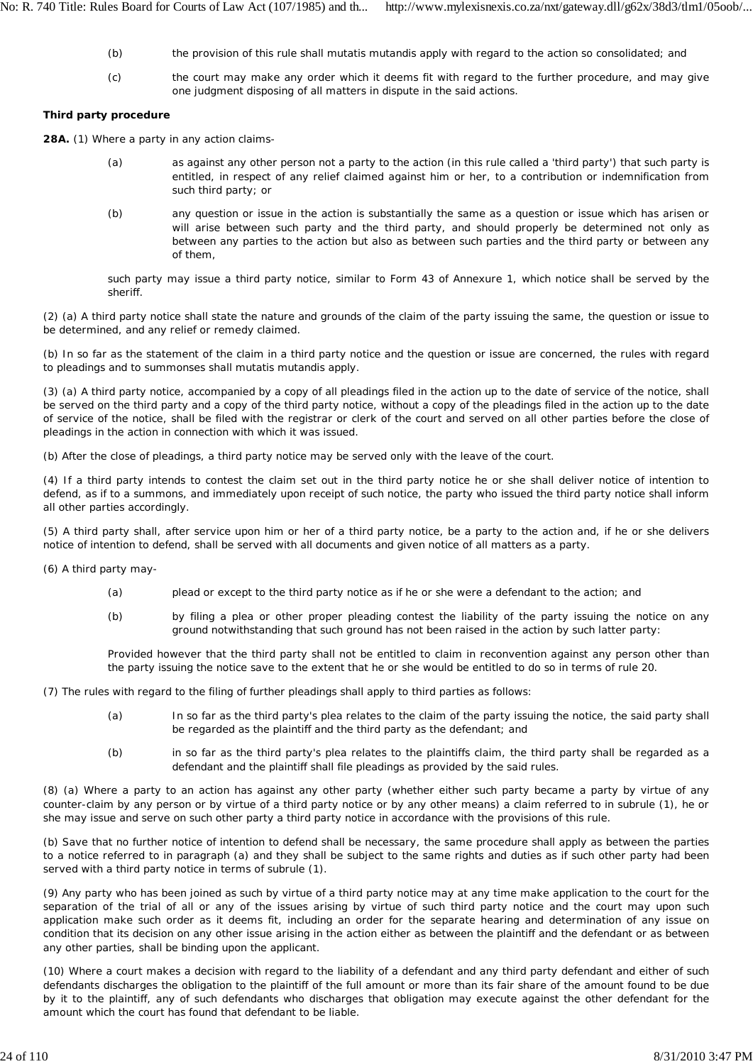(b) the provision of this rule shall mutatis mutandis apply with regard to the action so consolidated; and

(c) the court may make any order which it deems fit with regard to the further procedure, and may give one judgment disposing of all matters in dispute in the said actions.

**Third party procedure**

**28A.** (1) Where a party in any action claims-

(a) as against any other person not a party to the action (in this rule called a 'third party') that such party is entitled, in respect of any relief claimed against him or her, to a contribution or indemnification from such third party; or

(b) any question or issue in the action is substantially the same as a question or issue which has arisen or will arise between such party and the third party, and should properly be determined not only as between any parties to the action but also as between such parties and the third party or between any of them,

such party may issue a third party notice, similar to Form 43 of Annexure 1, which notice shall be served by the sheriff.

(2) (a) A third party notice shall state the nature and grounds of the claim of the party issuing the same, the question or issue to be determined, and any relief or remedy claimed.

(b) In so far as the statement of the claim in a third party notice and the question or issue are concerned, the rules with regard to pleadings and to summonses shall mutatis mutandis apply.

(3) (a) A third party notice, accompanied by a copy of all pleadings filed in the action up to the date of service of the notice, shall be served on the third party and a copy of the third party notice, without a copy of the pleadings filed in the action up to the date of service of the notice, shall be filed with the registrar or clerk of the court and served on all other parties before the close of pleadings in the action in connection with which it was issued.

(b) After the close of pleadings, a third party notice may be served only with the leave of the court.

(4) If a third party intends to contest the claim set out in the third party notice he or she shall deliver notice of intention to defend, as if to a summons, and immediately upon receipt of such notice, the party who issued the third party notice shall inform all other parties accordingly.

(5) A third party shall, after service upon him or her of a third party notice, be a party to the action and, if he or she delivers notice of intention to defend, shall be served with all documents and given notice of all matters as a party.

(6) A third party may-

(a) plead or except to the third party notice as if he or she were a defendant to the action; and

(b) by filing a plea or other proper pleading contest the liability of the party issuing the notice on any ground notwithstanding that such ground has not been raised in the action by such latter party:

Provided however that the third party shall not be entitled to claim in reconvention against any person other than the party issuing the notice save to the extent that he or she would be entitled to do so in terms of rule 20.

(7) The rules with regard to the filing of further pleadings shall apply to third parties as follows:

(a) In so far as the third party's plea relates to the claim of the party issuing the notice, the said party shall be regarded as the plaintiff and the third party as the defendant; and

(b) in so far as the third party's plea relates to the plaintiffs claim, the third party shall be regarded as a defendant and the plaintiff shall file pleadings as provided by the said rules.

(8) (a) Where a party to an action has against any other party (whether either such party became a party by virtue of any counter-claim by any person or by virtue of a third party notice or by any other means) a claim referred to in subrule (1), he or she may issue and serve on such other party a third party notice in accordance with the provisions of this rule.

(b) Save that no further notice of intention to defend shall be necessary, the same procedure shall apply as between the parties to a notice referred to in paragraph (a) and they shall be subject to the same rights and duties as if such other party had been served with a third party notice in terms of subrule (1).

(9) Any party who has been joined as such by virtue of a third party notice may at any time make application to the court for the separation of the trial of all or any of the issues arising by virtue of such third party notice and the court may upon such application make such order as it deems fit, including an order for the separate hearing and determination of any issue on condition that its decision on any other issue arising in the action either as between the plaintiff and the defendant or as between any other parties, shall be binding upon the applicant.

(10) Where a court makes a decision with regard to the liability of a defendant and any third party defendant and either of such defendants discharges the obligation to the plaintiff of the full amount or more than its fair share of the amount found to be due by it to the plaintiff, any of such defendants who discharges that obligation may execute against the other defendant for the amount which the court has found that defendant to be liable.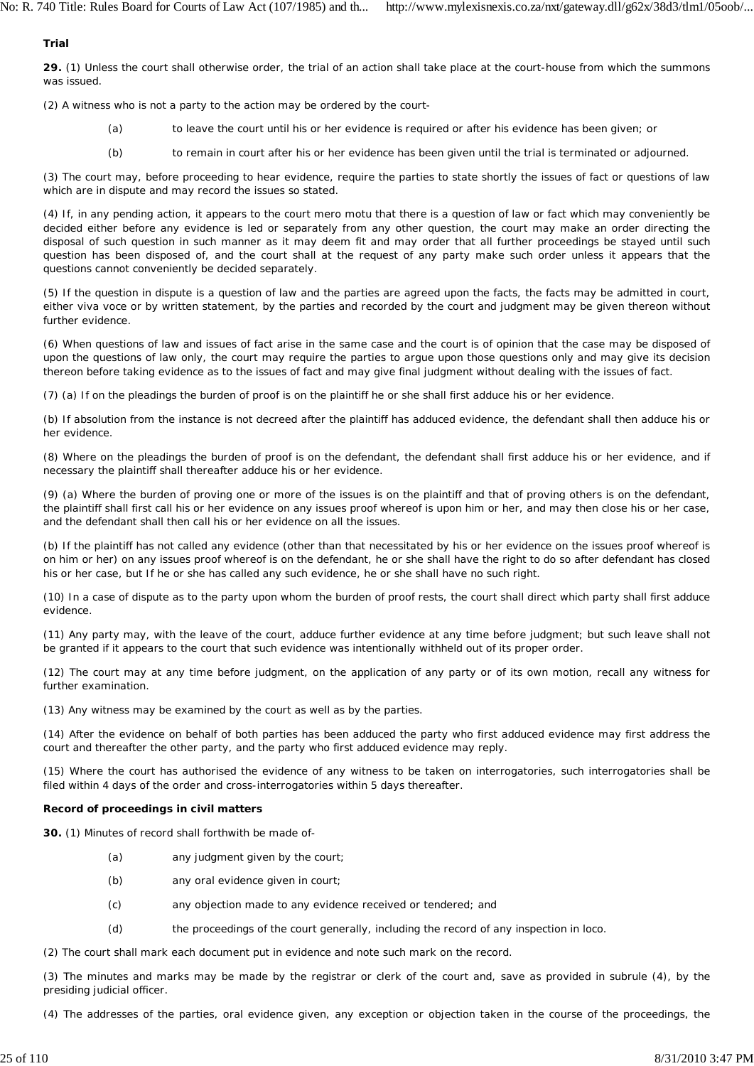**Trial**

**29.** (1) Unless the court shall otherwise order, the trial of an action shall take place at the court-house from which the summons was issued.

(2) A witness who is not a party to the action may be ordered by the court-

(a) to leave the court until his or her evidence is required or after his evidence has been given; or

(b) to remain in court after his or her evidence has been given until the trial is terminated or adjourned.

(3) The court may, before proceeding to hear evidence, require the parties to state shortly the issues of fact or questions of law which are in dispute and may record the issues so stated.

(4) If, in any pending action, it appears to the court mero motu that there is a question of law or fact which may conveniently be decided either before any evidence is led or separately from any other question, the court may make an order directing the disposal of such question in such manner as it may deem fit and may order that all further proceedings be stayed until such question has been disposed of, and the court shall at the request of any party make such order unless it appears that the questions cannot conveniently be decided separately.

(5) If the question in dispute is a question of law and the parties are agreed upon the facts, the facts may be admitted in court, either viva voce or by written statement, by the parties and recorded by the court and judgment may be given thereon without further evidence.

(6) When questions of law and issues of fact arise in the same case and the court is of opinion that the case may be disposed of upon the questions of law only, the court may require the parties to argue upon those questions only and may give its decision thereon before taking evidence as to the issues of fact and may give final judgment without dealing with the issues of fact.

(7) (a) If on the pleadings the burden of proof is on the plaintiff he or she shall first adduce his or her evidence.

(b) If absolution from the instance is not decreed after the plaintiff has adduced evidence, the defendant shall then adduce his or her evidence.

(8) Where on the pleadings the burden of proof is on the defendant, the defendant shall first adduce his or her evidence, and if necessary the plaintiff shall thereafter adduce his or her evidence.

(9) (a) Where the burden of proving one or more of the issues is on the plaintiff and that of proving others is on the defendant, the plaintiff shall first call his or her evidence on any issues proof whereof is upon him or her, and may then close his or her case, and the defendant shall then call his or her evidence on all the issues.

(b) If the plaintiff has not called any evidence (other than that necessitated by his or her evidence on the issues proof whereof is on him or her) on any issues proof whereof is on the defendant, he or she shall have the right to do so after defendant has closed his or her case, but If he or she has called any such evidence, he or she shall have no such right.

(10) In a case of dispute as to the party upon whom the burden of proof rests, the court shall direct which party shall first adduce evidence.

(11) Any party may, with the leave of the court, adduce further evidence at any time before judgment; but such leave shall not be granted if it appears to the court that such evidence was intentionally withheld out of its proper order.

(12) The court may at any time before judgment, on the application of any party or of its own motion, recall any witness for further examination.

(13) Any witness may be examined by the court as well as by the parties.

(14) After the evidence on behalf of both parties has been adduced the party who first adduced evidence may first address the court and thereafter the other party, and the party who first adduced evidence may reply.

(15) Where the court has authorised the evidence of any witness to be taken on interrogatories, such interrogatories shall be filed within 4 days of the order and cross-interrogatories within 5 days thereafter.

**Record of proceedings in civil matters**

**30.** (1) Minutes of record shall forthwith be made of-

(a) any judgment given by the court;

(b) any oral evidence given in court;

(c) any objection made to any evidence received or tendered; and

(d) the proceedings of the court generally, including the record of any inspection in loco.

(2) The court shall mark each document put in evidence and note such mark on the record.

(3) The minutes and marks may be made by the registrar or clerk of the court and, save as provided in subrule (4), by the presiding judicial officer.

(4) The addresses of the parties, oral evidence given, any exception or objection taken in the course of the proceedings, the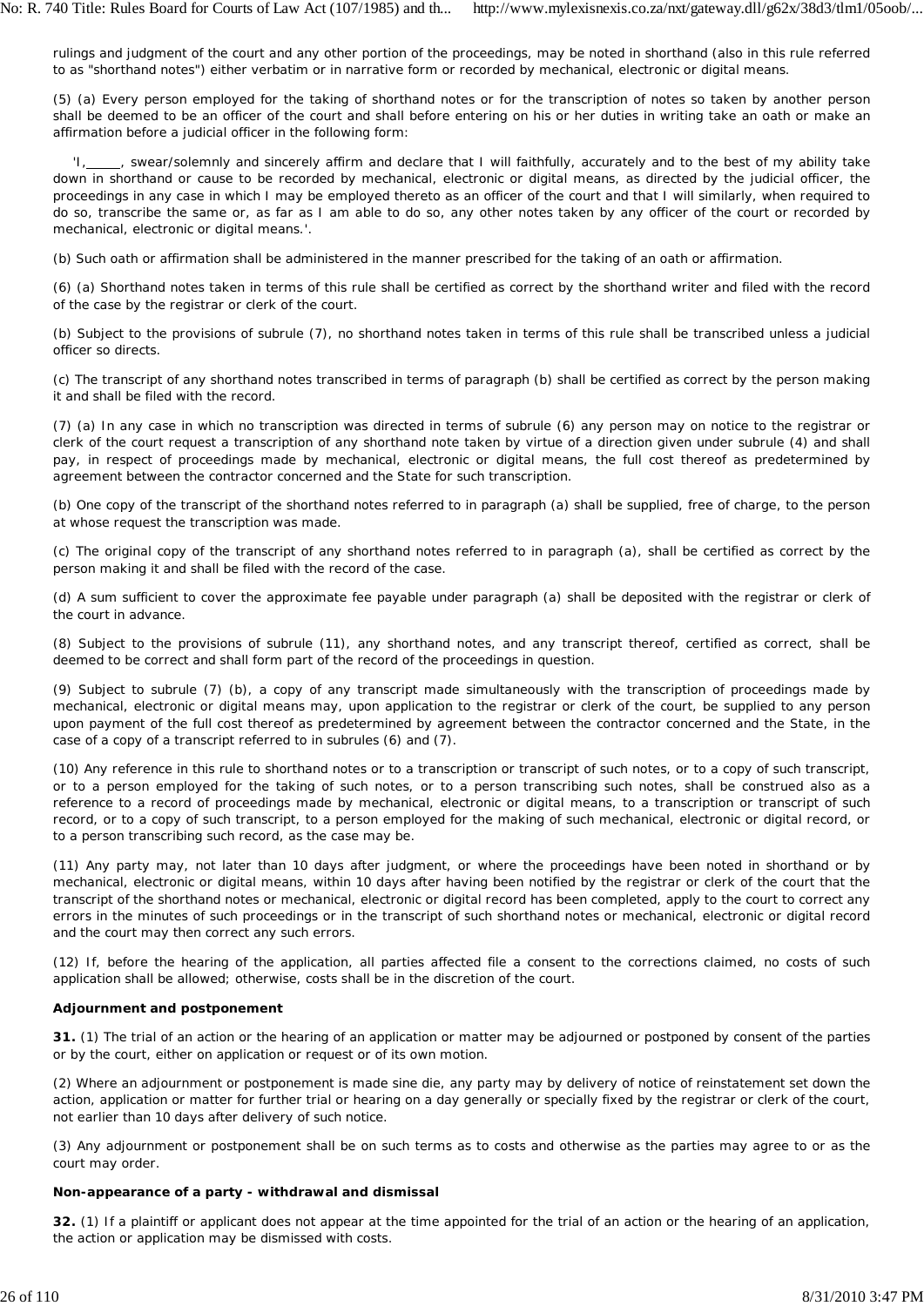rulings and judgment of the court and any other portion of the proceedings, may be noted in shorthand (also in this rule referred to as "shorthand notes") either verbatim or in narrative form or recorded by mechanical, electronic or digital means.

(5) (a) Every person employed for the taking of shorthand notes or for the transcription of notes so taken by another person shall be deemed to be an officer of the court and shall before entering on his or her duties in writing take an oath or make an affirmation before a judicial officer in the following form:

'I,_____, swear/solemnly and sincerely affirm and declare that I will faithfully, accurately and to the best of my ability take down in shorthand or cause to be recorded by mechanical, electronic or digital means, as directed by the judicial officer, the proceedings in any case in which I may be employed thereto as an officer of the court and that I will similarly, when required to do so, transcribe the same or, as far as I am able to do so, any other notes taken by any officer of the court or recorded by mechanical, electronic or digital means.'.

(b) Such oath or affirmation shall be administered in the manner prescribed for the taking of an oath or affirmation.

(6) (a) Shorthand notes taken in terms of this rule shall be certified as correct by the shorthand writer and filed with the record of the case by the registrar or clerk of the court.

(b) Subject to the provisions of subrule (7), no shorthand notes taken in terms of this rule shall be transcribed unless a judicial officer so directs.

(c) The transcript of any shorthand notes transcribed in terms of paragraph (b) shall be certified as correct by the person making it and shall be filed with the record.

(7) (a) In any case in which no transcription was directed in terms of subrule (6) any person may on notice to the registrar or clerk of the court request a transcription of any shorthand note taken by virtue of a direction given under subrule (4) and shall pay, in respect of proceedings made by mechanical, electronic or digital means, the full cost thereof as predetermined by agreement between the contractor concerned and the State for such transcription.

(b) One copy of the transcript of the shorthand notes referred to in paragraph (a) shall be supplied, free of charge, to the person at whose request the transcription was made.

(c) The original copy of the transcript of any shorthand notes referred to in paragraph (a), shall be certified as correct by the person making it and shall be filed with the record of the case.

(d) A sum sufficient to cover the approximate fee payable under paragraph (a) shall be deposited with the registrar or clerk of the court in advance.

(8) Subject to the provisions of subrule (11), any shorthand notes, and any transcript thereof, certified as correct, shall be deemed to be correct and shall form part of the record of the proceedings in question.

(9) Subject to subrule (7) (b), a copy of any transcript made simultaneously with the transcription of proceedings made by mechanical, electronic or digital means may, upon application to the registrar or clerk of the court, be supplied to any person upon payment of the full cost thereof as predetermined by agreement between the contractor concerned and the State, in the case of a copy of a transcript referred to in subrules (6) and (7).

(10) Any reference in this rule to shorthand notes or to a transcription or transcript of such notes, or to a copy of such transcript, or to a person employed for the taking of such notes, or to a person transcribing such notes, shall be construed also as a reference to a record of proceedings made by mechanical, electronic or digital means, to a transcription or transcript of such record, or to a copy of such transcript, to a person employed for the making of such mechanical, electronic or digital record, or to a person transcribing such record, as the case may be.

(11) Any party may, not later than 10 days after judgment, or where the proceedings have been noted in shorthand or by mechanical, electronic or digital means, within 10 days after having been notified by the registrar or clerk of the court that the transcript of the shorthand notes or mechanical, electronic or digital record has been completed, apply to the court to correct any errors in the minutes of such proceedings or in the transcript of such shorthand notes or mechanical, electronic or digital record and the court may then correct any such errors.

(12) If, before the hearing of the application, all parties affected file a consent to the corrections claimed, no costs of such application shall be allowed; otherwise, costs shall be in the discretion of the court.

**Adjournment and postponement**

**31.** (1) The trial of an action or the hearing of an application or matter may be adjourned or postponed by consent of the parties or by the court, either on application or request or of its own motion.

(2) Where an adjournment or postponement is made sine die, any party may by delivery of notice of reinstatement set down the action, application or matter for further trial or hearing on a day generally or specially fixed by the registrar or clerk of the court, not earlier than 10 days after delivery of such notice.

(3) Any adjournment or postponement shall be on such terms as to costs and otherwise as the parties may agree to or as the court may order.

**Non-appearance of a party - withdrawal and dismissal**

**32.** (1) If a plaintiff or applicant does not appear at the time appointed for the trial of an action or the hearing of an application, the action or application may be dismissed with costs.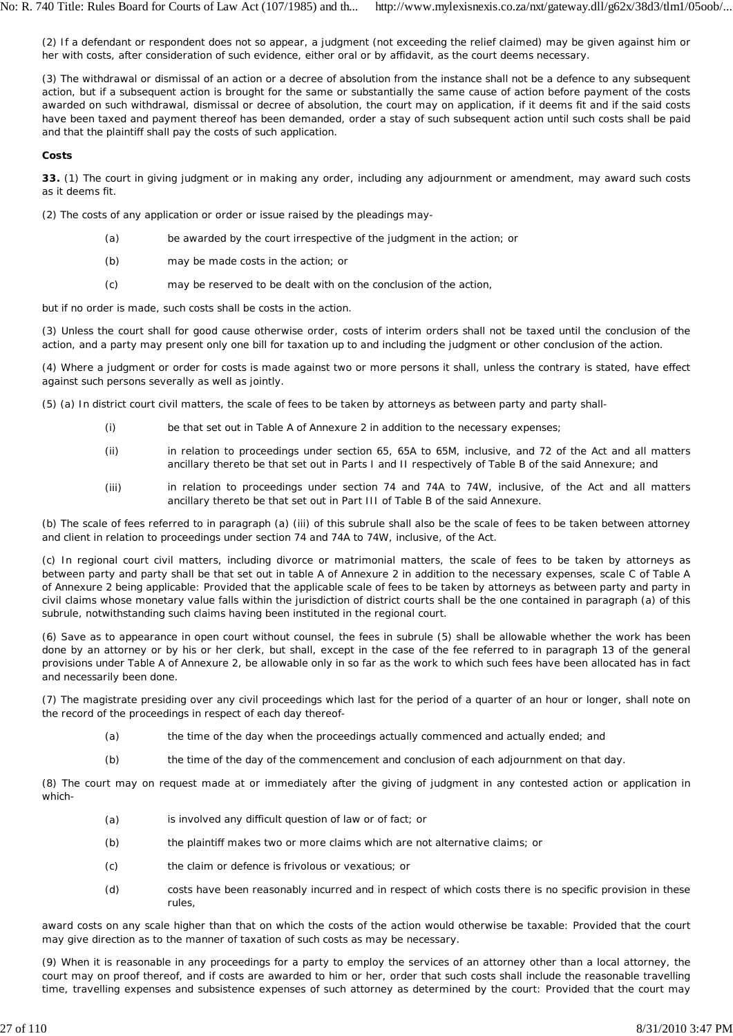(2) If a defendant or respondent does not so appear, a judgment (not exceeding the relief claimed) may be given against him or her with costs, after consideration of such evidence, either oral or by affidavit, as the court deems necessary.

(3) The withdrawal or dismissal of an action or a decree of absolution from the instance shall not be a defence to any subsequent action, but if a subsequent action is brought for the same or substantially the same cause of action before payment of the costs awarded on such withdrawal, dismissal or decree of absolution, the court may on application, if it deems fit and if the said costs have been taxed and payment thereof has been demanded, order a stay of such subsequent action until such costs shall be paid and that the plaintiff shall pay the costs of such application.

**Costs**

**33.** (1) The court in giving judgment or in making any order, including any adjournment or amendment, may award such costs as it deems fit.

(2) The costs of any application or order or issue raised by the pleadings may-

(a) be awarded by the court irrespective of the judgment in the action; or

(b) may be made costs in the action; or

(c) may be reserved to be dealt with on the conclusion of the action,

but if no order is made, such costs shall be costs in the action.

(3) Unless the court shall for good cause otherwise order, costs of interim orders shall not be taxed until the conclusion of the action, and a party may present only one bill for taxation up to and including the judgment or other conclusion of the action.

(4) Where a judgment or order for costs is made against two or more persons it shall, unless the contrary is stated, have effect against such persons severally as well as jointly.

(5) (a) In district court civil matters, the scale of fees to be taken by attorneys as between party and party shall-

(i) be that set out in Table A of Annexure 2 in addition to the necessary expenses;

(ii) in relation to proceedings under section 65, 65A to 65M, inclusive, and 72 of the Act and all matters ancillary thereto be that set out in Parts I and II respectively of Table B of the said Annexure; and

(iii) in relation to proceedings under section 74 and 74A to 74W, inclusive, of the Act and all matters ancillary thereto be that set out in Part III of Table B of the said Annexure.

(b) The scale of fees referred to in paragraph (a) (iii) of this subrule shall also be the scale of fees to be taken between attorney and client in relation to proceedings under section 74 and 74A to 74W, inclusive, of the Act.

(c) In regional court civil matters, including divorce or matrimonial matters, the scale of fees to be taken by attorneys as between party and party shall be that set out in table A of Annexure 2 in addition to the necessary expenses, scale C of Table A of Annexure 2 being applicable: Provided that the applicable scale of fees to be taken by attorneys as between party and party in civil claims whose monetary value falls within the jurisdiction of district courts shall be the one contained in paragraph (a) of this subrule, notwithstanding such claims having been instituted in the regional court.

(6) Save as to appearance in open court without counsel, the fees in subrule (5) shall be allowable whether the work has been done by an attorney or by his or her clerk, but shall, except in the case of the fee referred to in paragraph 13 of the general provisions under Table A of Annexure 2, be allowable only in so far as the work to which such fees have been allocated has in fact and necessarily been done.

(7) The magistrate presiding over any civil proceedings which last for the period of a quarter of an hour or longer, shall note on the record of the proceedings in respect of each day thereof-

(a) the time of the day when the proceedings actually commenced and actually ended; and

(b) the time of the day of the commencement and conclusion of each adjournment on that day.

(8) The court may on request made at or immediately after the giving of judgment in any contested action or application in which-

(a) is involved any difficult question of law or of fact; or

(b) the plaintiff makes two or more claims which are not alternative claims; or

(c) the claim or defence is frivolous or vexatious; or

(d) costs have been reasonably incurred and in respect of which costs there is no specific provision in these rules,

award costs on any scale higher than that on which the costs of the action would otherwise be taxable: Provided that the court may give direction as to the manner of taxation of such costs as may be necessary.

(9) When it is reasonable in any proceedings for a party to employ the services of an attorney other than a local attorney, the court may on proof thereof, and if costs are awarded to him or her, order that such costs shall include the reasonable travelling time, travelling expenses and subsistence expenses of such attorney as determined by the court: Provided that the court may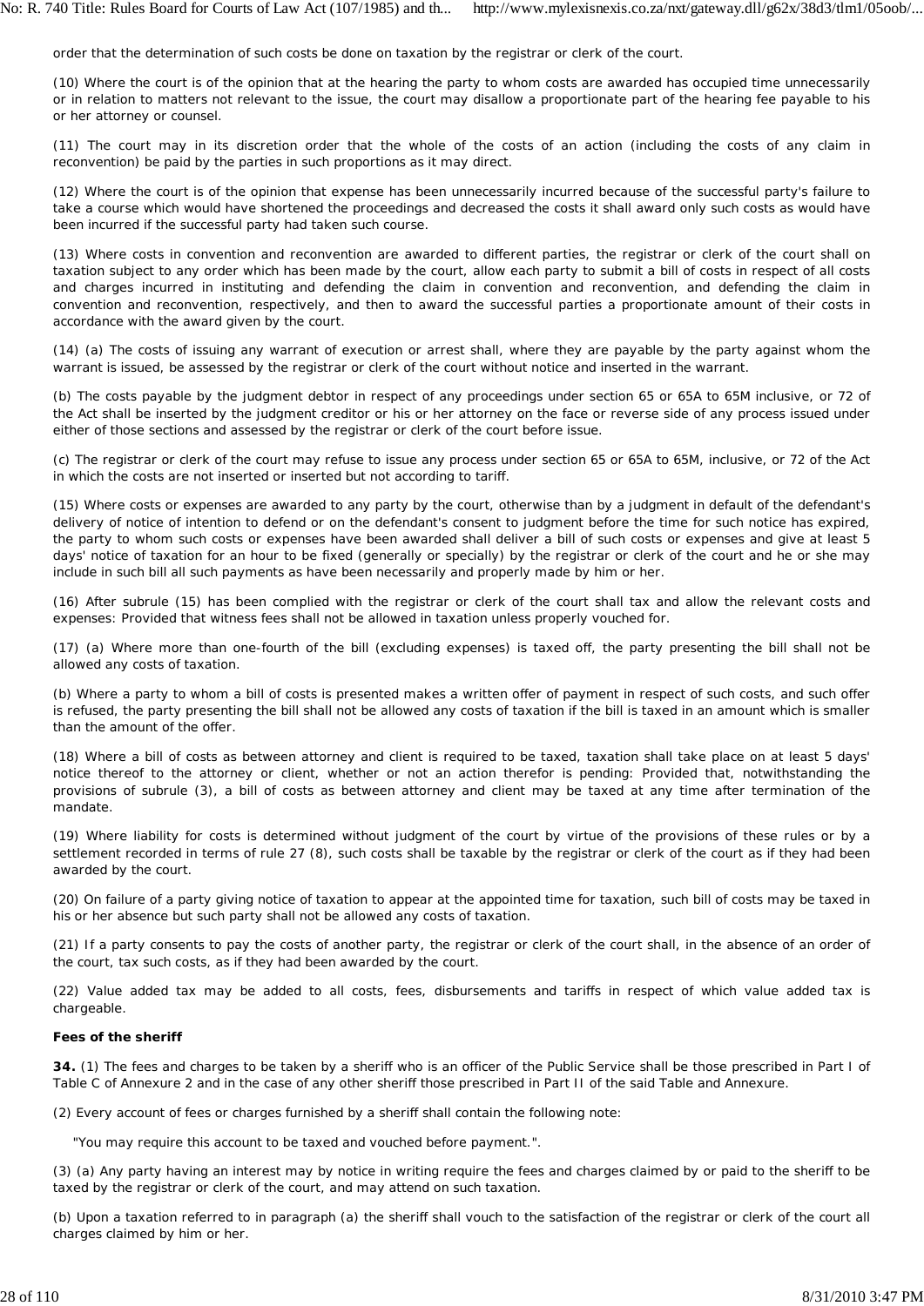order that the determination of such costs be done on taxation by the registrar or clerk of the court.

(10) Where the court is of the opinion that at the hearing the party to whom costs are awarded has occupied time unnecessarily or in relation to matters not relevant to the issue, the court may disallow a proportionate part of the hearing fee payable to his or her attorney or counsel.

(11) The court may in its discretion order that the whole of the costs of an action (including the costs of any claim in reconvention) be paid by the parties in such proportions as it may direct.

(12) Where the court is of the opinion that expense has been unnecessarily incurred because of the successful party's failure to take a course which would have shortened the proceedings and decreased the costs it shall award only such costs as would have been incurred if the successful party had taken such course.

(13) Where costs in convention and reconvention are awarded to different parties, the registrar or clerk of the court shall on taxation subject to any order which has been made by the court, allow each party to submit a bill of costs in respect of all costs and charges incurred in instituting and defending the claim in convention and reconvention, and defending the claim in convention and reconvention, respectively, and then to award the successful parties a proportionate amount of their costs in accordance with the award given by the court.

(14) (a) The costs of issuing any warrant of execution or arrest shall, where they are payable by the party against whom the warrant is issued, be assessed by the registrar or clerk of the court without notice and inserted in the warrant.

(b) The costs payable by the judgment debtor in respect of any proceedings under section 65 or 65A to 65M inclusive, or 72 of the Act shall be inserted by the judgment creditor or his or her attorney on the face or reverse side of any process issued under either of those sections and assessed by the registrar or clerk of the court before issue.

(c) The registrar or clerk of the court may refuse to issue any process under section 65 or 65A to 65M, inclusive, or 72 of the Act in which the costs are not inserted or inserted but not according to tariff.

(15) Where costs or expenses are awarded to any party by the court, otherwise than by a judgment in default of the defendant's delivery of notice of intention to defend or on the defendant's consent to judgment before the time for such notice has expired, the party to whom such costs or expenses have been awarded shall deliver a bill of such costs or expenses and give at least 5 days' notice of taxation for an hour to be fixed (generally or specially) by the registrar or clerk of the court and he or she may include in such bill all such payments as have been necessarily and properly made by him or her.

(16) After subrule (15) has been complied with the registrar or clerk of the court shall tax and allow the relevant costs and expenses: Provided that witness fees shall not be allowed in taxation unless properly vouched for.

(17) (a) Where more than one-fourth of the bill (excluding expenses) is taxed off, the party presenting the bill shall not be allowed any costs of taxation.

(b) Where a party to whom a bill of costs is presented makes a written offer of payment in respect of such costs, and such offer is refused, the party presenting the bill shall not be allowed any costs of taxation if the bill is taxed in an amount which is smaller than the amount of the offer.

(18) Where a bill of costs as between attorney and client is required to be taxed, taxation shall take place on at least 5 days' notice thereof to the attorney or client, whether or not an action therefor is pending: Provided that, notwithstanding the provisions of subrule (3), a bill of costs as between attorney and client may be taxed at any time after termination of the mandate.

(19) Where liability for costs is determined without judgment of the court by virtue of the provisions of these rules or by a settlement recorded in terms of rule 27 (8), such costs shall be taxable by the registrar or clerk of the court as if they had been awarded by the court.

(20) On failure of a party giving notice of taxation to appear at the appointed time for taxation, such bill of costs may be taxed in his or her absence but such party shall not be allowed any costs of taxation.

(21) If a party consents to pay the costs of another party, the registrar or clerk of the court shall, in the absence of an order of the court, tax such costs, as if they had been awarded by the court.

(22) Value added tax may be added to all costs, fees, disbursements and tariffs in respect of which value added tax is chargeable.

**Fees of the sheriff**

**34.** (1) The fees and charges to be taken by a sheriff who is an officer of the Public Service shall be those prescribed in Part I of Table C of Annexure 2 and in the case of any other sheriff those prescribed in Part II of the said Table and Annexure.

(2) Every account of fees or charges furnished by a sheriff shall contain the following note:

"You may require this account to be taxed and vouched before payment.".

(3) (a) Any party having an interest may by notice in writing require the fees and charges claimed by or paid to the sheriff to be taxed by the registrar or clerk of the court, and may attend on such taxation.

(b) Upon a taxation referred to in paragraph (a) the sheriff shall vouch to the satisfaction of the registrar or clerk of the court all charges claimed by him or her.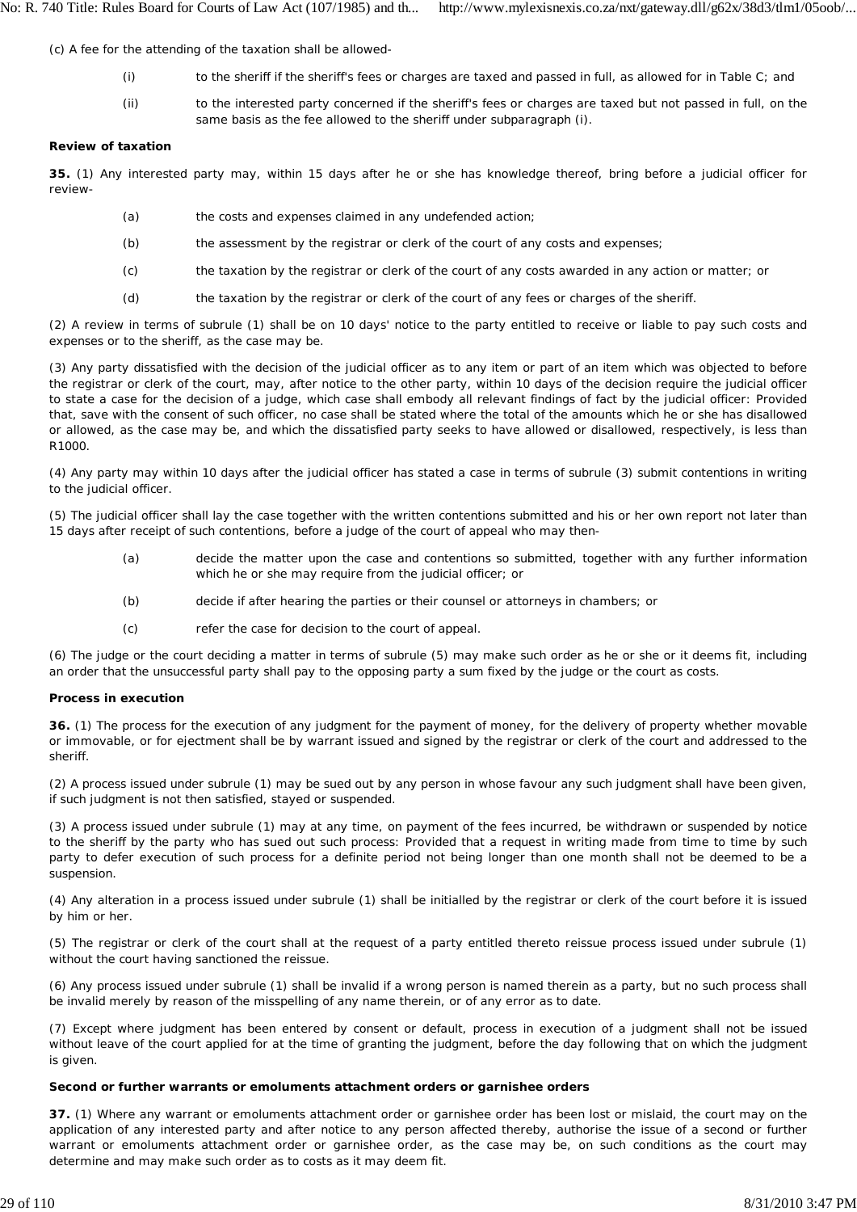(c) A fee for the attending of the taxation shall be allowed-

(i) to the sheriff if the sheriff's fees or charges are taxed and passed in full, as allowed for in Table C; and

(ii) to the interested party concerned if the sheriff's fees or charges are taxed but not passed in full, on the same basis as the fee allowed to the sheriff under subparagraph (i).

**Review of taxation**

**35.** (1) Any interested party may, within 15 days after he or she has knowledge thereof, bring before a judicial officer for review-

(a) the costs and expenses claimed in any undefended action;

(b) the assessment by the registrar or clerk of the court of any costs and expenses;

(c) the taxation by the registrar or clerk of the court of any costs awarded in any action or matter; or

(d) the taxation by the registrar or clerk of the court of any fees or charges of the sheriff.

(2) A review in terms of subrule (1) shall be on 10 days' notice to the party entitled to receive or liable to pay such costs and expenses or to the sheriff, as the case may be.

(3) Any party dissatisfied with the decision of the judicial officer as to any item or part of an item which was objected to before the registrar or clerk of the court, may, after notice to the other party, within 10 days of the decision require the judicial officer to state a case for the decision of a judge, which case shall embody all relevant findings of fact by the judicial officer: Provided that, save with the consent of such officer, no case shall be stated where the total of the amounts which he or she has disallowed or allowed, as the case may be, and which the dissatisfied party seeks to have allowed or disallowed, respectively, is less than R1000.

(4) Any party may within 10 days after the judicial officer has stated a case in terms of subrule (3) submit contentions in writing to the judicial officer.

(5) The judicial officer shall lay the case together with the written contentions submitted and his or her own report not later than 15 days after receipt of such contentions, before a judge of the court of appeal who may then-

(a) decide the matter upon the case and contentions so submitted, together with any further information which he or she may require from the judicial officer; or

(b) decide if after hearing the parties or their counsel or attorneys in chambers; or

(c) refer the case for decision to the court of appeal.

(6) The judge or the court deciding a matter in terms of subrule (5) may make such order as he or she or it deems fit, including an order that the unsuccessful party shall pay to the opposing party a sum fixed by the judge or the court as costs.

**Process in execution**

**36.** (1) The process for the execution of any judgment for the payment of money, for the delivery of property whether movable or immovable, or for ejectment shall be by warrant issued and signed by the registrar or clerk of the court and addressed to the sheriff.

(2) A process issued under subrule (1) may be sued out by any person in whose favour any such judgment shall have been given, if such judgment is not then satisfied, stayed or suspended.

(3) A process issued under subrule (1) may at any time, on payment of the fees incurred, be withdrawn or suspended by notice to the sheriff by the party who has sued out such process: Provided that a request in writing made from time to time by such party to defer execution of such process for a definite period not being longer than one month shall not be deemed to be a suspension.

(4) Any alteration in a process issued under subrule (1) shall be initialled by the registrar or clerk of the court before it is issued by him or her.

(5) The registrar or clerk of the court shall at the request of a party entitled thereto reissue process issued under subrule (1) without the court having sanctioned the reissue.

(6) Any process issued under subrule (1) shall be invalid if a wrong person is named therein as a party, but no such process shall be invalid merely by reason of the misspelling of any name therein, or of any error as to date.

(7) Except where judgment has been entered by consent or default, process in execution of a judgment shall not be issued without leave of the court applied for at the time of granting the judgment, before the day following that on which the judgment is given.

**Second or further warrants or emoluments attachment orders or garnishee orders**

**37.** (1) Where any warrant or emoluments attachment order or garnishee order has been lost or mislaid, the court may on the application of any interested party and after notice to any person affected thereby, authorise the issue of a second or further warrant or emoluments attachment order or garnishee order, as the case may be, on such conditions as the court may determine and may make such order as to costs as it may deem fit.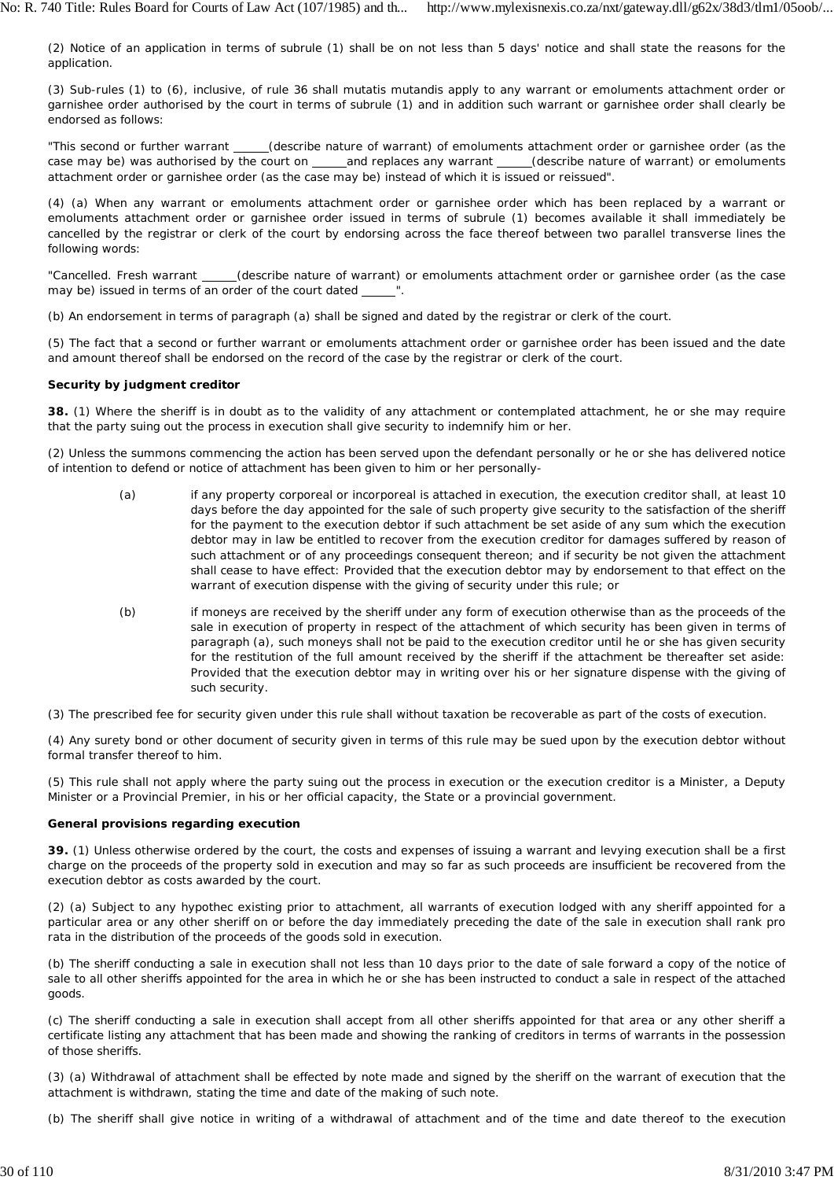(2) Notice of an application in terms of subrule (1) shall be on not less than 5 days' notice and shall state the reasons for the application.

(3) Sub-rules (1) to (6), inclusive, of rule 36 shall mutatis mutandis apply to any warrant or emoluments attachment order or garnishee order authorised by the court in terms of subrule (1) and in addition such warrant or garnishee order shall clearly be endorsed as follows:

"This second or further warrant _____(describe nature of warrant) of emoluments attachment order or garnishee order (as the case may be) was authorised by the court on _____and replaces any warrant _____(describe nature of warrant) or emoluments attachment order or garnishee order (as the case may be) instead of which it is issued or reissued".

(4) (a) When any warrant or emoluments attachment order or garnishee order which has been replaced by a warrant or emoluments attachment order or garnishee order issued in terms of subrule (1) becomes available it shall immediately be cancelled by the registrar or clerk of the court by endorsing across the face thereof between two parallel transverse lines the following words:

"Cancelled. Fresh warrant _____(describe nature of warrant) or emoluments attachment order or garnishee order (as the case may be) issued in terms of an order of the court dated _____".

(b) An endorsement in terms of paragraph (a) shall be signed and dated by the registrar or clerk of the court.

(5) The fact that a second or further warrant or emoluments attachment order or garnishee order has been issued and the date and amount thereof shall be endorsed on the record of the case by the registrar or clerk of the court.

**Security by judgment creditor**

**38.** (1) Where the sheriff is in doubt as to the validity of any attachment or contemplated attachment, he or she may require that the party suing out the process in execution shall give security to indemnify him or her.

(2) Unless the summons commencing the action has been served upon the defendant personally or he or she has delivered notice of intention to defend or notice of attachment has been given to him or her personally-

(a) if any property corporeal or incorporeal is attached in execution, the execution creditor shall, at least 10 days before the day appointed for the sale of such property give security to the satisfaction of the sheriff for the payment to the execution debtor if such attachment be set aside of any sum which the execution debtor may in law be entitled to recover from the execution creditor for damages suffered by reason of such attachment or of any proceedings consequent thereon; and if security be not given the attachment shall cease to have effect: Provided that the execution debtor may by endorsement to that effect on the warrant of execution dispense with the giving of security under this rule; or

(b) if moneys are received by the sheriff under any form of execution otherwise than as the proceeds of the sale in execution of property in respect of the attachment of which security has been given in terms of paragraph (a), such moneys shall not be paid to the execution creditor until he or she has given security for the restitution of the full amount received by the sheriff if the attachment be thereafter set aside: Provided that the execution debtor may in writing over his or her signature dispense with the giving of such security.

(3) The prescribed fee for security given under this rule shall without taxation be recoverable as part of the costs of execution.

(4) Any surety bond or other document of security given in terms of this rule may be sued upon by the execution debtor without formal transfer thereof to him.

(5) This rule shall not apply where the party suing out the process in execution or the execution creditor is a Minister, a Deputy Minister or a Provincial Premier, in his or her official capacity, the State or a provincial government.

**General provisions regarding execution**

**39.** (1) Unless otherwise ordered by the court, the costs and expenses of issuing a warrant and levying execution shall be a first charge on the proceeds of the property sold in execution and may so far as such proceeds are insufficient be recovered from the execution debtor as costs awarded by the court.

(2) (a) Subject to any hypothec existing prior to attachment, all warrants of execution lodged with any sheriff appointed for a particular area or any other sheriff on or before the day immediately preceding the date of the sale in execution shall rank pro rata in the distribution of the proceeds of the goods sold in execution.

(b) The sheriff conducting a sale in execution shall not less than 10 days prior to the date of sale forward a copy of the notice of sale to all other sheriffs appointed for the area in which he or she has been instructed to conduct a sale in respect of the attached goods.

(c) The sheriff conducting a sale in execution shall accept from all other sheriffs appointed for that area or any other sheriff a certificate listing any attachment that has been made and showing the ranking of creditors in terms of warrants in the possession of those sheriffs.

(3) (a) Withdrawal of attachment shall be effected by note made and signed by the sheriff on the warrant of execution that the attachment is withdrawn, stating the time and date of the making of such note.

(b) The sheriff shall give notice in writing of a withdrawal of attachment and of the time and date thereof to the execution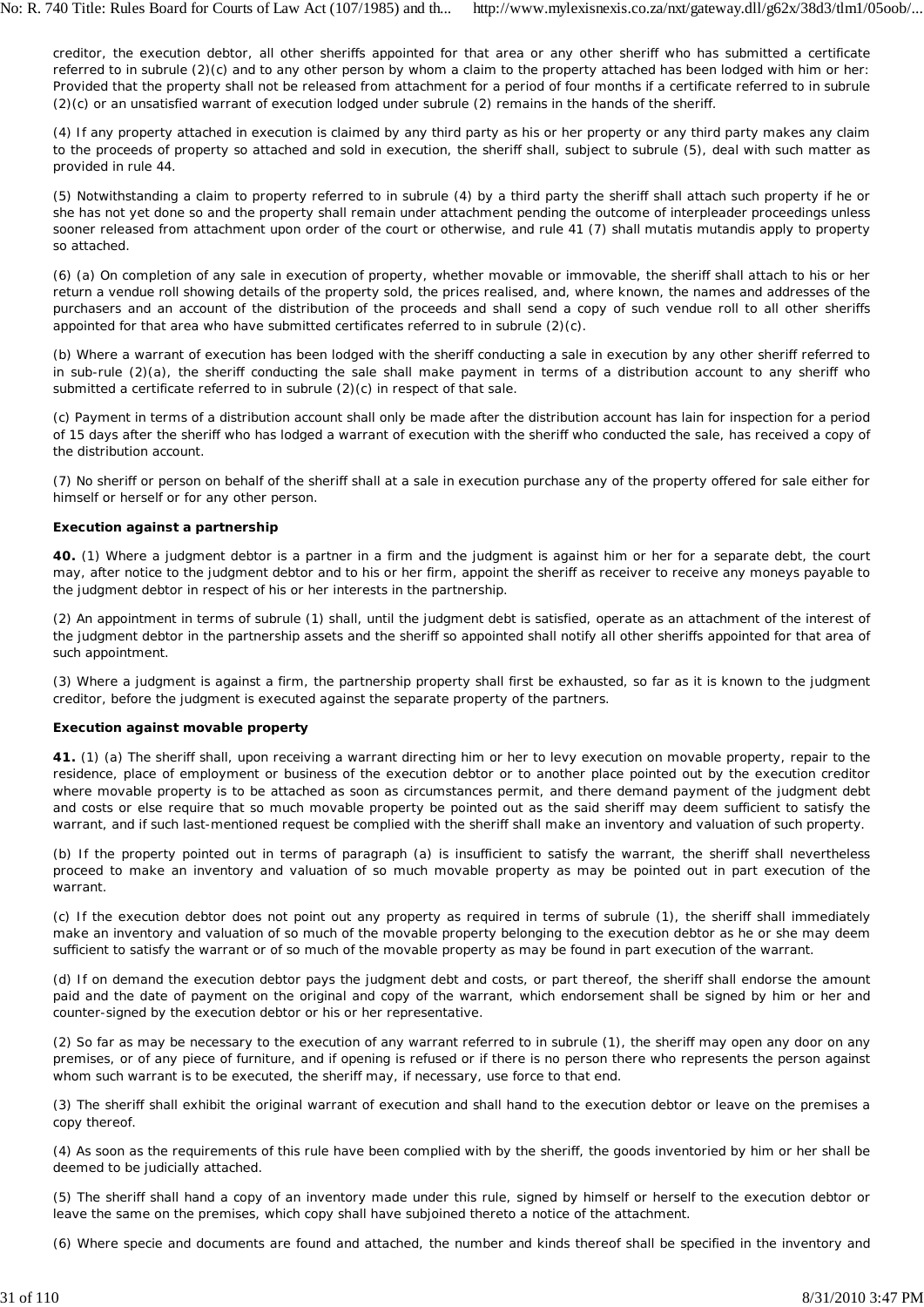creditor, the execution debtor, all other sheriffs appointed for that area or any other sheriff who has submitted a certificate referred to in subrule (2)(c) and to any other person by whom a claim to the property attached has been lodged with him or her: Provided that the property shall not be released from attachment for a period of four months if a certificate referred to in subrule (2)(c) or an unsatisfied warrant of execution lodged under subrule (2) remains in the hands of the sheriff.

(4) If any property attached in execution is claimed by any third party as his or her property or any third party makes any claim to the proceeds of property so attached and sold in execution, the sheriff shall, subject to subrule (5), deal with such matter as provided in rule 44.

(5) Notwithstanding a claim to property referred to in subrule (4) by a third party the sheriff shall attach such property if he or she has not yet done so and the property shall remain under attachment pending the outcome of interpleader proceedings unless sooner released from attachment upon order of the court or otherwise, and rule 41 (7) shall mutatis mutandis apply to property so attached.

(6) (a) On completion of any sale in execution of property, whether movable or immovable, the sheriff shall attach to his or her return a vendue roll showing details of the property sold, the prices realised, and, where known, the names and addresses of the purchasers and an account of the distribution of the proceeds and shall send a copy of such vendue roll to all other sheriffs appointed for that area who have submitted certificates referred to in subrule (2)(c).

(b) Where a warrant of execution has been lodged with the sheriff conducting a sale in execution by any other sheriff referred to in sub-rule (2)(a), the sheriff conducting the sale shall make payment in terms of a distribution account to any sheriff who submitted a certificate referred to in subrule (2)(c) in respect of that sale.

(c) Payment in terms of a distribution account shall only be made after the distribution account has lain for inspection for a period of 15 days after the sheriff who has lodged a warrant of execution with the sheriff who conducted the sale, has received a copy of the distribution account.

(7) No sheriff or person on behalf of the sheriff shall at a sale in execution purchase any of the property offered for sale either for himself or herself or for any other person.

**Execution against a partnership**

**40.** (1) Where a judgment debtor is a partner in a firm and the judgment is against him or her for a separate debt, the court may, after notice to the judgment debtor and to his or her firm, appoint the sheriff as receiver to receive any moneys payable to the judgment debtor in respect of his or her interests in the partnership.

(2) An appointment in terms of subrule (1) shall, until the judgment debt is satisfied, operate as an attachment of the interest of the judgment debtor in the partnership assets and the sheriff so appointed shall notify all other sheriffs appointed for that area of such appointment.

(3) Where a judgment is against a firm, the partnership property shall first be exhausted, so far as it is known to the judgment creditor, before the judgment is executed against the separate property of the partners.

**Execution against movable property**

**41.** (1) (a) The sheriff shall, upon receiving a warrant directing him or her to levy execution on movable property, repair to the residence, place of employment or business of the execution debtor or to another place pointed out by the execution creditor where movable property is to be attached as soon as circumstances permit, and there demand payment of the judgment debt and costs or else require that so much movable property be pointed out as the said sheriff may deem sufficient to satisfy the warrant, and if such last-mentioned request be complied with the sheriff shall make an inventory and valuation of such property.

(b) If the property pointed out in terms of paragraph (a) is insufficient to satisfy the warrant, the sheriff shall nevertheless proceed to make an inventory and valuation of so much movable property as may be pointed out in part execution of the warrant.

(c) If the execution debtor does not point out any property as required in terms of subrule (1), the sheriff shall immediately make an inventory and valuation of so much of the movable property belonging to the execution debtor as he or she may deem sufficient to satisfy the warrant or of so much of the movable property as may be found in part execution of the warrant.

(d) If on demand the execution debtor pays the judgment debt and costs, or part thereof, the sheriff shall endorse the amount paid and the date of payment on the original and copy of the warrant, which endorsement shall be signed by him or her and counter-signed by the execution debtor or his or her representative.

(2) So far as may be necessary to the execution of any warrant referred to in subrule (1), the sheriff may open any door on any premises, or of any piece of furniture, and if opening is refused or if there is no person there who represents the person against whom such warrant is to be executed, the sheriff may, if necessary, use force to that end.

(3) The sheriff shall exhibit the original warrant of execution and shall hand to the execution debtor or leave on the premises a copy thereof.

(4) As soon as the requirements of this rule have been complied with by the sheriff, the goods inventoried by him or her shall be deemed to be judicially attached.

(5) The sheriff shall hand a copy of an inventory made under this rule, signed by himself or herself to the execution debtor or leave the same on the premises, which copy shall have subjoined thereto a notice of the attachment.

(6) Where specie and documents are found and attached, the number and kinds thereof shall be specified in the inventory and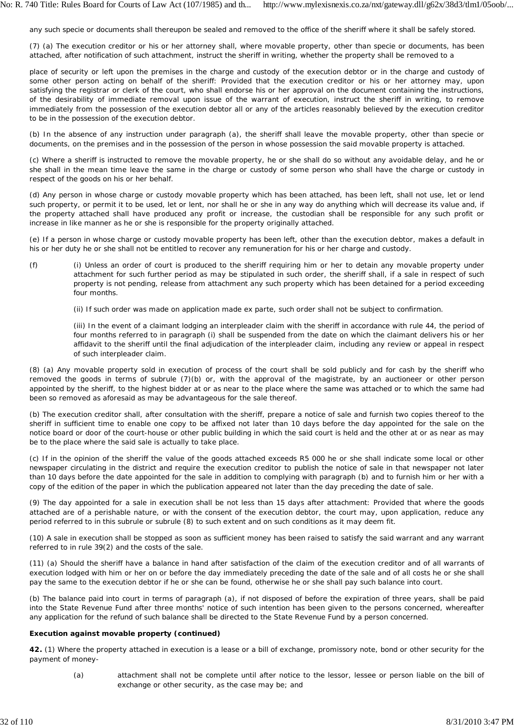any such specie or documents shall thereupon be sealed and removed to the office of the sheriff where it shall be safely stored.

(7) (a) The execution creditor or his or her attorney shall, where movable property, other than specie or documents, has been attached, after notification of such attachment, instruct the sheriff in writing, whether the property shall be removed to a

place of security or left upon the premises in the charge and custody of the execution debtor or in the charge and custody of some other person acting on behalf of the sheriff: Provided that the execution creditor or his or her attorney may, upon satisfying the registrar or clerk of the court, who shall endorse his or her approval on the document containing the instructions, of the desirability of immediate removal upon issue of the warrant of execution, instruct the sheriff in writing, to remove immediately from the possession of the execution debtor all or any of the articles reasonably believed by the execution creditor to be in the possession of the execution debtor.

(b) In the absence of any instruction under paragraph (a), the sheriff shall leave the movable property, other than specie or documents, on the premises and in the possession of the person in whose possession the said movable property is attached.

(c) Where a sheriff is instructed to remove the movable property, he or she shall do so without any avoidable delay, and he or she shall in the mean time leave the same in the charge or custody of some person who shall have the charge or custody in respect of the goods on his or her behalf.

(d) Any person in whose charge or custody movable property which has been attached, has been left, shall not use, let or lend such property, or permit it to be used, let or lent, nor shall he or she in any way do anything which will decrease its value and, if the property attached shall have produced any profit or increase, the custodian shall be responsible for any such profit or increase in like manner as he or she is responsible for the property originally attached.

(e) If a person in whose charge or custody movable property has been left, other than the execution debtor, makes a default in his or her duty he or she shall not be entitled to recover any remuneration for his or her charge and custody.

(f) (i) Unless an order of court is produced to the sheriff requiring him or her to detain any movable property under attachment for such further period as may be stipulated in such order, the sheriff shall, if a sale in respect of such property is not pending, release from attachment any such property which has been detained for a period exceeding four months.

(ii) If such order was made on application made ex parte, such order shall not be subject to confirmation.

(iii) In the event of a claimant lodging an interpleader claim with the sheriff in accordance with rule 44, the period of four months referred to in paragraph (i) shall be suspended from the date on which the claimant delivers his or her affidavit to the sheriff until the final adjudication of the interpleader claim, including any review or appeal in respect of such interpleader claim.

(8) (a) Any movable property sold in execution of process of the court shall be sold publicly and for cash by the sheriff who removed the goods in terms of subrule (7)(b) or, with the approval of the magistrate, by an auctioneer or other person appointed by the sheriff, to the highest bidder at or as near to the place where the same was attached or to which the same had been so removed as aforesaid as may be advantageous for the sale thereof.

(b) The execution creditor shall, after consultation with the sheriff, prepare a notice of sale and furnish two copies thereof to the sheriff in sufficient time to enable one copy to be affixed not later than 10 days before the day appointed for the sale on the notice board or door of the court-house or other public building in which the said court is held and the other at or as near as may be to the place where the said sale is actually to take place.

(c) If in the opinion of the sheriff the value of the goods attached exceeds R5 000 he or she shall indicate some local or other newspaper circulating in the district and require the execution creditor to publish the notice of sale in that newspaper not later than 10 days before the date appointed for the sale in addition to complying with paragraph (b) and to furnish him or her with a copy of the edition of the paper in which the publication appeared not later than the day preceding the date of sale.

(9) The day appointed for a sale in execution shall be not less than 15 days after attachment: Provided that where the goods attached are of a perishable nature, or with the consent of the execution debtor, the court may, upon application, reduce any period referred to in this subrule or subrule (8) to such extent and on such conditions as it may deem fit.

(10) A sale in execution shall be stopped as soon as sufficient money has been raised to satisfy the said warrant and any warrant referred to in rule 39(2) and the costs of the sale.

(11) (a) Should the sheriff have a balance in hand after satisfaction of the claim of the execution creditor and of all warrants of execution lodged with him or her on or before the day immediately preceding the date of the sale and of all costs he or she shall pay the same to the execution debtor if he or she can be found, otherwise he or she shall pay such balance into court.

(b) The balance paid into court in terms of paragraph (a), if not disposed of before the expiration of three years, shall be paid into the State Revenue Fund after three months' notice of such intention has been given to the persons concerned, whereafter any application for the refund of such balance shall be directed to the State Revenue Fund by a person concerned.

**Execution against movable property (continued)**

**42.** (1) Where the property attached in execution is a lease or a bill of exchange, promissory note, bond or other security for the payment of money-

(a) attachment shall not be complete until after notice to the lessor, lessee or person liable on the bill of exchange or other security, as the case may be; and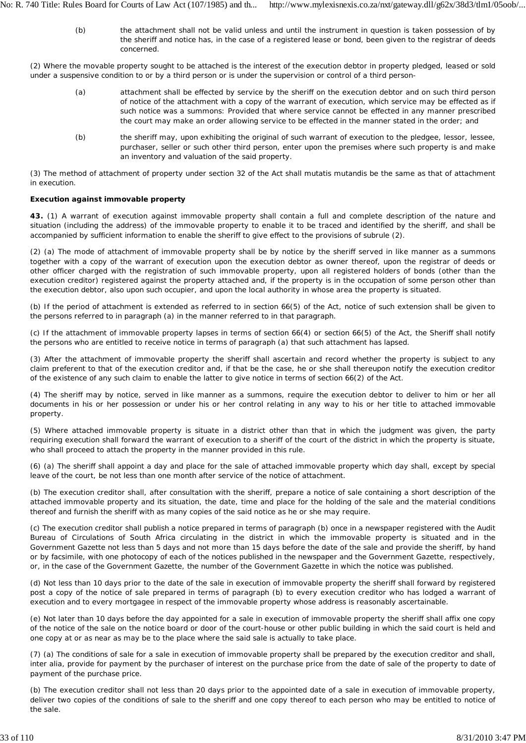(b) the attachment shall not be valid unless and until the instrument in question is taken possession of by the sheriff and notice has, in the case of a registered lease or bond, been given to the registrar of deeds concerned.

(2) Where the movable property sought to be attached is the interest of the execution debtor in property pledged, leased or sold under a suspensive condition to or by a third person or is under the supervision or control of a third person-

(a) attachment shall be effected by service by the sheriff on the execution debtor and on such third person of notice of the attachment with a copy of the warrant of execution, which service may be effected as if such notice was a summons: Provided that where service cannot be effected in any manner prescribed the court may make an order allowing service to be effected in the manner stated in the order; and

(b) the sheriff may, upon exhibiting the original of such warrant of execution to the pledgee, lessor, lessee, purchaser, seller or such other third person, enter upon the premises where such property is and make an inventory and valuation of the said property.

(3) The method of attachment of property under section 32 of the Act shall mutatis mutandis be the same as that of attachment in execution.

**Execution against immovable property**

**43.** (1) A warrant of execution against immovable property shall contain a full and complete description of the nature and situation (including the address) of the immovable property to enable it to be traced and identified by the sheriff, and shall be accompanied by sufficient information to enable the sheriff to give effect to the provisions of subrule (2).

(2) (a) The mode of attachment of immovable property shall be by notice by the sheriff served in like manner as a summons together with a copy of the warrant of execution upon the execution debtor as owner thereof, upon the registrar of deeds or other officer charged with the registration of such immovable property, upon all registered holders of bonds (other than the execution creditor) registered against the property attached and, if the property is in the occupation of some person other than the execution debtor, also upon such occupier, and upon the local authority in whose area the property is situated.

(b) If the period of attachment is extended as referred to in section 66(5) of the Act, notice of such extension shall be given to the persons referred to in paragraph (a) in the manner referred to in that paragraph.

(c) If the attachment of immovable property lapses in terms of section 66(4) or section 66(5) of the Act, the Sheriff shall notify the persons who are entitled to receive notice in terms of paragraph (a) that such attachment has lapsed.

(3) After the attachment of immovable property the sheriff shall ascertain and record whether the property is subject to any claim preferent to that of the execution creditor and, if that be the case, he or she shall thereupon notify the execution creditor of the existence of any such claim to enable the latter to give notice in terms of section 66(2) of the Act.

(4) The sheriff may by notice, served in like manner as a summons, require the execution debtor to deliver to him or her all documents in his or her possession or under his or her control relating in any way to his or her title to attached immovable property.

(5) Where attached immovable property is situate in a district other than that in which the judgment was given, the party requiring execution shall forward the warrant of execution to a sheriff of the court of the district in which the property is situate, who shall proceed to attach the property in the manner provided in this rule.

(6) (a) The sheriff shall appoint a day and place for the sale of attached immovable property which day shall, except by special leave of the court, be not less than one month after service of the notice of attachment.

(b) The execution creditor shall, after consultation with the sheriff, prepare a notice of sale containing a short description of the attached immovable property and its situation, the date, time and place for the holding of the sale and the material conditions thereof and furnish the sheriff with as many copies of the said notice as he or she may require.

(c) The execution creditor shall publish a notice prepared in terms of paragraph (b) once in a newspaper registered with the Audit Bureau of Circulations of South Africa circulating in the district in which the immovable property is situated and in the Government Gazette not less than 5 days and not more than 15 days before the date of the sale and provide the sheriff, by hand or by facsimile, with one photocopy of each of the notices published in the newspaper and the Government Gazette, respectively, or, in the case of the Government Gazette, the number of the Government Gazette in which the notice was published.

(d) Not less than 10 days prior to the date of the sale in execution of immovable property the sheriff shall forward by registered post a copy of the notice of sale prepared in terms of paragraph (b) to every execution creditor who has lodged a warrant of execution and to every mortgagee in respect of the immovable property whose address is reasonably ascertainable.

(e) Not later than 10 days before the day appointed for a sale in execution of immovable property the sheriff shall affix one copy of the notice of the sale on the notice board or door of the court-house or other public building in which the said court is held and one copy at or as near as may be to the place where the said sale is actually to take place.

(7) (a) The conditions of sale for a sale in execution of immovable property shall be prepared by the execution creditor and shall, inter alia, provide for payment by the purchaser of interest on the purchase price from the date of sale of the property to date of payment of the purchase price.

(b) The execution creditor shall not less than 20 days prior to the appointed date of a sale in execution of immovable property, deliver two copies of the conditions of sale to the sheriff and one copy thereof to each person who may be entitled to notice of the sale.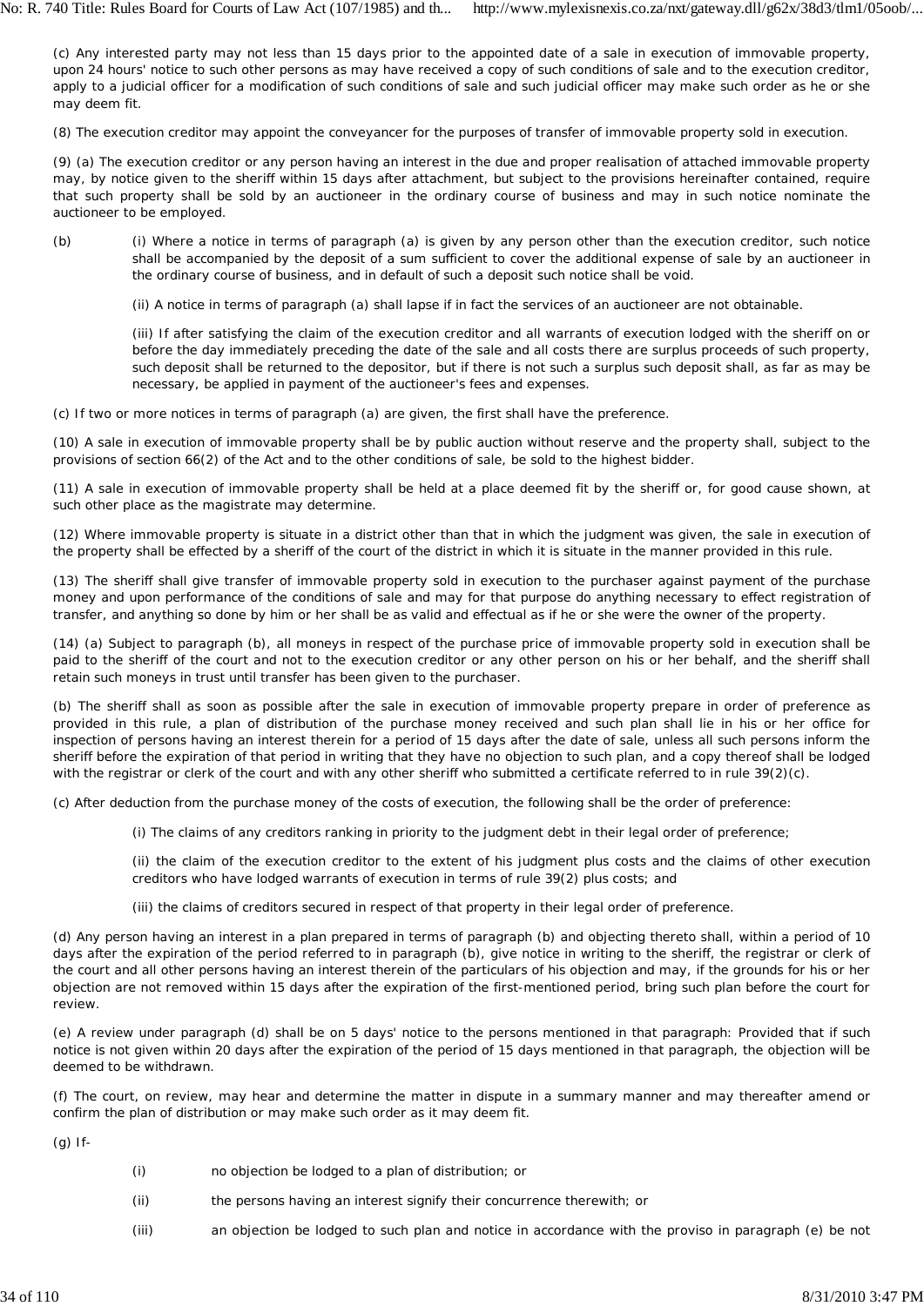(c) Any interested party may not less than 15 days prior to the appointed date of a sale in execution of immovable property, upon 24 hours' notice to such other persons as may have received a copy of such conditions of sale and to the execution creditor, apply to a judicial officer for a modification of such conditions of sale and such judicial officer may make such order as he or she may deem fit.

(8) The execution creditor may appoint the conveyancer for the purposes of transfer of immovable property sold in execution.

(9) (a) The execution creditor or any person having an interest in the due and proper realisation of attached immovable property may, by notice given to the sheriff within 15 days after attachment, but subject to the provisions hereinafter contained, require that such property shall be sold by an auctioneer in the ordinary course of business and may in such notice nominate the auctioneer to be employed.

(b) (i) Where a notice in terms of paragraph (a) is given by any person other than the execution creditor, such notice shall be accompanied by the deposit of a sum sufficient to cover the additional expense of sale by an auctioneer in the ordinary course of business, and in default of such a deposit such notice shall be void.

(ii) A notice in terms of paragraph (a) shall lapse if in fact the services of an auctioneer are not obtainable.

(iii) If after satisfying the claim of the execution creditor and all warrants of execution lodged with the sheriff on or before the day immediately preceding the date of the sale and all costs there are surplus proceeds of such property, such deposit shall be returned to the depositor, but if there is not such a surplus such deposit shall, as far as may be necessary, be applied in payment of the auctioneer's fees and expenses.

(c) If two or more notices in terms of paragraph (a) are given, the first shall have the preference.

(10) A sale in execution of immovable property shall be by public auction without reserve and the property shall, subject to the provisions of section 66(2) of the Act and to the other conditions of sale, be sold to the highest bidder.

(11) A sale in execution of immovable property shall be held at a place deemed fit by the sheriff or, for good cause shown, at such other place as the magistrate may determine.

(12) Where immovable property is situate in a district other than that in which the judgment was given, the sale in execution of the property shall be effected by a sheriff of the court of the district in which it is situate in the manner provided in this rule.

(13) The sheriff shall give transfer of immovable property sold in execution to the purchaser against payment of the purchase money and upon performance of the conditions of sale and may for that purpose do anything necessary to effect registration of transfer, and anything so done by him or her shall be as valid and effectual as if he or she were the owner of the property.

(14) (a) Subject to paragraph (b), all moneys in respect of the purchase price of immovable property sold in execution shall be paid to the sheriff of the court and not to the execution creditor or any other person on his or her behalf, and the sheriff shall retain such moneys in trust until transfer has been given to the purchaser.

(b) The sheriff shall as soon as possible after the sale in execution of immovable property prepare in order of preference as provided in this rule, a plan of distribution of the purchase money received and such plan shall lie in his or her office for inspection of persons having an interest therein for a period of 15 days after the date of sale, unless all such persons inform the sheriff before the expiration of that period in writing that they have no objection to such plan, and a copy thereof shall be lodged with the registrar or clerk of the court and with any other sheriff who submitted a certificate referred to in rule 39(2)(c).

(c) After deduction from the purchase money of the costs of execution, the following shall be the order of preference:

(i) The claims of any creditors ranking in priority to the judgment debt in their legal order of preference;

(ii) the claim of the execution creditor to the extent of his judgment plus costs and the claims of other execution creditors who have lodged warrants of execution in terms of rule 39(2) plus costs; and

(iii) the claims of creditors secured in respect of that property in their legal order of preference.

(d) Any person having an interest in a plan prepared in terms of paragraph (b) and objecting thereto shall, within a period of 10 days after the expiration of the period referred to in paragraph (b), give notice in writing to the sheriff, the registrar or clerk of the court and all other persons having an interest therein of the particulars of his objection and may, if the grounds for his or her objection are not removed within 15 days after the expiration of the first-mentioned period, bring such plan before the court for review.

(e) A review under paragraph (d) shall be on 5 days' notice to the persons mentioned in that paragraph: Provided that if such notice is not given within 20 days after the expiration of the period of 15 days mentioned in that paragraph, the objection will be deemed to be withdrawn.

(f) The court, on review, may hear and determine the matter in dispute in a summary manner and may thereafter amend or confirm the plan of distribution or may make such order as it may deem fit.

(g) If-

(i) no objection be lodged to a plan of distribution; or

(ii) the persons having an interest signify their concurrence therewith; or

(iii) an objection be lodged to such plan and notice in accordance with the proviso in paragraph (e) be not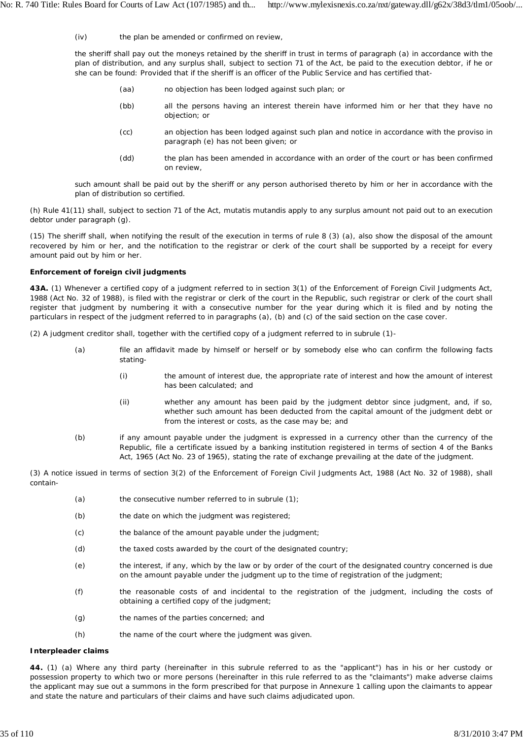(iv) the plan be amended or confirmed on review,

the sheriff shall pay out the moneys retained by the sheriff in trust in terms of paragraph (a) in accordance with the plan of distribution, and any surplus shall, subject to section 71 of the Act, be paid to the execution debtor, if he or she can be found: Provided that if the sheriff is an officer of the Public Service and has certified that-

(aa) no objection has been lodged against such plan; or

(bb) all the persons having an interest therein have informed him or her that they have no objection; or

(cc) an objection has been lodged against such plan and notice in accordance with the proviso in paragraph (e) has not been given; or

(dd) the plan has been amended in accordance with an order of the court or has been confirmed on review,

such amount shall be paid out by the sheriff or any person authorised thereto by him or her in accordance with the plan of distribution so certified.

(h) Rule 41(11) shall, subject to section 71 of the Act, mutatis mutandis apply to any surplus amount not paid out to an execution debtor under paragraph (g).

(15) The sheriff shall, when notifying the result of the execution in terms of rule 8 (3) (a), also show the disposal of the amount recovered by him or her, and the notification to the registrar or clerk of the court shall be supported by a receipt for every amount paid out by him or her.

**Enforcement of foreign civil judgments**

**43A.** (1) Whenever a certified copy of a judgment referred to in section 3(1) of the Enforcement of Foreign Civil Judgments Act, 1988 (Act No. 32 of 1988), is filed with the registrar or clerk of the court in the Republic, such registrar or clerk of the court shall register that judgment by numbering it with a consecutive number for the year during which it is filed and by noting the particulars in respect of the judgment referred to in paragraphs (a), (b) and (c) of the said section on the case cover.

(2) A judgment creditor shall, together with the certified copy of a judgment referred to in subrule (1)-

(a) file an affidavit made by himself or herself or by somebody else who can confirm the following facts stating-

(i) the amount of interest due, the appropriate rate of interest and how the amount of interest has been calculated; and

(ii) whether any amount has been paid by the judgment debtor since judgment, and, if so, whether such amount has been deducted from the capital amount of the judgment debt or from the interest or costs, as the case may be; and

(b) if any amount payable under the judgment is expressed in a currency other than the currency of the Republic, file a certificate issued by a banking institution registered in terms of section 4 of the Banks Act, 1965 (Act No. 23 of 1965), stating the rate of exchange prevailing at the date of the judgment.

(3) A notice issued in terms of section 3(2) of the Enforcement of Foreign Civil Judgments Act, 1988 (Act No. 32 of 1988), shall contain-

(a) the consecutive number referred to in subrule (1);

(b) the date on which the judgment was registered;

(c) the balance of the amount payable under the judgment;

(d) the taxed costs awarded by the court of the designated country;

(e) the interest, if any, which by the law or by order of the court of the designated country concerned is due on the amount payable under the judgment up to the time of registration of the judgment;

(f) the reasonable costs of and incidental to the registration of the judgment, including the costs of obtaining a certified copy of the judgment;

(g) the names of the parties concerned; and

(h) the name of the court where the judgment was given.

**Interpleader claims**

**44.** (1) (a) Where any third party (hereinafter in this subrule referred to as the "applicant") has in his or her custody or possession property to which two or more persons (hereinafter in this rule referred to as the "claimants") make adverse claims the applicant may sue out a summons in the form prescribed for that purpose in Annexure 1 calling upon the claimants to appear and state the nature and particulars of their claims and have such claims adjudicated upon.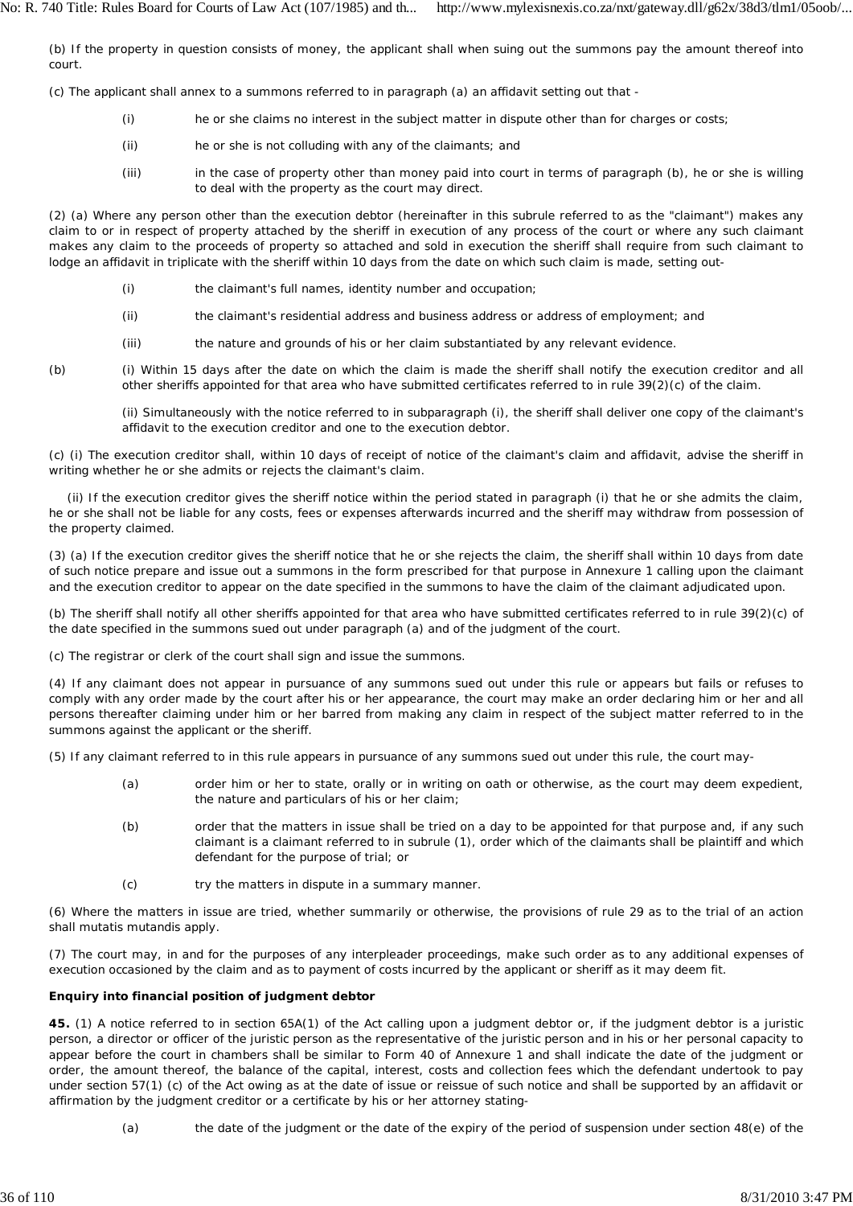(b) If the property in question consists of money, the applicant shall when suing out the summons pay the amount thereof into court.

(c) The applicant shall annex to a summons referred to in paragraph (a) an affidavit setting out that -

- (i) he or she claims no interest in the subject matter in dispute other than for charges or costs;
- (ii) he or she is not colluding with any of the claimants; and
- (iii) in the case of property other than money paid into court in terms of paragraph (b), he or she is willing to deal with the property as the court may direct.

(2) (a) Where any person other than the execution debtor (hereinafter in this subrule referred to as the "claimant") makes any claim to or in respect of property attached by the sheriff in execution of any process of the court or where any such claimant makes any claim to the proceeds of property so attached and sold in execution the sheriff shall require from such claimant to lodge an affidavit in triplicate with the sheriff within 10 days from the date on which such claim is made, setting out-

- (i) the claimant's full names, identity number and occupation;
- (ii) the claimant's residential address and business address or address of employment; and
- (iii) the nature and grounds of his or her claim substantiated by any relevant evidence.

(b) (i) Within 15 days after the date on which the claim is made the sheriff shall notify the execution creditor and all other sheriffs appointed for that area who have submitted certificates referred to in rule 39(2)(c) of the claim.

(ii) Simultaneously with the notice referred to in subparagraph (i), the sheriff shall deliver one copy of the claimant's affidavit to the execution creditor and one to the execution debtor.

(c) (i) The execution creditor shall, within 10 days of receipt of notice of the claimant's claim and affidavit, advise the sheriff in writing whether he or she admits or rejects the claimant's claim.

(ii) If the execution creditor gives the sheriff notice within the period stated in paragraph (i) that he or she admits the claim, he or she shall not be liable for any costs, fees or expenses afterwards incurred and the sheriff may withdraw from possession of the property claimed.

(3) (a) If the execution creditor gives the sheriff notice that he or she rejects the claim, the sheriff shall within 10 days from date of such notice prepare and issue out a summons in the form prescribed for that purpose in Annexure 1 calling upon the claimant and the execution creditor to appear on the date specified in the summons to have the claim of the claimant adjudicated upon.

(b) The sheriff shall notify all other sheriffs appointed for that area who have submitted certificates referred to in rule 39(2)(c) of the date specified in the summons sued out under paragraph (a) and of the judgment of the court.

(c) The registrar or clerk of the court shall sign and issue the summons.

(4) If any claimant does not appear in pursuance of any summons sued out under this rule or appears but fails or refuses to comply with any order made by the court after his or her appearance, the court may make an order declaring him or her and all persons thereafter claiming under him or her barred from making any claim in respect of the subject matter referred to in the summons against the applicant or the sheriff.

(5) If any claimant referred to in this rule appears in pursuance of any summons sued out under this rule, the court may-

- (a) order him or her to state, orally or in writing on oath or otherwise, as the court may deem expedient, the nature and particulars of his or her claim;
- (b) order that the matters in issue shall be tried on a day to be appointed for that purpose and, if any such claimant is a claimant referred to in subrule (1), order which of the claimants shall be plaintiff and which defendant for the purpose of trial; or
- (c) try the matters in dispute in a summary manner.

(6) Where the matters in issue are tried, whether summarily or otherwise, the provisions of rule 29 as to the trial of an action shall mutatis mutandis apply.

(7) The court may, in and for the purposes of any interpleader proceedings, make such order as to any additional expenses of execution occasioned by the claim and as to payment of costs incurred by the applicant or sheriff as it may deem fit.

**Enquiry into financial position of judgment debtor**

**45.** (1) A notice referred to in section 65A(1) of the Act calling upon a judgment debtor or, if the judgment debtor is a juristic person, a director or officer of the juristic person as the representative of the juristic person and in his or her personal capacity to appear before the court in chambers shall be similar to Form 40 of Annexure 1 and shall indicate the date of the judgment or order, the amount thereof, the balance of the capital, interest, costs and collection fees which the defendant undertook to pay under section 57(1) (c) of the Act owing as at the date of issue or reissue of such notice and shall be supported by an affidavit or affirmation by the judgment creditor or a certificate by his or her attorney stating-

- (a) the date of the judgment or the date of the expiry of the period of suspension under section 48(e) of the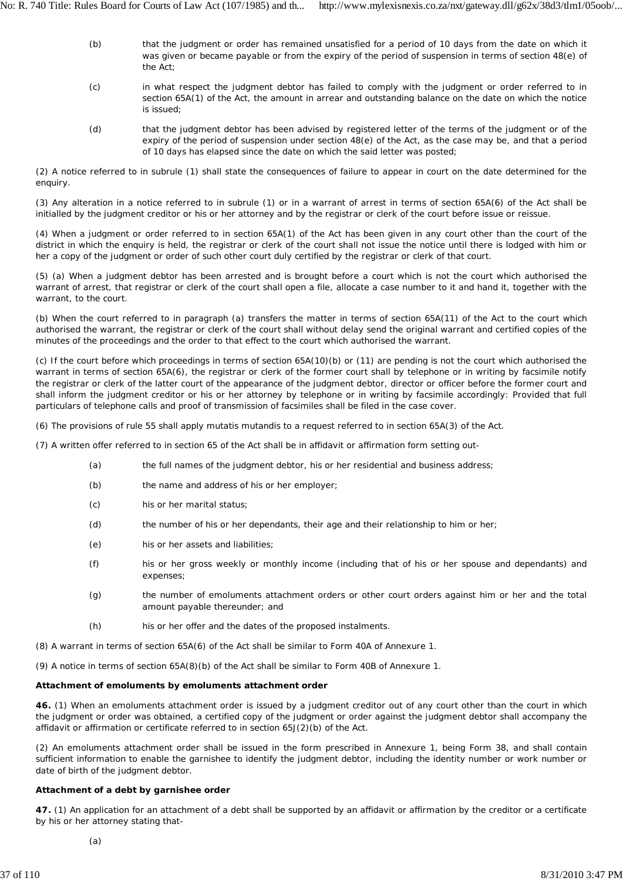(b) that the judgment or order has remained unsatisfied for a period of 10 days from the date on which it was given or became payable or from the expiry of the period of suspension in terms of section 48(e) of the Act;

(c) in what respect the judgment debtor has failed to comply with the judgment or order referred to in section 65A(1) of the Act, the amount in arrear and outstanding balance on the date on which the notice is issued;

(d) that the judgment debtor has been advised by registered letter of the terms of the judgment or of the expiry of the period of suspension under section 48(e) of the Act, as the case may be, and that a period of 10 days has elapsed since the date on which the said letter was posted;

(2) A notice referred to in subrule (1) shall state the consequences of failure to appear in court on the date determined for the enquiry.

(3) Any alteration in a notice referred to in subrule (1) or in a warrant of arrest in terms of section 65A(6) of the Act shall be initialled by the judgment creditor or his or her attorney and by the registrar or clerk of the court before issue or reissue.

(4) When a judgment or order referred to in section 65A(1) of the Act has been given in any court other than the court of the district in which the enquiry is held, the registrar or clerk of the court shall not issue the notice until there is lodged with him or her a copy of the judgment or order of such other court duly certified by the registrar or clerk of that court.

(5) (a) When a judgment debtor has been arrested and is brought before a court which is not the court which authorised the warrant of arrest, that registrar or clerk of the court shall open a file, allocate a case number to it and hand it, together with the warrant, to the court.

(b) When the court referred to in paragraph (a) transfers the matter in terms of section 65A(11) of the Act to the court which authorised the warrant, the registrar or clerk of the court shall without delay send the original warrant and certified copies of the minutes of the proceedings and the order to that effect to the court which authorised the warrant.

(c) If the court before which proceedings in terms of section 65A(10)(b) or (11) are pending is not the court which authorised the warrant in terms of section 65A(6), the registrar or clerk of the former court shall by telephone or in writing by facsimile notify the registrar or clerk of the latter court of the appearance of the judgment debtor, director or officer before the former court and shall inform the judgment creditor or his or her attorney by telephone or in writing by facsimile accordingly: Provided that full particulars of telephone calls and proof of transmission of facsimiles shall be filed in the case cover.

(6) The provisions of rule 55 shall apply mutatis mutandis to a request referred to in section 65A(3) of the Act.

(7) A written offer referred to in section 65 of the Act shall be in affidavit or affirmation form setting out-

(a) the full names of the judgment debtor, his or her residential and business address;

(b) the name and address of his or her employer;

(c) his or her marital status;

(d) the number of his or her dependants, their age and their relationship to him or her;

(e) his or her assets and liabilities;

(f) his or her gross weekly or monthly income (including that of his or her spouse and dependants) and expenses;

(g) the number of emoluments attachment orders or other court orders against him or her and the total amount payable thereunder; and

(h) his or her offer and the dates of the proposed instalments.

(8) A warrant in terms of section 65A(6) of the Act shall be similar to Form 40A of Annexure 1.

(9) A notice in terms of section 65A(8)(b) of the Act shall be similar to Form 40B of Annexure 1.

**Attachment of emoluments by emoluments attachment order**

**46.** (1) When an emoluments attachment order is issued by a judgment creditor out of any court other than the court in which the judgment or order was obtained, a certified copy of the judgment or order against the judgment debtor shall accompany the affidavit or affirmation or certificate referred to in section 65J(2)(b) of the Act.

(2) An emoluments attachment order shall be issued in the form prescribed in Annexure 1, being Form 38, and shall contain sufficient information to enable the garnishee to identify the judgment debtor, including the identity number or work number or date of birth of the judgment debtor.

**Attachment of a debt by garnishee order**

**47.** (1) An application for an attachment of a debt shall be supported by an affidavit or affirmation by the creditor or a certificate by his or her attorney stating that-

(a)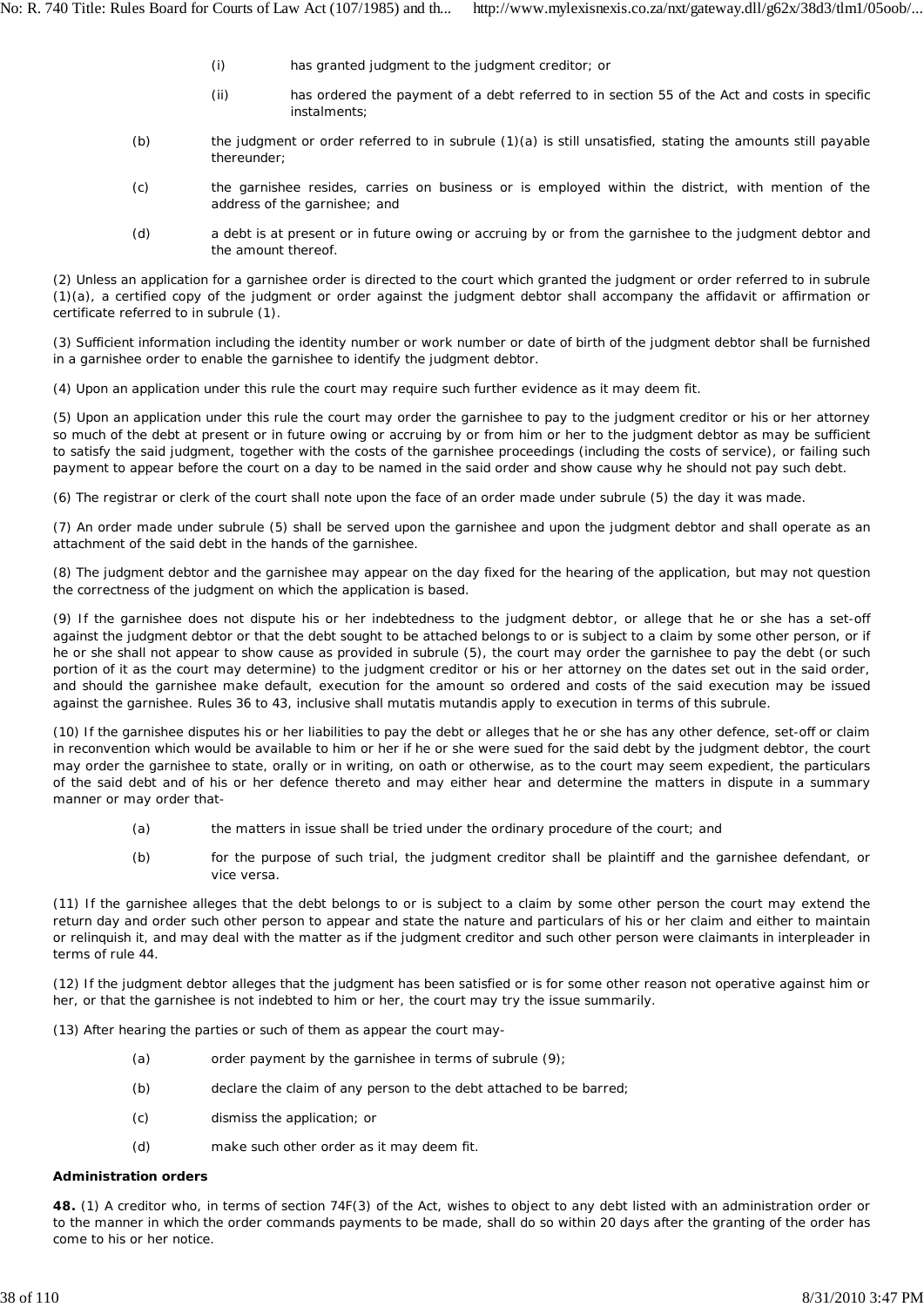(i) has granted judgment to the judgment creditor; or

(ii) has ordered the payment of a debt referred to in section 55 of the Act and costs in specific instalments;

(b) the judgment or order referred to in subrule (1)(a) is still unsatisfied, stating the amounts still payable thereunder;

(c) the garnishee resides, carries on business or is employed within the district, with mention of the address of the garnishee; and

(d) a debt is at present or in future owing or accruing by or from the garnishee to the judgment debtor and the amount thereof.

(2) Unless an application for a garnishee order is directed to the court which granted the judgment or order referred to in subrule (1)(a), a certified copy of the judgment or order against the judgment debtor shall accompany the affidavit or affirmation or certificate referred to in subrule (1).

(3) Sufficient information including the identity number or work number or date of birth of the judgment debtor shall be furnished in a garnishee order to enable the garnishee to identify the judgment debtor.

(4) Upon an application under this rule the court may require such further evidence as it may deem fit.

(5) Upon an application under this rule the court may order the garnishee to pay to the judgment creditor or his or her attorney so much of the debt at present or in future owing or accruing by or from him or her to the judgment debtor as may be sufficient to satisfy the said judgment, together with the costs of the garnishee proceedings (including the costs of service), or failing such payment to appear before the court on a day to be named in the said order and show cause why he should not pay such debt.

(6) The registrar or clerk of the court shall note upon the face of an order made under subrule (5) the day it was made.

(7) An order made under subrule (5) shall be served upon the garnishee and upon the judgment debtor and shall operate as an attachment of the said debt in the hands of the garnishee.

(8) The judgment debtor and the garnishee may appear on the day fixed for the hearing of the application, but may not question the correctness of the judgment on which the application is based.

(9) If the garnishee does not dispute his or her indebtedness to the judgment debtor, or allege that he or she has a set-off against the judgment debtor or that the debt sought to be attached belongs to or is subject to a claim by some other person, or if he or she shall not appear to show cause as provided in subrule (5), the court may order the garnishee to pay the debt (or such portion of it as the court may determine) to the judgment creditor or his or her attorney on the dates set out in the said order, and should the garnishee make default, execution for the amount so ordered and costs of the said execution may be issued against the garnishee. Rules 36 to 43, inclusive shall mutatis mutandis apply to execution in terms of this subrule.

(10) If the garnishee disputes his or her liabilities to pay the debt or alleges that he or she has any other defence, set-off or claim in reconvention which would be available to him or her if he or she were sued for the said debt by the judgment debtor, the court may order the garnishee to state, orally or in writing, on oath or otherwise, as to the court may seem expedient, the particulars of the said debt and of his or her defence thereto and may either hear and determine the matters in dispute in a summary manner or may order that-

(a) the matters in issue shall be tried under the ordinary procedure of the court; and

(b) for the purpose of such trial, the judgment creditor shall be plaintiff and the garnishee defendant, or vice versa.

(11) If the garnishee alleges that the debt belongs to or is subject to a claim by some other person the court may extend the return day and order such other person to appear and state the nature and particulars of his or her claim and either to maintain or relinquish it, and may deal with the matter as if the judgment creditor and such other person were claimants in interpleader in terms of rule 44.

(12) If the judgment debtor alleges that the judgment has been satisfied or is for some other reason not operative against him or her, or that the garnishee is not indebted to him or her, the court may try the issue summarily.

(13) After hearing the parties or such of them as appear the court may-

(a) order payment by the garnishee in terms of subrule (9);

(b) declare the claim of any person to the debt attached to be barred;

(c) dismiss the application; or

(d) make such other order as it may deem fit.

**Administration orders**

**48.** (1) A creditor who, in terms of section 74F(3) of the Act, wishes to object to any debt listed with an administration order or to the manner in which the order commands payments to be made, shall do so within 20 days after the granting of the order has come to his or her notice.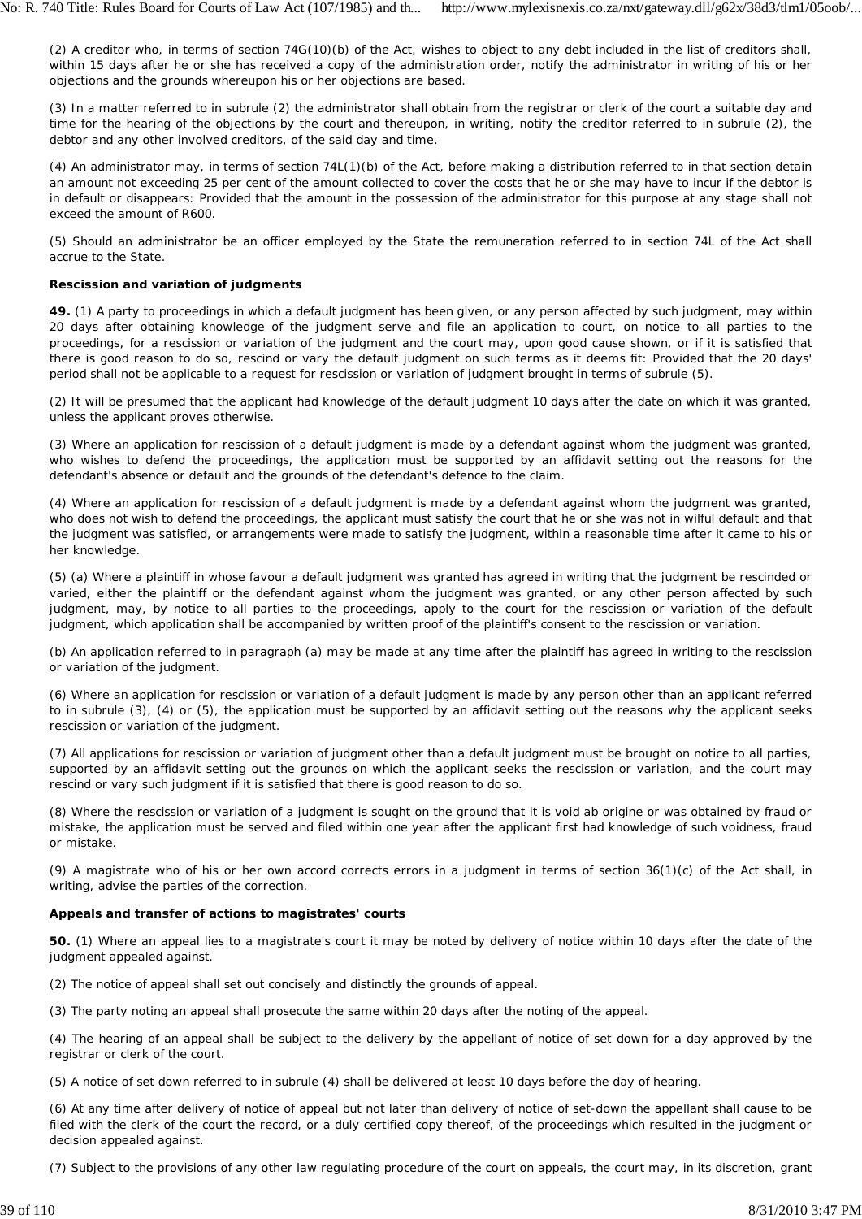(2) A creditor who, in terms of section 74G(10)(b) of the Act, wishes to object to any debt included in the list of creditors shall, within 15 days after he or she has received a copy of the administration order, notify the administrator in writing of his or her objections and the grounds whereupon his or her objections are based.

(3) In a matter referred to in subrule (2) the administrator shall obtain from the registrar or clerk of the court a suitable day and time for the hearing of the objections by the court and thereupon, in writing, notify the creditor referred to in subrule (2), the debtor and any other involved creditors, of the said day and time.

(4) An administrator may, in terms of section 74L(1)(b) of the Act, before making a distribution referred to in that section detain an amount not exceeding 25 per cent of the amount collected to cover the costs that he or she may have to incur if the debtor is in default or disappears: Provided that the amount in the possession of the administrator for this purpose at any stage shall not exceed the amount of R600.

(5) Should an administrator be an officer employed by the State the remuneration referred to in section 74L of the Act shall accrue to the State.

**Rescission and variation of judgments**

**49.** (1) A party to proceedings in which a default judgment has been given, or any person affected by such judgment, may within 20 days after obtaining knowledge of the judgment serve and file an application to court, on notice to all parties to the proceedings, for a rescission or variation of the judgment and the court may, upon good cause shown, or if it is satisfied that there is good reason to do so, rescind or vary the default judgment on such terms as it deems fit: Provided that the 20 days' period shall not be applicable to a request for rescission or variation of judgment brought in terms of subrule (5).

(2) It will be presumed that the applicant had knowledge of the default judgment 10 days after the date on which it was granted, unless the applicant proves otherwise.

(3) Where an application for rescission of a default judgment is made by a defendant against whom the judgment was granted, who wishes to defend the proceedings, the application must be supported by an affidavit setting out the reasons for the defendant's absence or default and the grounds of the defendant's defence to the claim.

(4) Where an application for rescission of a default judgment is made by a defendant against whom the judgment was granted, who does not wish to defend the proceedings, the applicant must satisfy the court that he or she was not in wilful default and that the judgment was satisfied, or arrangements were made to satisfy the judgment, within a reasonable time after it came to his or her knowledge.

(5) (a) Where a plaintiff in whose favour a default judgment was granted has agreed in writing that the judgment be rescinded or varied, either the plaintiff or the defendant against whom the judgment was granted, or any other person affected by such judgment, may, by notice to all parties to the proceedings, apply to the court for the rescission or variation of the default judgment, which application shall be accompanied by written proof of the plaintiff's consent to the rescission or variation.

(b) An application referred to in paragraph (a) may be made at any time after the plaintiff has agreed in writing to the rescission or variation of the judgment.

(6) Where an application for rescission or variation of a default judgment is made by any person other than an applicant referred to in subrule (3), (4) or (5), the application must be supported by an affidavit setting out the reasons why the applicant seeks rescission or variation of the judgment.

(7) All applications for rescission or variation of judgment other than a default judgment must be brought on notice to all parties, supported by an affidavit setting out the grounds on which the applicant seeks the rescission or variation, and the court may rescind or vary such judgment if it is satisfied that there is good reason to do so.

(8) Where the rescission or variation of a judgment is sought on the ground that it is void ab origine or was obtained by fraud or mistake, the application must be served and filed within one year after the applicant first had knowledge of such voidness, fraud or mistake.

(9) A magistrate who of his or her own accord corrects errors in a judgment in terms of section 36(1)(c) of the Act shall, in writing, advise the parties of the correction.

**Appeals and transfer of actions to magistrates' courts**

**50.** (1) Where an appeal lies to a magistrate's court it may be noted by delivery of notice within 10 days after the date of the judgment appealed against.

(2) The notice of appeal shall set out concisely and distinctly the grounds of appeal.

(3) The party noting an appeal shall prosecute the same within 20 days after the noting of the appeal.

(4) The hearing of an appeal shall be subject to the delivery by the appellant of notice of set down for a day approved by the registrar or clerk of the court.

(5) A notice of set down referred to in subrule (4) shall be delivered at least 10 days before the day of hearing.

(6) At any time after delivery of notice of appeal but not later than delivery of notice of set-down the appellant shall cause to be filed with the clerk of the court the record, or a duly certified copy thereof, of the proceedings which resulted in the judgment or decision appealed against.

(7) Subject to the provisions of any other law regulating procedure of the court on appeals, the court may, in its discretion, grant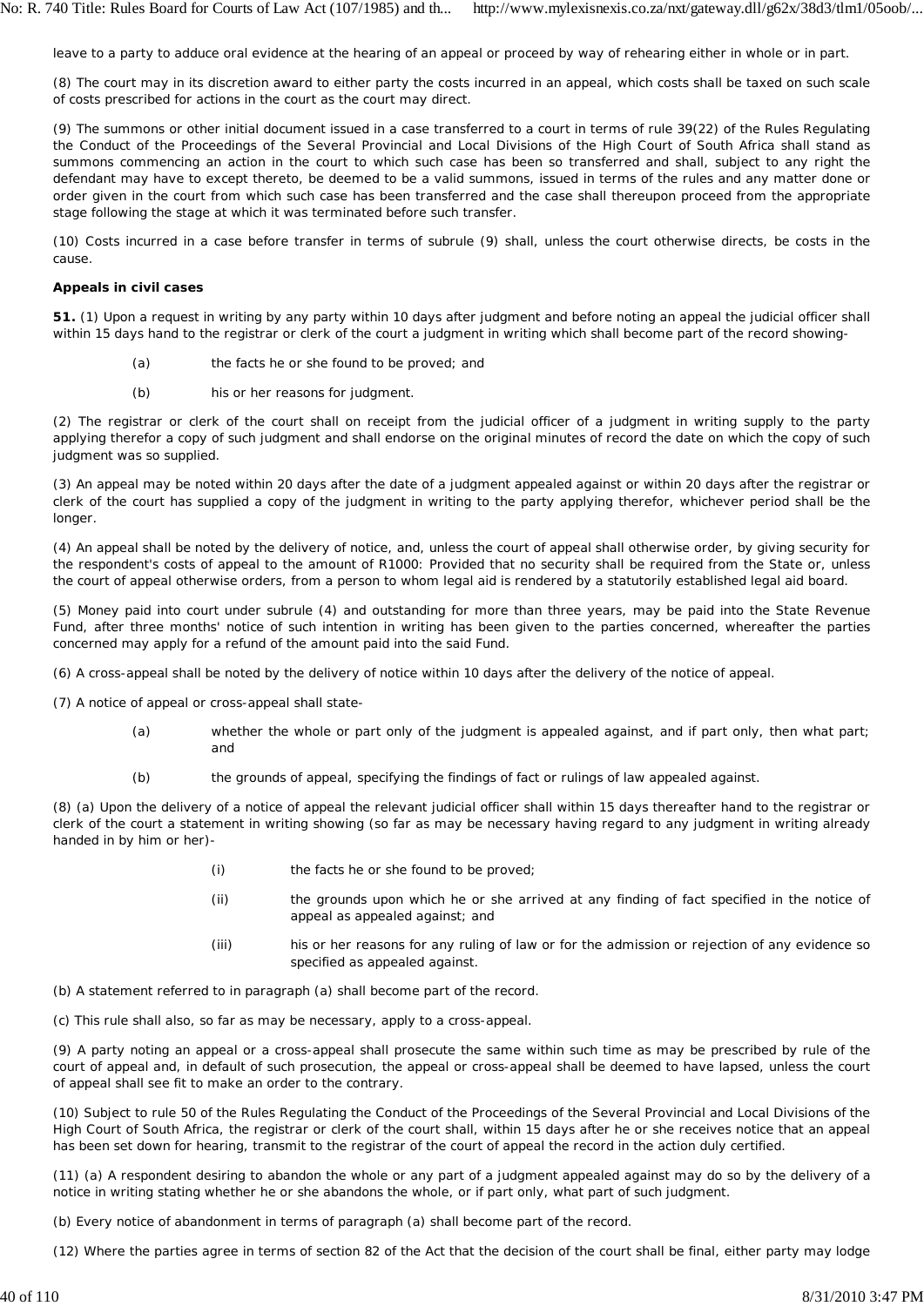leave to a party to adduce oral evidence at the hearing of an appeal or proceed by way of rehearing either in whole or in part.

(8) The court may in its discretion award to either party the costs incurred in an appeal, which costs shall be taxed on such scale of costs prescribed for actions in the court as the court may direct.

(9) The summons or other initial document issued in a case transferred to a court in terms of rule 39(22) of the Rules Regulating the Conduct of the Proceedings of the Several Provincial and Local Divisions of the High Court of South Africa shall stand as summons commencing an action in the court to which such case has been so transferred and shall, subject to any right the defendant may have to except thereto, be deemed to be a valid summons, issued in terms of the rules and any matter done or order given in the court from which such case has been transferred and the case shall thereupon proceed from the appropriate stage following the stage at which it was terminated before such transfer.

(10) Costs incurred in a case before transfer in terms of subrule (9) shall, unless the court otherwise directs, be costs in the cause.

**Appeals in civil cases**

**51.** (1) Upon a request in writing by any party within 10 days after judgment and before noting an appeal the judicial officer shall within 15 days hand to the registrar or clerk of the court a judgment in writing which shall become part of the record showing-

(a) the facts he or she found to be proved; and

(b) his or her reasons for judgment.

(2) The registrar or clerk of the court shall on receipt from the judicial officer of a judgment in writing supply to the party applying therefor a copy of such judgment and shall endorse on the original minutes of record the date on which the copy of such judgment was so supplied.

(3) An appeal may be noted within 20 days after the date of a judgment appealed against or within 20 days after the registrar or clerk of the court has supplied a copy of the judgment in writing to the party applying therefor, whichever period shall be the longer.

(4) An appeal shall be noted by the delivery of notice, and, unless the court of appeal shall otherwise order, by giving security for the respondent's costs of appeal to the amount of R1000: Provided that no security shall be required from the State or, unless the court of appeal otherwise orders, from a person to whom legal aid is rendered by a statutorily established legal aid board.

(5) Money paid into court under subrule (4) and outstanding for more than three years, may be paid into the State Revenue Fund, after three months' notice of such intention in writing has been given to the parties concerned, whereafter the parties concerned may apply for a refund of the amount paid into the said Fund.

(6) A cross-appeal shall be noted by the delivery of notice within 10 days after the delivery of the notice of appeal.

(7) A notice of appeal or cross-appeal shall state-

(a) whether the whole or part only of the judgment is appealed against, and if part only, then what part; and

(b) the grounds of appeal, specifying the findings of fact or rulings of law appealed against.

(8) (a) Upon the delivery of a notice of appeal the relevant judicial officer shall within 15 days thereafter hand to the registrar or clerk of the court a statement in writing showing (so far as may be necessary having regard to any judgment in writing already handed in by him or her)-

(i) the facts he or she found to be proved;

(ii) the grounds upon which he or she arrived at any finding of fact specified in the notice of appeal as appealed against; and

(iii) his or her reasons for any ruling of law or for the admission or rejection of any evidence so specified as appealed against.

(b) A statement referred to in paragraph (a) shall become part of the record.

(c) This rule shall also, so far as may be necessary, apply to a cross-appeal.

(9) A party noting an appeal or a cross-appeal shall prosecute the same within such time as may be prescribed by rule of the court of appeal and, in default of such prosecution, the appeal or cross-appeal shall be deemed to have lapsed, unless the court of appeal shall see fit to make an order to the contrary.

(10) Subject to rule 50 of the Rules Regulating the Conduct of the Proceedings of the Several Provincial and Local Divisions of the High Court of South Africa, the registrar or clerk of the court shall, within 15 days after he or she receives notice that an appeal has been set down for hearing, transmit to the registrar of the court of appeal the record in the action duly certified.

(11) (a) A respondent desiring to abandon the whole or any part of a judgment appealed against may do so by the delivery of a notice in writing stating whether he or she abandons the whole, or if part only, what part of such judgment.

(b) Every notice of abandonment in terms of paragraph (a) shall become part of the record.

(12) Where the parties agree in terms of section 82 of the Act that the decision of the court shall be final, either party may lodge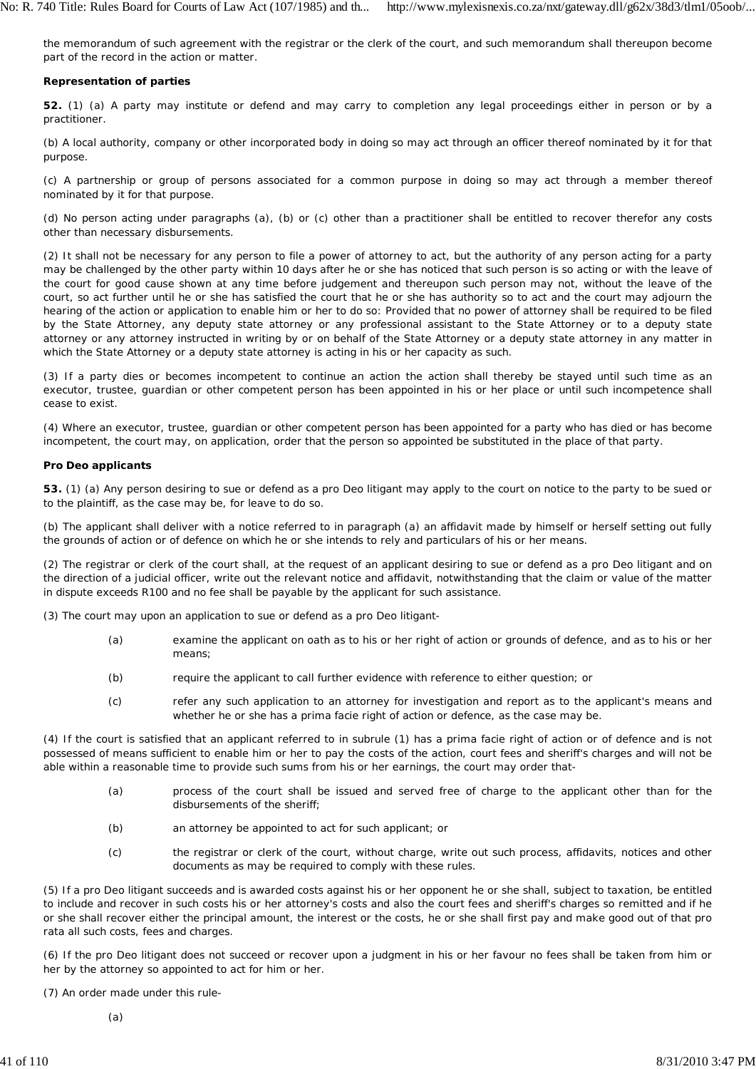the memorandum of such agreement with the registrar or the clerk of the court, and such memorandum shall thereupon become part of the record in the action or matter.

**Representation of parties**

**52.** (1) (a) A party may institute or defend and may carry to completion any legal proceedings either in person or by a practitioner.

(b) A local authority, company or other incorporated body in doing so may act through an officer thereof nominated by it for that purpose.

(c) A partnership or group of persons associated for a common purpose in doing so may act through a member thereof nominated by it for that purpose.

(d) No person acting under paragraphs (a), (b) or (c) other than a practitioner shall be entitled to recover therefor any costs other than necessary disbursements.

(2) It shall not be necessary for any person to file a power of attorney to act, but the authority of any person acting for a party may be challenged by the other party within 10 days after he or she has noticed that such person is so acting or with the leave of the court for good cause shown at any time before judgement and thereupon such person may not, without the leave of the court, so act further until he or she has satisfied the court that he or she has authority so to act and the court may adjourn the hearing of the action or application to enable him or her to do so: Provided that no power of attorney shall be required to be filed by the State Attorney, any deputy state attorney or any professional assistant to the State Attorney or to a deputy state attorney or any attorney instructed in writing by or on behalf of the State Attorney or a deputy state attorney in any matter in which the State Attorney or a deputy state attorney is acting in his or her capacity as such.

(3) If a party dies or becomes incompetent to continue an action the action shall thereby be stayed until such time as an executor, trustee, guardian or other competent person has been appointed in his or her place or until such incompetence shall cease to exist.

(4) Where an executor, trustee, guardian or other competent person has been appointed for a party who has died or has become incompetent, the court may, on application, order that the person so appointed be substituted in the place of that party.

**Pro Deo applicants**

**53.** (1) (a) Any person desiring to sue or defend as a pro Deo litigant may apply to the court on notice to the party to be sued or to the plaintiff, as the case may be, for leave to do so.

(b) The applicant shall deliver with a notice referred to in paragraph (a) an affidavit made by himself or herself setting out fully the grounds of action or of defence on which he or she intends to rely and particulars of his or her means.

(2) The registrar or clerk of the court shall, at the request of an applicant desiring to sue or defend as a pro Deo litigant and on the direction of a judicial officer, write out the relevant notice and affidavit, notwithstanding that the claim or value of the matter in dispute exceeds R100 and no fee shall be payable by the applicant for such assistance.

(3) The court may upon an application to sue or defend as a pro Deo litigant-

(a) examine the applicant on oath as to his or her right of action or grounds of defence, and as to his or her means;

(b) require the applicant to call further evidence with reference to either question; or

(c) refer any such application to an attorney for investigation and report as to the applicant's means and whether he or she has a prima facie right of action or defence, as the case may be.

(4) If the court is satisfied that an applicant referred to in subrule (1) has a prima facie right of action or of defence and is not possessed of means sufficient to enable him or her to pay the costs of the action, court fees and sheriff's charges and will not be able within a reasonable time to provide such sums from his or her earnings, the court may order that-

(a) process of the court shall be issued and served free of charge to the applicant other than for the disbursements of the sheriff;

(b) an attorney be appointed to act for such applicant; or

(c) the registrar or clerk of the court, without charge, write out such process, affidavits, notices and other documents as may be required to comply with these rules.

(5) If a pro Deo litigant succeeds and is awarded costs against his or her opponent he or she shall, subject to taxation, be entitled to include and recover in such costs his or her attorney's costs and also the court fees and sheriff's charges so remitted and if he or she shall recover either the principal amount, the interest or the costs, he or she shall first pay and make good out of that pro rata all such costs, fees and charges.

(6) If the pro Deo litigant does not succeed or recover upon a judgment in his or her favour no fees shall be taken from him or her by the attorney so appointed to act for him or her.

(7) An order made under this rule-

(a)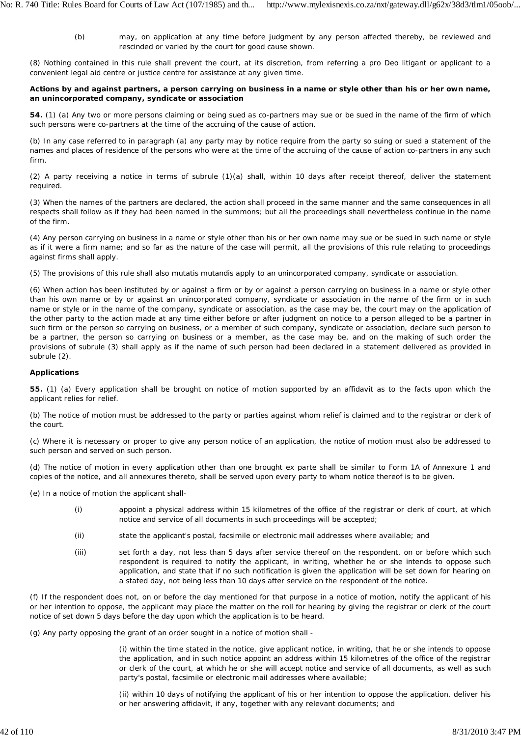(b) may, on application at any time before judgment by any person affected thereby, be reviewed and rescinded or varied by the court for good cause shown.

(8) Nothing contained in this rule shall prevent the court, at its discretion, from referring a pro Deo litigant or applicant to a convenient legal aid centre or justice centre for assistance at any given time.

**Actions by and against partners, a person carrying on business in a name or style other than his or her own name, an unincorporated company, syndicate or association**

**54.** (1) (a) Any two or more persons claiming or being sued as co-partners may sue or be sued in the name of the firm of which such persons were co-partners at the time of the accruing of the cause of action.

(b) In any case referred to in paragraph (a) any party may by notice require from the party so suing or sued a statement of the names and places of residence of the persons who were at the time of the accruing of the cause of action co-partners in any such firm.

(2) A party receiving a notice in terms of subrule (1)(a) shall, within 10 days after receipt thereof, deliver the statement required.

(3) When the names of the partners are declared, the action shall proceed in the same manner and the same consequences in all respects shall follow as if they had been named in the summons; but all the proceedings shall nevertheless continue in the name of the firm.

(4) Any person carrying on business in a name or style other than his or her own name may sue or be sued in such name or style as if it were a firm name; and so far as the nature of the case will permit, all the provisions of this rule relating to proceedings against firms shall apply.

(5) The provisions of this rule shall also mutatis mutandis apply to an unincorporated company, syndicate or association.

(6) When action has been instituted by or against a firm or by or against a person carrying on business in a name or style other than his own name or by or against an unincorporated company, syndicate or association in the name of the firm or in such name or style or in the name of the company, syndicate or association, as the case may be, the court may on the application of the other party to the action made at any time either before or after judgment on notice to a person alleged to be a partner in such firm or the person so carrying on business, or a member of such company, syndicate or association, declare such person to be a partner, the person so carrying on business or a member, as the case may be, and on the making of such order the provisions of subrule (3) shall apply as if the name of such person had been declared in a statement delivered as provided in subrule (2).

**Applications**

**55.** (1) (a) Every application shall be brought on notice of motion supported by an affidavit as to the facts upon which the applicant relies for relief.

(b) The notice of motion must be addressed to the party or parties against whom relief is claimed and to the registrar or clerk of the court.

(c) Where it is necessary or proper to give any person notice of an application, the notice of motion must also be addressed to such person and served on such person.

(d) The notice of motion in every application other than one brought ex parte shall be similar to Form 1A of Annexure 1 and copies of the notice, and all annexures thereto, shall be served upon every party to whom notice thereof is to be given.

(e) In a notice of motion the applicant shall-

(i) appoint a physical address within 15 kilometres of the office of the registrar or clerk of court, at which notice and service of all documents in such proceedings will be accepted;

(ii) state the applicant's postal, facsimile or electronic mail addresses where available; and

(iii) set forth a day, not less than 5 days after service thereof on the respondent, on or before which such respondent is required to notify the applicant, in writing, whether he or she intends to oppose such application, and state that if no such notification is given the application will be set down for hearing on a stated day, not being less than 10 days after service on the respondent of the notice.

(f) If the respondent does not, on or before the day mentioned for that purpose in a notice of motion, notify the applicant of his or her intention to oppose, the applicant may place the matter on the roll for hearing by giving the registrar or clerk of the court notice of set down 5 days before the day upon which the application is to be heard.

(g) Any party opposing the grant of an order sought in a notice of motion shall -

(i) within the time stated in the notice, give applicant notice, in writing, that he or she intends to oppose the application, and in such notice appoint an address within 15 kilometres of the office of the registrar or clerk of the court, at which he or she will accept notice and service of all documents, as well as such party's postal, facsimile or electronic mail addresses where available;

(ii) within 10 days of notifying the applicant of his or her intention to oppose the application, deliver his or her answering affidavit, if any, together with any relevant documents; and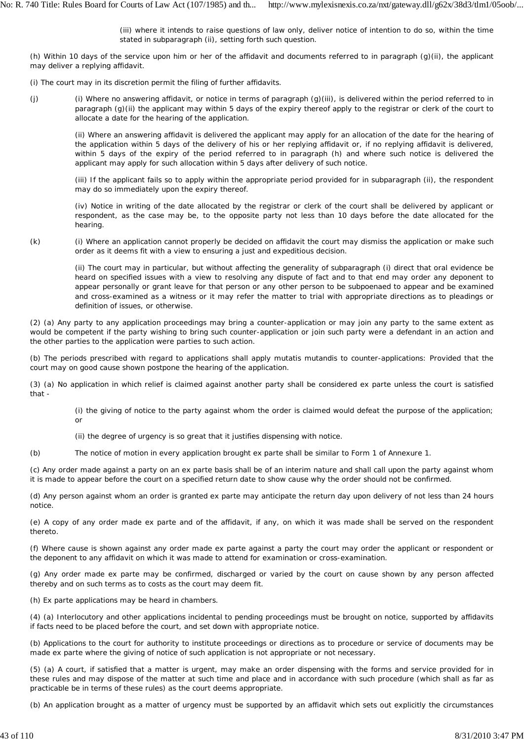(iii) where it intends to raise questions of law only, deliver notice of intention to do so, within the time stated in subparagraph (ii), setting forth such question.

(h) Within 10 days of the service upon him or her of the affidavit and documents referred to in paragraph (g)(ii), the applicant may deliver a replying affidavit.

(i) The court may in its discretion permit the filing of further affidavits.

(j) (i) Where no answering affidavit, or notice in terms of paragraph (g)(iii), is delivered within the period referred to in paragraph (g)(ii) the applicant may within 5 days of the expiry thereof apply to the registrar or clerk of the court to allocate a date for the hearing of the application.

(ii) Where an answering affidavit is delivered the applicant may apply for an allocation of the date for the hearing of the application within 5 days of the delivery of his or her replying affidavit or, if no replying affidavit is delivered, within 5 days of the expiry of the period referred to in paragraph (h) and where such notice is delivered the applicant may apply for such allocation within 5 days after delivery of such notice.

(iii) If the applicant fails so to apply within the appropriate period provided for in subparagraph (ii), the respondent may do so immediately upon the expiry thereof.

(iv) Notice in writing of the date allocated by the registrar or clerk of the court shall be delivered by applicant or respondent, as the case may be, to the opposite party not less than 10 days before the date allocated for the hearing.

(k) (i) Where an application cannot properly be decided on affidavit the court may dismiss the application or make such order as it deems fit with a view to ensuring a just and expeditious decision.

(ii) The court may in particular, but without affecting the generality of subparagraph (i) direct that oral evidence be heard on specified issues with a view to resolving any dispute of fact and to that end may order any deponent to appear personally or grant leave for that person or any other person to be subpoenaed to appear and be examined and cross-examined as a witness or it may refer the matter to trial with appropriate directions as to pleadings or definition of issues, or otherwise.

(2) (a) Any party to any application proceedings may bring a counter-application or may join any party to the same extent as would be competent if the party wishing to bring such counter-application or join such party were a defendant in an action and the other parties to the application were parties to such action.

(b) The periods prescribed with regard to applications shall apply mutatis mutandis to counter-applications: Provided that the court may on good cause shown postpone the hearing of the application.

(3) (a) No application in which relief is claimed against another party shall be considered ex parte unless the court is satisfied that -

(i) the giving of notice to the party against whom the order is claimed would defeat the purpose of the application; or

(ii) the degree of urgency is so great that it justifies dispensing with notice.

(b) The notice of motion in every application brought ex parte shall be similar to Form 1 of Annexure 1.

(c) Any order made against a party on an ex parte basis shall be of an interim nature and shall call upon the party against whom it is made to appear before the court on a specified return date to show cause why the order should not be confirmed.

(d) Any person against whom an order is granted ex parte may anticipate the return day upon delivery of not less than 24 hours notice.

(e) A copy of any order made ex parte and of the affidavit, if any, on which it was made shall be served on the respondent thereto.

(f) Where cause is shown against any order made ex parte against a party the court may order the applicant or respondent or the deponent to any affidavit on which it was made to attend for examination or cross-examination.

(g) Any order made ex parte may be confirmed, discharged or varied by the court on cause shown by any person affected thereby and on such terms as to costs as the court may deem fit.

(h) Ex parte applications may be heard in chambers.

(4) (a) Interlocutory and other applications incidental to pending proceedings must be brought on notice, supported by affidavits if facts need to be placed before the court, and set down with appropriate notice.

(b) Applications to the court for authority to institute proceedings or directions as to procedure or service of documents may be made ex parte where the giving of notice of such application is not appropriate or not necessary.

(5) (a) A court, if satisfied that a matter is urgent, may make an order dispensing with the forms and service provided for in these rules and may dispose of the matter at such time and place and in accordance with such procedure (which shall as far as practicable be in terms of these rules) as the court deems appropriate.

(b) An application brought as a matter of urgency must be supported by an affidavit which sets out explicitly the circumstances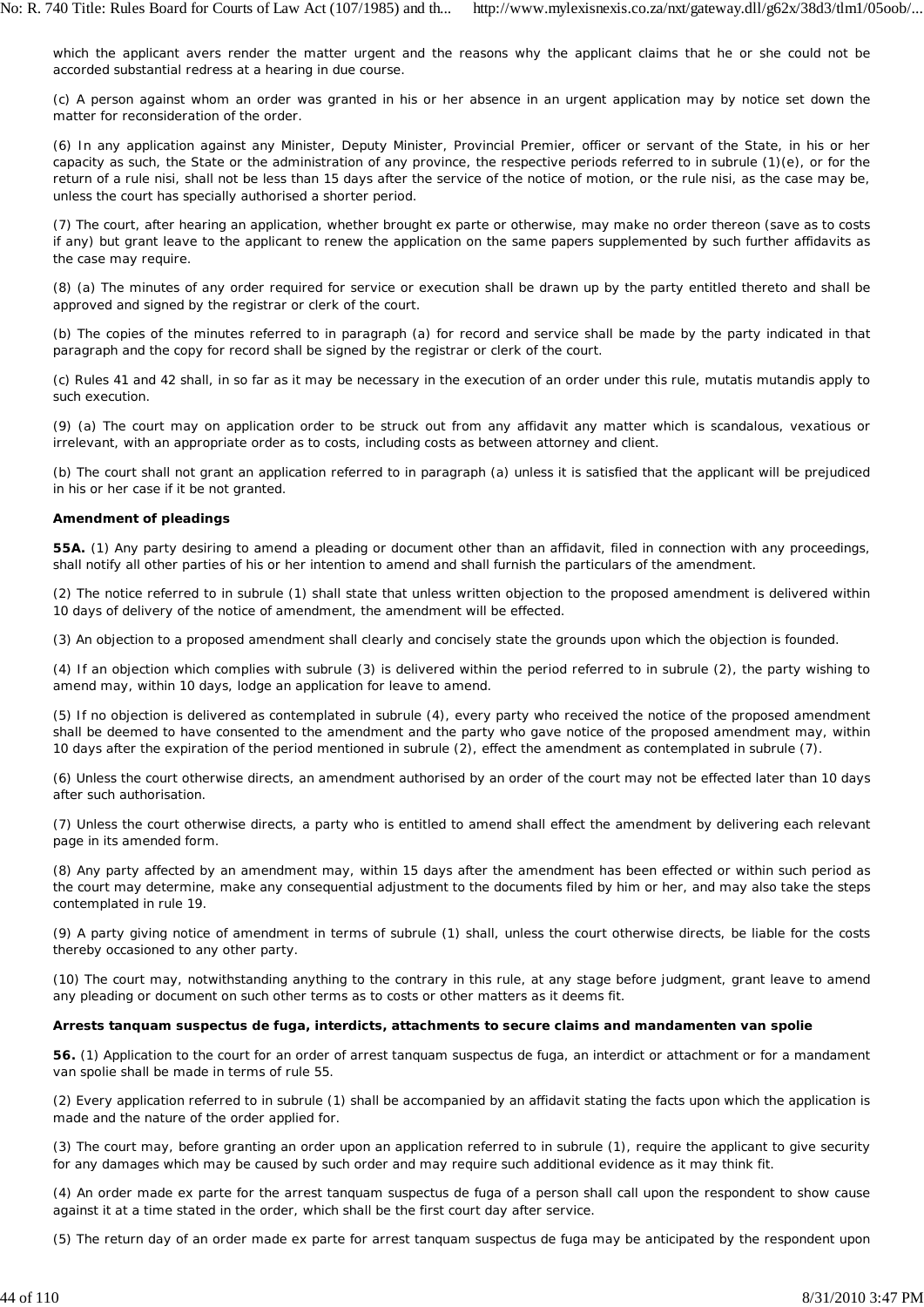which the applicant avers render the matter urgent and the reasons why the applicant claims that he or she could not be accorded substantial redress at a hearing in due course.

(c) A person against whom an order was granted in his or her absence in an urgent application may by notice set down the matter for reconsideration of the order.

(6) In any application against any Minister, Deputy Minister, Provincial Premier, officer or servant of the State, in his or her capacity as such, the State or the administration of any province, the respective periods referred to in subrule (1)(e), or for the return of a rule nisi, shall not be less than 15 days after the service of the notice of motion, or the rule nisi, as the case may be, unless the court has specially authorised a shorter period.

(7) The court, after hearing an application, whether brought ex parte or otherwise, may make no order thereon (save as to costs if any) but grant leave to the applicant to renew the application on the same papers supplemented by such further affidavits as the case may require.

(8) (a) The minutes of any order required for service or execution shall be drawn up by the party entitled thereto and shall be approved and signed by the registrar or clerk of the court.

(b) The copies of the minutes referred to in paragraph (a) for record and service shall be made by the party indicated in that paragraph and the copy for record shall be signed by the registrar or clerk of the court.

(c) Rules 41 and 42 shall, in so far as it may be necessary in the execution of an order under this rule, mutatis mutandis apply to such execution.

(9) (a) The court may on application order to be struck out from any affidavit any matter which is scandalous, vexatious or irrelevant, with an appropriate order as to costs, including costs as between attorney and client.

(b) The court shall not grant an application referred to in paragraph (a) unless it is satisfied that the applicant will be prejudiced in his or her case if it be not granted.

**Amendment of pleadings**

**55A.** (1) Any party desiring to amend a pleading or document other than an affidavit, filed in connection with any proceedings, shall notify all other parties of his or her intention to amend and shall furnish the particulars of the amendment.

(2) The notice referred to in subrule (1) shall state that unless written objection to the proposed amendment is delivered within 10 days of delivery of the notice of amendment, the amendment will be effected.

(3) An objection to a proposed amendment shall clearly and concisely state the grounds upon which the objection is founded.

(4) If an objection which complies with subrule (3) is delivered within the period referred to in subrule (2), the party wishing to amend may, within 10 days, lodge an application for leave to amend.

(5) If no objection is delivered as contemplated in subrule (4), every party who received the notice of the proposed amendment shall be deemed to have consented to the amendment and the party who gave notice of the proposed amendment may, within 10 days after the expiration of the period mentioned in subrule (2), effect the amendment as contemplated in subrule (7).

(6) Unless the court otherwise directs, an amendment authorised by an order of the court may not be effected later than 10 days after such authorisation.

(7) Unless the court otherwise directs, a party who is entitled to amend shall effect the amendment by delivering each relevant page in its amended form.

(8) Any party affected by an amendment may, within 15 days after the amendment has been effected or within such period as the court may determine, make any consequential adjustment to the documents filed by him or her, and may also take the steps contemplated in rule 19.

(9) A party giving notice of amendment in terms of subrule (1) shall, unless the court otherwise directs, be liable for the costs thereby occasioned to any other party.

(10) The court may, notwithstanding anything to the contrary in this rule, at any stage before judgment, grant leave to amend any pleading or document on such other terms as to costs or other matters as it deems fit.

**Arrests tanquam suspectus de fuga, interdicts, attachments to secure claims and mandamenten van spolie**

**56.** (1) Application to the court for an order of arrest tanquam suspectus de fuga, an interdict or attachment or for a mandament van spolie shall be made in terms of rule 55.

(2) Every application referred to in subrule (1) shall be accompanied by an affidavit stating the facts upon which the application is made and the nature of the order applied for.

(3) The court may, before granting an order upon an application referred to in subrule (1), require the applicant to give security for any damages which may be caused by such order and may require such additional evidence as it may think fit.

(4) An order made ex parte for the arrest tanquam suspectus de fuga of a person shall call upon the respondent to show cause against it at a time stated in the order, which shall be the first court day after service.

(5) The return day of an order made ex parte for arrest tanquam suspectus de fuga may be anticipated by the respondent upon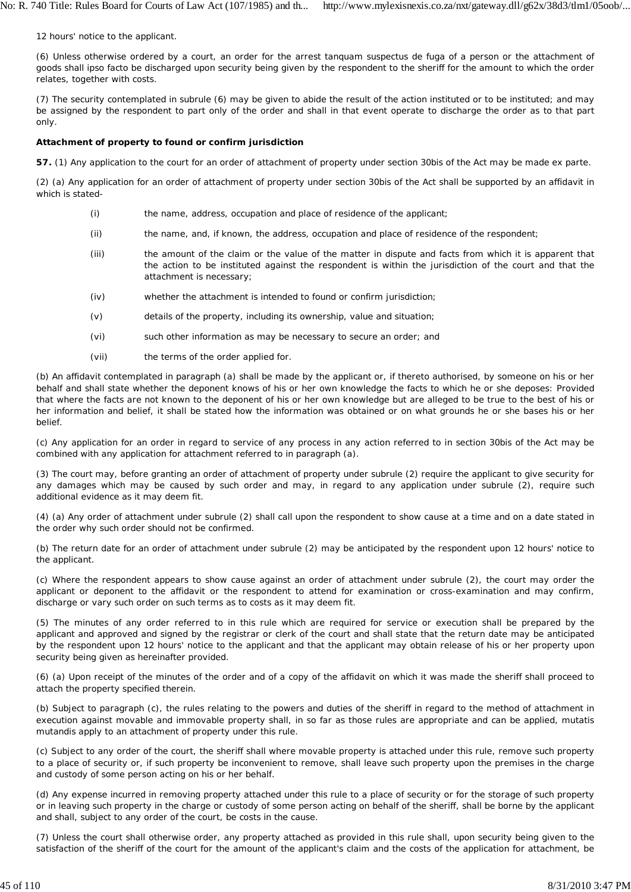12 hours' notice to the applicant.

(6) Unless otherwise ordered by a court, an order for the arrest tanquam suspectus de fuga of a person or the attachment of goods shall ipso facto be discharged upon security being given by the respondent to the sheriff for the amount to which the order relates, together with costs.

(7) The security contemplated in subrule (6) may be given to abide the result of the action instituted or to be instituted; and may be assigned by the respondent to part only of the order and shall in that event operate to discharge the order as to that part only.

**Attachment of property to found or confirm jurisdiction**

**57.** (1) Any application to the court for an order of attachment of property under section 30bis of the Act may be made ex parte.

(2) (a) Any application for an order of attachment of property under section 30bis of the Act shall be supported by an affidavit in which is stated-

- (i) the name, address, occupation and place of residence of the applicant;
- (ii) the name, and, if known, the address, occupation and place of residence of the respondent;
- (iii) the amount of the claim or the value of the matter in dispute and facts from which it is apparent that the action to be instituted against the respondent is within the jurisdiction of the court and that the attachment is necessary;
- (iv) whether the attachment is intended to found or confirm jurisdiction;
- (v) details of the property, including its ownership, value and situation;
- (vi) such other information as may be necessary to secure an order; and
- (vii) the terms of the order applied for.

(b) An affidavit contemplated in paragraph (a) shall be made by the applicant or, if thereto authorised, by someone on his or her behalf and shall state whether the deponent knows of his or her own knowledge the facts to which he or she deposes: Provided that where the facts are not known to the deponent of his or her own knowledge but are alleged to be true to the best of his or her information and belief, it shall be stated how the information was obtained or on what grounds he or she bases his or her belief.

(c) Any application for an order in regard to service of any process in any action referred to in section 30bis of the Act may be combined with any application for attachment referred to in paragraph (a).

(3) The court may, before granting an order of attachment of property under subrule (2) require the applicant to give security for any damages which may be caused by such order and may, in regard to any application under subrule (2), require such additional evidence as it may deem fit.

(4) (a) Any order of attachment under subrule (2) shall call upon the respondent to show cause at a time and on a date stated in the order why such order should not be confirmed.

(b) The return date for an order of attachment under subrule (2) may be anticipated by the respondent upon 12 hours' notice to the applicant.

(c) Where the respondent appears to show cause against an order of attachment under subrule (2), the court may order the applicant or deponent to the affidavit or the respondent to attend for examination or cross-examination and may confirm, discharge or vary such order on such terms as to costs as it may deem fit.

(5) The minutes of any order referred to in this rule which are required for service or execution shall be prepared by the applicant and approved and signed by the registrar or clerk of the court and shall state that the return date may be anticipated by the respondent upon 12 hours' notice to the applicant and that the applicant may obtain release of his or her property upon security being given as hereinafter provided.

(6) (a) Upon receipt of the minutes of the order and of a copy of the affidavit on which it was made the sheriff shall proceed to attach the property specified therein.

(b) Subject to paragraph (c), the rules relating to the powers and duties of the sheriff in regard to the method of attachment in execution against movable and immovable property shall, in so far as those rules are appropriate and can be applied, mutatis mutandis apply to an attachment of property under this rule.

(c) Subject to any order of the court, the sheriff shall where movable property is attached under this rule, remove such property to a place of security or, if such property be inconvenient to remove, shall leave such property upon the premises in the charge and custody of some person acting on his or her behalf.

(d) Any expense incurred in removing property attached under this rule to a place of security or for the storage of such property or in leaving such property in the charge or custody of some person acting on behalf of the sheriff, shall be borne by the applicant and shall, subject to any order of the court, be costs in the cause.

(7) Unless the court shall otherwise order, any property attached as provided in this rule shall, upon security being given to the satisfaction of the sheriff of the court for the amount of the applicant's claim and the costs of the application for attachment, be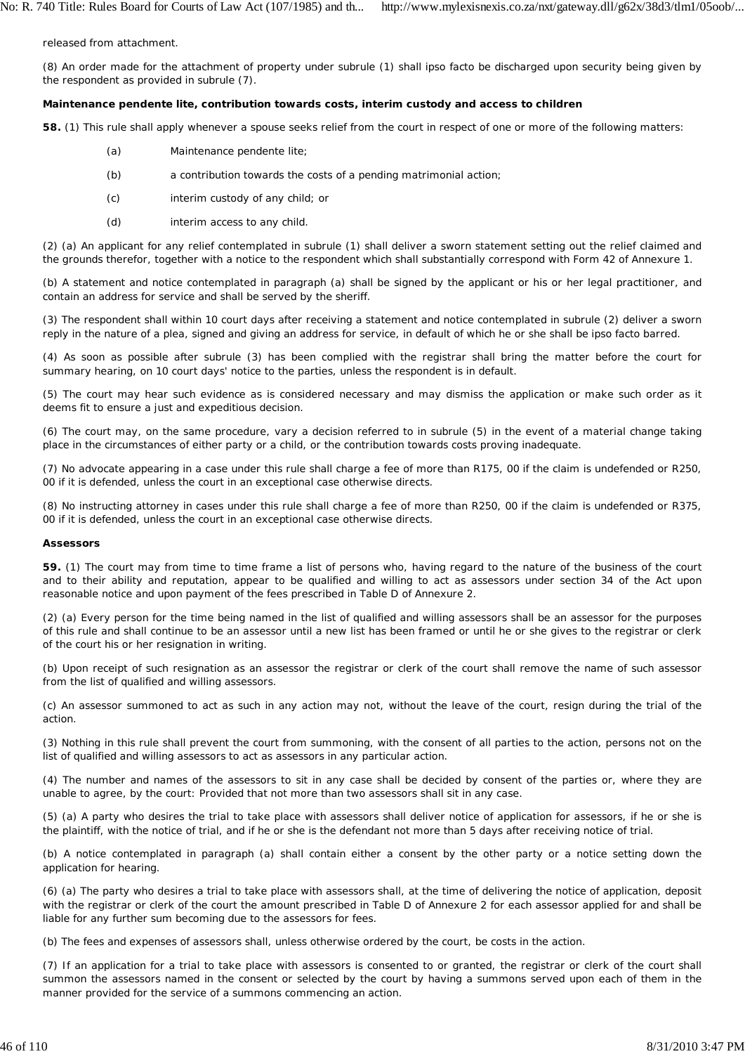released from attachment.

(8) An order made for the attachment of property under subrule (1) shall ipso facto be discharged upon security being given by the respondent as provided in subrule (7).

**Maintenance pendente lite, contribution towards costs, interim custody and access to children**

**58.** (1) This rule shall apply whenever a spouse seeks relief from the court in respect of one or more of the following matters:

(a) Maintenance pendente lite;

(b) a contribution towards the costs of a pending matrimonial action;

(c) interim custody of any child; or

(d) interim access to any child.

(2) (a) An applicant for any relief contemplated in subrule (1) shall deliver a sworn statement setting out the relief claimed and the grounds therefor, together with a notice to the respondent which shall substantially correspond with Form 42 of Annexure 1.

(b) A statement and notice contemplated in paragraph (a) shall be signed by the applicant or his or her legal practitioner, and contain an address for service and shall be served by the sheriff.

(3) The respondent shall within 10 court days after receiving a statement and notice contemplated in subrule (2) deliver a sworn reply in the nature of a plea, signed and giving an address for service, in default of which he or she shall be ipso facto barred.

(4) As soon as possible after subrule (3) has been complied with the registrar shall bring the matter before the court for summary hearing, on 10 court days' notice to the parties, unless the respondent is in default.

(5) The court may hear such evidence as is considered necessary and may dismiss the application or make such order as it deems fit to ensure a just and expeditious decision.

(6) The court may, on the same procedure, vary a decision referred to in subrule (5) in the event of a material change taking place in the circumstances of either party or a child, or the contribution towards costs proving inadequate.

(7) No advocate appearing in a case under this rule shall charge a fee of more than R175, 00 if the claim is undefended or R250, 00 if it is defended, unless the court in an exceptional case otherwise directs.

(8) No instructing attorney in cases under this rule shall charge a fee of more than R250, 00 if the claim is undefended or R375, 00 if it is defended, unless the court in an exceptional case otherwise directs.

**Assessors**

**59.** (1) The court may from time to time frame a list of persons who, having regard to the nature of the business of the court and to their ability and reputation, appear to be qualified and willing to act as assessors under section 34 of the Act upon reasonable notice and upon payment of the fees prescribed in Table D of Annexure 2.

(2) (a) Every person for the time being named in the list of qualified and willing assessors shall be an assessor for the purposes of this rule and shall continue to be an assessor until a new list has been framed or until he or she gives to the registrar or clerk of the court his or her resignation in writing.

(b) Upon receipt of such resignation as an assessor the registrar or clerk of the court shall remove the name of such assessor from the list of qualified and willing assessors.

(c) An assessor summoned to act as such in any action may not, without the leave of the court, resign during the trial of the action.

(3) Nothing in this rule shall prevent the court from summoning, with the consent of all parties to the action, persons not on the list of qualified and willing assessors to act as assessors in any particular action.

(4) The number and names of the assessors to sit in any case shall be decided by consent of the parties or, where they are unable to agree, by the court: Provided that not more than two assessors shall sit in any case.

(5) (a) A party who desires the trial to take place with assessors shall deliver notice of application for assessors, if he or she is the plaintiff, with the notice of trial, and if he or she is the defendant not more than 5 days after receiving notice of trial.

(b) A notice contemplated in paragraph (a) shall contain either a consent by the other party or a notice setting down the application for hearing.

(6) (a) The party who desires a trial to take place with assessors shall, at the time of delivering the notice of application, deposit with the registrar or clerk of the court the amount prescribed in Table D of Annexure 2 for each assessor applied for and shall be liable for any further sum becoming due to the assessors for fees.

(b) The fees and expenses of assessors shall, unless otherwise ordered by the court, be costs in the action.

(7) If an application for a trial to take place with assessors is consented to or granted, the registrar or clerk of the court shall summon the assessors named in the consent or selected by the court by having a summons served upon each of them in the manner provided for the service of a summons commencing an action.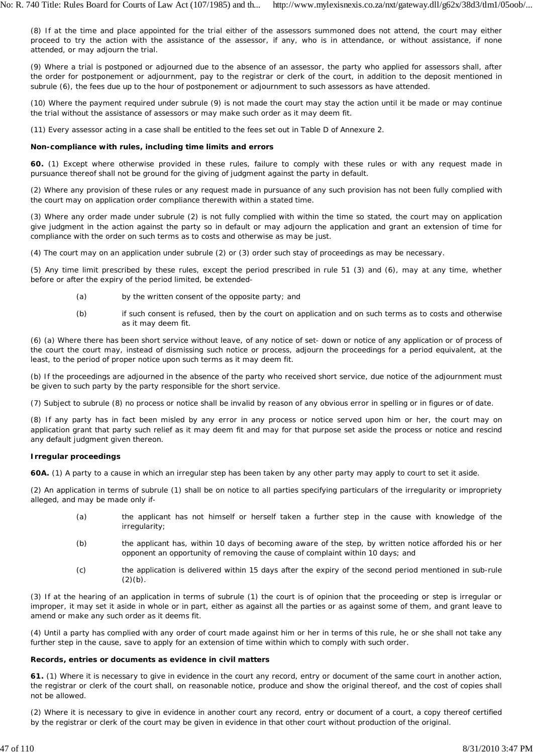(8) If at the time and place appointed for the trial either of the assessors summoned does not attend, the court may either proceed to try the action with the assistance of the assessor, if any, who is in attendance, or without assistance, if none attended, or may adjourn the trial.

(9) Where a trial is postponed or adjourned due to the absence of an assessor, the party who applied for assessors shall, after the order for postponement or adjournment, pay to the registrar or clerk of the court, in addition to the deposit mentioned in subrule (6), the fees due up to the hour of postponement or adjournment to such assessors as have attended.

(10) Where the payment required under subrule (9) is not made the court may stay the action until it be made or may continue the trial without the assistance of assessors or may make such order as it may deem fit.

(11) Every assessor acting in a case shall be entitled to the fees set out in Table D of Annexure 2.

**Non-compliance with rules, including time limits and errors**

**60.** (1) Except where otherwise provided in these rules, failure to comply with these rules or with any request made in pursuance thereof shall not be ground for the giving of judgment against the party in default.

(2) Where any provision of these rules or any request made in pursuance of any such provision has not been fully complied with the court may on application order compliance therewith within a stated time.

(3) Where any order made under subrule (2) is not fully complied with within the time so stated, the court may on application give judgment in the action against the party so in default or may adjourn the application and grant an extension of time for compliance with the order on such terms as to costs and otherwise as may be just.

(4) The court may on an application under subrule (2) or (3) order such stay of proceedings as may be necessary.

(5) Any time limit prescribed by these rules, except the period prescribed in rule 51 (3) and (6), may at any time, whether before or after the expiry of the period limited, be extended-

(a) by the written consent of the opposite party; and

(b) if such consent is refused, then by the court on application and on such terms as to costs and otherwise as it may deem fit.

(6) (a) Where there has been short service without leave, of any notice of set- down or notice of any application or of process of the court the court may, instead of dismissing such notice or process, adjourn the proceedings for a period equivalent, at the least, to the period of proper notice upon such terms as it may deem fit.

(b) If the proceedings are adjourned in the absence of the party who received short service, due notice of the adjournment must be given to such party by the party responsible for the short service.

(7) Subject to subrule (8) no process or notice shall be invalid by reason of any obvious error in spelling or in figures or of date.

(8) If any party has in fact been misled by any error in any process or notice served upon him or her, the court may on application grant that party such relief as it may deem fit and may for that purpose set aside the process or notice and rescind any default judgment given thereon.

**Irregular proceedings**

**60A.** (1) A party to a cause in which an irregular step has been taken by any other party may apply to court to set it aside.

(2) An application in terms of subrule (1) shall be on notice to all parties specifying particulars of the irregularity or impropriety alleged, and may be made only if-

(a) the applicant has not himself or herself taken a further step in the cause with knowledge of the irregularity;

(b) the applicant has, within 10 days of becoming aware of the step, by written notice afforded his or her opponent an opportunity of removing the cause of complaint within 10 days; and

(c) the application is delivered within 15 days after the expiry of the second period mentioned in sub-rule (2)(b).

(3) If at the hearing of an application in terms of subrule (1) the court is of opinion that the proceeding or step is irregular or improper, it may set it aside in whole or in part, either as against all the parties or as against some of them, and grant leave to amend or make any such order as it deems fit.

(4) Until a party has complied with any order of court made against him or her in terms of this rule, he or she shall not take any further step in the cause, save to apply for an extension of time within which to comply with such order.

**Records, entries or documents as evidence in civil matters**

**61.** (1) Where it is necessary to give in evidence in the court any record, entry or document of the same court in another action, the registrar or clerk of the court shall, on reasonable notice, produce and show the original thereof, and the cost of copies shall not be allowed.

(2) Where it is necessary to give in evidence in another court any record, entry or document of a court, a copy thereof certified by the registrar or clerk of the court may be given in evidence in that other court without production of the original.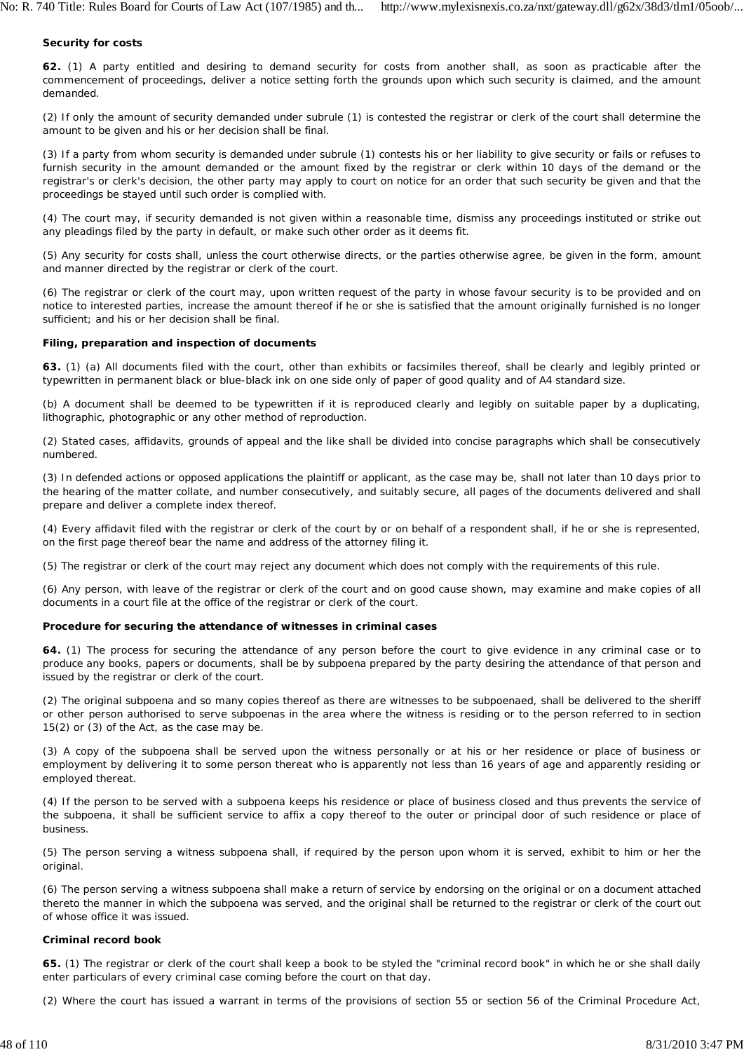**Security for costs**

**62.** (1) A party entitled and desiring to demand security for costs from another shall, as soon as practicable after the commencement of proceedings, deliver a notice setting forth the grounds upon which such security is claimed, and the amount demanded.

(2) If only the amount of security demanded under subrule (1) is contested the registrar or clerk of the court shall determine the amount to be given and his or her decision shall be final.

(3) If a party from whom security is demanded under subrule (1) contests his or her liability to give security or fails or refuses to furnish security in the amount demanded or the amount fixed by the registrar or clerk within 10 days of the demand or the registrar's or clerk's decision, the other party may apply to court on notice for an order that such security be given and that the proceedings be stayed until such order is complied with.

(4) The court may, if security demanded is not given within a reasonable time, dismiss any proceedings instituted or strike out any pleadings filed by the party in default, or make such other order as it deems fit.

(5) Any security for costs shall, unless the court otherwise directs, or the parties otherwise agree, be given in the form, amount and manner directed by the registrar or clerk of the court.

(6) The registrar or clerk of the court may, upon written request of the party in whose favour security is to be provided and on notice to interested parties, increase the amount thereof if he or she is satisfied that the amount originally furnished is no longer sufficient; and his or her decision shall be final.

**Filing, preparation and inspection of documents**

**63.** (1) (a) All documents filed with the court, other than exhibits or facsimiles thereof, shall be clearly and legibly printed or typewritten in permanent black or blue-black ink on one side only of paper of good quality and of A4 standard size.

(b) A document shall be deemed to be typewritten if it is reproduced clearly and legibly on suitable paper by a duplicating, lithographic, photographic or any other method of reproduction.

(2) Stated cases, affidavits, grounds of appeal and the like shall be divided into concise paragraphs which shall be consecutively numbered.

(3) In defended actions or opposed applications the plaintiff or applicant, as the case may be, shall not later than 10 days prior to the hearing of the matter collate, and number consecutively, and suitably secure, all pages of the documents delivered and shall prepare and deliver a complete index thereof.

(4) Every affidavit filed with the registrar or clerk of the court by or on behalf of a respondent shall, if he or she is represented, on the first page thereof bear the name and address of the attorney filing it.

(5) The registrar or clerk of the court may reject any document which does not comply with the requirements of this rule.

(6) Any person, with leave of the registrar or clerk of the court and on good cause shown, may examine and make copies of all documents in a court file at the office of the registrar or clerk of the court.

**Procedure for securing the attendance of witnesses in criminal cases**

**64.** (1) The process for securing the attendance of any person before the court to give evidence in any criminal case or to produce any books, papers or documents, shall be by subpoena prepared by the party desiring the attendance of that person and issued by the registrar or clerk of the court.

(2) The original subpoena and so many copies thereof as there are witnesses to be subpoenaed, shall be delivered to the sheriff or other person authorised to serve subpoenas in the area where the witness is residing or to the person referred to in section 15(2) or (3) of the Act, as the case may be.

(3) A copy of the subpoena shall be served upon the witness personally or at his or her residence or place of business or employment by delivering it to some person thereat who is apparently not less than 16 years of age and apparently residing or employed thereat.

(4) If the person to be served with a subpoena keeps his residence or place of business closed and thus prevents the service of the subpoena, it shall be sufficient service to affix a copy thereof to the outer or principal door of such residence or place of business.

(5) The person serving a witness subpoena shall, if required by the person upon whom it is served, exhibit to him or her the original.

(6) The person serving a witness subpoena shall make a return of service by endorsing on the original or on a document attached thereto the manner in which the subpoena was served, and the original shall be returned to the registrar or clerk of the court out of whose office it was issued.

**Criminal record book**

**65.** (1) The registrar or clerk of the court shall keep a book to be styled the "criminal record book" in which he or she shall daily enter particulars of every criminal case coming before the court on that day.

(2) Where the court has issued a warrant in terms of the provisions of section 55 or section 56 of the Criminal Procedure Act,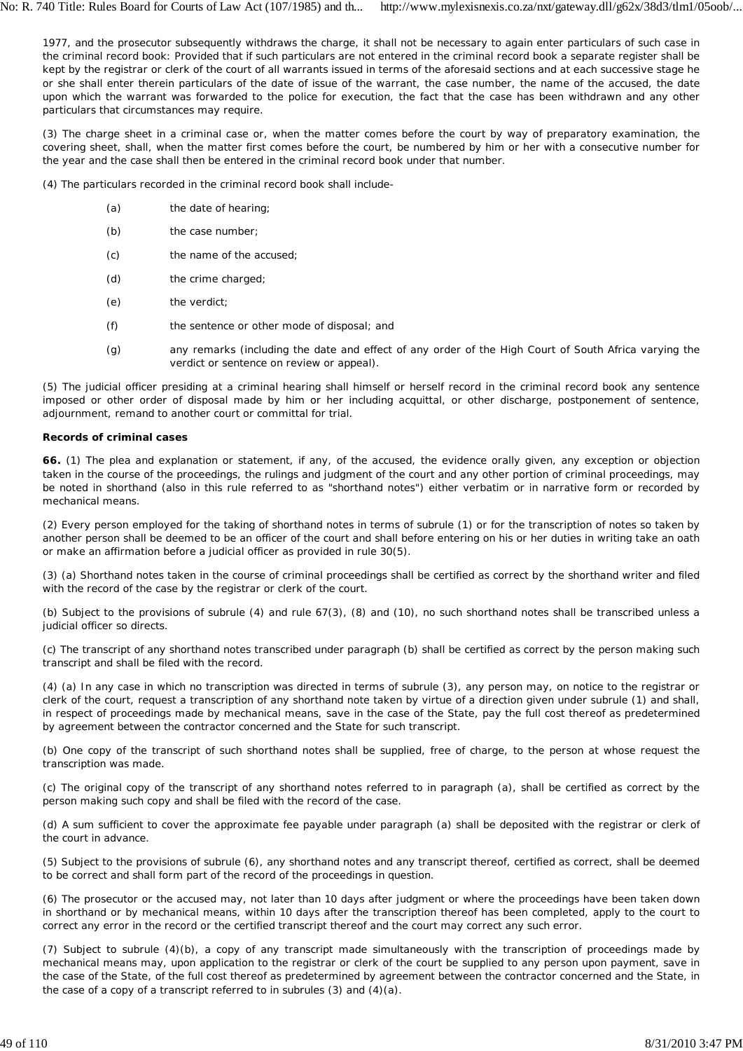1977, and the prosecutor subsequently withdraws the charge, it shall not be necessary to again enter particulars of such case in the criminal record book: Provided that if such particulars are not entered in the criminal record book a separate register shall be kept by the registrar or clerk of the court of all warrants issued in terms of the aforesaid sections and at each successive stage he or she shall enter therein particulars of the date of issue of the warrant, the case number, the name of the accused, the date upon which the warrant was forwarded to the police for execution, the fact that the case has been withdrawn and any other particulars that circumstances may require.

(3) The charge sheet in a criminal case or, when the matter comes before the court by way of preparatory examination, the covering sheet, shall, when the matter first comes before the court, be numbered by him or her with a consecutive number for the year and the case shall then be entered in the criminal record book under that number.

(4) The particulars recorded in the criminal record book shall include-

(a) the date of hearing;

(b) the case number;

(c) the name of the accused;

(d) the crime charged;

(e) the verdict;

(f) the sentence or other mode of disposal; and

(g) any remarks (including the date and effect of any order of the High Court of South Africa varying the verdict or sentence on review or appeal).

(5) The judicial officer presiding at a criminal hearing shall himself or herself record in the criminal record book any sentence imposed or other order of disposal made by him or her including acquittal, or other discharge, postponement of sentence, adjournment, remand to another court or committal for trial.

**Records of criminal cases**

**66.** (1) The plea and explanation or statement, if any, of the accused, the evidence orally given, any exception or objection taken in the course of the proceedings, the rulings and judgment of the court and any other portion of criminal proceedings, may be noted in shorthand (also in this rule referred to as "shorthand notes") either verbatim or in narrative form or recorded by mechanical means.

(2) Every person employed for the taking of shorthand notes in terms of subrule (1) or for the transcription of notes so taken by another person shall be deemed to be an officer of the court and shall before entering on his or her duties in writing take an oath or make an affirmation before a judicial officer as provided in rule 30(5).

(3) (a) Shorthand notes taken in the course of criminal proceedings shall be certified as correct by the shorthand writer and filed with the record of the case by the registrar or clerk of the court.

(b) Subject to the provisions of subrule (4) and rule 67(3), (8) and (10), no such shorthand notes shall be transcribed unless a judicial officer so directs.

(c) The transcript of any shorthand notes transcribed under paragraph (b) shall be certified as correct by the person making such transcript and shall be filed with the record.

(4) (a) In any case in which no transcription was directed in terms of subrule (3), any person may, on notice to the registrar or clerk of the court, request a transcription of any shorthand note taken by virtue of a direction given under subrule (1) and shall, in respect of proceedings made by mechanical means, save in the case of the State, pay the full cost thereof as predetermined by agreement between the contractor concerned and the State for such transcript.

(b) One copy of the transcript of such shorthand notes shall be supplied, free of charge, to the person at whose request the transcription was made.

(c) The original copy of the transcript of any shorthand notes referred to in paragraph (a), shall be certified as correct by the person making such copy and shall be filed with the record of the case.

(d) A sum sufficient to cover the approximate fee payable under paragraph (a) shall be deposited with the registrar or clerk of the court in advance.

(5) Subject to the provisions of subrule (6), any shorthand notes and any transcript thereof, certified as correct, shall be deemed to be correct and shall form part of the record of the proceedings in question.

(6) The prosecutor or the accused may, not later than 10 days after judgment or where the proceedings have been taken down in shorthand or by mechanical means, within 10 days after the transcription thereof has been completed, apply to the court to correct any error in the record or the certified transcript thereof and the court may correct any such error.

(7) Subject to subrule (4)(b), a copy of any transcript made simultaneously with the transcription of proceedings made by mechanical means may, upon application to the registrar or clerk of the court be supplied to any person upon payment, save in the case of the State, of the full cost thereof as predetermined by agreement between the contractor concerned and the State, in the case of a copy of a transcript referred to in subrules (3) and (4)(a).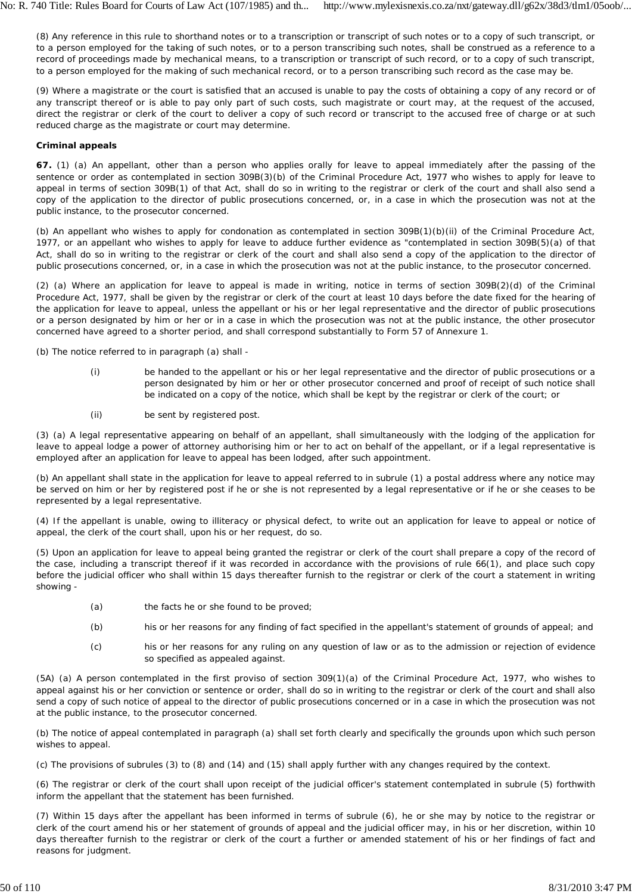(8) Any reference in this rule to shorthand notes or to a transcription or transcript of such notes or to a copy of such transcript, or to a person employed for the taking of such notes, or to a person transcribing such notes, shall be construed as a reference to a record of proceedings made by mechanical means, to a transcription or transcript of such record, or to a copy of such transcript, to a person employed for the making of such mechanical record, or to a person transcribing such record as the case may be.

(9) Where a magistrate or the court is satisfied that an accused is unable to pay the costs of obtaining a copy of any record or of any transcript thereof or is able to pay only part of such costs, such magistrate or court may, at the request of the accused, direct the registrar or clerk of the court to deliver a copy of such record or transcript to the accused free of charge or at such reduced charge as the magistrate or court may determine.

**Criminal appeals**

**67.** (1) (a) An appellant, other than a person who applies orally for leave to appeal immediately after the passing of the sentence or order as contemplated in section 309B(3)(b) of the Criminal Procedure Act, 1977 who wishes to apply for leave to appeal in terms of section 309B(1) of that Act, shall do so in writing to the registrar or clerk of the court and shall also send a copy of the application to the director of public prosecutions concerned, or, in a case in which the prosecution was not at the public instance, to the prosecutor concerned.

(b) An appellant who wishes to apply for condonation as contemplated in section 309B(1)(b)(ii) of the Criminal Procedure Act, 1977, or an appellant who wishes to apply for leave to adduce further evidence as "contemplated in section 309B(5)(a) of that Act, shall do so in writing to the registrar or clerk of the court and shall also send a copy of the application to the director of public prosecutions concerned, or, in a case in which the prosecution was not at the public instance, to the prosecutor concerned.

(2) (a) Where an application for leave to appeal is made in writing, notice in terms of section 309B(2)(d) of the Criminal Procedure Act, 1977, shall be given by the registrar or clerk of the court at least 10 days before the date fixed for the hearing of the application for leave to appeal, unless the appellant or his or her legal representative and the director of public prosecutions or a person designated by him or her or in a case in which the prosecution was not at the public instance, the other prosecutor concerned have agreed to a shorter period, and shall correspond substantially to Form 57 of Annexure 1.

(b) The notice referred to in paragraph (a) shall -

- (i) be handed to the appellant or his or her legal representative and the director of public prosecutions or a person designated by him or her or other prosecutor concerned and proof of receipt of such notice shall be indicated on a copy of the notice, which shall be kept by the registrar or clerk of the court; or
- (ii) be sent by registered post.

(3) (a) A legal representative appearing on behalf of an appellant, shall simultaneously with the lodging of the application for leave to appeal lodge a power of attorney authorising him or her to act on behalf of the appellant, or if a legal representative is employed after an application for leave to appeal has been lodged, after such appointment.

(b) An appellant shall state in the application for leave to appeal referred to in subrule (1) a postal address where any notice may be served on him or her by registered post if he or she is not represented by a legal representative or if he or she ceases to be represented by a legal representative.

(4) If the appellant is unable, owing to illiteracy or physical defect, to write out an application for leave to appeal or notice of appeal, the clerk of the court shall, upon his or her request, do so.

(5) Upon an application for leave to appeal being granted the registrar or clerk of the court shall prepare a copy of the record of the case, including a transcript thereof if it was recorded in accordance with the provisions of rule 66(1), and place such copy before the judicial officer who shall within 15 days thereafter furnish to the registrar or clerk of the court a statement in writing showing -

- (a) the facts he or she found to be proved;
- (b) his or her reasons for any finding of fact specified in the appellant's statement of grounds of appeal; and
- (c) his or her reasons for any ruling on any question of law or as to the admission or rejection of evidence so specified as appealed against.

(5A) (a) A person contemplated in the first proviso of section 309(1)(a) of the Criminal Procedure Act, 1977, who wishes to appeal against his or her conviction or sentence or order, shall do so in writing to the registrar or clerk of the court and shall also send a copy of such notice of appeal to the director of public prosecutions concerned or in a case in which the prosecution was not at the public instance, to the prosecutor concerned.

(b) The notice of appeal contemplated in paragraph (a) shall set forth clearly and specifically the grounds upon which such person wishes to appeal.

(c) The provisions of subrules (3) to (8) and (14) and (15) shall apply further with any changes required by the context.

(6) The registrar or clerk of the court shall upon receipt of the judicial officer's statement contemplated in subrule (5) forthwith inform the appellant that the statement has been furnished.

(7) Within 15 days after the appellant has been informed in terms of subrule (6), he or she may by notice to the registrar or clerk of the court amend his or her statement of grounds of appeal and the judicial officer may, in his or her discretion, within 10 days thereafter furnish to the registrar or clerk of the court a further or amended statement of his or her findings of fact and reasons for judgment.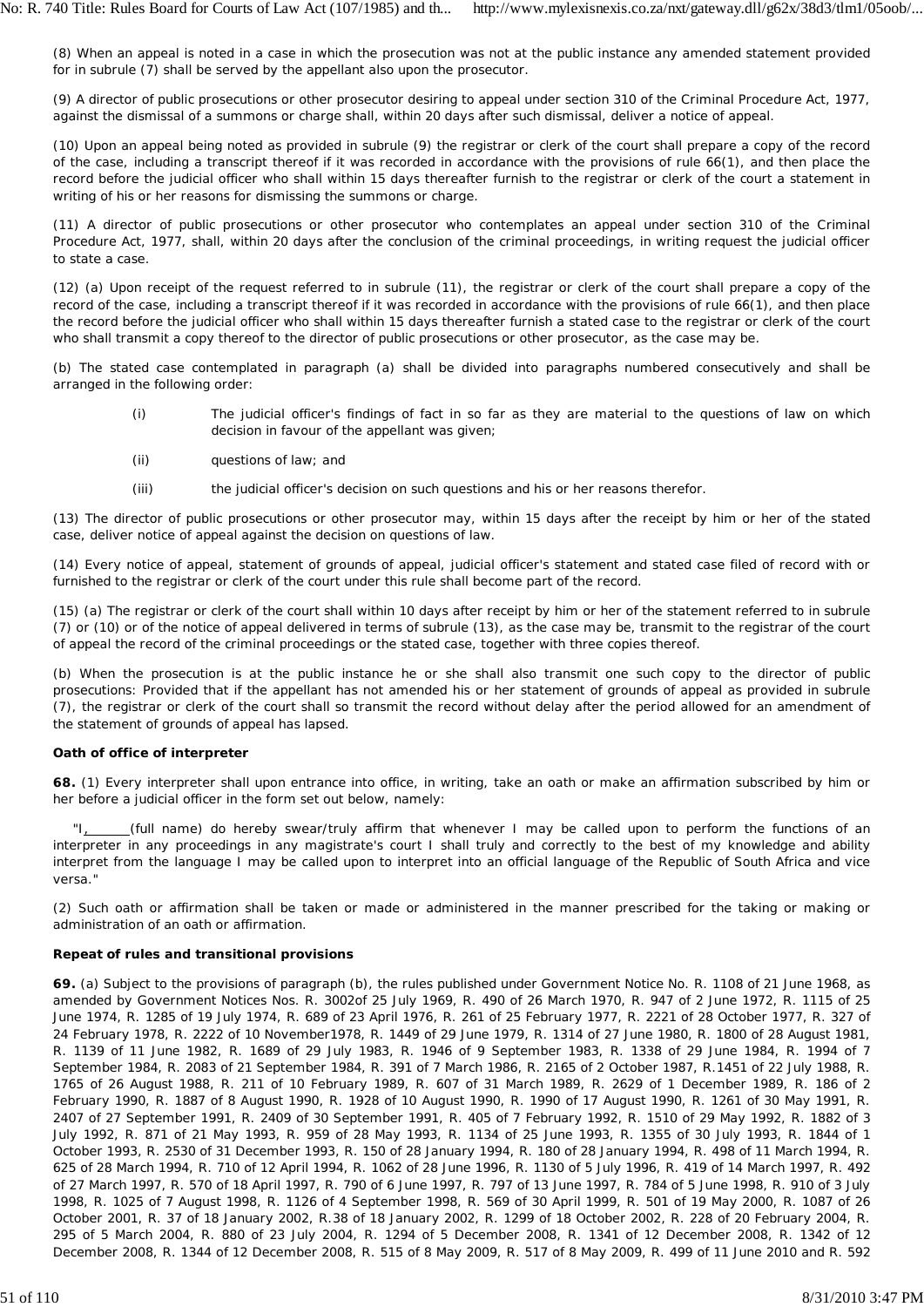(8) When an appeal is noted in a case in which the prosecution was not at the public instance any amended statement provided for in subrule (7) shall be served by the appellant also upon the prosecutor.

(9) A director of public prosecutions or other prosecutor desiring to appeal under section 310 of the Criminal Procedure Act, 1977, against the dismissal of a summons or charge shall, within 20 days after such dismissal, deliver a notice of appeal.

(10) Upon an appeal being noted as provided in subrule (9) the registrar or clerk of the court shall prepare a copy of the record of the case, including a transcript thereof if it was recorded in accordance with the provisions of rule 66(1), and then place the record before the judicial officer who shall within 15 days thereafter furnish to the registrar or clerk of the court a statement in writing of his or her reasons for dismissing the summons or charge.

(11) A director of public prosecutions or other prosecutor who contemplates an appeal under section 310 of the Criminal Procedure Act, 1977, shall, within 20 days after the conclusion of the criminal proceedings, in writing request the judicial officer to state a case.

(12) (a) Upon receipt of the request referred to in subrule (11), the registrar or clerk of the court shall prepare a copy of the record of the case, including a transcript thereof if it was recorded in accordance with the provisions of rule 66(1), and then place the record before the judicial officer who shall within 15 days thereafter furnish a stated case to the registrar or clerk of the court who shall transmit a copy thereof to the director of public prosecutions or other prosecutor, as the case may be.

(b) The stated case contemplated in paragraph (a) shall be divided into paragraphs numbered consecutively and shall be arranged in the following order:

- (i) The judicial officer's findings of fact in so far as they are material to the questions of law on which decision in favour of the appellant was given;
- (ii) questions of law; and
- (iii) the judicial officer's decision on such questions and his or her reasons therefor.

(13) The director of public prosecutions or other prosecutor may, within 15 days after the receipt by him or her of the stated case, deliver notice of appeal against the decision on questions of law.

(14) Every notice of appeal, statement of grounds of appeal, judicial officer's statement and stated case filed of record with or furnished to the registrar or clerk of the court under this rule shall become part of the record.

(15) (a) The registrar or clerk of the court shall within 10 days after receipt by him or her of the statement referred to in subrule (7) or (10) or of the notice of appeal delivered in terms of subrule (13), as the case may be, transmit to the registrar of the court of appeal the record of the criminal proceedings or the stated case, together with three copies thereof.

(b) When the prosecution is at the public instance he or she shall also transmit one such copy to the director of public prosecutions: Provided that if the appellant has not amended his or her statement of grounds of appeal as provided in subrule (7), the registrar or clerk of the court shall so transmit the record without delay after the period allowed for an amendment of the statement of grounds of appeal has lapsed.

**Oath of office of interpreter**

**68.** (1) Every interpreter shall upon entrance into office, in writing, take an oath or make an affirmation subscribed by him or her before a judicial officer in the form set out below, namely:

"I, ______(full name) do hereby swear/truly affirm that whenever I may be called upon to perform the functions of an interpreter in any proceedings in any magistrate's court I shall truly and correctly to the best of my knowledge and ability interpret from the language I may be called upon to interpret into an official language of the Republic of South Africa and vice versa."

(2) Such oath or affirmation shall be taken or made or administered in the manner prescribed for the taking or making or administration of an oath or affirmation.

**Repeat of rules and transitional provisions**

**69.** (a) Subject to the provisions of paragraph (b), the rules published under Government Notice No. R. 1108 of 21 June 1968, as amended by Government Notices Nos. R. 3002of 25 July 1969, R. 490 of 26 March 1970, R. 947 of 2 June 1972, R. 1115 of 25 June 1974, R. 1285 of 19 July 1974, R. 689 of 23 April 1976, R. 261 of 25 February 1977, R. 2221 of 28 October 1977, R. 327 of 24 February 1978, R. 2222 of 10 November1978, R. 1449 of 29 June 1979, R. 1314 of 27 June 1980, R. 1800 of 28 August 1981, R. 1139 of 11 June 1982, R. 1689 of 29 July 1983, R. 1946 of 9 September 1983, R. 1338 of 29 June 1984, R. 1994 of 7 September 1984, R. 2083 of 21 September 1984, R. 391 of 7 March 1986, R. 2165 of 2 October 1987, R.1451 of 22 July 1988, R. 1765 of 26 August 1988, R. 211 of 10 February 1989, R. 607 of 31 March 1989, R. 2629 of 1 December 1989, R. 186 of 2 February 1990, R. 1887 of 8 August 1990, R. 1928 of 10 August 1990, R. 1990 of 17 August 1990, R. 1261 of 30 May 1991, R. 2407 of 27 September 1991, R. 2409 of 30 September 1991, R. 405 of 7 February 1992, R. 1510 of 29 May 1992, R. 1882 of 3 July 1992, R. 871 of 21 May 1993, R. 959 of 28 May 1993, R. 1134 of 25 June 1993, R. 1355 of 30 July 1993, R. 1844 of 1 October 1993, R. 2530 of 31 December 1993, R. 150 of 28 January 1994, R. 180 of 28 January 1994, R. 498 of 11 March 1994, R. 625 of 28 March 1994, R. 710 of 12 April 1994, R. 1062 of 28 June 1996, R. 1130 of 5 July 1996, R. 419 of 14 March 1997, R. 492 of 27 March 1997, R. 570 of 18 April 1997, R. 790 of 6 June 1997, R. 797 of 13 June 1997, R. 784 of 5 June 1998, R. 910 of 3 July 1998, R. 1025 of 7 August 1998, R. 1126 of 4 September 1998, R. 569 of 30 April 1999, R. 501 of 19 May 2000, R. 1087 of 26 October 2001, R. 37 of 18 January 2002, R.38 of 18 January 2002, R. 1299 of 18 October 2002, R. 228 of 20 February 2004, R. 295 of 5 March 2004, R. 880 of 23 July 2004, R. 1294 of 5 December 2008, R. 1341 of 12 December 2008, R. 1342 of 12 December 2008, R. 1344 of 12 December 2008, R. 515 of 8 May 2009, R. 517 of 8 May 2009, R. 499 of 11 June 2010 and R. 592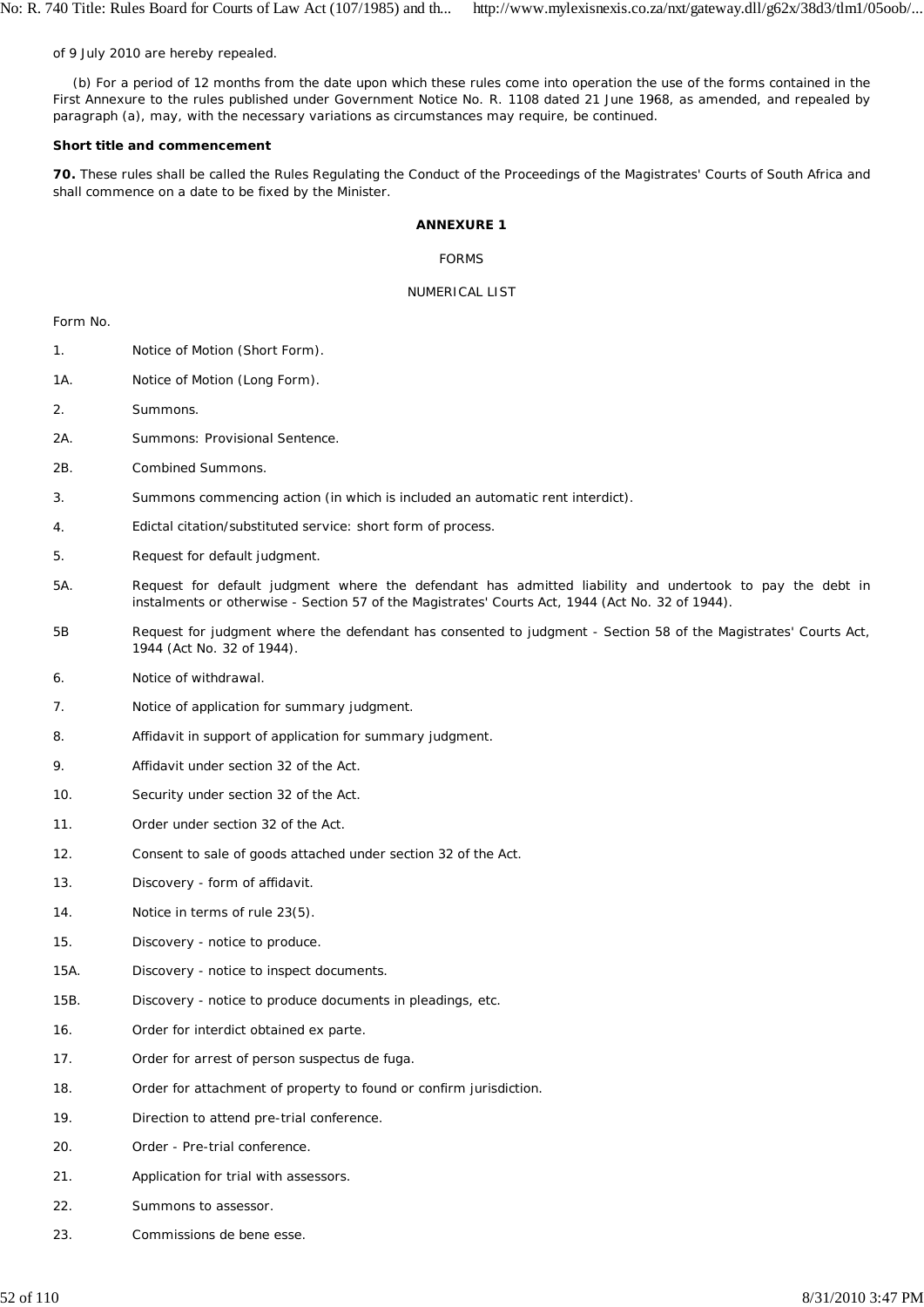of 9 July 2010 are hereby repealed.

(b) For a period of 12 months from the date upon which these rules come into operation the use of the forms contained in the First Annexure to the rules published under Government Notice No. R. 1108 dated 21 June 1968, as amended, and repealed by paragraph (a), may, with the necessary variations as circumstances may require, be continued.

**Short title and commencement**

**70.** These rules shall be called the Rules Regulating the Conduct of the Proceedings of the Magistrates' Courts of South Africa and shall commence on a date to be fixed by the Minister.

**ANNEXURE 1**

FORMS

NUMERICAL LIST

Form No.

1. Notice of Motion (Short Form).

1A. Notice of Motion (Long Form).

2. Summons.

2A. Summons: Provisional Sentence.

2B. Combined Summons.

3. Summons commencing action (in which is included an automatic rent interdict).

4. Edictal citation/substituted service: short form of process.

5. Request for default judgment.

5A. Request for default judgment where the defendant has admitted liability and undertook to pay the debt in instalments or otherwise - Section 57 of the Magistrates' Courts Act, 1944 (Act No. 32 of 1944).

5B Request for judgment where the defendant has consented to judgment - Section 58 of the Magistrates' Courts Act, 1944 (Act No. 32 of 1944).

6. Notice of withdrawal.

7. Notice of application for summary judgment.

8. Affidavit in support of application for summary judgment.

9. Affidavit under section 32 of the Act.

10. Security under section 32 of the Act.

11. Order under section 32 of the Act.

12. Consent to sale of goods attached under section 32 of the Act.

13. Discovery - form of affidavit.

14. Notice in terms of rule 23(5).

15. Discovery - notice to produce.

15A. Discovery - notice to inspect documents.

15B. Discovery - notice to produce documents in pleadings, etc.

16. Order for interdict obtained ex parte.

17. Order for arrest of person suspectus de fuga.

18. Order for attachment of property to found or confirm jurisdiction.

19. Direction to attend pre-trial conference.

20. Order - Pre-trial conference.

21. Application for trial with assessors.

22. Summons to assessor.

23. Commissions de bene esse.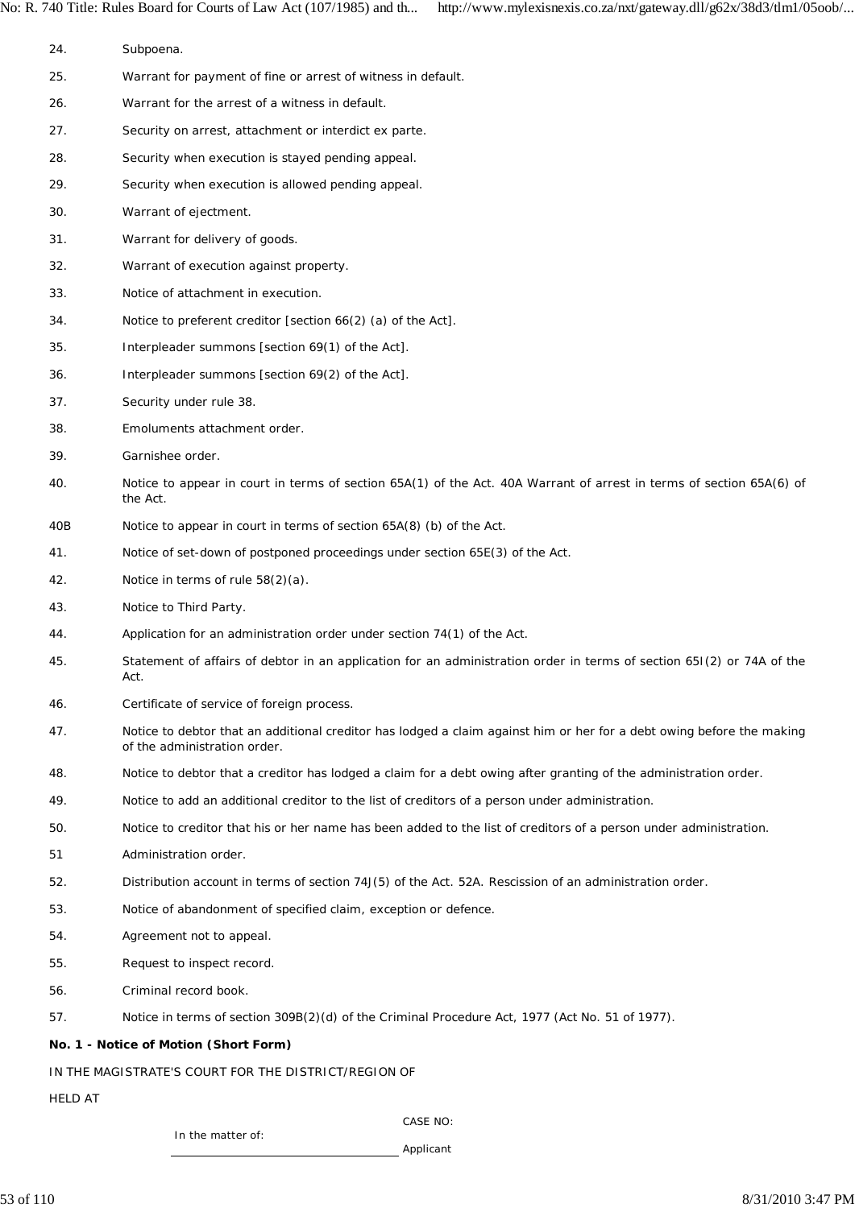24. Subpoena.

25. Warrant for payment of fine or arrest of witness in default.

26. Warrant for the arrest of a witness in default.

27. Security on arrest, attachment or interdict ex parte.

28. Security when execution is stayed pending appeal.

29. Security when execution is allowed pending appeal.

30. Warrant of ejectment.

31. Warrant for delivery of goods.

32. Warrant of execution against property.

33. Notice of attachment in execution.

34. Notice to preferent creditor [section 66(2) (a) of the Act].

35. Interpleader summons [section 69(1) of the Act].

36. Interpleader summons [section 69(2) of the Act].

37. Security under rule 38.

38. Emoluments attachment order.

39. Garnishee order.

40. Notice to appear in court in terms of section 65A(1) of the Act. 40A Warrant of arrest in terms of section 65A(6) of the Act.

40B Notice to appear in court in terms of section 65A(8) (b) of the Act.

41. Notice of set-down of postponed proceedings under section 65E(3) of the Act.

42. Notice in terms of rule 58(2)(a).

43. Notice to Third Party.

44. Application for an administration order under section 74(1) of the Act.

45. Statement of affairs of debtor in an application for an administration order in terms of section 65I(2) or 74A of the Act.

46. Certificate of service of foreign process.

47. Notice to debtor that an additional creditor has lodged a claim against him or her for a debt owing before the making of the administration order.

48. Notice to debtor that a creditor has lodged a claim for a debt owing after granting of the administration order.

49. Notice to add an additional creditor to the list of creditors of a person under administration.

50. Notice to creditor that his or her name has been added to the list of creditors of a person under administration.

51 Administration order.

52. Distribution account in terms of section 74J(5) of the Act. 52A. Rescission of an administration order.

53. Notice of abandonment of specified claim, exception or defence.

54. Agreement not to appeal.

55. Request to inspect record.

56. Criminal record book.

57. Notice in terms of section 309B(2)(d) of the Criminal Procedure Act, 1977 (Act No. 51 of 1977).

**No. 1 - Notice of Motion (Short Form)**

IN THE MAGISTRATE'S COURT FOR THE DISTRICT/REGION OF

HELD AT

CASE NO:

In the matter of:

\_\_\_\_\_\_\_\_\_\_\_\_\_\_\_\_\_\_\_\_\_\_\_\_\_\_\_\_\_\_\_\_ Applicant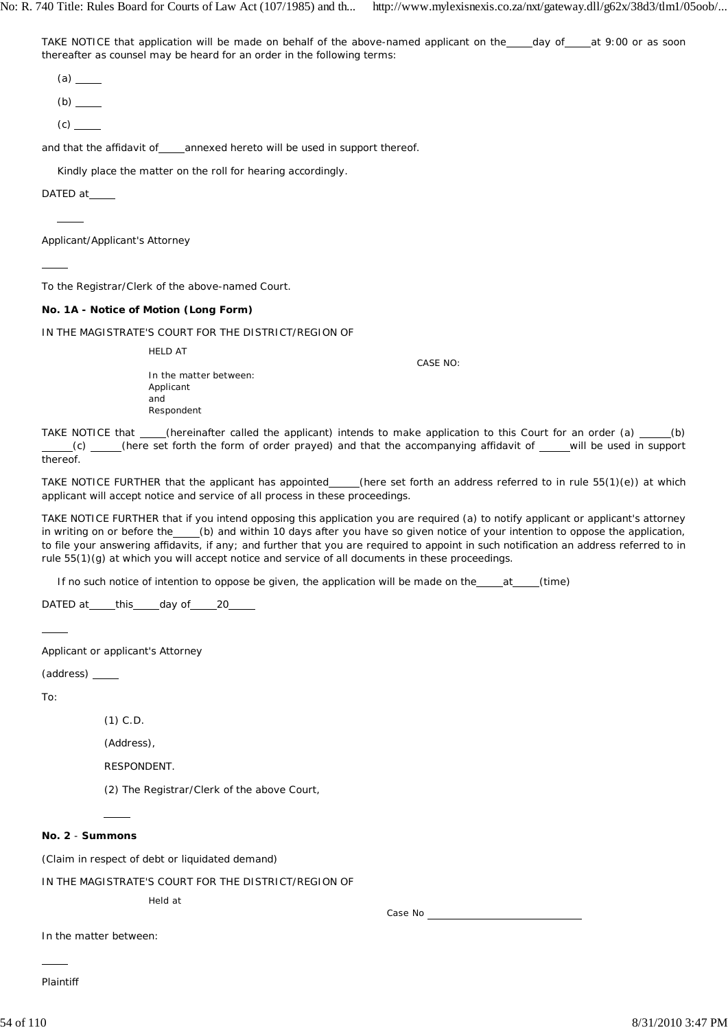TAKE NOTICE that application will be made on behalf of the above-named applicant on the _____ day of _____ at 9:00 or as soon thereafter as counsel may be heard for an order in the following terms:

(a) _____

(b) _____

(c) _____

and that the affidavit of _____ annexed hereto will be used in support thereof.

Kindly place the matter on the roll for hearing accordingly.

DATED at _____

_____

Applicant/Applicant's Attorney

_____

To the Registrar/Clerk of the above-named Court.

**No. 1A - Notice of Motion (Long Form)**

IN THE MAGISTRATE'S COURT FOR THE DISTRICT/REGION OF

HELD AT

CASE NO:

In the matter between:
Applicant
and
Respondent

TAKE NOTICE that _____ (hereinafter called the applicant) intends to make application to this Court for an order (a) _____ (b) _____ (c) _____ (here set forth the form of order prayed) and that the accompanying affidavit of _____ will be used in support thereof.

TAKE NOTICE FURTHER that the applicant has appointed _____ (here set forth an address referred to in rule 55(1)(e)) at which applicant will accept notice and service of all process in these proceedings.

TAKE NOTICE FURTHER that if you intend opposing this application you are required (a) to notify applicant or applicant's attorney in writing on or before the _____ (b) and within 10 days after you have so given notice of your intention to oppose the application, to file your answering affidavits, if any; and further that you are required to appoint in such notification an address referred to in rule 55(1)(g) at which you will accept notice and service of all documents in these proceedings.

If no such notice of intention to oppose be given, the application will be made on the _____ at _____ (time)

DATED at _____ this _____ day of _____ 20 _____

_____

Applicant or applicant's Attorney

(address) _____

To:

(1) C.D.

(Address),

RESPONDENT.

(2) The Registrar/Clerk of the above Court,

_____

**No. 2** - **Summons**

(Claim in respect of debt or liquidated demand)

IN THE MAGISTRATE'S COURT FOR THE DISTRICT/REGION OF

Held at

Case No _____________________________

In the matter between:

_____

Plaintiff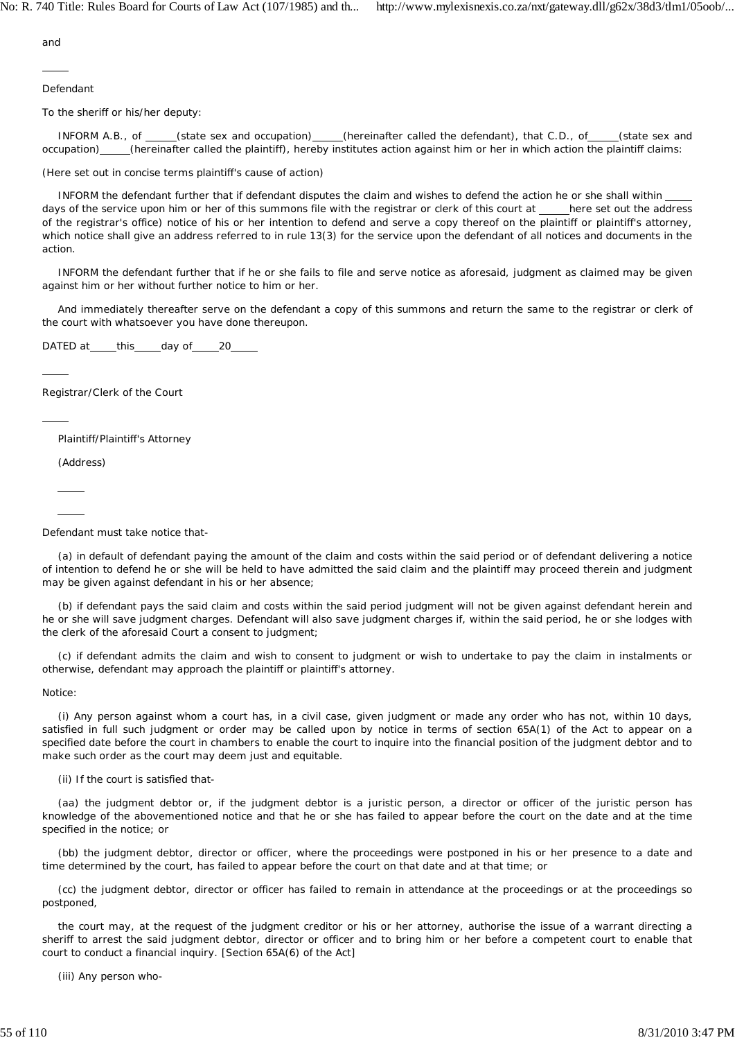and

_____

Defendant

To the sheriff or his/her deputy:

INFORM A.B., of _____(state sex and occupation)_____(hereinafter called the defendant), that C.D., of_____(state sex and occupation)_____(hereinafter called the plaintiff), hereby institutes action against him or her in which action the plaintiff claims:

(Here set out in concise terms plaintiff's cause of action)

INFORM the defendant further that if defendant disputes the claim and wishes to defend the action he or she shall within _____ days of the service upon him or her of this summons file with the registrar or clerk of this court at _____here set out the address of the registrar's office) notice of his or her intention to defend and serve a copy thereof on the plaintiff or plaintiff's attorney, which notice shall give an address referred to in rule 13(3) for the service upon the defendant of all notices and documents in the action.

INFORM the defendant further that if he or she fails to file and serve notice as aforesaid, judgment as claimed may be given against him or her without further notice to him or her.

And immediately thereafter serve on the defendant a copy of this summons and return the same to the registrar or clerk of the court with whatsoever you have done thereupon.

DATED at_____this_____day of_____20_____

_____

Registrar/Clerk of the Court

_____

Plaintiff/Plaintiff's Attorney

(Address)

_____

_____

Defendant must take notice that-

(a) in default of defendant paying the amount of the claim and costs within the said period or of defendant delivering a notice of intention to defend he or she will be held to have admitted the said claim and the plaintiff may proceed therein and judgment may be given against defendant in his or her absence;

(b) if defendant pays the said claim and costs within the said period judgment will not be given against defendant herein and he or she will save judgment charges. Defendant will also save judgment charges if, within the said period, he or she lodges with the clerk of the aforesaid Court a consent to judgment;

(c) if defendant admits the claim and wish to consent to judgment or wish to undertake to pay the claim in instalments or otherwise, defendant may approach the plaintiff or plaintiff's attorney.

Notice:

(i) Any person against whom a court has, in a civil case, given judgment or made any order who has not, within 10 days, satisfied in full such judgment or order may be called upon by notice in terms of section 65A(1) of the Act to appear on a specified date before the court in chambers to enable the court to inquire into the financial position of the judgment debtor and to make such order as the court may deem just and equitable.

(ii) If the court is satisfied that-

(aa) the judgment debtor or, if the judgment debtor is a juristic person, a director or officer of the juristic person has knowledge of the abovementioned notice and that he or she has failed to appear before the court on the date and at the time specified in the notice; or

(bb) the judgment debtor, director or officer, where the proceedings were postponed in his or her presence to a date and time determined by the court, has failed to appear before the court on that date and at that time; or

(cc) the judgment debtor, director or officer has failed to remain in attendance at the proceedings or at the proceedings so postponed,

the court may, at the request of the judgment creditor or his or her attorney, authorise the issue of a warrant directing a sheriff to arrest the said judgment debtor, director or officer and to bring him or her before a competent court to enable that court to conduct a financial inquiry. [Section 65A(6) of the Act]

(iii) Any person who-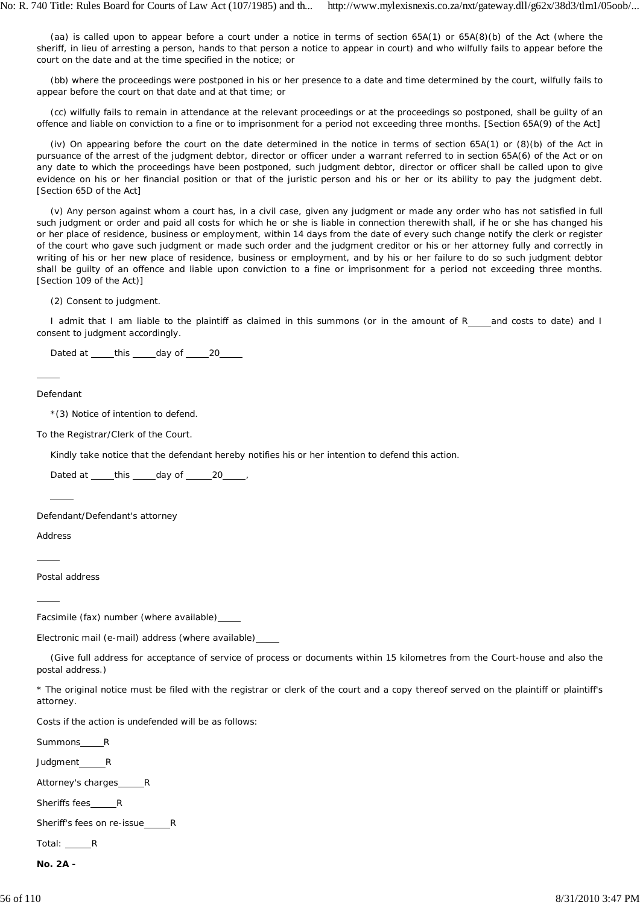(aa) is called upon to appear before a court under a notice in terms of section 65A(1) or 65A(8)(b) of the Act (where the sheriff, in lieu of arresting a person, hands to that person a notice to appear in court) and who wilfully fails to appear before the court on the date and at the time specified in the notice; or

(bb) where the proceedings were postponed in his or her presence to a date and time determined by the court, wilfully fails to appear before the court on that date and at that time; or

(cc) wilfully fails to remain in attendance at the relevant proceedings or at the proceedings so postponed, shall be guilty of an offence and liable on conviction to a fine or to imprisonment for a period not exceeding three months. [Section 65A(9) of the Act]

(iv) On appearing before the court on the date determined in the notice in terms of section 65A(1) or (8)(b) of the Act in pursuance of the arrest of the judgment debtor, director or officer under a warrant referred to in section 65A(6) of the Act or on any date to which the proceedings have been postponed, such judgment debtor, director or officer shall be called upon to give evidence on his or her financial position or that of the juristic person and his or her or its ability to pay the judgment debt. [Section 65D of the Act]

(v) Any person against whom a court has, in a civil case, given any judgment or made any order who has not satisfied in full such judgment or order and paid all costs for which he or she is liable in connection therewith shall, if he or she has changed his or her place of residence, business or employment, within 14 days from the date of every such change notify the clerk or register of the court who gave such judgment or made such order and the judgment creditor or his or her attorney fully and correctly in writing of his or her new place of residence, business or employment, and by his or her failure to do so such judgment debtor shall be guilty of an offence and liable upon conviction to a fine or imprisonment for a period not exceeding three months. [Section 109 of the Act)]

(2) Consent to judgment.

I admit that I am liable to the plaintiff as claimed in this summons (or in the amount of R_____and costs to date) and I consent to judgment accordingly.

Dated at _____this _____day of _____20_____

_____

Defendant

*(3) Notice of intention to defend.

To the Registrar/Clerk of the Court.

Kindly take notice that the defendant hereby notifies his or her intention to defend this action.

Dated at _____this _____day of _____20_____,

_____

Defendant/Defendant's attorney

Address

_____

Postal address

_____

Facsimile (fax) number (where available)_____

Electronic mail (e-mail) address (where available)_____

(Give full address for acceptance of service of process or documents within 15 kilometres from the Court-house and also the postal address.)

* The original notice must be filed with the registrar or clerk of the court and a copy thereof served on the plaintiff or plaintiff's attorney.

Costs if the action is undefended will be as follows:

Summons_____R

Judgment_____R

Attorney's charges_____R

Sheriffs fees_____R

Sheriff's fees on re-issue_____R

Total: _____R

**No. 2A -**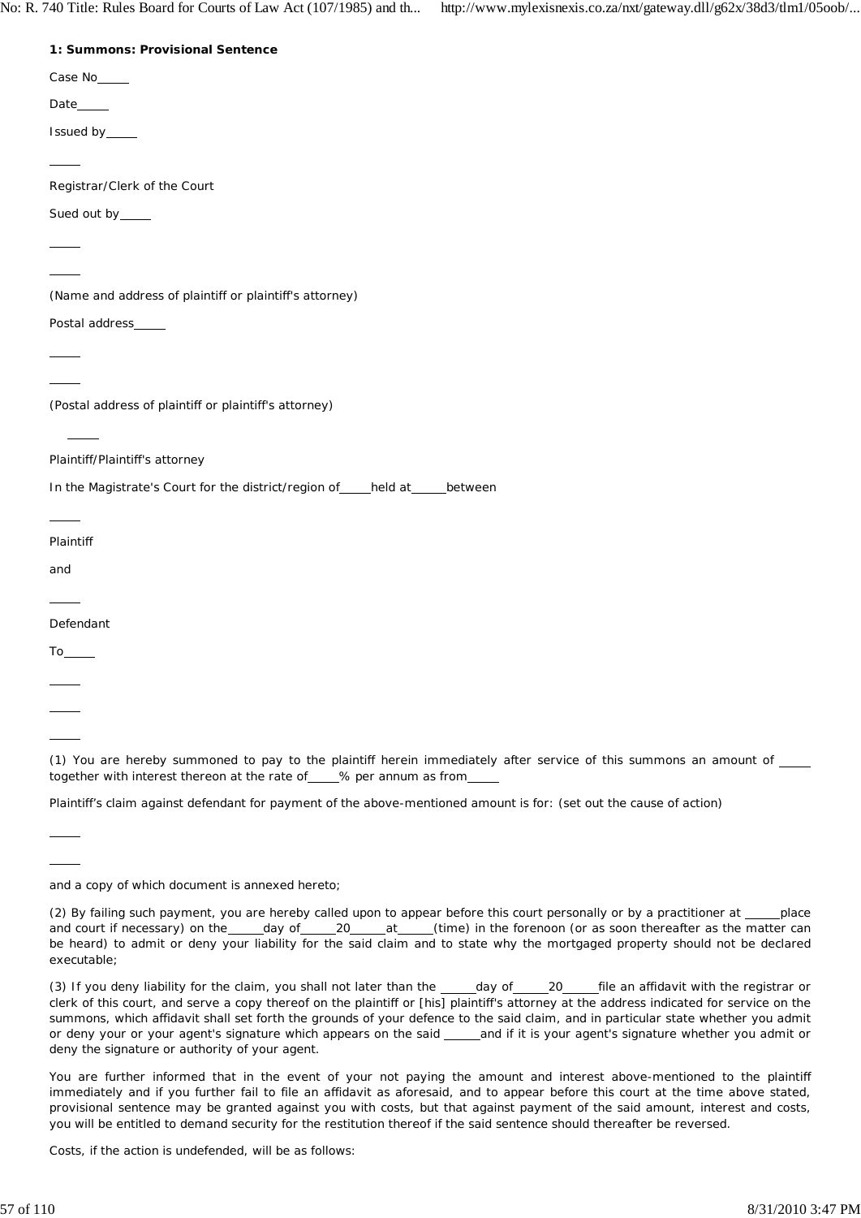**1: Summons: Provisional Sentence**

Case No_____

Date_____

Issued by_____

_____

Registrar/Clerk of the Court

Sued out by_____

_____

_____

(Name and address of plaintiff or plaintiff's attorney)

Postal address_____

_____

_____

(Postal address of plaintiff or plaintiff's attorney)

_____

Plaintiff/Plaintiff's attorney

In the Magistrate's Court for the district/region of_____held at_____between

_____

Plaintiff

and

_____

Defendant

To_____

_____

_____

_____

(1) You are hereby summoned to pay to the plaintiff herein immediately after service of this summons an amount of _____ together with interest thereon at the rate of_____% per annum as from_____

Plaintiff's claim against defendant for payment of the above-mentioned amount is for: (set out the cause of action)

_____

_____

and a copy of which document is annexed hereto;

(2) By failing such payment, you are hereby called upon to appear before this court personally or by a practitioner at _____place and court if necessary) on the_____day of_____20_____at_____(time) in the forenoon (or as soon thereafter as the matter can be heard) to admit or deny your liability for the said claim and to state why the mortgaged property should not be declared executable;

(3) If you deny liability for the claim, you shall not later than the _____day of_____20_____file an affidavit with the registrar or clerk of this court, and serve a copy thereof on the plaintiff or [his] plaintiff's attorney at the address indicated for service on the summons, which affidavit shall set forth the grounds of your defence to the said claim, and in particular state whether you admit or deny your or your agent's signature which appears on the said _____and if it is your agent's signature whether you admit or deny the signature or authority of your agent.

You are further informed that in the event of your not paying the amount and interest above-mentioned to the plaintiff immediately and if you further fail to file an affidavit as aforesaid, and to appear before this court at the time above stated, provisional sentence may be granted against you with costs, but that against payment of the said amount, interest and costs, you will be entitled to demand security for the restitution thereof if the said sentence should thereafter be reversed.

Costs, if the action is undefended, will be as follows: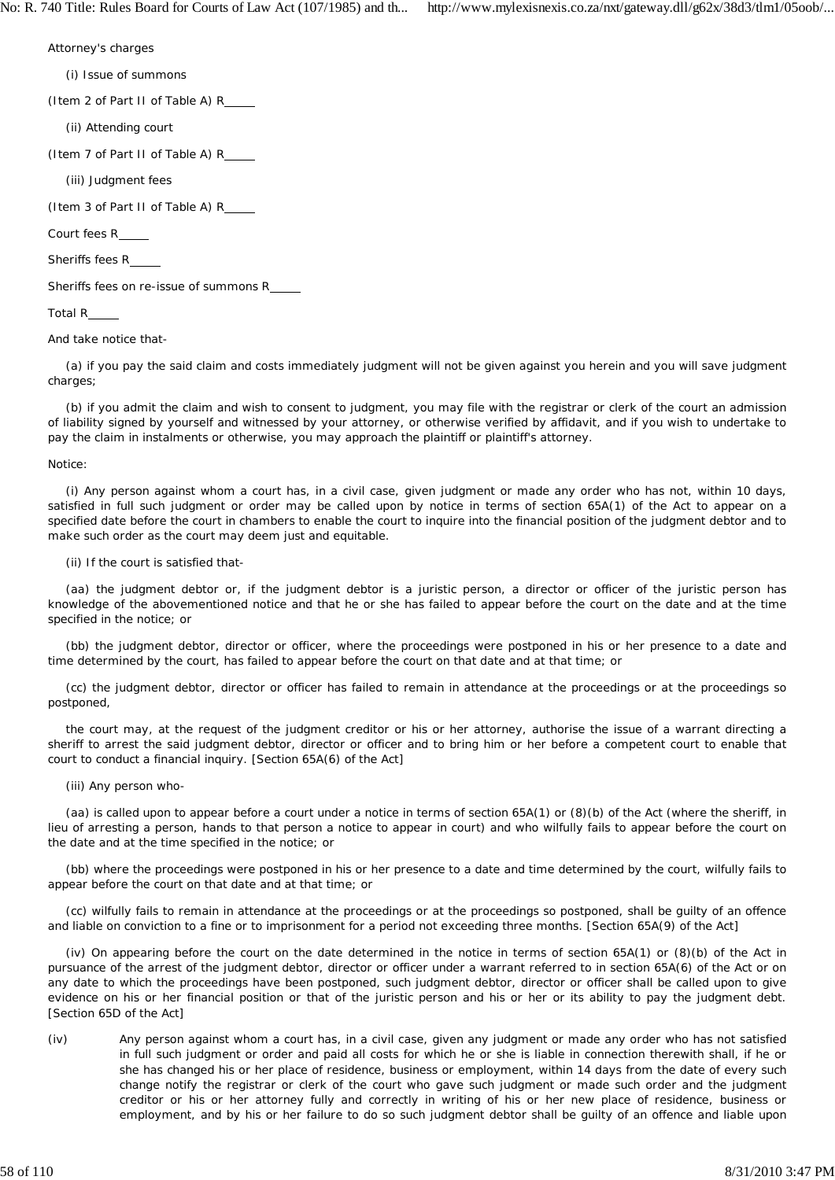Attorney's charges

(i) Issue of summons

(Item 2 of Part II of Table A) R_____

(ii) Attending court

(Item 7 of Part II of Table A) R_____

(iii) Judgment fees

(Item 3 of Part II of Table A) R_____

Court fees R_____

Sheriffs fees R_____

Sheriffs fees on re-issue of summons R_____

Total R_____

And take notice that-

(a) if you pay the said claim and costs immediately judgment will not be given against you herein and you will save judgment charges;

(b) if you admit the claim and wish to consent to judgment, you may file with the registrar or clerk of the court an admission of liability signed by yourself and witnessed by your attorney, or otherwise verified by affidavit, and if you wish to undertake to pay the claim in instalments or otherwise, you may approach the plaintiff or plaintiff's attorney.

Notice:

(i) Any person against whom a court has, in a civil case, given judgment or made any order who has not, within 10 days, satisfied in full such judgment or order may be called upon by notice in terms of section 65A(1) of the Act to appear on a specified date before the court in chambers to enable the court to inquire into the financial position of the judgment debtor and to make such order as the court may deem just and equitable.

(ii) If the court is satisfied that-

(aa) the judgment debtor or, if the judgment debtor is a juristic person, a director or officer of the juristic person has knowledge of the abovementioned notice and that he or she has failed to appear before the court on the date and at the time specified in the notice; or

(bb) the judgment debtor, director or officer, where the proceedings were postponed in his or her presence to a date and time determined by the court, has failed to appear before the court on that date and at that time; or

(cc) the judgment debtor, director or officer has failed to remain in attendance at the proceedings or at the proceedings so postponed,

the court may, at the request of the judgment creditor or his or her attorney, authorise the issue of a warrant directing a sheriff to arrest the said judgment debtor, director or officer and to bring him or her before a competent court to enable that court to conduct a financial inquiry. [Section 65A(6) of the Act]

(iii) Any person who-

(aa) is called upon to appear before a court under a notice in terms of section 65A(1) or (8)(b) of the Act (where the sheriff, in lieu of arresting a person, hands to that person a notice to appear in court) and who wilfully fails to appear before the court on the date and at the time specified in the notice; or

(bb) where the proceedings were postponed in his or her presence to a date and time determined by the court, wilfully fails to appear before the court on that date and at that time; or

(cc) wilfully fails to remain in attendance at the proceedings or at the proceedings so postponed, shall be guilty of an offence and liable on conviction to a fine or to imprisonment for a period not exceeding three months. [Section 65A(9) of the Act]

(iv) On appearing before the court on the date determined in the notice in terms of section 65A(1) or (8)(b) of the Act in pursuance of the arrest of the judgment debtor, director or officer under a warrant referred to in section 65A(6) of the Act or on any date to which the proceedings have been postponed, such judgment debtor, director or officer shall be called upon to give evidence on his or her financial position or that of the juristic person and his or her or its ability to pay the judgment debt. [Section 65D of the Act]

(iv) Any person against whom a court has, in a civil case, given any judgment or made any order who has not satisfied in full such judgment or order and paid all costs for which he or she is liable in connection therewith shall, if he or she has changed his or her place of residence, business or employment, within 14 days from the date of every such change notify the registrar or clerk of the court who gave such judgment or made such order and the judgment creditor or his or her attorney fully and correctly in writing of his or her new place of residence, business or employment, and by his or her failure to do so such judgment debtor shall be guilty of an offence and liable upon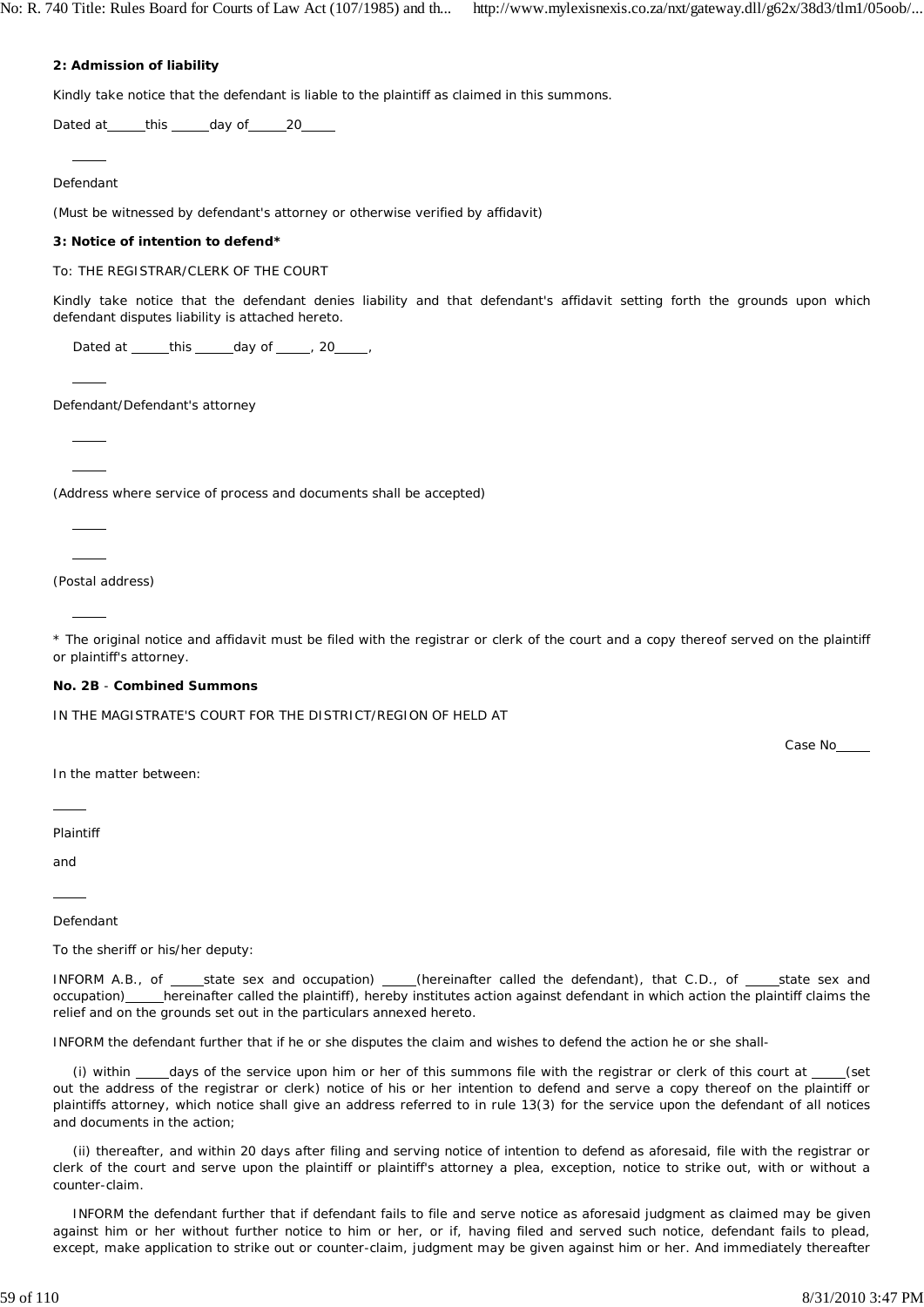**2: Admission of liability**

Kindly take notice that the defendant is liable to the plaintiff as claimed in this summons.

Dated at\_\_\_\_\_this \_\_\_\_\_day of\_\_\_\_\_20\_\_\_\_\_

\_\_\_\_\_

Defendant

*(Must be witnessed by defendant's attorney or otherwise verified by affidavit)*

**3: Notice of intention to defend***

To: THE REGISTRAR/CLERK OF THE COURT

Kindly take notice that the defendant denies liability and that defendant's affidavit setting forth the grounds upon which defendant disputes liability is attached hereto.

Dated at \_\_\_\_\_this \_\_\_\_\_day of \_\_\_\_\_, 20\_\_\_\_\_,

\_\_\_\_\_

Defendant/Defendant's attorney

\_\_\_\_\_

\_\_\_\_\_

(Address where service of process and documents shall be accepted)

\_\_\_\_\_

\_\_\_\_\_

(Postal address)

\_\_\_\_\_

\* The original notice and affidavit must be filed with the registrar or clerk of the court and a copy thereof served on the plaintiff or plaintiff's attorney.

**No. 2B** - **Combined Summons**

IN THE MAGISTRATE'S COURT FOR THE DISTRICT/REGION OF HELD AT

Case No\_\_\_\_\_

In the matter between:

\_\_\_\_\_

Plaintiff

and

\_\_\_\_\_

Defendant

To the sheriff or his/her deputy:

INFORM A.B., of \_\_\_\_\_state sex and occupation) \_\_\_\_\_(hereinafter called the defendant), that C.D., of \_\_\_\_\_state sex and occupation)\_\_\_\_\_hereinafter called the plaintiff), hereby institutes action against defendant in which action the plaintiff claims the relief and on the grounds set out in the particulars annexed hereto.

INFORM the defendant further that if he or she disputes the claim and wishes to defend the action he or she shall-

(i) within \_\_\_\_\_days of the service upon him or her of this summons file with the registrar or clerk of this court at \_\_\_\_\_(set out the address of the registrar or clerk) notice of his or her intention to defend and serve a copy thereof on the plaintiff or plaintiffs attorney, which notice shall give an address referred to in rule 13(3) for the service upon the defendant of all notices and documents in the action;

(ii) thereafter, and within 20 days after filing and serving notice of intention to defend as aforesaid, file with the registrar or clerk of the court and serve upon the plaintiff or plaintiff's attorney a plea, exception, notice to strike out, with or without a counter-claim.

INFORM the defendant further that if defendant fails to file and serve notice as aforesaid judgment as claimed may be given against him or her without further notice to him or her, or if, having filed and served such notice, defendant fails to plead, except, make application to strike out or counter-claim, judgment may be given against him or her. And immediately thereafter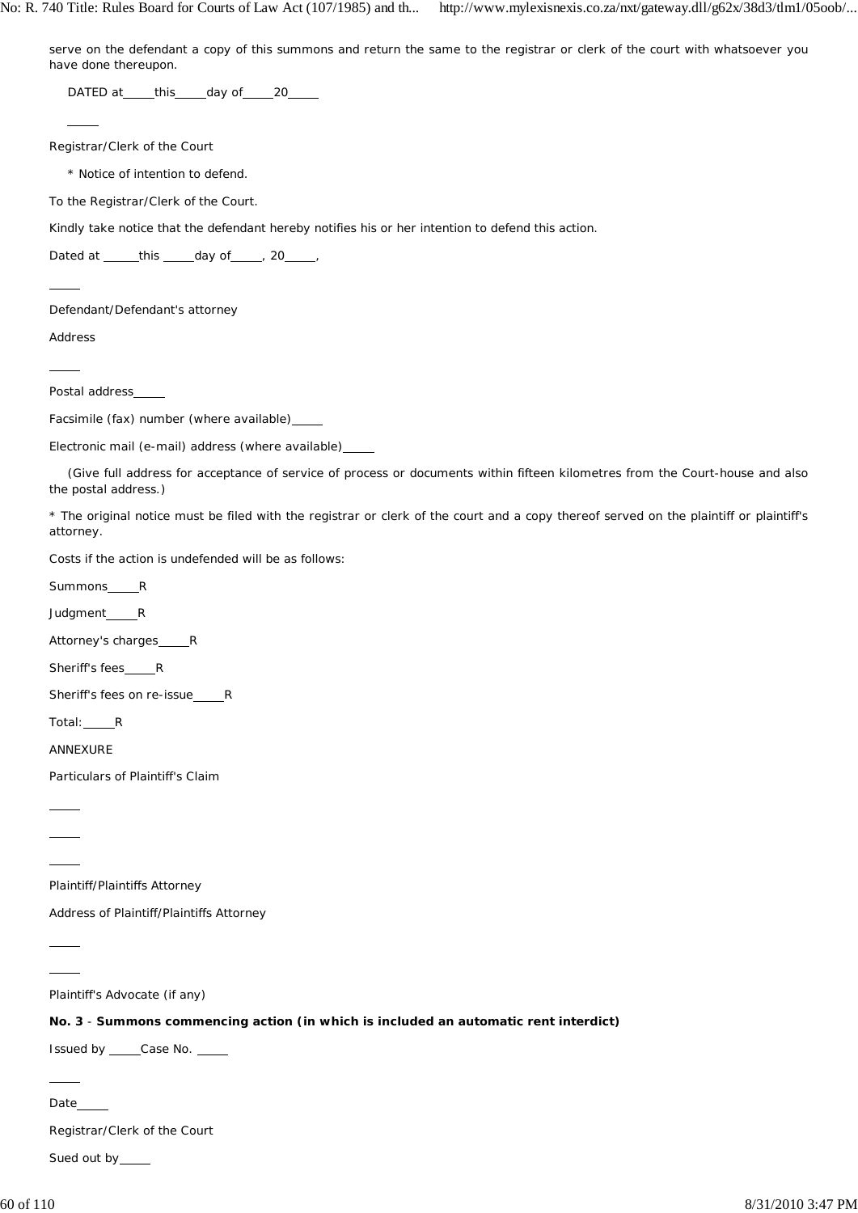serve on the defendant a copy of this summons and return the same to the registrar or clerk of the court with whatsoever you have done thereupon.

DATED at_____this_____day of_____20_____

_____

Registrar/Clerk of the Court

\* Notice of intention to defend.

To the Registrar/Clerk of the Court.

Kindly take notice that the defendant hereby notifies his or her intention to defend this action.

Dated at ______this _____day of_____, 20_____,

_____

Defendant/Defendant's attorney

Address

_____

Postal address_____

Facsimile (fax) number (where available)_____

Electronic mail (e-mail) address (where available)_____

(Give full address for acceptance of service of process or documents within fifteen kilometres from the Court-house and also the postal address.)

\* The original notice must be filed with the registrar or clerk of the court and a copy thereof served on the plaintiff or plaintiff's attorney.

Costs if the action is undefended will be as follows:

Summons_____R

Judgment_____R

Attorney's charges_____R

Sheriff's fees_____R

Sheriff's fees on re-issue_____R

Total:_____R

ANNEXURE

Particulars of Plaintiff's Claim

_____

_____

_____

Plaintiff/Plaintiffs Attorney

Address of Plaintiff/Plaintiffs Attorney

_____

_____

Plaintiff's Advocate (if any)

**No. 3** - **Summons commencing action (in which is included an automatic rent interdict)**

Issued by _____Case No. _____

_____

Date_____

Registrar/Clerk of the Court

Sued out by_____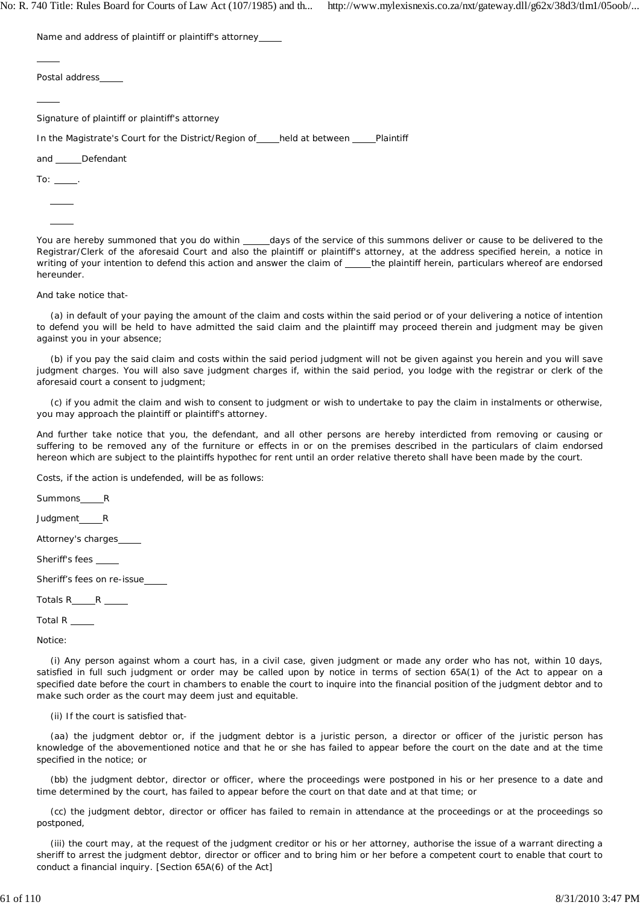Name and address of plaintiff or plaintiff's attorney_____

_____

Postal address_____

_____

Signature of plaintiff or plaintiff's attorney

In the Magistrate's Court for the District/Region of_____held at between _____Plaintiff

and _____Defendant

To: _____.

_____

_____

You are hereby summoned that you do within _____days of the service of this summons deliver or cause to be delivered to the Registrar/Clerk of the aforesaid Court and also the plaintiff or plaintiff's attorney, at the address specified herein, a notice in writing of your intention to defend this action and answer the claim of _____the plaintiff herein, particulars whereof are endorsed hereunder.

And take notice that-

(a) in default of your paying the amount of the claim and costs within the said period or of your delivering a notice of intention to defend you will be held to have admitted the said claim and the plaintiff may proceed therein and judgment may be given against you in your absence;

(b) if you pay the said claim and costs within the said period judgment will not be given against you herein and you will save judgment charges. You will also save judgment charges if, within the said period, you lodge with the registrar or clerk of the aforesaid court a consent to judgment;

(c) if you admit the claim and wish to consent to judgment or wish to undertake to pay the claim in instalments or otherwise, you may approach the plaintiff or plaintiff's attorney.

And further take notice that you, the defendant, and all other persons are hereby interdicted from removing or causing or suffering to be removed any of the furniture or effects in or on the premises described in the particulars of claim endorsed hereon which are subject to the plaintiffs hypothec for rent until an order relative thereto shall have been made by the court.

Costs, if the action is undefended, will be as follows:

Summons_____R

Judgment_____R

Attorney's charges_____

Sheriff's fees _____

Sheriff's fees on re-issue_____

Totals R_____R _____

Total R _____

Notice:

(i) Any person against whom a court has, in a civil case, given judgment or made any order who has not, within 10 days, satisfied in full such judgment or order may be called upon by notice in terms of section 65A(1) of the Act to appear on a specified date before the court in chambers to enable the court to inquire into the financial position of the judgment debtor and to make such order as the court may deem just and equitable.

(ii) If the court is satisfied that-

(aa) the judgment debtor or, if the judgment debtor is a juristic person, a director or officer of the juristic person has knowledge of the abovementioned notice and that he or she has failed to appear before the court on the date and at the time specified in the notice; or

(bb) the judgment debtor, director or officer, where the proceedings were postponed in his or her presence to a date and time determined by the court, has failed to appear before the court on that date and at that time; or

(cc) the judgment debtor, director or officer has failed to remain in attendance at the proceedings or at the proceedings so postponed,

(iii) the court may, at the request of the judgment creditor or his or her attorney, authorise the issue of a warrant directing a sheriff to arrest the judgment debtor, director or officer and to bring him or her before a competent court to enable that court to conduct a financial inquiry. [Section 65A(6) of the Act]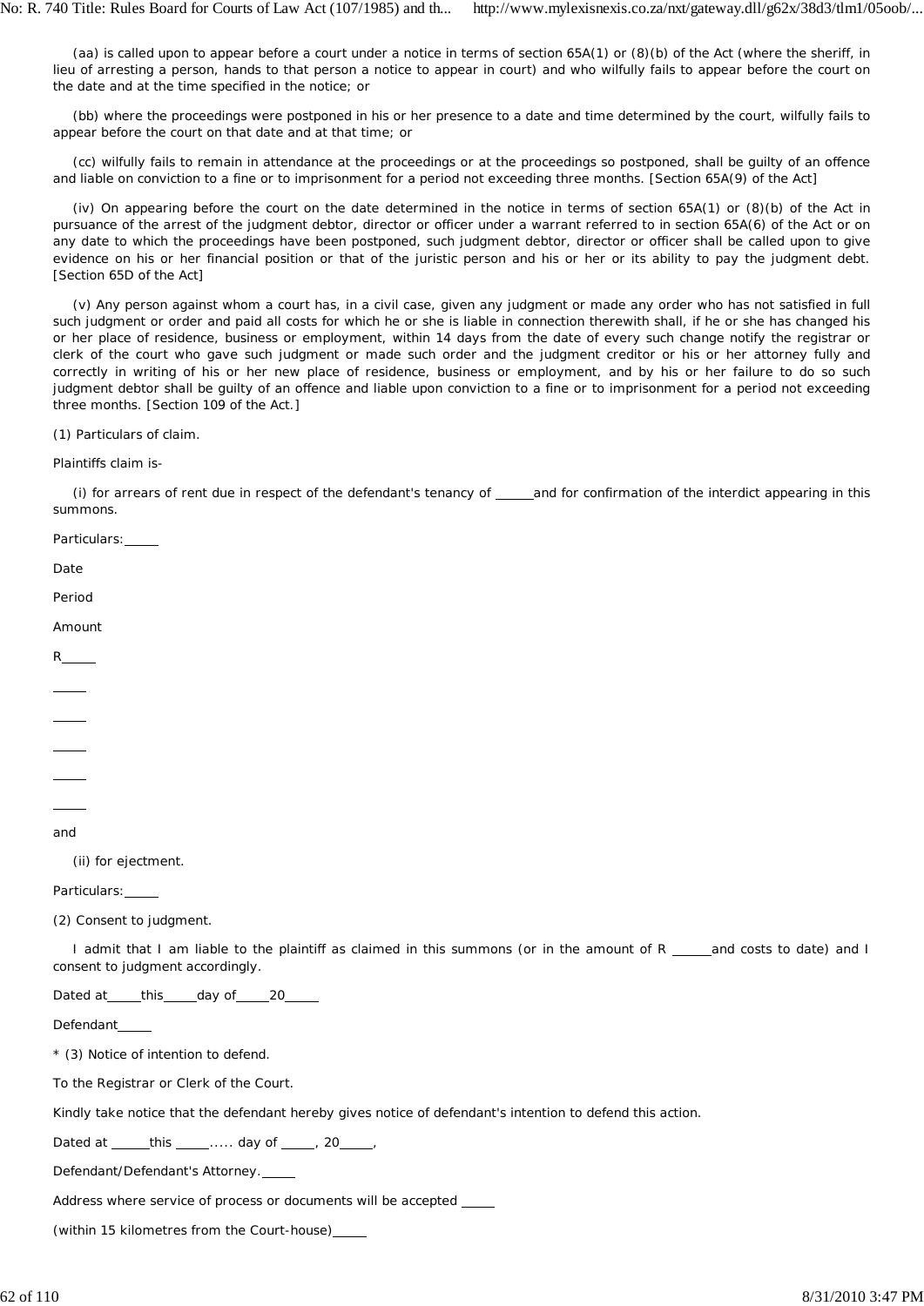(aa) is called upon to appear before a court under a notice in terms of section 65A(1) or (8)(b) of the Act (where the sheriff, in lieu of arresting a person, hands to that person a notice to appear in court) and who wilfully fails to appear before the court on the date and at the time specified in the notice; or

(bb) where the proceedings were postponed in his or her presence to a date and time determined by the court, wilfully fails to appear before the court on that date and at that time; or

(cc) wilfully fails to remain in attendance at the proceedings or at the proceedings so postponed, shall be guilty of an offence and liable on conviction to a fine or to imprisonment for a period not exceeding three months. [Section 65A(9) of the Act]

(iv) On appearing before the court on the date determined in the notice in terms of section 65A(1) or (8)(b) of the Act in pursuance of the arrest of the judgment debtor, director or officer under a warrant referred to in section 65A(6) of the Act or on any date to which the proceedings have been postponed, such judgment debtor, director or officer shall be called upon to give evidence on his or her financial position or that of the juristic person and his or her or its ability to pay the judgment debt. [Section 65D of the Act]

(v) Any person against whom a court has, in a civil case, given any judgment or made any order who has not satisfied in full such judgment or order and paid all costs for which he or she is liable in connection therewith shall, if he or she has changed his or her place of residence, business or employment, within 14 days from the date of every such change notify the registrar or clerk of the court who gave such judgment or made such order and the judgment creditor or his or her attorney fully and correctly in writing of his or her new place of residence, business or employment, and by his or her failure to do so such judgment debtor shall be guilty of an offence and liable upon conviction to a fine or to imprisonment for a period not exceeding three months. [Section 109 of the Act.]

(1) Particulars of claim.

Plaintiffs claim is-

(i) for arrears of rent due in respect of the defendant's tenancy of _____ and for confirmation of the interdict appearing in this summons.

Particulars: _____

Date

Period

Amount

R _____

_____

_____

_____

_____

_____

and

(ii) for ejectment.

Particulars: _____

(2) Consent to judgment.

I admit that I am liable to the plaintiff as claimed in this summons (or in the amount of R _____ and costs to date) and I consent to judgment accordingly.

Dated at _____ this _____ day of _____ 20 _____

Defendant _____

* (3) Notice of intention to defend.

To the Registrar or Clerk of the Court.

Kindly take notice that the defendant hereby gives notice of defendant's intention to defend this action.

Dated at _____ this _____..... day of _____, 20 _____,

Defendant/Defendant's Attorney. _____

Address where service of process or documents will be accepted _____

(within 15 kilometres from the Court-house) _____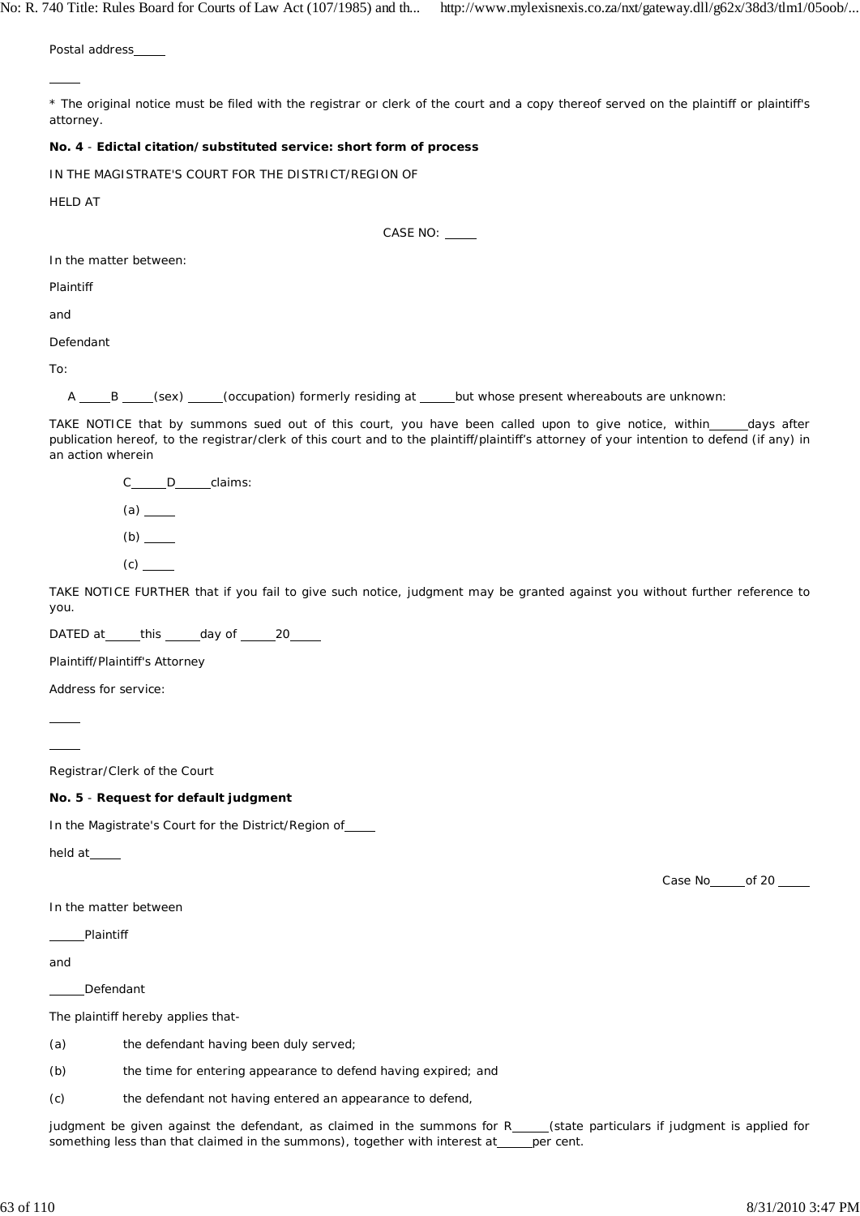Postal address\_\_\_\_\_

\_\_\_\_\_

* The original notice must be filed with the registrar or clerk of the court and a copy thereof served on the plaintiff or plaintiff's attorney.

**No. 4** - **Edictal citation/substituted service: short form of process**

IN THE MAGISTRATE'S COURT FOR THE DISTRICT/REGION OF

HELD AT

CASE NO: \_\_\_\_\_

In the matter between:

Plaintiff

and

Defendant

To:

A \_\_\_\_\_B \_\_\_\_\_(sex) \_\_\_\_\_(occupation) formerly residing at \_\_\_\_\_but whose present whereabouts are unknown:

TAKE NOTICE that by summons sued out of this court, you have been called upon to give notice, within\_\_\_\_\_\_days after publication hereof, to the registrar/clerk of this court and to the plaintiff/plaintiff's attorney of your intention to defend (if any) in an action wherein

C\_\_\_\_\_\_D\_\_\_\_\_\_claims:

(a) \_\_\_\_\_

(b) \_\_\_\_\_

(c) \_\_\_\_\_

TAKE NOTICE FURTHER that if you fail to give such notice, judgment may be granted against you without further reference to you.

DATED at\_\_\_\_\_\_this \_\_\_\_\_\_day of \_\_\_\_\_\_20\_\_\_\_\_

Plaintiff/Plaintiff's Attorney

Address for service:

\_\_\_\_\_

\_\_\_\_\_

Registrar/Clerk of the Court

**No. 5** - **Request for default judgment**

In the Magistrate's Court for the District/Region of\_\_\_\_\_

held at\_\_\_\_\_

Case No\_\_\_\_\_\_of 20 \_\_\_\_\_

In the matter between

\_\_\_\_\_\_Plaintiff

and

\_\_\_\_\_\_Defendant

The plaintiff hereby applies that-

(a) the defendant having been duly served;

(b) the time for entering appearance to defend having expired; and

(c) the defendant not having entered an appearance to defend,

judgment be given against the defendant, as claimed in the summons for R\_\_\_\_\_\_(state particulars if judgment is applied for something less than that claimed in the summons), together with interest at\_\_\_\_\_\_per cent.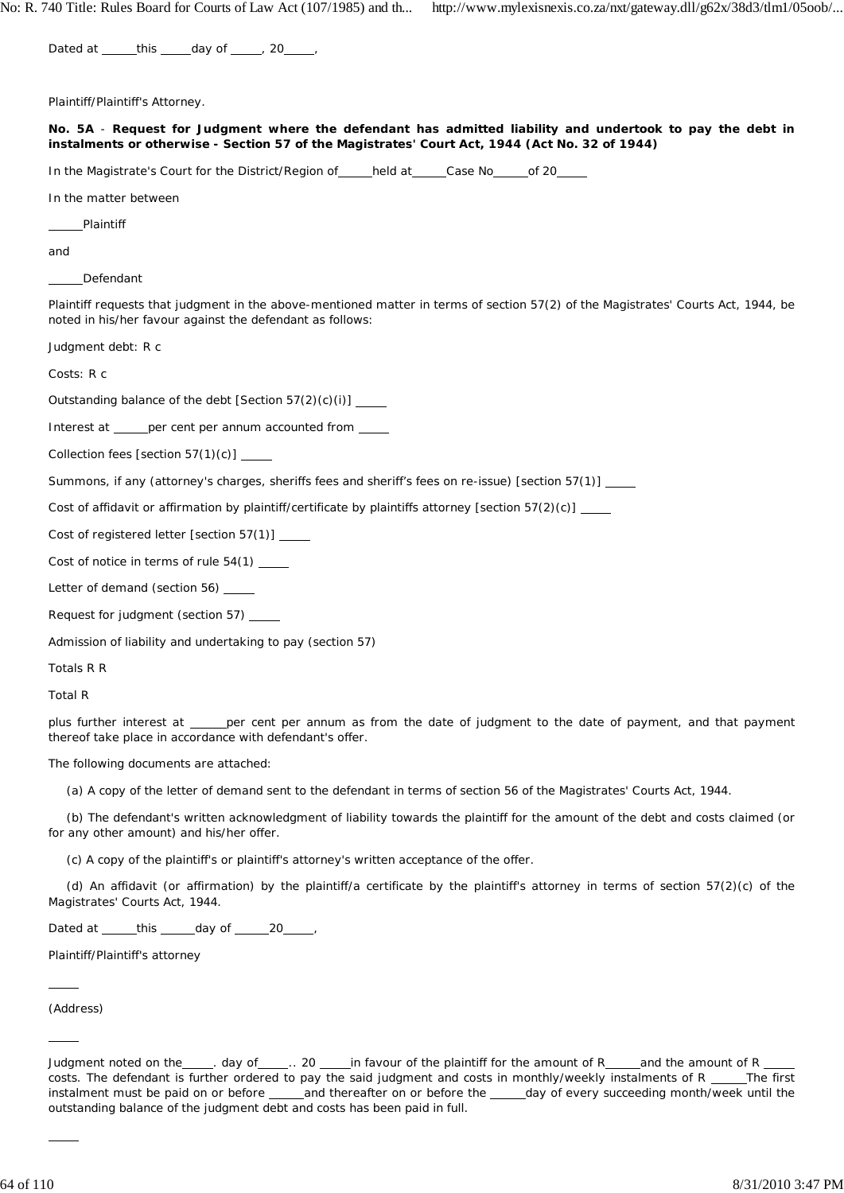Dated at _____ this _____ day of _____, 20_____,

Plaintiff/Plaintiff's Attorney.

**No. 5A - Request for Judgment where the defendant has admitted liability and undertook to pay the debt in instalments or otherwise - Section 57 of the Magistrates' Court Act, 1944 (Act No. 32 of 1944)**

In the Magistrate's Court for the District/Region of _____ held at _____ Case No _____ of 20_____

In the matter between

_____ Plaintiff

and

_____ Defendant

Plaintiff requests that judgment in the above-mentioned matter in terms of section 57(2) of the Magistrates' Courts Act, 1944, be noted in his/her favour against the defendant as follows:

Judgment debt: R c

Costs: R c

Outstanding balance of the debt [Section 57(2)(c)(i)] _____

Interest at _____ per cent per annum accounted from _____

Collection fees [section 57(1)(c)] _____

Summons, if any (attorney's charges, sheriffs fees and sheriff's fees on re-issue) [section 57(1)] _____

Cost of affidavit or affirmation by plaintiff/certificate by plaintiffs attorney [section 57(2)(c)] _____

Cost of registered letter [section 57(1)] _____

Cost of notice in terms of rule 54(1) _____

Letter of demand (section 56) _____

Request for judgment (section 57) _____

Admission of liability and undertaking to pay (section 57)

Totals R R

Total R

plus further interest at _____ per cent per annum as from the date of judgment to the date of payment, and that payment thereof take place in accordance with defendant's offer.

The following documents are attached:

(a) A copy of the letter of demand sent to the defendant in terms of section 56 of the Magistrates' Courts Act, 1944.

(b) The defendant's written acknowledgment of liability towards the plaintiff for the amount of the debt and costs claimed (or for any other amount) and his/her offer.

(c) A copy of the plaintiff's or plaintiff's attorney's written acceptance of the offer.

(d) An affidavit (or affirmation) by the plaintiff/a certificate by the plaintiff's attorney in terms of section 57(2)(c) of the Magistrates' Courts Act, 1944.

Dated at _____ this _____ day of _____ 20_____,

Plaintiff/Plaintiff's attorney

_____

(Address)

_____

Judgment noted on the_____. day of_____.. 20 _____ in favour of the plaintiff for the amount of R_____ and the amount of R _____ costs. The defendant is further ordered to pay the said judgment and costs in monthly/weekly instalments of R _____ The first instalment must be paid on or before _____ and thereafter on or before the _____ day of every succeeding month/week until the outstanding balance of the judgment debt and costs has been paid in full.

_____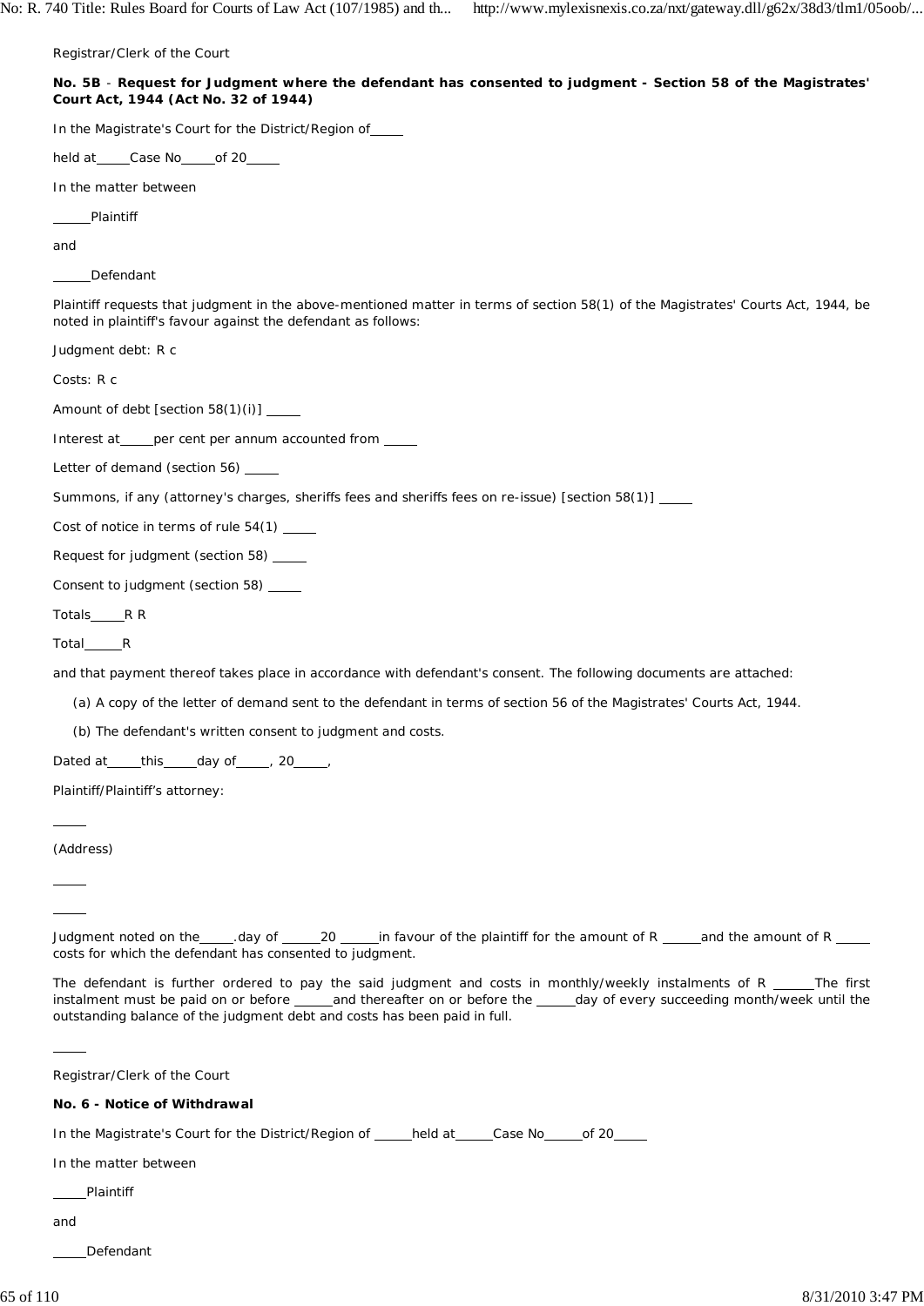Registrar/Clerk of the Court

**No. 5B** - **Request for Judgment where the defendant has consented to judgment - Section 58 of the Magistrates' Court Act, 1944 (Act No. 32 of 1944)**

In the Magistrate's Court for the District/Region of_____

held at_____Case No_____of 20_____

In the matter between

_____Plaintiff

and

_____Defendant

Plaintiff requests that judgment in the above-mentioned matter in terms of section 58(1) of the Magistrates' Courts Act, 1944, be noted in plaintiff's favour against the defendant as follows:

Judgment debt: R c

Costs: R c

Amount of debt [section 58(1)(i)] _____

Interest at_____per cent per annum accounted from _____

Letter of demand (section 56) _____

Summons, if any (attorney's charges, sheriffs fees and sheriffs fees on re-issue) [section 58(1)] _____

Cost of notice in terms of rule 54(1) _____

Request for judgment (section 58) _____

Consent to judgment (section 58) _____

Totals_____R R

Total_____R

and that payment thereof takes place in accordance with defendant's consent. The following documents are attached:

(a) A copy of the letter of demand sent to the defendant in terms of section 56 of the Magistrates' Courts Act, 1944.

(b) The defendant's written consent to judgment and costs.

Dated at_____this_____day of_____, 20_____,

Plaintiff/Plaintiff's attorney:

_____

(Address)

_____

_____

Judgment noted on the_____.day of _____20 _____in favour of the plaintiff for the amount of R _____and the amount of R _____ costs for which the defendant has consented to judgment.

The defendant is further ordered to pay the said judgment and costs in monthly/weekly instalments of R _____The first instalment must be paid on or before _____and thereafter on or before the _____day of every succeeding month/week until the outstanding balance of the judgment debt and costs has been paid in full.

_____

Registrar/Clerk of the Court

**No. 6 - Notice of Withdrawal**

In the Magistrate's Court for the District/Region of _____held at_____Case No_____of 20_____

In the matter between

_____Plaintiff

and

_____Defendant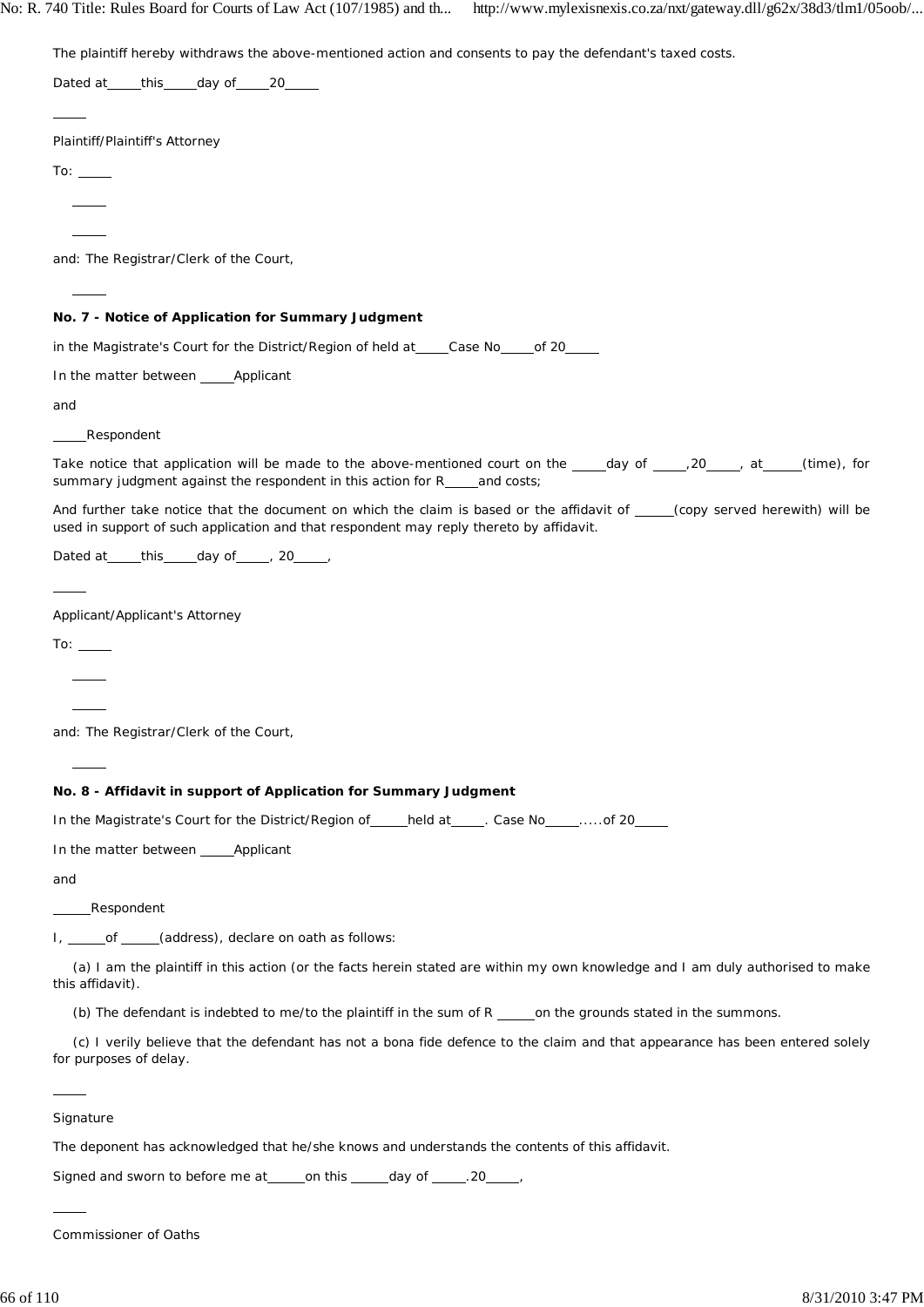The plaintiff hereby withdraws the above-mentioned action and consents to pay the defendant's taxed costs.

Dated at_____this_____day of_____20_____

_____

Plaintiff/Plaintiff's Attorney

To: _____

_____

_____

and: The Registrar/Clerk of the Court,

_____

**No. 7 - Notice of Application for Summary Judgment**

in the Magistrate's Court for the District/Region of held at_____Case No_____of 20_____

In the matter between _____Applicant

and

_____Respondent

Take notice that application will be made to the above-mentioned court on the _____day of _____,20_____, at_____(time), for summary judgment against the respondent in this action for R_____and costs;

And further take notice that the document on which the claim is based or the affidavit of _____(copy served herewith) will be used in support of such application and that respondent may reply thereto by affidavit.

Dated at_____this_____day of_____, 20_____,

_____

Applicant/Applicant's Attorney

To: _____

_____

_____

and: The Registrar/Clerk of the Court,

_____

**No. 8 - Affidavit in support of Application for Summary Judgment**

In the Magistrate's Court for the District/Region of_____held at_____. Case No_____.....of 20_____

In the matter between _____Applicant

and

_____Respondent

I, _____of _____(address), declare on oath as follows:

(a) I am the plaintiff in this action (or the facts herein stated are within my own knowledge and I am duly authorised to make this affidavit).

(b) The defendant is indebted to me/to the plaintiff in the sum of R _____on the grounds stated in the summons.

(c) I verily believe that the defendant has not a bona fide defence to the claim and that appearance has been entered solely for purposes of delay.

_____

Signature

The deponent has acknowledged that he/she knows and understands the contents of this affidavit.

Signed and sworn to before me at_____on this _____day of _____.20_____,

_____

Commissioner of Oaths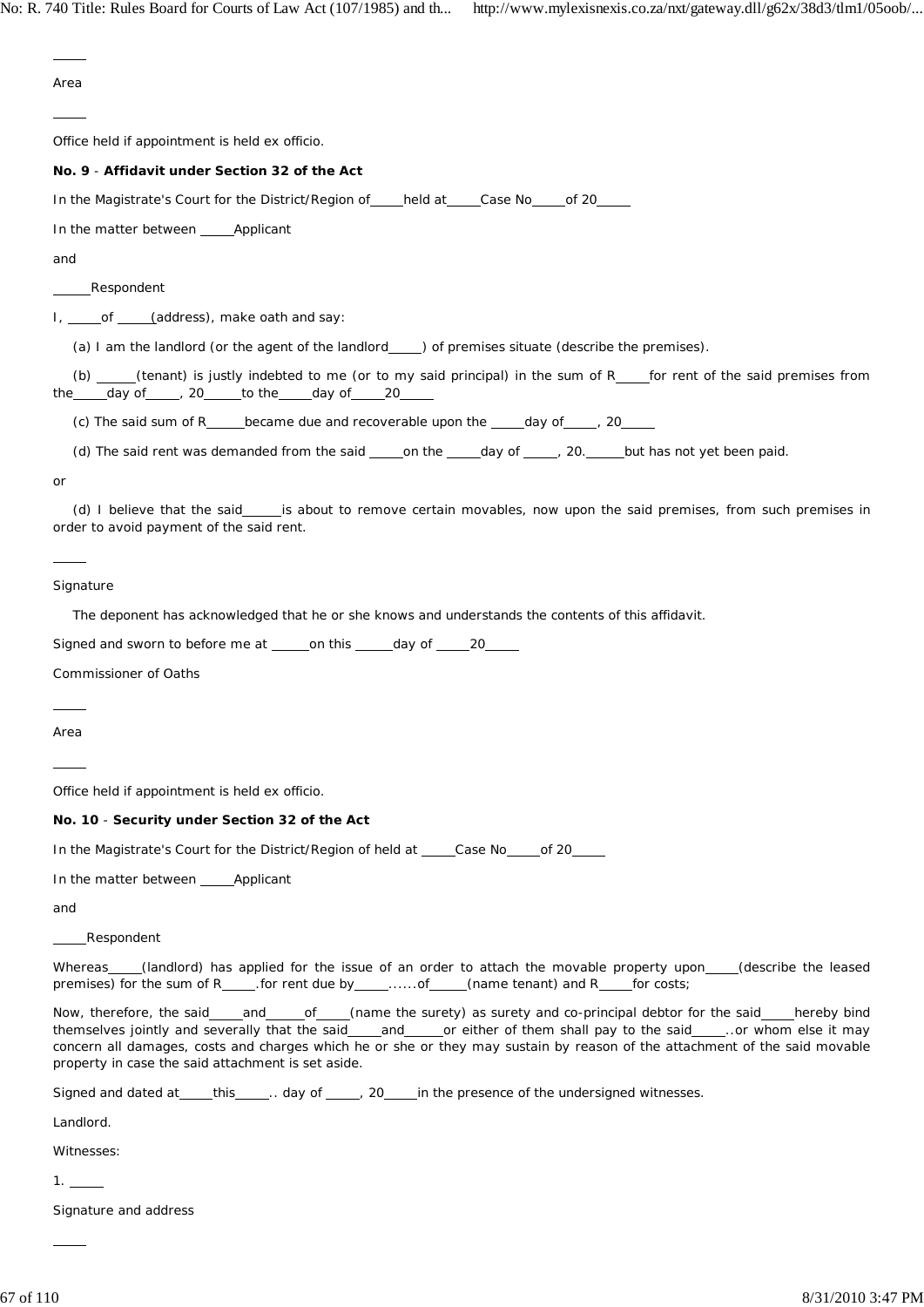_____

Area

_____

Office held if appointment is held ex officio.

**No. 9** - **Affidavit under Section 32 of the Act**

In the Magistrate's Court for the District/Region of_____held at_____Case No_____of 20_____

In the matter between _____Applicant

and

_____Respondent

I, _____of _____(address), make oath and say:

(a) I am the landlord (or the agent of the landlord_____) of premises situate (describe the premises).

(b) _____(tenant) is justly indebted to me (or to my said principal) in the sum of R_____for rent of the said premises from the_____day of_____, 20_____to the_____day of_____20_____

(c) The said sum of R_____became due and recoverable upon the _____day of_____, 20_____

(d) The said rent was demanded from the said _____on the _____day of _____, 20._____but has not yet been paid.

or

(d) I believe that the said_____is about to remove certain movables, now upon the said premises, from such premises in order to avoid payment of the said rent.

_____

Signature

The deponent has acknowledged that he or she knows and understands the contents of this affidavit.

Signed and sworn to before me at _____on this _____day of _____20_____

Commissioner of Oaths

_____

Area

_____

Office held if appointment is held ex officio.

**No. 10** - **Security under Section 32 of the Act**

In the Magistrate's Court for the District/Region of held at _____Case No_____of 20_____

In the matter between _____Applicant

and

_____Respondent

Whereas_____(landlord) has applied for the issue of an order to attach the movable property upon_____(describe the leased premises) for the sum of R_____.for rent due by_____......of_____(name tenant) and R_____for costs;

Now, therefore, the said_____and_____of_____(name the surety) as surety and co-principal debtor for the said_____hereby bind themselves jointly and severally that the said_____and_____or either of them shall pay to the said_____..or whom else it may concern all damages, costs and charges which he or she or they may sustain by reason of the attachment of the said movable property in case the said attachment is set aside.

Signed and dated at_____this_____.. day of _____, 20_____in the presence of the undersigned witnesses.

Landlord.

Witnesses:

1. _____

Signature and address

_____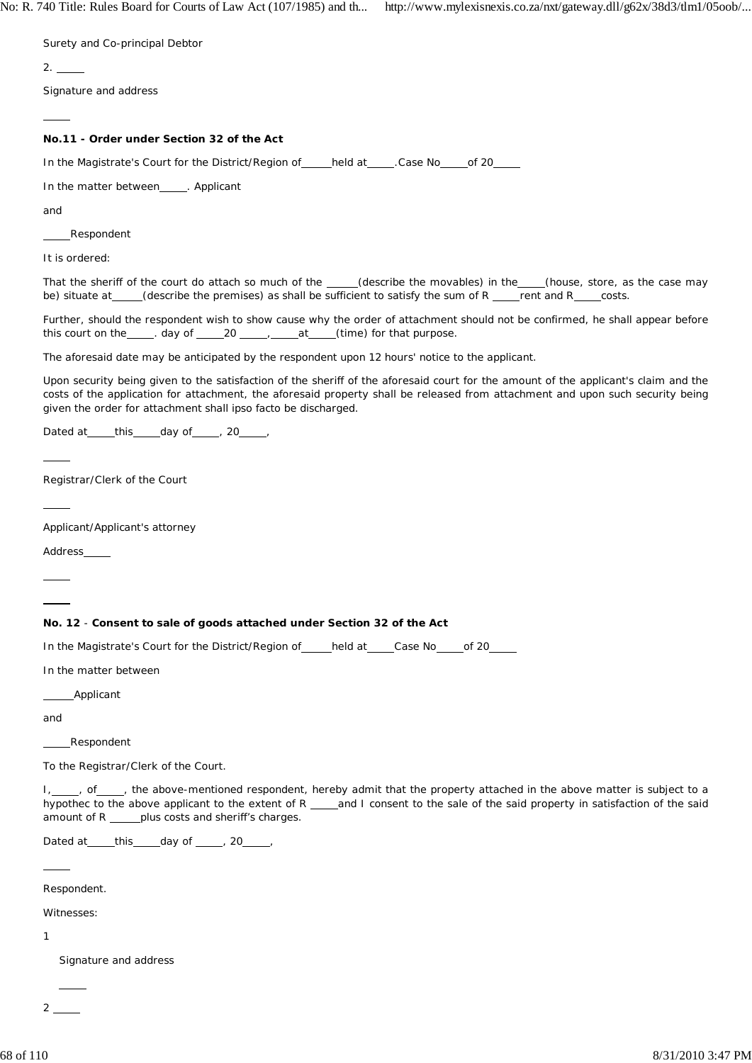Surety and Co-principal Debtor

2. _____

Signature and address

_____

**No.11 - Order under Section 32 of the Act**

In the Magistrate's Court for the District/Region of_____held at_____.Case No_____of 20_____

In the matter between_____. Applicant

and

_____Respondent

It is ordered:

That the sheriff of the court do attach so much of the _____(describe the movables) in the_____(house, store, as the case may be) situate at_____(describe the premises) as shall be sufficient to satisfy the sum of R _____rent and R_____costs.

Further, should the respondent wish to show cause why the order of attachment should not be confirmed, he shall appear before this court on the_____. day of _____20 _____,_____at_____(time) for that purpose.

The aforesaid date may be anticipated by the respondent upon 12 hours' notice to the applicant.

Upon security being given to the satisfaction of the sheriff of the aforesaid court for the amount of the applicant's claim and the costs of the application for attachment, the aforesaid property shall be released from attachment and upon such security being given the order for attachment shall ipso facto be discharged.

Dated at_____this_____day of_____, 20_____,

_____

Registrar/Clerk of the Court

_____

Applicant/Applicant's attorney

Address_____

_____

_____

**No. 12 - Consent to sale of goods attached under Section 32 of the Act**

In the Magistrate's Court for the District/Region of_____held at_____Case No_____of 20_____

In the matter between

_____Applicant

and

_____Respondent

To the Registrar/Clerk of the Court.

I,_____, of_____, the above-mentioned respondent, hereby admit that the property attached in the above matter is subject to a hypothec to the above applicant to the extent of R _____and I consent to the sale of the said property in satisfaction of the said amount of R _____plus costs and sheriff's charges.

Dated at_____this_____day of _____, 20_____,

_____

Respondent.

Witnesses:

1

Signature and address

_____

2 _____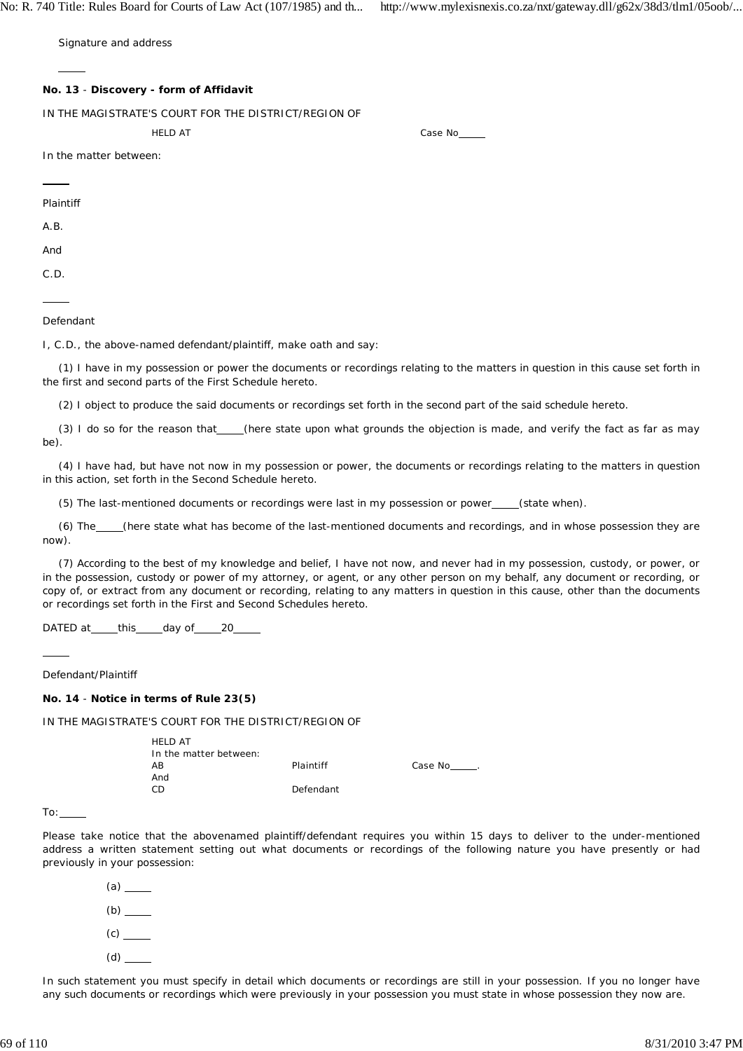Signature and address

_____

**No. 13** - **Discovery - form of Affidavit**

IN THE MAGISTRATE'S COURT FOR THE DISTRICT/REGION OF

HELD AT                                                  Case No_____

In the matter between:

_____

Plaintiff

A.B.

And

C.D.

_____

Defendant

I, C.D., the above-named defendant/plaintiff, make oath and say:

(1) I have in my possession or power the documents or recordings relating to the matters in question in this cause set forth in the first and second parts of the First Schedule hereto.

(2) I object to produce the said documents or recordings set forth in the second part of the said schedule hereto.

(3) I do so for the reason that_____(here state upon what grounds the objection is made, and verify the fact as far as may be).

(4) I have had, but have not now in my possession or power, the documents or recordings relating to the matters in question in this action, set forth in the Second Schedule hereto.

(5) The last-mentioned documents or recordings were last in my possession or power_____(state when).

(6) The_____(here state what has become of the last-mentioned documents and recordings, and in whose possession they are now).

(7) According to the best of my knowledge and belief, I have not now, and never had in my possession, custody, or power, or in the possession, custody or power of my attorney, or agent, or any other person on my behalf, any document or recording, or copy of, or extract from any document or recording, relating to any matters in question in this cause, other than the documents or recordings set forth in the First and Second Schedules hereto.

DATED at_____this_____day of_____20_____

_____

Defendant/Plaintiff

**No. 14** - **Notice in terms of Rule 23(5)**

IN THE MAGISTRATE'S COURT FOR THE DISTRICT/REGION OF

HELD AT

In the matter between:

| | | |
|---|---|---|
| AB | Plaintiff | Case No_____. |
| And | | |
| CD | Defendant | |

To:_____

Please take notice that the abovenamed plaintiff/defendant requires you within 15 days to deliver to the under-mentioned address a written statement setting out what documents or recordings of the following nature you have presently or had previously in your possession:

(a) _____

(b) _____

(c) _____

(d) _____

In such statement you must specify in detail which documents or recordings are still in your possession. If you no longer have any such documents or recordings which were previously in your possession you must state in whose possession they now are.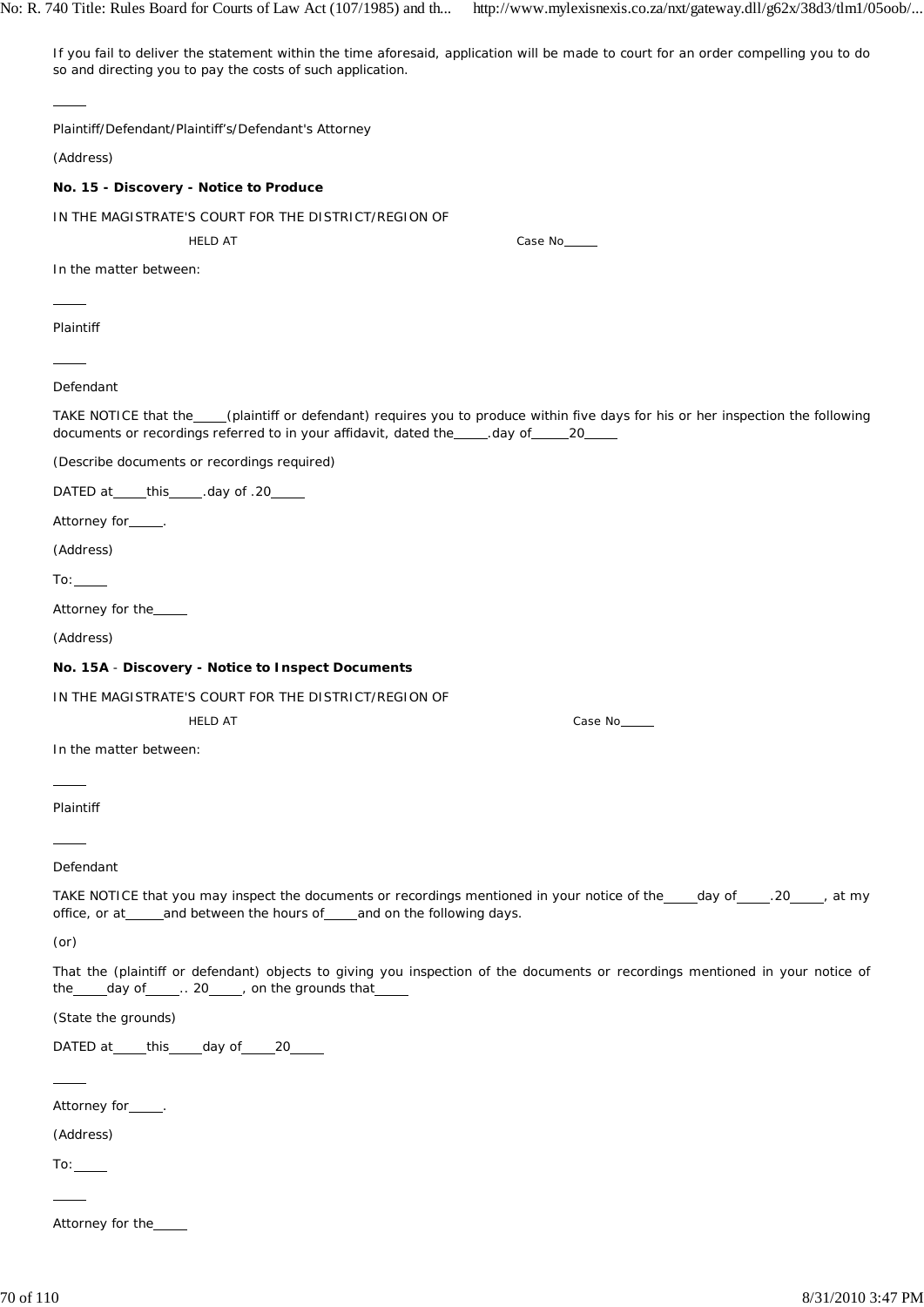If you fail to deliver the statement within the time aforesaid, application will be made to court for an order compelling you to do so and directing you to pay the costs of such application.

_____

Plaintiff/Defendant/Plaintiff's/Defendant's Attorney

(Address)

**No. 15 - Discovery - Notice to Produce**

IN THE MAGISTRATE'S COURT FOR THE DISTRICT/REGION OF

HELD AT Case No_____

In the matter between:

_____

Plaintiff

_____

Defendant

TAKE NOTICE that the_____(plaintiff or defendant) requires you to produce within five days for his or her inspection the following documents or recordings referred to in your affidavit, dated the_____.day of_____20_____

(Describe documents or recordings required)

DATED at_____this_____.day of .20_____

Attorney for_____.

(Address)

To:_____

Attorney for the_____

(Address)

**No. 15A** - **Discovery - Notice to Inspect Documents**

IN THE MAGISTRATE'S COURT FOR THE DISTRICT/REGION OF

HELD AT Case No_____

In the matter between:

_____

Plaintiff

_____

Defendant

TAKE NOTICE that you may inspect the documents or recordings mentioned in your notice of the_____day of_____.20_____, at my office, or at_____and between the hours of_____and on the following days.

(or)

That the (plaintiff or defendant) objects to giving you inspection of the documents or recordings mentioned in your notice of the_____day of_____.. 20_____, on the grounds that_____

(State the grounds)

DATED at_____this_____day of_____20_____

_____

Attorney for_____.

(Address)

To:_____

_____

Attorney for the_____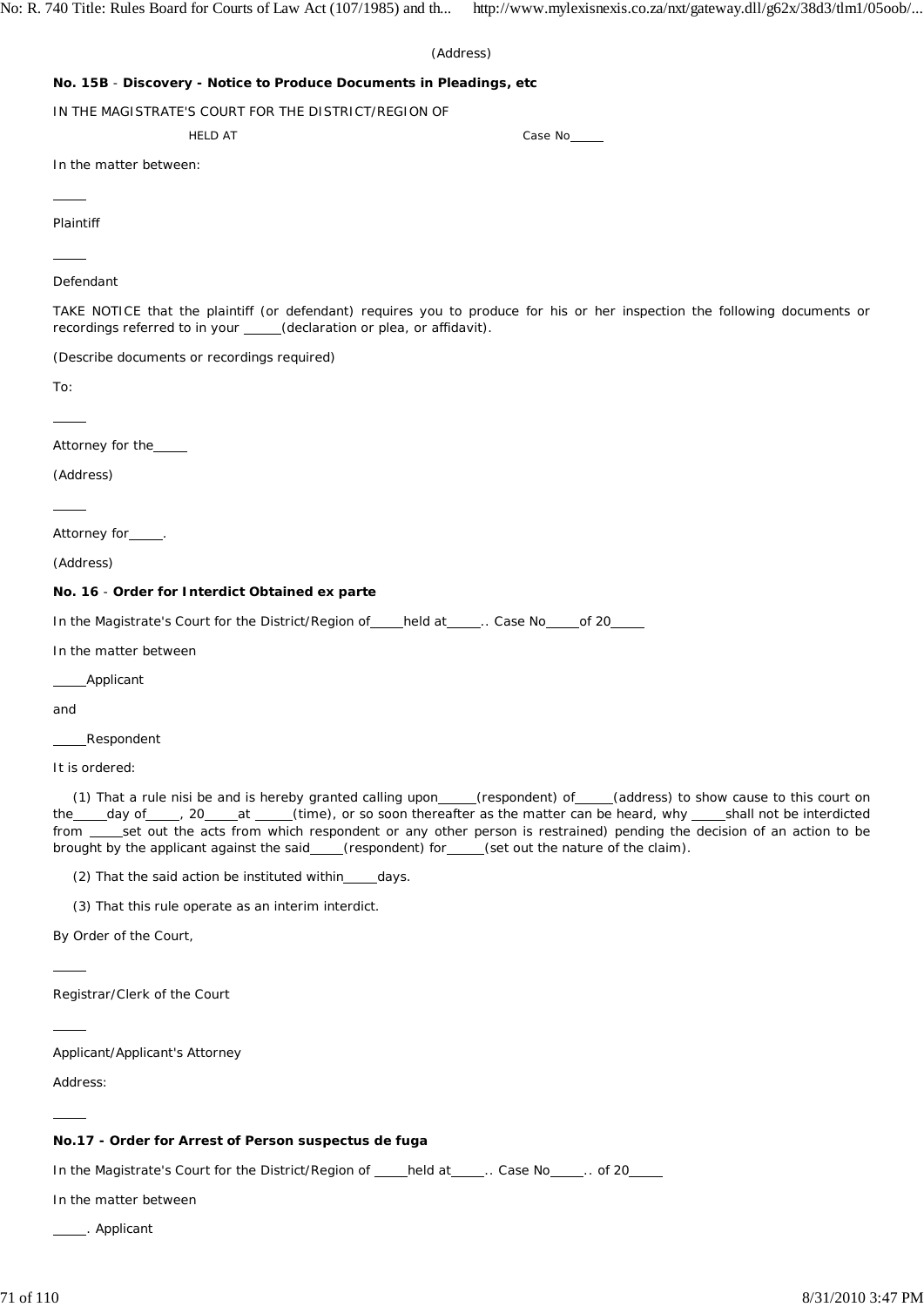(Address)

**No. 15B** - **Discovery - Notice to Produce Documents in Pleadings, etc**

IN THE MAGISTRATE'S COURT FOR THE DISTRICT/REGION OF

HELD AT Case No_____

In the matter between:

_____

Plaintiff

_____

Defendant

TAKE NOTICE that the plaintiff (or defendant) requires you to produce for his or her inspection the following documents or recordings referred to in your _____(declaration or plea, or affidavit).

(Describe documents or recordings required)

To:

_____

Attorney for the_____

(Address)

_____

Attorney for_____.

(Address)

**No. 16** - **Order for Interdict Obtained ex parte**

In the Magistrate's Court for the District/Region of_____held at_____.. Case No_____of 20_____

In the matter between

_____Applicant

and

_____Respondent

It is ordered:

(1) That a rule nisi be and is hereby granted calling upon_____(respondent) of_____(address) to show cause to this court on the_____day of_____, 20_____at _____(time), or so soon thereafter as the matter can be heard, why _____shall not be interdicted from _____set out the acts from which respondent or any other person is restrained) pending the decision of an action to be brought by the applicant against the said_____(respondent) for_____(set out the nature of the claim).

(2) That the said action be instituted within_____days.

(3) That this rule operate as an interim interdict.

By Order of the Court,

_____

Registrar/Clerk of the Court

_____

Applicant/Applicant's Attorney

Address:

_____

**No.17 - Order for Arrest of Person suspectus de fuga**

In the Magistrate's Court for the District/Region of _____held at_____.. Case No_____.. of 20_____

In the matter between

_____. Applicant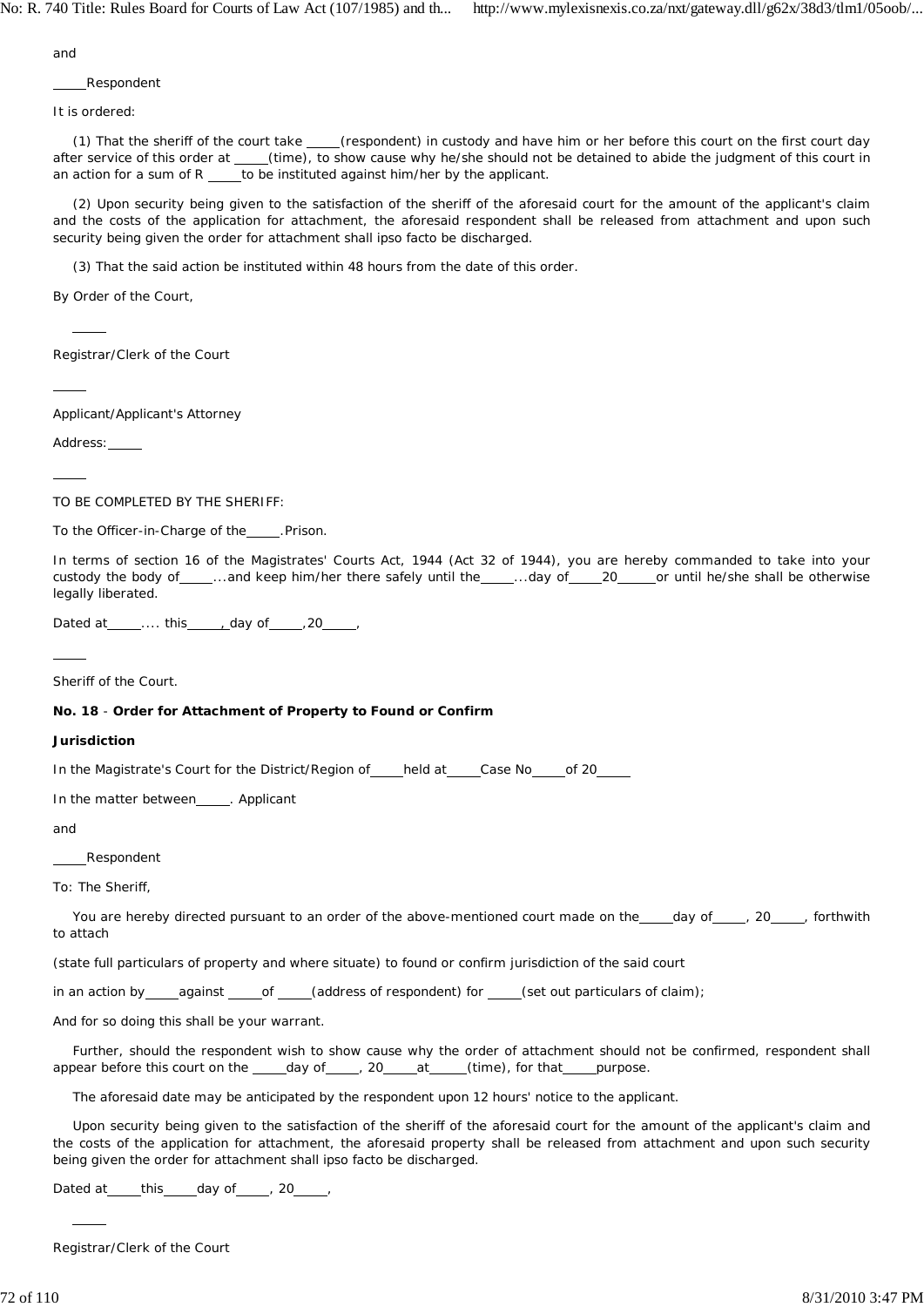and

_____Respondent

It is ordered:

(1) That the sheriff of the court take _____(respondent) in custody and have him or her before this court on the first court day after service of this order at _____(time), to show cause why he/she should not be detained to abide the judgment of this court in an action for a sum of R _____to be instituted against him/her by the applicant.

(2) Upon security being given to the satisfaction of the sheriff of the aforesaid court for the amount of the applicant's claim and the costs of the application for attachment, the aforesaid respondent shall be released from attachment and upon such security being given the order for attachment shall ipso facto be discharged.

(3) That the said action be instituted within 48 hours from the date of this order.

By Order of the Court,

_____

Registrar/Clerk of the Court

_____

Applicant/Applicant's Attorney

Address:_____

_____

TO BE COMPLETED BY THE SHERIFF:

To the Officer-in-Charge of the_____.Prison.

In terms of section 16 of the Magistrates' Courts Act, 1944 (Act 32 of 1944), you are hereby commanded to take into your custody the body of_____...and keep him/her there safely until the_____...day of_____20_____or until he/she shall be otherwise legally liberated.

Dated at_____.... this_____, day of_____,20_____,

_____

Sheriff of the Court.

**No. 18** - **Order for Attachment of Property to Found or Confirm Jurisdiction**

In the Magistrate's Court for the District/Region of_____held at_____Case No_____of 20_____

In the matter between_____. Applicant

and

_____Respondent

To: The Sheriff,

You are hereby directed pursuant to an order of the above-mentioned court made on the_____day of_____, 20_____, forthwith to attach

(state full particulars of property and where situate) to found or confirm jurisdiction of the said court

in an action by_____against _____of _____(address of respondent) for _____(set out particulars of claim);

And for so doing this shall be your warrant.

Further, should the respondent wish to show cause why the order of attachment should not be confirmed, respondent shall appear before this court on the _____day of_____, 20_____at_____(time), for that_____purpose.

The aforesaid date may be anticipated by the respondent upon 12 hours' notice to the applicant.

Upon security being given to the satisfaction of the sheriff of the aforesaid court for the amount of the applicant's claim and the costs of the application for attachment, the aforesaid property shall be released from attachment and upon such security being given the order for attachment shall ipso facto be discharged.

Dated at_____this_____day of_____, 20_____,

_____

Registrar/Clerk of the Court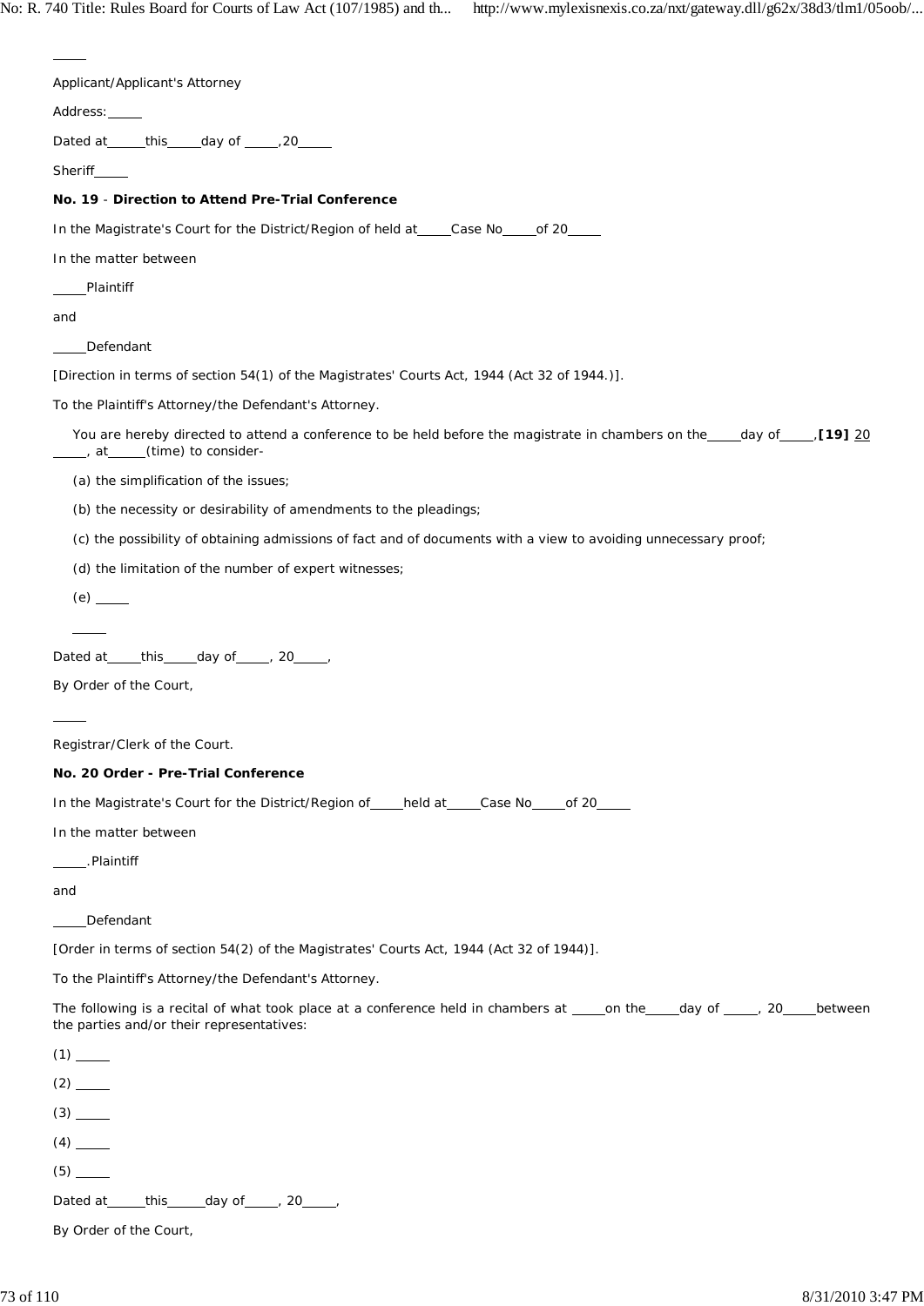_____

Applicant/Applicant's Attorney

Address: _____

Dated at _____ this _____ day of _____, 20_____

Sheriff _____

**No. 19** - **Direction to Attend Pre-Trial Conference**

In the Magistrate's Court for the District/Region of held at _____ Case No _____ of 20_____

In the matter between

_____ Plaintiff

and

_____ Defendant

[Direction in terms of section 54(1) of the Magistrates' Courts Act, 1944 (Act 32 of 1944.)].

To the Plaintiff's Attorney/the Defendant's Attorney.

You are hereby directed to attend a conference to be held before the magistrate in chambers on the _____ day of _____, **[19]** 20 _____, at _____ (time) to consider-

(a) the simplification of the issues;

(b) the necessity or desirability of amendments to the pleadings;

(c) the possibility of obtaining admissions of fact and of documents with a view to avoiding unnecessary proof;

(d) the limitation of the number of expert witnesses;

(e) _____

_____

Dated at _____ this _____ day of _____, 20_____,

By Order of the Court,

_____

Registrar/Clerk of the Court.

**No. 20 Order - Pre-Trial Conference**

In the Magistrate's Court for the District/Region of _____ held at _____ Case No _____ of 20_____

In the matter between

_____. Plaintiff

and

_____ Defendant

[Order in terms of section 54(2) of the Magistrates' Courts Act, 1944 (Act 32 of 1944)].

To the Plaintiff's Attorney/the Defendant's Attorney.

The following is a recital of what took place at a conference held in chambers at _____ on the _____ day of _____, 20_____ between the parties and/or their representatives:

(1) _____

(2) _____

(3) _____

(4) _____

(5) _____

Dated at _____ this _____ day of _____, 20_____,

By Order of the Court,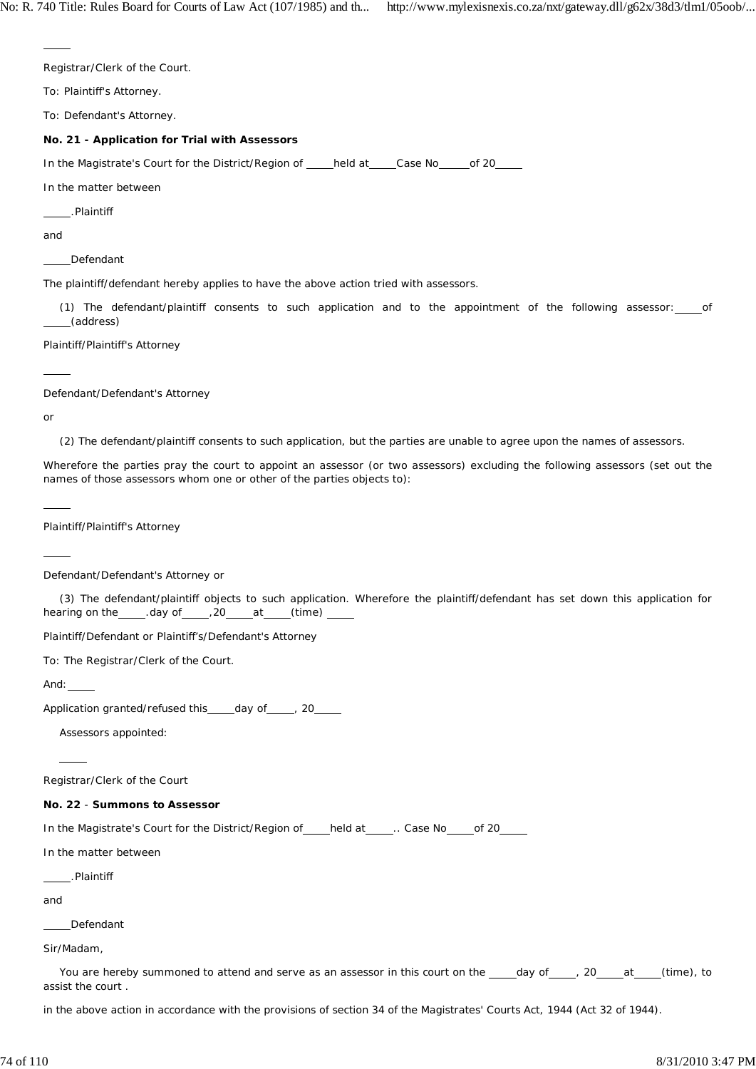_____

Registrar/Clerk of the Court.

To: Plaintiff's Attorney.

To: Defendant's Attorney.

**No. 21 - Application for Trial with Assessors**

In the Magistrate's Court for the District/Region of _____held at_____Case No_____of 20_____

In the matter between

_____.Plaintiff

and

_____Defendant

The plaintiff/defendant hereby applies to have the above action tried with assessors.

(1) The defendant/plaintiff consents to such application and to the appointment of the following assessor: _____of _____(address)

Plaintiff/Plaintiff's Attorney

_____

Defendant/Defendant's Attorney

or

(2) The defendant/plaintiff consents to such application, but the parties are unable to agree upon the names of assessors.

Wherefore the parties pray the court to appoint an assessor (or two assessors) excluding the following assessors (set out the names of those assessors whom one or other of the parties objects to):

_____

Plaintiff/Plaintiff's Attorney

_____

Defendant/Defendant's Attorney or

(3) The defendant/plaintiff objects to such application. Wherefore the plaintiff/defendant has set down this application for hearing on the_____.day of_____,20_____at_____(time) _____

Plaintiff/Defendant or Plaintiff's/Defendant's Attorney

To: The Registrar/Clerk of the Court.

And: _____

Application granted/refused this_____day of_____, 20_____

Assessors appointed:

_____

Registrar/Clerk of the Court

**No. 22** - **Summons to Assessor**

In the Magistrate's Court for the District/Region of_____held at_____.. Case No_____of 20_____

In the matter between

_____.Plaintiff

and

_____Defendant

Sir/Madam,

You are hereby summoned to attend and serve as an assessor in this court on the _____day of_____, 20_____at_____(time), to assist the court .

in the above action in accordance with the provisions of section 34 of the Magistrates' Courts Act, 1944 (Act 32 of 1944).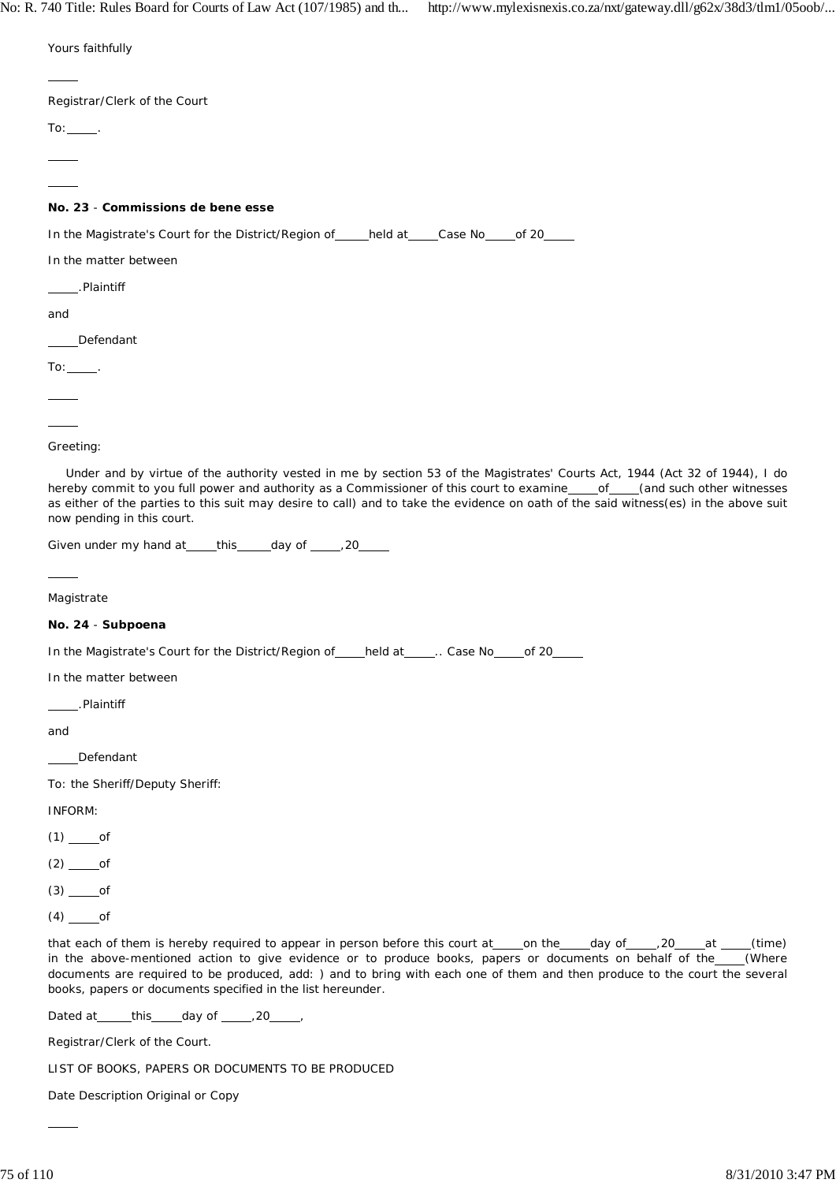Yours faithfully

\_\_\_\_\_

Registrar/Clerk of the Court

To:\_\_\_\_\_.

\_\_\_\_\_

\_\_\_\_\_

**No. 23** - **Commissions de bene esse**

In the Magistrate's Court for the District/Region of\_\_\_\_\_held at\_\_\_\_\_Case No\_\_\_\_\_of 20\_\_\_\_\_

In the matter between

\_\_\_\_\_.Plaintiff

and

\_\_\_\_\_Defendant

To:\_\_\_\_\_.

\_\_\_\_\_

\_\_\_\_\_

Greeting:

Under and by virtue of the authority vested in me by section 53 of the Magistrates' Courts Act, 1944 (Act 32 of 1944), I do hereby commit to you full power and authority as a Commissioner of this court to examine\_\_\_\_\_of\_\_\_\_\_(and such other witnesses as either of the parties to this suit may desire to call) and to take the evidence on oath of the said witness(es) in the above suit now pending in this court.

Given under my hand at\_\_\_\_\_this\_\_\_\_\_day of \_\_\_\_\_,20\_\_\_\_\_

\_\_\_\_\_

Magistrate

**No. 24** - **Subpoena**

In the Magistrate's Court for the District/Region of\_\_\_\_\_held at\_\_\_\_\_.. Case No\_\_\_\_\_of 20\_\_\_\_\_

In the matter between

\_\_\_\_\_.Plaintiff

and

\_\_\_\_\_Defendant

To: the Sheriff/Deputy Sheriff:

INFORM:

(1) \_\_\_\_\_of

(2) \_\_\_\_\_of

(3) \_\_\_\_\_of

(4) \_\_\_\_\_of

that each of them is hereby required to appear in person before this court at\_\_\_\_\_on the\_\_\_\_\_day of\_\_\_\_\_,20\_\_\_\_\_at \_\_\_\_\_(time) in the above-mentioned action to give evidence or to produce books, papers or documents on behalf of the\_\_\_\_\_(Where documents are required to be produced, add: ) and to bring with each one of them and then produce to the court the several books, papers or documents specified in the list hereunder.

Dated at\_\_\_\_\_this\_\_\_\_\_day of \_\_\_\_\_,20\_\_\_\_\_,

Registrar/Clerk of the Court.

LIST OF BOOKS, PAPERS OR DOCUMENTS TO BE PRODUCED

Date Description Original or Copy

\_\_\_\_\_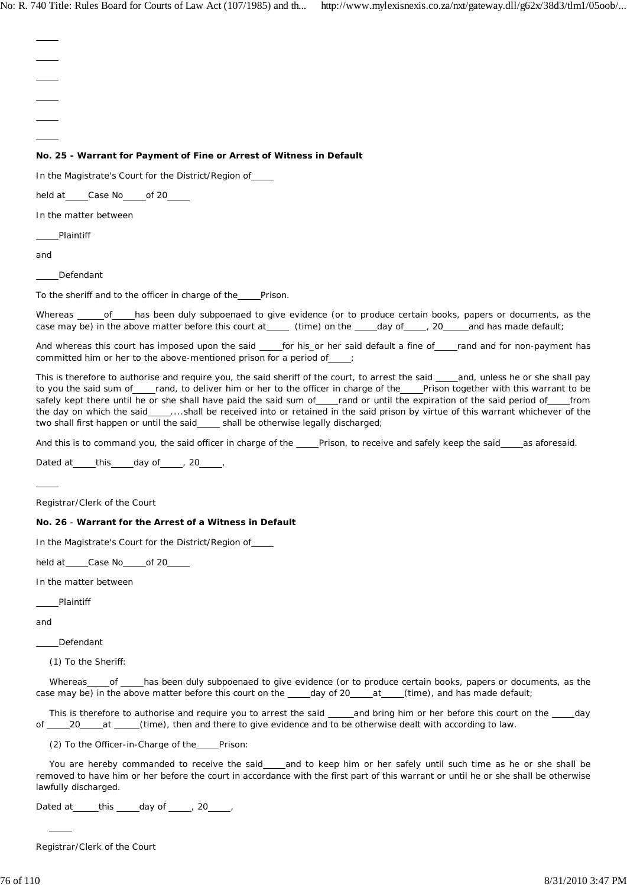\_\_\_\_\_

\_\_\_\_\_

\_\_\_\_\_

\_\_\_\_\_

\_\_\_\_\_

\_\_\_\_\_

**No. 25 - Warrant for Payment of Fine or Arrest of Witness in Default**

In the Magistrate's Court for the District/Region of\_\_\_\_\_

held at\_\_\_\_\_Case No\_\_\_\_\_of 20\_\_\_\_\_

In the matter between

\_\_\_\_\_Plaintiff

and

\_\_\_\_\_Defendant

To the sheriff and to the officer in charge of the\_\_\_\_\_Prison.

Whereas \_\_\_\_\_of\_\_\_\_\_has been duly subpoenaed to give evidence (or to produce certain books, papers or documents, as the case may be) in the above matter before this court at\_\_\_\_\_ (time) on the \_\_\_\_\_day of\_\_\_\_\_, 20\_\_\_\_\_and has made default;

And whereas this court has imposed upon the said \_\_\_\_\_for his or her said default a fine of\_\_\_\_\_rand and for non-payment has committed him or her to the above-mentioned prison for a period of\_\_\_\_\_;

This is therefore to authorise and require you, the said sheriff of the court, to arrest the said \_\_\_\_\_and, unless he or she shall pay to you the said sum of\_\_\_\_\_rand, to deliver him or her to the officer in charge of the\_\_\_\_\_Prison together with this warrant to be safely kept there until he or she shall have paid the said sum of\_\_\_\_\_rand or until the expiration of the said period of\_\_\_\_\_from the day on which the said\_\_\_\_\_....shall be received into or retained in the said prison by virtue of this warrant whichever of the two shall first happen or until the said\_\_\_\_\_ shall be otherwise legally discharged;

And this is to command you, the said officer in charge of the \_\_\_\_\_Prison, to receive and safely keep the said\_\_\_\_\_as aforesaid.

Dated at\_\_\_\_\_this\_\_\_\_\_day of\_\_\_\_\_, 20\_\_\_\_\_,

\_\_\_\_\_

Registrar/Clerk of the Court

**No. 26** - **Warrant for the Arrest of a Witness in Default**

In the Magistrate's Court for the District/Region of\_\_\_\_\_

held at\_\_\_\_\_Case No\_\_\_\_\_of 20\_\_\_\_\_

In the matter between

\_\_\_\_\_Plaintiff

and

\_\_\_\_\_Defendant

(1) To the Sheriff:

Whereas\_\_\_\_\_of \_\_\_\_\_has been duly subpoenaed to give evidence (or to produce certain books, papers or documents, as the case may be) in the above matter before this court on the \_\_\_\_\_day of 20\_\_\_\_\_at\_\_\_\_\_(time), and has made default;

This is therefore to authorise and require you to arrest the said \_\_\_\_\_and bring him or her before this court on the \_\_\_\_\_day of \_\_\_\_\_20\_\_\_\_\_at \_\_\_\_\_(time), then and there to give evidence and to be otherwise dealt with according to law.

(2) To the Officer-in-Charge of the\_\_\_\_\_Prison:

You are hereby commanded to receive the said\_\_\_\_\_and to keep him or her safely until such time as he or she shall be removed to have him or her before the court in accordance with the first part of this warrant or until he or she shall be otherwise lawfully discharged.

Dated at\_\_\_\_\_this \_\_\_\_\_day of \_\_\_\_\_, 20\_\_\_\_\_,

\_\_\_\_\_

Registrar/Clerk of the Court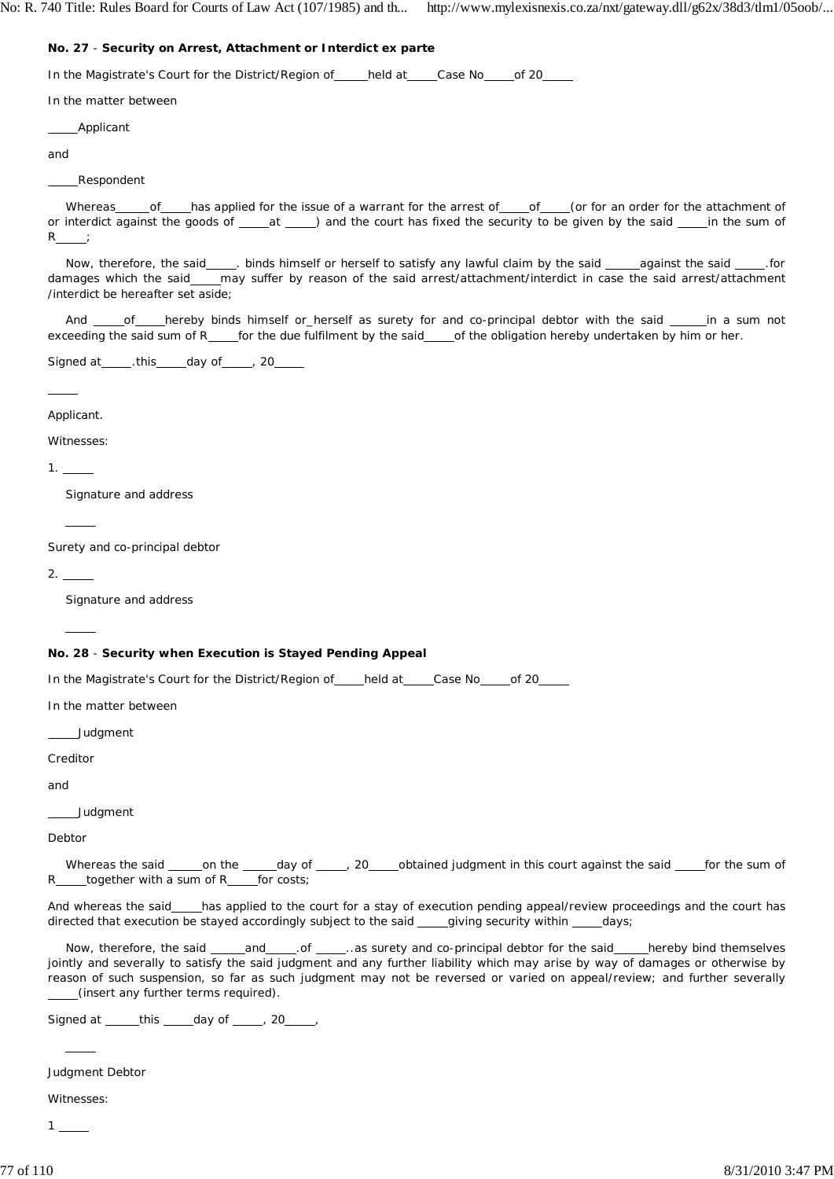**No. 27** - **Security on Arrest, Attachment or Interdict ex parte**

In the Magistrate's Court for the District/Region of_____held at_____Case No_____of 20_____

In the matter between

_____Applicant

and

_____Respondent

Whereas_____of_____has applied for the issue of a warrant for the arrest of_____of_____(or for an order for the attachment of or interdict against the goods of _____at _____) and the court has fixed the security to be given by the said _____in the sum of R_____;

Now, therefore, the said_____. binds himself or herself to satisfy any lawful claim by the said _____against the said _____.for damages which the said_____may suffer by reason of the said arrest/attachment/interdict in case the said arrest/attachment /interdict be hereafter set aside;

And _____of_____hereby binds himself or_herself as surety for and co-principal debtor with the said _____in a sum not exceeding the said sum of R_____for the due fulfilment by the said_____of the obligation hereby undertaken by him or her.

Signed at_____.this_____day of_____, 20_____

_____

Applicant.

Witnesses:

1. _____

Signature and address

_____

Surety and co-principal debtor

2. _____

Signature and address

_____

**No. 28** - **Security when Execution is Stayed Pending Appeal**

In the Magistrate's Court for the District/Region of_____held at_____Case No_____of 20_____

In the matter between

_____Judgment

Creditor

and

_____Judgment

Debtor

Whereas the said _____on the _____day of _____, 20_____obtained judgment in this court against the said _____for the sum of R_____together with a sum of R_____for costs;

And whereas the said_____has applied to the court for a stay of execution pending appeal/review proceedings and the court has directed that execution be stayed accordingly subject to the said _____giving security within _____days;

Now, therefore, the said _____and_____.of _____..as surety and co-principal debtor for the said_____hereby bind themselves jointly and severally to satisfy the said judgment and any further liability which may arise by way of damages or otherwise by reason of such suspension, so far as such judgment may not be reversed or varied on appeal/review; and further severally _____(insert any further terms required).

Signed at _____this _____day of _____, 20_____,

_____

Judgment Debtor

Witnesses:

1 _____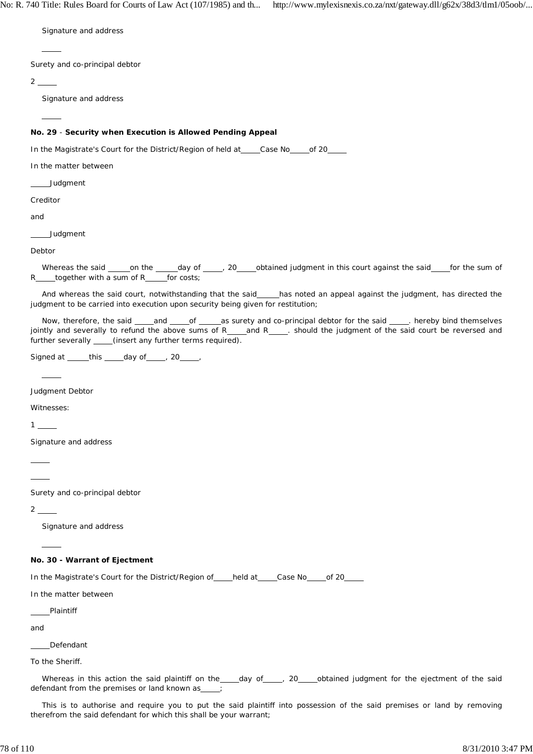Signature and address

_____

Surety and co-principal debtor

2 _____

Signature and address

_____

**No. 29** - **Security when Execution is Allowed Pending Appeal**

In the Magistrate's Court for the District/Region of held at_____Case No_____of 20_____

In the matter between

_____Judgment

Creditor

and

_____Judgment

Debtor

Whereas the said _____on the _____day of _____, 20_____obtained judgment in this court against the said_____for the sum of R_____together with a sum of R_____for costs;

And whereas the said court, notwithstanding that the said_____has noted an appeal against the judgment, has directed the judgment to be carried into execution upon security being given for restitution;

Now, therefore, the said _____and _____of _____as surety and co-principal debtor for the said _____. hereby bind themselves jointly and severally to refund the above sums of R_____and R_____. should the judgment of the said court be reversed and further severally _____(insert any further terms required).

Signed at _____this _____day of_____, 20_____,

_____

Judgment Debtor

Witnesses:

1 _____

Signature and address

_____

_____

Surety and co-principal debtor

2 _____

Signature and address

_____

**No. 30 - Warrant of Ejectment**

In the Magistrate's Court for the District/Region of_____held at_____Case No_____of 20_____

In the matter between

_____Plaintiff

and

_____Defendant

To the Sheriff.

Whereas in this action the said plaintiff on the_____day of_____, 20_____obtained judgment for the ejectment of the said defendant from the premises or land known as_____;

This is to authorise and require you to put the said plaintiff into possession of the said premises or land by removing therefrom the said defendant for which this shall be your warrant;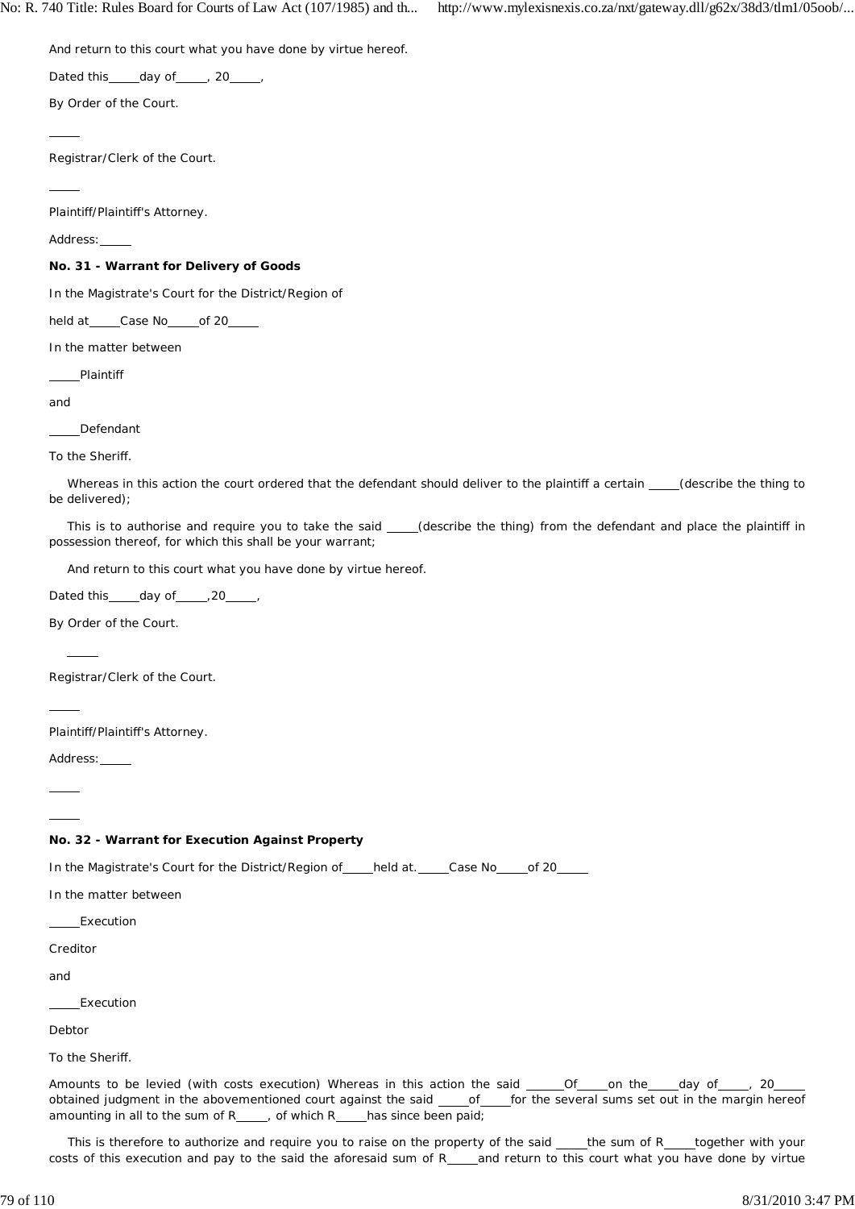And return to this court what you have done by virtue hereof.

Dated this_____day of_____, 20_____,

By Order of the Court.

_____

Registrar/Clerk of the Court.

_____

Plaintiff/Plaintiff's Attorney.

Address:_____

**No. 31 - Warrant for Delivery of Goods**

In the Magistrate's Court for the District/Region of

held at_____Case No_____of 20_____

In the matter between

_____Plaintiff

and

_____Defendant

To the Sheriff.

Whereas in this action the court ordered that the defendant should deliver to the plaintiff a certain _____(describe the thing to be delivered);

This is to authorise and require you to take the said _____(describe the thing) from the defendant and place the plaintiff in possession thereof, for which this shall be your warrant;

And return to this court what you have done by virtue hereof.

Dated this_____day of_____,20_____,

By Order of the Court.

_____

Registrar/Clerk of the Court.

_____

Plaintiff/Plaintiff's Attorney.

Address:_____

_____

_____

**No. 32 - Warrant for Execution Against Property**

In the Magistrate's Court for the District/Region of_____held at._____Case No_____of 20_____

In the matter between

_____Execution

Creditor

and

_____Execution

Debtor

To the Sheriff.

Amounts to be levied (with costs execution) Whereas in this action the said ______Of_____on the_____day of_____, 20_____ obtained judgment in the abovementioned court against the said _____of_____for the several sums set out in the margin hereof amounting in all to the sum of R_____, of which R_____has since been paid;

This is therefore to authorize and require you to raise on the property of the said _____the sum of R_____together with your costs of this execution and pay to the said the aforesaid sum of R_____and return to this court what you have done by virtue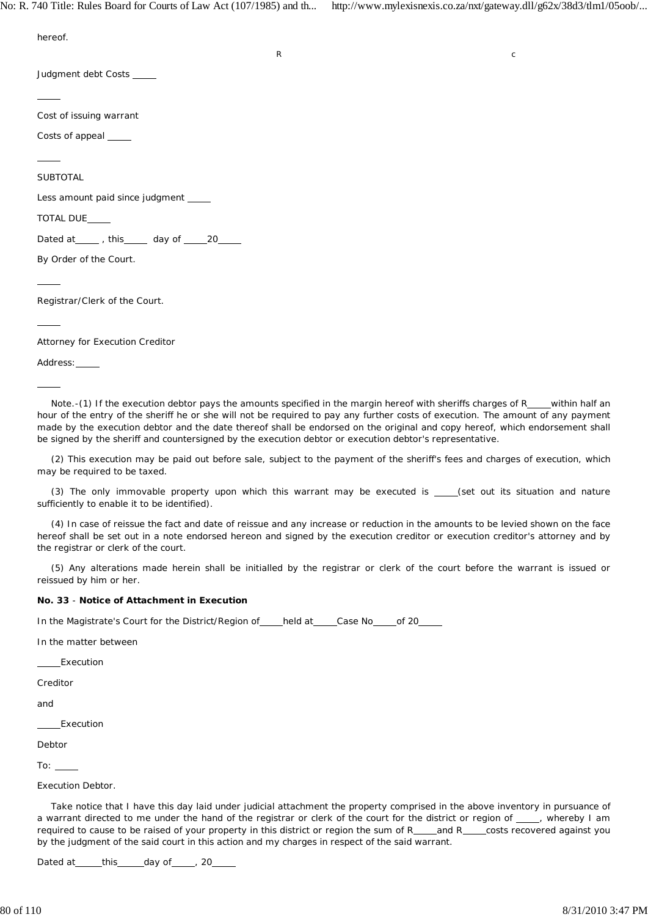hereof.

R c

Judgment debt Costs _____

_____

Cost of issuing warrant

Costs of appeal _____

_____

SUBTOTAL

Less amount paid since judgment _____

TOTAL DUE_____

Dated at_____ , this_____ day of _____20_____

By Order of the Court.

_____

Registrar/Clerk of the Court.

_____

Attorney for Execution Creditor

Address:_____

_____

Note.-(1) If the execution debtor pays the amounts specified in the margin hereof with sheriffs charges of R_____within half an hour of the entry of the sheriff he or she will not be required to pay any further costs of execution. The amount of any payment made by the execution debtor and the date thereof shall be endorsed on the original and copy hereof, which endorsement shall be signed by the sheriff and countersigned by the execution debtor or execution debtor's representative.

(2) This execution may be paid out before sale, subject to the payment of the sheriff's fees and charges of execution, which may be required to be taxed.

(3) The only immovable property upon which this warrant may be executed is _____(set out its situation and nature sufficiently to enable it to be identified).

(4) In case of reissue the fact and date of reissue and any increase or reduction in the amounts to be levied shown on the face hereof shall be set out in a note endorsed hereon and signed by the execution creditor or execution creditor's attorney and by the registrar or clerk of the court.

(5) Any alterations made herein shall be initialled by the registrar or clerk of the court before the warrant is issued or reissued by him or her.

**No. 33** - **Notice of Attachment in Execution**

In the Magistrate's Court for the District/Region of_____held at_____Case No_____of 20_____

In the matter between

_____Execution

Creditor

and

_____Execution

Debtor

To: _____

Execution Debtor.

Take notice that I have this day laid under judicial attachment the property comprised in the above inventory in pursuance of a warrant directed to me under the hand of the registrar or clerk of the court for the district or region of _____, whereby I am required to cause to be raised of your property in this district or region the sum of R_____and R_____costs recovered against you by the judgment of the said court in this action and my charges in respect of the said warrant.

Dated at______this______day of_____, 20_____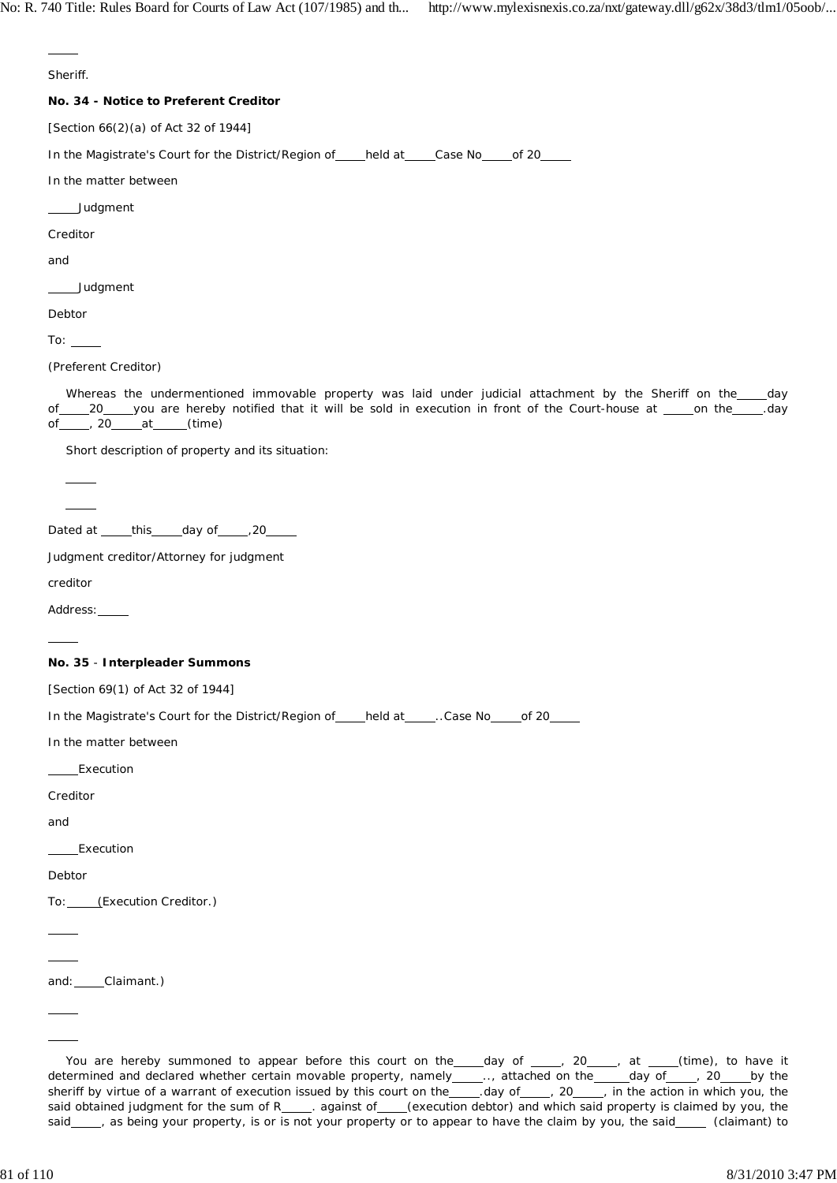\_\_\_\_\_

Sheriff.

**No. 34 - Notice to Preferent Creditor**

[Section 66(2)(a) of Act 32 of 1944]

In the Magistrate's Court for the District/Region of\_\_\_\_\_held at\_\_\_\_\_Case No\_\_\_\_\_of 20\_\_\_\_\_

In the matter between

\_\_\_\_\_Judgment

Creditor

and

\_\_\_\_\_Judgment

Debtor

To: \_\_\_\_\_

(Preferent Creditor)

Whereas the undermentioned immovable property was laid under judicial attachment by the Sheriff on the\_\_\_\_\_day of\_\_\_\_\_20\_\_\_\_\_you are hereby notified that it will be sold in execution in front of the Court-house at \_\_\_\_\_on the\_\_\_\_\_.day of\_\_\_\_\_, 20\_\_\_\_\_at\_\_\_\_\_(time)

Short description of property and its situation:

\_\_\_\_\_

\_\_\_\_\_

Dated at \_\_\_\_\_this\_\_\_\_\_day of\_\_\_\_\_,20\_\_\_\_\_

Judgment creditor/Attorney for judgment

creditor

Address:\_\_\_\_\_

\_\_\_\_\_

**No. 35** - **Interpleader Summons**

[Section 69(1) of Act 32 of 1944]

In the Magistrate's Court for the District/Region of\_\_\_\_\_held at\_\_\_\_\_..Case No\_\_\_\_\_of 20\_\_\_\_\_

In the matter between

\_\_\_\_\_Execution

Creditor

and

\_\_\_\_\_Execution

Debtor

To:\_\_\_\_\_(Execution Creditor.)

\_\_\_\_\_

\_\_\_\_\_

and:\_\_\_\_\_Claimant.)

\_\_\_\_\_

\_\_\_\_\_

You are hereby summoned to appear before this court on the\_\_\_\_\_day of \_\_\_\_\_, 20\_\_\_\_\_, at \_\_\_\_\_(time), to have it determined and declared whether certain movable property, namely\_\_\_\_\_.., attached on the\_\_\_\_\_day of\_\_\_\_\_, 20\_\_\_\_\_by the sheriff by virtue of a warrant of execution issued by this court on the\_\_\_\_\_.day of\_\_\_\_\_, 20\_\_\_\_\_, in the action in which you, the said obtained judgment for the sum of R\_\_\_\_\_. against of\_\_\_\_\_(execution debtor) and which said property is claimed by you, the said\_\_\_\_\_, as being your property, is or is not your property or to appear to have the claim by you, the said\_\_\_\_\_ (claimant) to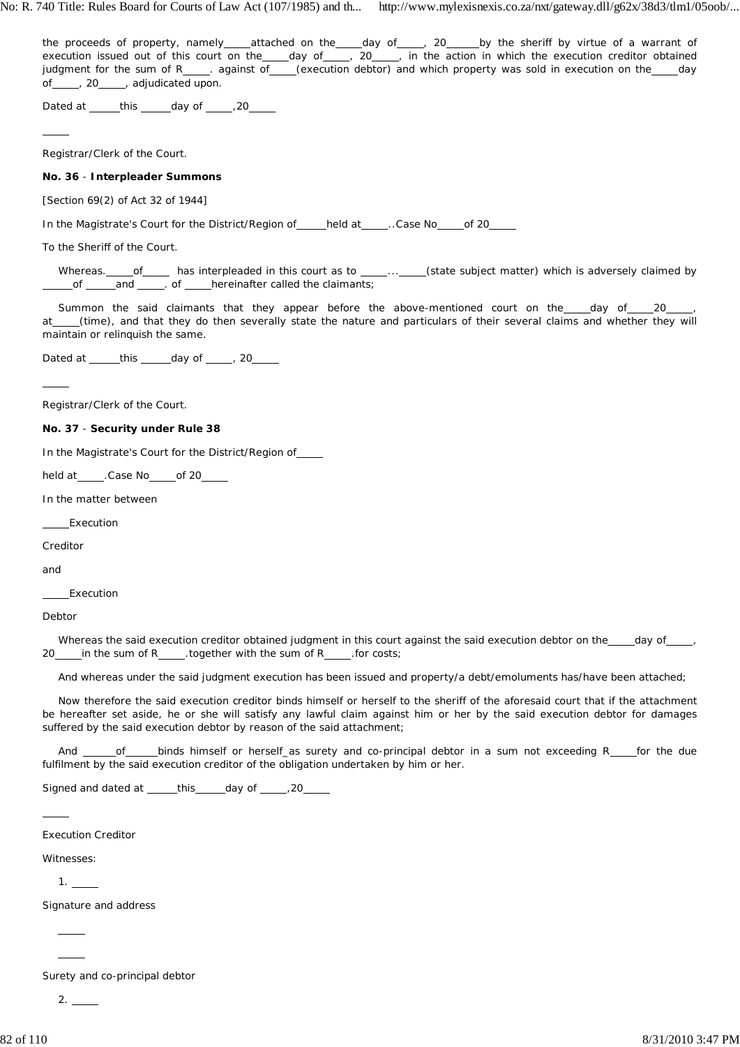the proceeds of property, namely_____attached on the_____day of_____, 20______by the sheriff by virtue of a warrant of execution issued out of this court on the_____day of_____, 20_____, in the action in which the execution creditor obtained judgment for the sum of R_____. against of_____(execution debtor) and which property was sold in execution on the_____day of_____, 20_____, adjudicated upon.

Dated at ______this ______day of _____,20_____

_____

Registrar/Clerk of the Court.

**No. 36** - **Interpleader Summons**

[Section 69(2) of Act 32 of 1944]

In the Magistrate's Court for the District/Region of_____held at_____..Case No_____of 20_____

To the Sheriff of the Court.

Whereas._____of_____ has interpleaded in this court as to _____..._____(state subject matter) which is adversely claimed by _____of _____and _____. of _____hereinafter called the claimants;

Summon the said claimants that they appear before the above-mentioned court on the_____day of_____20_____, at_____(time), and that they do then severally state the nature and particulars of their several claims and whether they will maintain or relinquish the same.

Dated at ______this ______day of _____, 20_____

_____

Registrar/Clerk of the Court.

**No. 37** - **Security under Rule 38**

In the Magistrate's Court for the District/Region of_____

held at_____.Case No_____of 20_____

In the matter between

_____Execution

Creditor

and

_____Execution

Debtor

Whereas the said execution creditor obtained judgment in this court against the said execution debtor on the_____day of_____, 20_____in the sum of R_____.together with the sum of R_____.for costs;

And whereas under the said judgment execution has been issued and property/a debt/emoluments has/have been attached;

Now therefore the said execution creditor binds himself or herself to the sheriff of the aforesaid court that if the attachment be hereafter set aside, he or she will satisfy any lawful claim against him or her by the said execution debtor for damages suffered by the said execution debtor by reason of the said attachment;

And ______of______binds himself or herself_as surety and co-principal debtor in a sum not exceeding R_____for the due fulfilment by the said execution creditor of the obligation undertaken by him or her.

Signed and dated at ______this______day of _____,20_____

_____

Execution Creditor

Witnesses:

1. _____

Signature and address

_____

_____

Surety and co-principal debtor

2. _____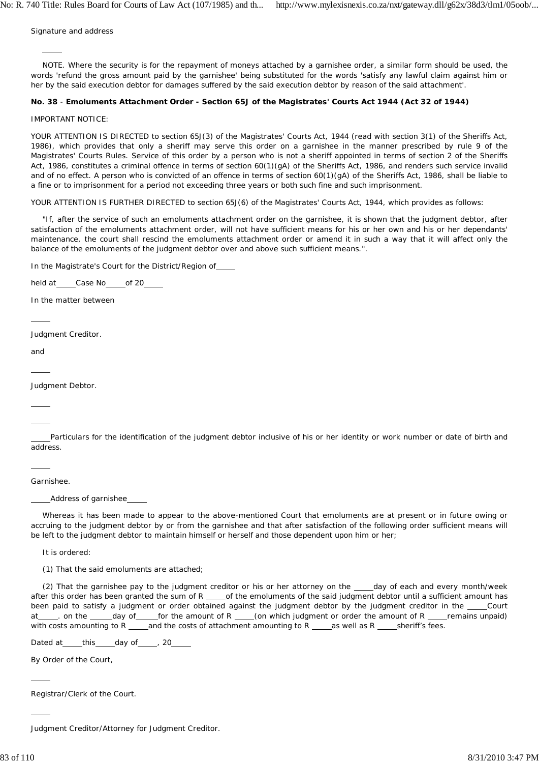Signature and address

_____

NOTE. Where the security is for the repayment of moneys attached by a garnishee order, a similar form should be used, the words 'refund the gross amount paid by the garnishee' being substituted for the words 'satisfy any lawful claim against him or her by the said execution debtor for damages suffered by the said execution debtor by reason of the said attachment'.

**No. 38** - **Emoluments Attachment Order - Section 65J of the Magistrates' Courts Act 1944 (Act 32 of 1944)**

IMPORTANT NOTICE:

YOUR ATTENTION IS DIRECTED to section 65J(3) of the Magistrates' Courts Act, 1944 (read with section 3(1) of the Sheriffs Act, 1986), which provides that only a sheriff may serve this order on a garnishee in the manner prescribed by rule 9 of the Magistrates' Courts Rules. Service of this order by a person who is not a sheriff appointed in terms of section 2 of the Sheriffs Act, 1986, constitutes a criminal offence in terms of section 60(1)(gA) of the Sheriffs Act, 1986, and renders such service invalid and of no effect. A person who is convicted of an offence in terms of section 60(1)(gA) of the Sheriffs Act, 1986, shall be liable to a fine or to imprisonment for a period not exceeding three years or both such fine and such imprisonment.

YOUR ATTENTION IS FURTHER DIRECTED to section 65J(6) of the Magistrates' Courts Act, 1944, which provides as follows:

"If, after the service of such an emoluments attachment order on the garnishee, it is shown that the judgment debtor, after satisfaction of the emoluments attachment order, will not have sufficient means for his or her own and his or her dependants' maintenance, the court shall rescind the emoluments attachment order or amend it in such a way that it will affect only the balance of the emoluments of the judgment debtor over and above such sufficient means.".

In the Magistrate's Court for the District/Region of_____

held at_____Case No_____of 20_____

In the matter between

_____

Judgment Creditor.

and

_____

Judgment Debtor.

_____

_____

_____Particulars for the identification of the judgment debtor inclusive of his or her identity or work number or date of birth and address.

_____

Garnishee.

_____Address of garnishee_____

Whereas it has been made to appear to the above-mentioned Court that emoluments are at present or in future owing or accruing to the judgment debtor by or from the garnishee and that after satisfaction of the following order sufficient means will be left to the judgment debtor to maintain himself or herself and those dependent upon him or her;

It is ordered:

(1) That the said emoluments are attached;

(2) That the garnishee pay to the judgment creditor or his or her attorney on the _____day of each and every month/week after this order has been granted the sum of R _____of the emoluments of the said judgment debtor until a sufficient amount has been paid to satisfy a judgment or order obtained against the judgment debtor by the judgment creditor in the _____Court at_____. on the _____day of_____for the amount of R _____(on which judgment or order the amount of R _____remains unpaid) with costs amounting to R _____and the costs of attachment amounting to R _____as well as R _____sheriff's fees.

Dated at_____this_____day of_____, 20_____

By Order of the Court,

_____

Registrar/Clerk of the Court.

_____

Judgment Creditor/Attorney for Judgment Creditor.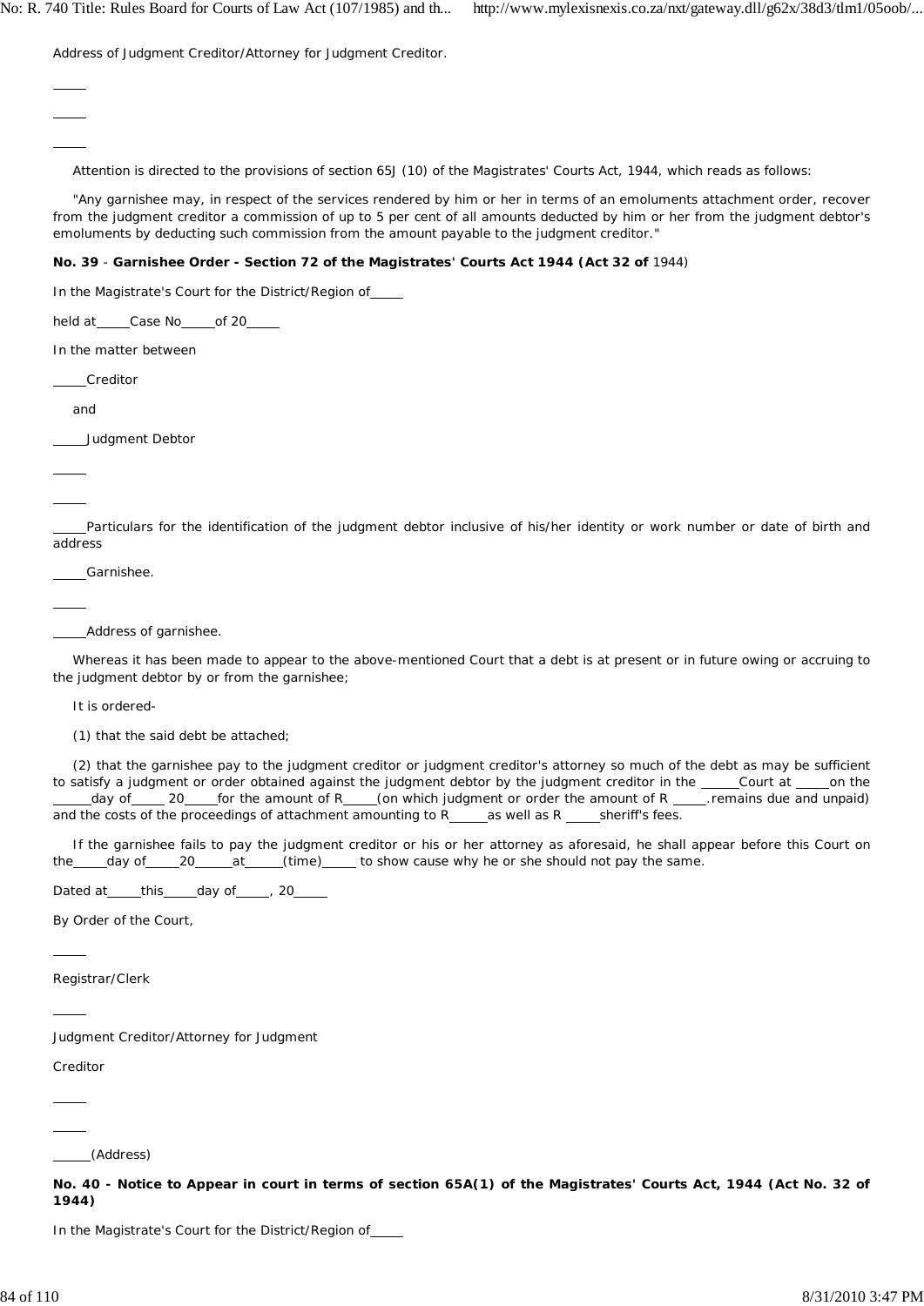Address of Judgment Creditor/Attorney for Judgment Creditor.

_____

_____

_____

Attention is directed to the provisions of section 65J (10) of the Magistrates' Courts Act, 1944, which reads as follows:

"Any garnishee may, in respect of the services rendered by him or her in terms of an emoluments attachment order, recover from the judgment creditor a commission of up to 5 per cent of all amounts deducted by him or her from the judgment debtor's emoluments by deducting such commission from the amount payable to the judgment creditor."

**No. 39** - **Garnishee Order - Section 72 of the Magistrates' Courts Act 1944 (Act 32 of** 1944)

In the Magistrate's Court for the District/Region of_____

held at_____Case No_____of 20_____

In the matter between

_____Creditor

and

_____Judgment Debtor

_____

_____

_____Particulars for the identification of the judgment debtor inclusive of his/her identity or work number or date of birth and address

_____Garnishee.

_____

_____Address of garnishee.

Whereas it has been made to appear to the above-mentioned Court that a debt is at present or in future owing or accruing to the judgment debtor by or from the garnishee;

It is ordered-

(1) that the said debt be attached;

(2) that the garnishee pay to the judgment creditor or judgment creditor's attorney so much of the debt as may be sufficient to satisfy a judgment or order obtained against the judgment debtor by the judgment creditor in the _____Court at _____on the _____day of_____ 20_____for the amount of R_____(on which judgment or order the amount of R _____.remains due and unpaid) and the costs of the proceedings of attachment amounting to R_____as well as R _____sheriff's fees.

If the garnishee fails to pay the judgment creditor or his or her attorney as aforesaid, he shall appear before this Court on the_____day of_____20_____at_____(time)_____ to show cause why he or she should not pay the same.

Dated at_____this_____day of_____, 20_____

By Order of the Court,

_____

Registrar/Clerk

_____

Judgment Creditor/Attorney for Judgment

Creditor

_____

_____

_____(Address)

**No. 40 - Notice to Appear in court in terms of section 65A(1) of the Magistrates' Courts Act, 1944 (Act No. 32 of 1944)**

In the Magistrate's Court for the District/Region of_____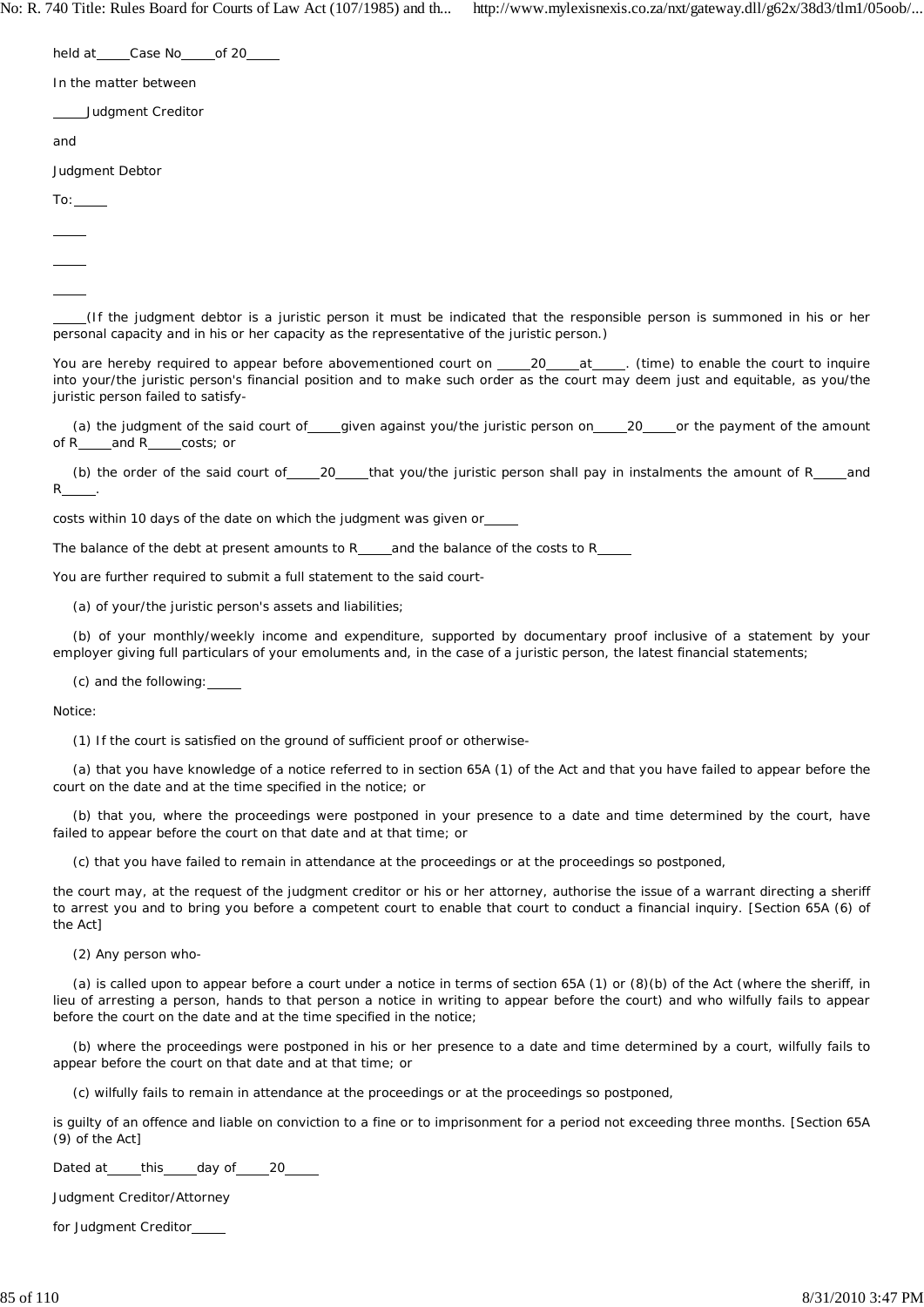held at_____Case No_____of 20_____

In the matter between

_____Judgment Creditor

and

Judgment Debtor

To:_____

_____

_____

_____

_____(If the judgment debtor is a juristic person it must be indicated that the responsible person is summoned in his or her personal capacity and in his or her capacity as the representative of the juristic person.)

You are hereby required to appear before abovementioned court on _____20_____at_____. (time) to enable the court to inquire into your/the juristic person's financial position and to make such order as the court may deem just and equitable, as you/the juristic person failed to satisfy-

(a) the judgment of the said court of_____given against you/the juristic person on_____20_____or the payment of the amount of R_____and R_____costs; or

(b) the order of the said court of_____20_____that you/the juristic person shall pay in instalments the amount of R_____and R_____.

costs within 10 days of the date on which the judgment was given or_____

The balance of the debt at present amounts to R_____and the balance of the costs to R_____

You are further required to submit a full statement to the said court-

(a) of your/the juristic person's assets and liabilities;

(b) of your monthly/weekly income and expenditure, supported by documentary proof inclusive of a statement by your employer giving full particulars of your emoluments and, in the case of a juristic person, the latest financial statements;

(c) and the following:_____

Notice:

(1) If the court is satisfied on the ground of sufficient proof or otherwise-

(a) that you have knowledge of a notice referred to in section 65A (1) of the Act and that you have failed to appear before the court on the date and at the time specified in the notice; or

(b) that you, where the proceedings were postponed in your presence to a date and time determined by the court, have failed to appear before the court on that date and at that time; or

(c) that you have failed to remain in attendance at the proceedings or at the proceedings so postponed,

the court may, at the request of the judgment creditor or his or her attorney, authorise the issue of a warrant directing a sheriff to arrest you and to bring you before a competent court to enable that court to conduct a financial inquiry. [Section 65A (6) of the Act]

(2) Any person who-

(a) is called upon to appear before a court under a notice in terms of section 65A (1) or (8)(b) of the Act (where the sheriff, in lieu of arresting a person, hands to that person a notice in writing to appear before the court) and who wilfully fails to appear before the court on the date and at the time specified in the notice;

(b) where the proceedings were postponed in his or her presence to a date and time determined by a court, wilfully fails to appear before the court on that date and at that time; or

(c) wilfully fails to remain in attendance at the proceedings or at the proceedings so postponed,

is guilty of an offence and liable on conviction to a fine or to imprisonment for a period not exceeding three months. [Section 65A (9) of the Act]

Dated at_____this_____day of_____20_____

Judgment Creditor/Attorney

for Judgment Creditor_____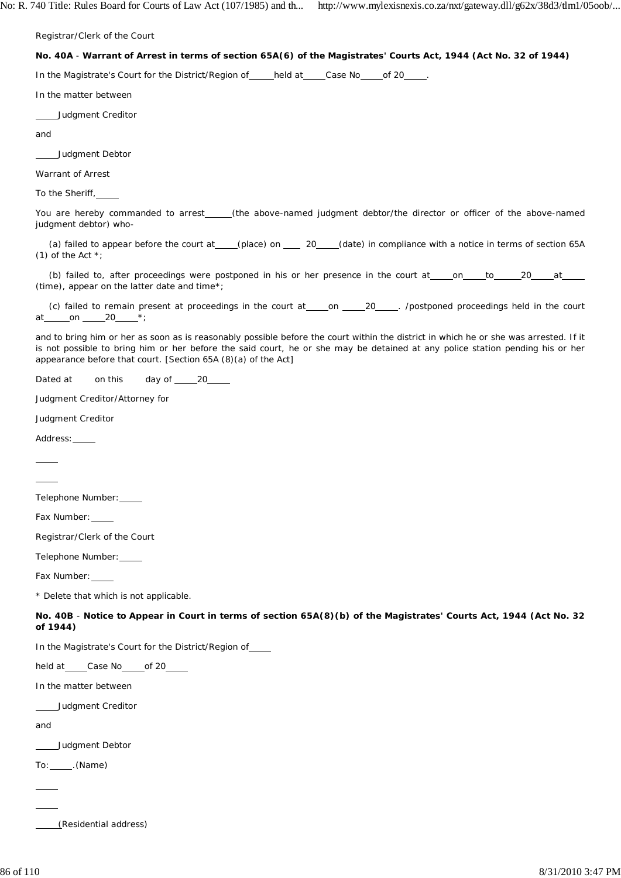Registrar/Clerk of the Court

**No. 40A** - **Warrant of Arrest in terms of section 65A(6) of the Magistrates' Courts Act, 1944 (Act No. 32 of 1944)**

In the Magistrate's Court for the District/Region of_____held at_____Case No_____of 20_____.

In the matter between

_____Judgment Creditor

and

_____Judgment Debtor

Warrant of Arrest

To the Sheriff,_____

You are hereby commanded to arrest______(the above-named judgment debtor/the director or officer of the above-named judgment debtor) who-

(a) failed to appear before the court at_____(place) on ____ 20_____(date) in compliance with a notice in terms of section 65A (1) of the Act *;

(b) failed to, after proceedings were postponed in his or her presence in the court at_____on_____to______20_____at_____ (time), appear on the latter date and time*;

(c) failed to remain present at proceedings in the court at_____on _____20_____. /postponed proceedings held in the court at______on _____20_____*;

and to bring him or her as soon as is reasonably possible before the court within the district in which he or she was arrested. If it is not possible to bring him or her before the said court, he or she may be detained at any police station pending his or her appearance before that court. [Section 65A (8)(a) of the Act]

Dated at on this day of _____20_____

Judgment Creditor/Attorney for

Judgment Creditor

Address:_____

_____

_____

Telephone Number:_____

Fax Number:_____

Registrar/Clerk of the Court

Telephone Number:_____

Fax Number:_____

* Delete that which is not applicable.

**No. 40B** - **Notice to Appear in Court in terms of section 65A(8)(b) of the Magistrates' Courts Act, 1944 (Act No. 32 of 1944)**

In the Magistrate's Court for the District/Region of_____

held at_____Case No_____of 20_____

In the matter between

_____Judgment Creditor

and

_____Judgment Debtor

To:_____.(Name)

_____

_____

_____(Residential address)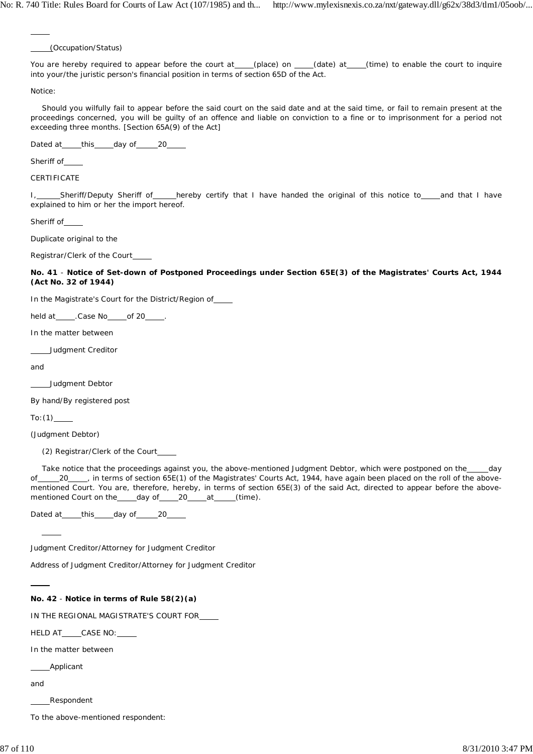\_\_\_\_\_

\_\_\_\_\_(Occupation/Status)

You are hereby required to appear before the court at\_\_\_\_\_(place) on \_\_\_\_\_(date) at\_\_\_\_\_(time) to enable the court to inquire into your/the juristic person's financial position in terms of section 65D of the Act.

Notice:

Should you wilfully fail to appear before the said court on the said date and at the said time, or fail to remain present at the proceedings concerned, you will be guilty of an offence and liable on conviction to a fine or to imprisonment for a period not exceeding three months. [Section 65A(9) of the Act]

Dated at\_\_\_\_\_this\_\_\_\_\_day of\_\_\_\_\_20\_\_\_\_\_

Sheriff of\_\_\_\_\_

CERTIFICATE

I,\_\_\_\_\_Sheriff/Deputy Sheriff of\_\_\_\_\_hereby certify that I have handed the original of this notice to\_\_\_\_\_and that I have explained to him or her the import hereof.

Sheriff of\_\_\_\_\_

Duplicate original to the

Registrar/Clerk of the Court\_\_\_\_\_

**No. 41** - **Notice of Set-down of Postponed Proceedings under Section 65E(3) of the Magistrates' Courts Act, 1944 (Act No. 32 of 1944)**

In the Magistrate's Court for the District/Region of\_\_\_\_\_

held at\_\_\_\_\_.Case No\_\_\_\_\_of 20\_\_\_\_\_.

In the matter between

\_\_\_\_\_Judgment Creditor

and

\_\_\_\_\_Judgment Debtor

By hand/By registered post

To:(1)\_\_\_\_\_

(Judgment Debtor)

(2) Registrar/Clerk of the Court\_\_\_\_\_

Take notice that the proceedings against you, the above-mentioned Judgment Debtor, which were postponed on the\_\_\_\_\_day of\_\_\_\_\_20\_\_\_\_\_, in terms of section 65E(1) of the Magistrates' Courts Act, 1944, have again been placed on the roll of the above-mentioned Court. You are, therefore, hereby, in terms of section 65E(3) of the said Act, directed to appear before the above-mentioned Court on the\_\_\_\_\_day of\_\_\_\_\_20\_\_\_\_\_at\_\_\_\_\_(time).

Dated at\_\_\_\_\_this\_\_\_\_\_day of\_\_\_\_\_20\_\_\_\_\_

\_\_\_\_\_

Judgment Creditor/Attorney for Judgment Creditor

Address of Judgment Creditor/Attorney for Judgment Creditor

\_\_\_\_\_

**No. 42** - **Notice in terms of Rule 58(2)(a)**

IN THE REGIONAL MAGISTRATE'S COURT FOR\_\_\_\_\_

HELD AT\_\_\_\_\_CASE NO:\_\_\_\_\_

In the matter between

\_\_\_\_\_Applicant

and

\_\_\_\_\_Respondent

To the above-mentioned respondent: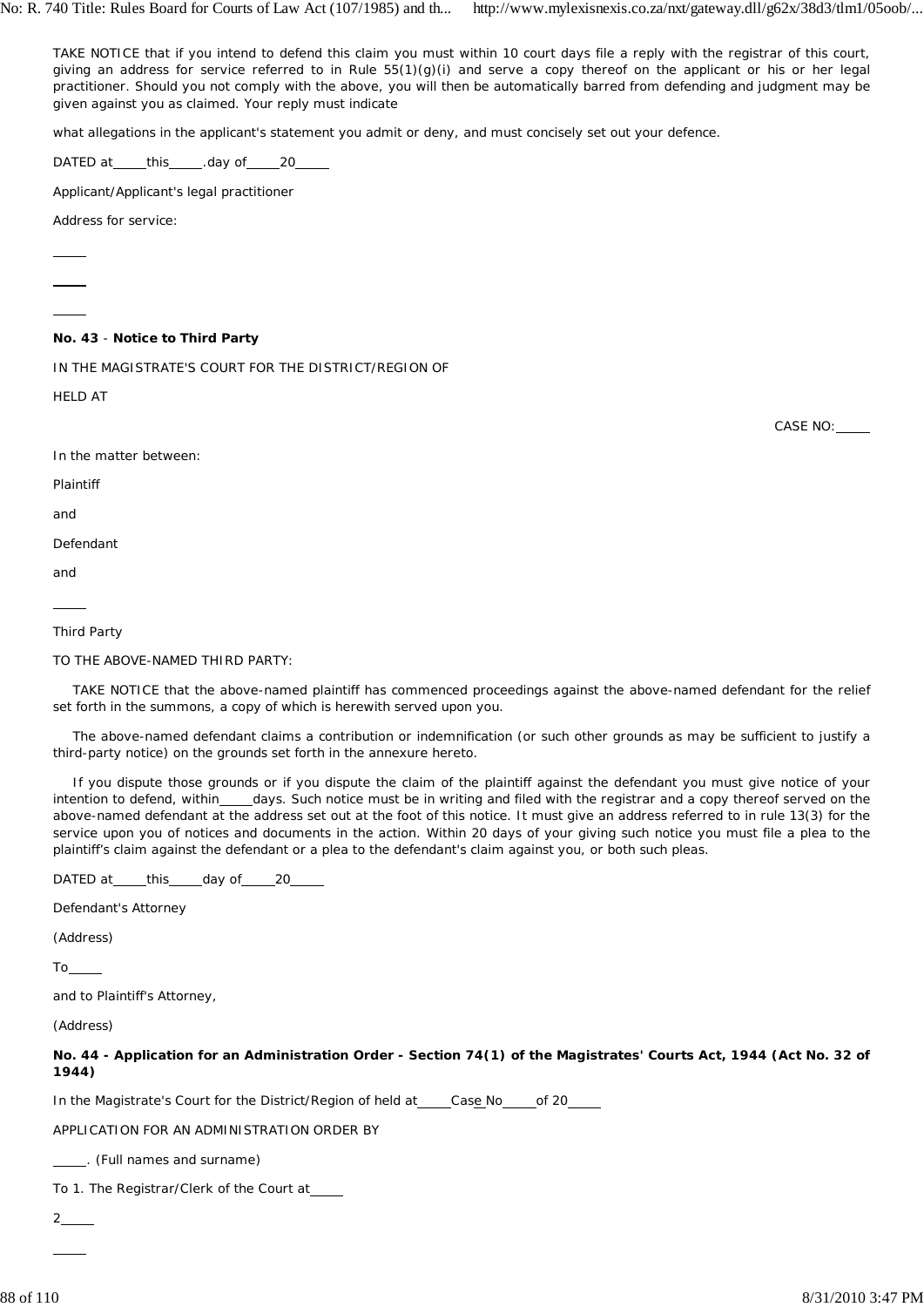TAKE NOTICE that if you intend to defend this claim you must within 10 court days file a reply with the registrar of this court, giving an address for service referred to in Rule 55(1)(g)(i) and serve a copy thereof on the applicant or his or her legal practitioner. Should you not comply with the above, you will then be automatically barred from defending and judgment may be given against you as claimed. Your reply must indicate

what allegations in the applicant's statement you admit or deny, and must concisely set out your defence.

DATED at\_\_\_\_\_this\_\_\_\_\_.day of\_\_\_\_\_20\_\_\_\_\_

Applicant/Applicant's legal practitioner

Address for service:

\_\_\_\_\_

\_\_\_\_\_

\_\_\_\_\_

**No. 43** - **Notice to Third Party**

IN THE MAGISTRATE'S COURT FOR THE DISTRICT/REGION OF

HELD AT

CASE NO:\_\_\_\_\_

In the matter between:

Plaintiff

and

Defendant

and

\_\_\_\_\_

Third Party

TO THE ABOVE-NAMED THIRD PARTY:

TAKE NOTICE that the above-named plaintiff has commenced proceedings against the above-named defendant for the relief set forth in the summons, a copy of which is herewith served upon you.

The above-named defendant claims a contribution or indemnification (or such other grounds as may be sufficient to justify a third-party notice) on the grounds set forth in the annexure hereto.

If you dispute those grounds or if you dispute the claim of the plaintiff against the defendant you must give notice of your intention to defend, within\_\_\_\_\_days. Such notice must be in writing and filed with the registrar and a copy thereof served on the above-named defendant at the address set out at the foot of this notice. It must give an address referred to in rule 13(3) for the service upon you of notices and documents in the action. Within 20 days of your giving such notice you must file a plea to the plaintiff's claim against the defendant or a plea to the defendant's claim against you, or both such pleas.

DATED at\_\_\_\_\_this\_\_\_\_\_day of\_\_\_\_\_20\_\_\_\_\_

Defendant's Attorney

(Address)

To\_\_\_\_\_

and to Plaintiff's Attorney,

(Address)

**No. 44 - Application for an Administration Order - Section 74(1) of the Magistrates' Courts Act, 1944 (Act No. 32 of 1944)**

In the Magistrate's Court for the District/Region of held at\_\_\_\_\_Case No\_\_\_\_\_of 20\_\_\_\_\_

APPLICATION FOR AN ADMINISTRATION ORDER BY

\_\_\_\_\_. (Full names and surname)

To 1. The Registrar/Clerk of the Court at\_\_\_\_\_

2\_\_\_\_\_

\_\_\_\_\_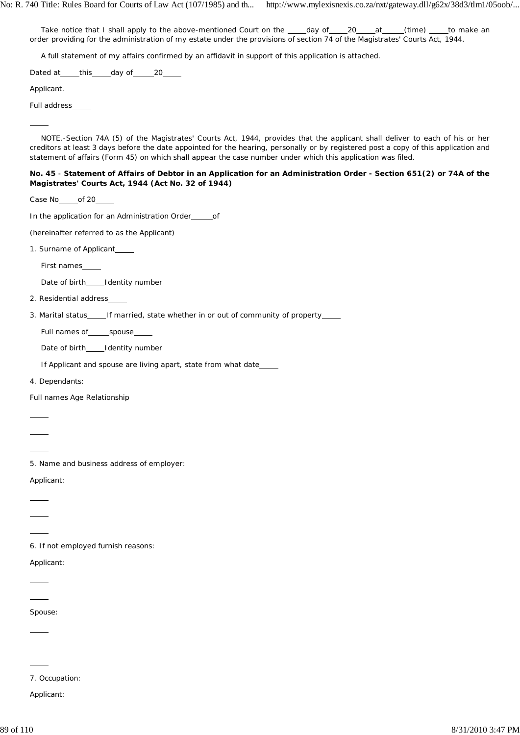Take notice that I shall apply to the above-mentioned Court on the _____day of_____20_____at______(time) _____to make an order providing for the administration of my estate under the provisions of section 74 of the Magistrates' Courts Act, 1944.

A full statement of my affairs confirmed by an affidavit in support of this application is attached.

Dated at_____this_____day of_____20_____

Applicant.

Full address_____

_____

NOTE.-Section 74A (5) of the Magistrates' Courts Act, 1944, provides that the applicant shall deliver to each of his or her creditors at least 3 days before the date appointed for the hearing, personally or by registered post a copy of this application and statement of affairs (Form 45) on which shall appear the case number under which this application was filed.

**No. 45** - **Statement of Affairs of Debtor in an Application for an Administration Order - Section 651(2) or 74A of the Magistrates' Courts Act, 1944 (Act No. 32 of 1944)**

Case No_____of 20_____

In the application for an Administration Order_____of

(hereinafter referred to as the Applicant)

1. Surname of Applicant_____

   First names_____

   Date of birth_____Identity number

2. Residential address_____

3. Marital status_____If married, state whether in or out of community of property_____

   Full names of_____spouse_____

   Date of birth_____Identity number

   If Applicant and spouse are living apart, state from what date_____

4. Dependants:

Full names Age Relationship

_____

_____

_____

5. Name and business address of employer:

Applicant:

_____

_____

_____

6. If not employed furnish reasons:

Applicant:

_____

_____

Spouse:

_____

_____

_____

7. Occupation:

Applicant: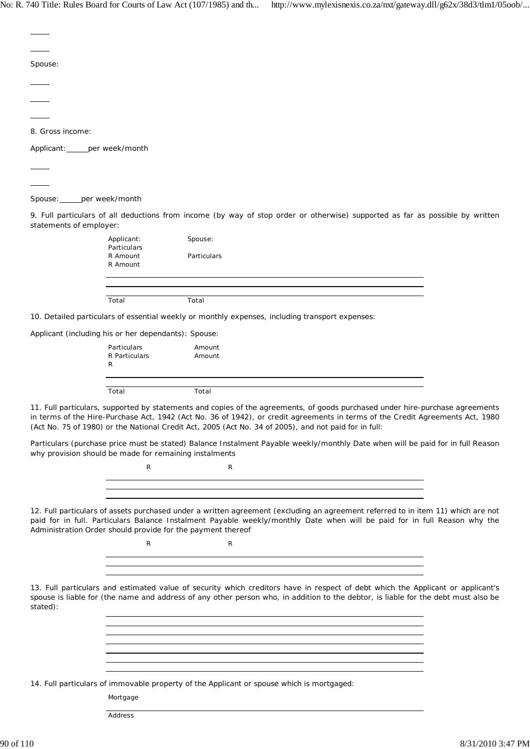_____

_____

Spouse:

_____

_____

_____

8. Gross income:

Applicant: _____ per week/month

_____

_____

Spouse: _____ per week/month

9. Full particulars of all deductions from income (by way of stop order or otherwise) supported as far as possible by written statements of employer:

| Applicant: Particulars R Amount R Amount | Spouse: Particulars |
|---|---|
| | |
| | |
| Total | Total |

10. Detailed particulars of essential weekly or monthly expenses, including transport expenses:

Applicant (including his or her dependants): Spouse:

| Particulars R Particulars R | Amount Amount |
|---|---|
| | |
| Total | Total |

11. Full particulars, supported by statements and copies of the agreements, of goods purchased under hire-purchase agreements in terms of the Hire-Purchase Act, 1942 (Act No. 36 of 1942), or credit agreements in terms of the Credit Agreements Act, 1980 (Act No. 75 of 1980) or the National Credit Act, 2005 (Act No. 34 of 2005), and not paid for in full:

Particulars (purchase price must be stated) Balance Instalment Payable weekly/monthly Date when will be paid for in full Reason why provision should be made for remaining instalments

| | R | R | |
|---|---|---|---|
| | | | |
| | | | |
| | | | |

12. Full particulars of assets purchased under a written agreement (excluding an agreement referred to in item 11) which are not paid for in full. Particulars Balance Instalment Payable weekly/monthly Date when will be paid for in full Reason why the Administration Order should provide for the payment thereof

| | R | R | |
|---|---|---|---|
| | | | |
| | | | |
| | | | |

13. Full particulars and estimated value of security which creditors have in respect of debt which the Applicant or applicant's spouse is liable for (the name and address of any other person who, in addition to the debtor, is liable for the debt must also be stated):

_____

_____

_____

_____

_____

_____

_____

14. Full particulars of immovable property of the Applicant or spouse which is mortgaged:

Mortgage

_____

Address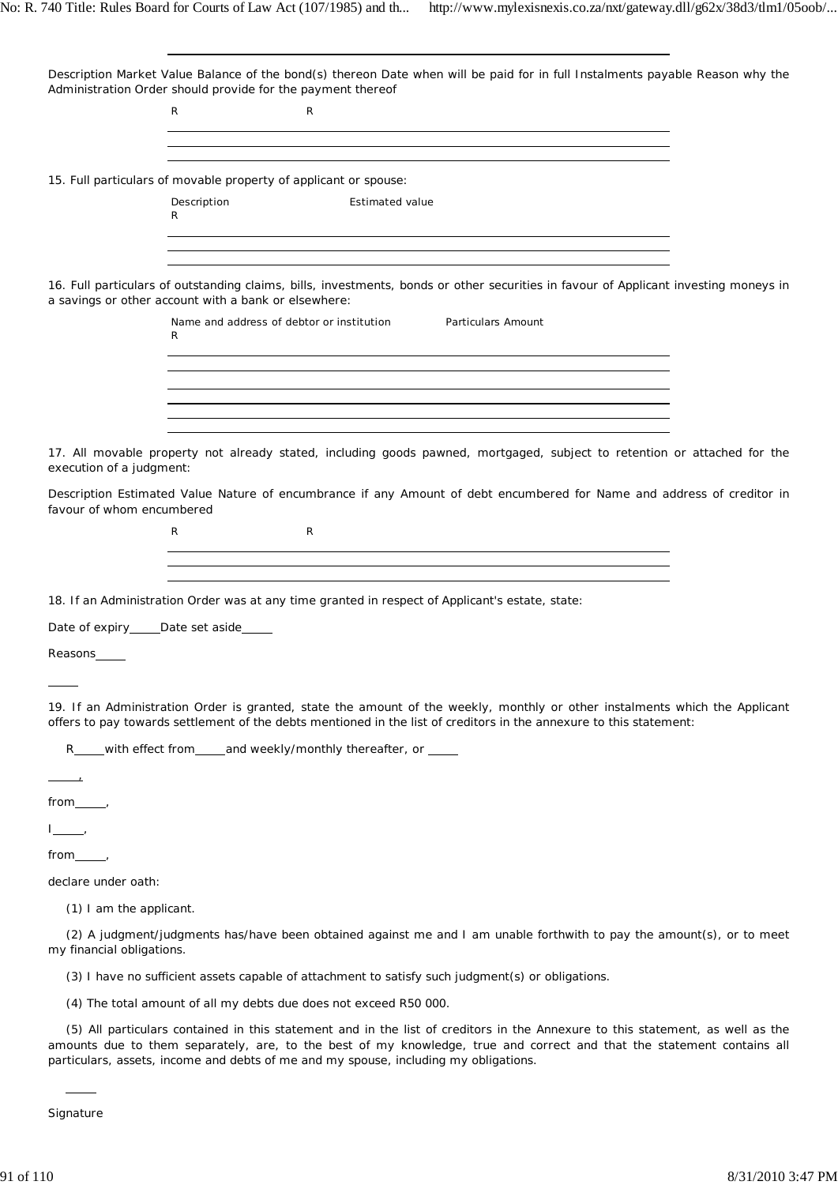Description Market Value Balance of the bond(s) thereon Date when will be paid for in full Instalments payable Reason why the Administration Order should provide for the payment thereof

R R

15. Full particulars of movable property of applicant or spouse:

| Description | Estimated value |
| --- | --- |
| R | |
| | |
| | |

16. Full particulars of outstanding claims, bills, investments, bonds or other securities in favour of Applicant investing moneys in a savings or other account with a bank or elsewhere:

| Name and address of debtor or institution | Particulars Amount |
| --- | --- |
| R | |
| | |
| | |
| | |
| | |
| | |

17. All movable property not already stated, including goods pawned, mortgaged, subject to retention or attached for the execution of a judgment:

Description Estimated Value Nature of encumbrance if any Amount of debt encumbered for Name and address of creditor in favour of whom encumbered

R R

18. If an Administration Order was at any time granted in respect of Applicant's estate, state:

Date of expiry_____Date set aside_____

Reasons_____

_____

19. If an Administration Order is granted, state the amount of the weekly, monthly or other instalments which the Applicant offers to pay towards settlement of the debts mentioned in the list of creditors in the annexure to this statement:

R_____with effect from_____and weekly/monthly thereafter, or _____

_____,

from_____,

I_____,

from_____,

declare under oath:

(1) I am the applicant.

(2) A judgment/judgments has/have been obtained against me and I am unable forthwith to pay the amount(s), or to meet my financial obligations.

(3) I have no sufficient assets capable of attachment to satisfy such judgment(s) or obligations.

(4) The total amount of all my debts due does not exceed R50 000.

(5) All particulars contained in this statement and in the list of creditors in the Annexure to this statement, as well as the amounts due to them separately, are, to the best of my knowledge, true and correct and that the statement contains all particulars, assets, income and debts of me and my spouse, including my obligations.

_____

Signature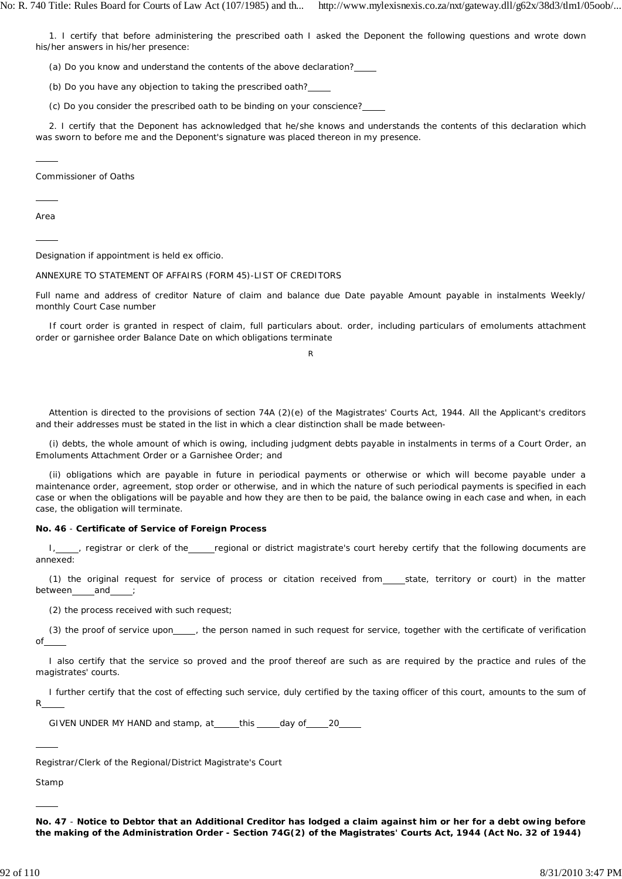1. I certify that before administering the prescribed oath I asked the Deponent the following questions and wrote down his/her answers in his/her presence:

(a) Do you know and understand the contents of the above declaration?_____

(b) Do you have any objection to taking the prescribed oath?_____

(c) Do you consider the prescribed oath to be binding on your conscience?_____

2. I certify that the Deponent has acknowledged that he/she knows and understands the contents of this declaration which was sworn to before me and the Deponent's signature was placed thereon in my presence.

_____

Commissioner of Oaths

_____

Area

_____

Designation if appointment is held ex officio.

ANNEXURE TO STATEMENT OF AFFAIRS (FORM 45)-LIST OF CREDITORS

Full name and address of creditor Nature of claim and balance due Date payable Amount payable in instalments Weekly/ monthly Court Case number

If court order is granted in respect of claim, full particulars about. order, including particulars of emoluments attachment order or garnishee order Balance Date on which obligations terminate

R

Attention is directed to the provisions of section 74A (2)(e) of the Magistrates' Courts Act, 1944. All the Applicant's creditors and their addresses must be stated in the list in which a clear distinction shall be made between-

(i) debts, the whole amount of which is owing, including judgment debts payable in instalments in terms of a Court Order, an Emoluments Attachment Order or a Garnishee Order; and

(ii) obligations which are payable in future in periodical payments or otherwise or which will become payable under a maintenance order, agreement, stop order or otherwise, and in which the nature of such periodical payments is specified in each case or when the obligations will be payable and how they are then to be paid, the balance owing in each case and when, in each case, the obligation will terminate.

**No. 46** - **Certificate of Service of Foreign Process**

I,_____, registrar or clerk of the_____regional or district magistrate's court hereby certify that the following documents are annexed:

(1) the original request for service of process or citation received from_____state, territory or court) in the matter between_____and_____;

(2) the process received with such request;

(3) the proof of service upon_____, the person named in such request for service, together with the certificate of verification of_____

I also certify that the service so proved and the proof thereof are such as are required by the practice and rules of the magistrates' courts.

I further certify that the cost of effecting such service, duly certified by the taxing officer of this court, amounts to the sum of R_____

GIVEN UNDER MY HAND and stamp, at_____this_____day of_____20_____

_____

Registrar/Clerk of the Regional/District Magistrate's Court

Stamp

_____

**No. 47** - **Notice to Debtor that an Additional Creditor has lodged a claim against him or her for a debt owing before the making of the Administration Order - Section 74G(2) of the Magistrates' Courts Act, 1944 (Act No. 32 of 1944)**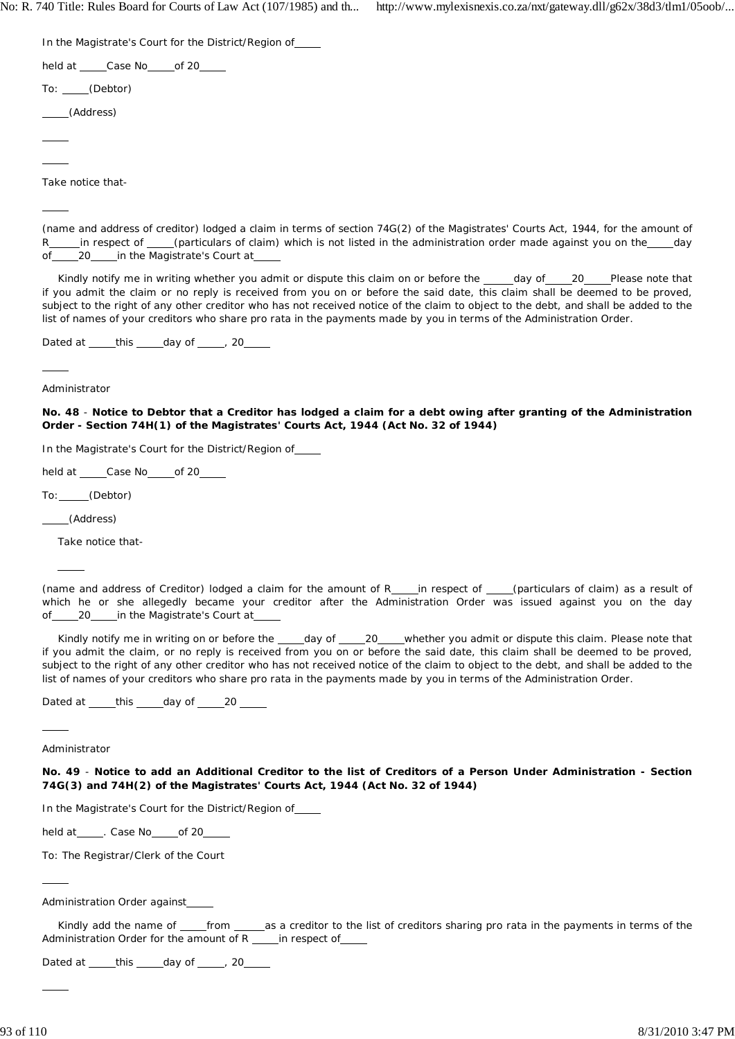In the Magistrate's Court for the District/Region of_____

held at _____Case No_____of 20_____

To: _____(Debtor)

_____(Address)

_____

_____

Take notice that-

_____

(name and address of creditor) lodged a claim in terms of section 74G(2) of the Magistrates' Courts Act, 1944, for the amount of R______in respect of _____(particulars of claim) which is not listed in the administration order made against you on the_____day of_____20_____in the Magistrate's Court at_____

Kindly notify me in writing whether you admit or dispute this claim on or before the ______day of_____20_____Please note that if you admit the claim or no reply is received from you on or before the said date, this claim shall be deemed to be proved, subject to the right of any other creditor who has not received notice of the claim to object to the debt, and shall be added to the list of names of your creditors who share pro rata in the payments made by you in terms of the Administration Order.

Dated at _____this _____day of _____, 20_____

_____

Administrator

**No. 48** - **Notice to Debtor that a Creditor has lodged a claim for a debt owing after granting of the Administration Order - Section 74H(1) of the Magistrates' Courts Act, 1944 (Act No. 32 of 1944)**

In the Magistrate's Court for the District/Region of_____

held at _____Case No_____of 20_____

To:______(Debtor)

_____(Address)

Take notice that-

_____

(name and address of Creditor) lodged a claim for the amount of R_____in respect of _____(particulars of claim) as a result of which he or she allegedly became your creditor after the Administration Order was issued against you on the day of_____20_____in the Magistrate's Court at_____

Kindly notify me in writing on or before the _____day of _____20_____whether you admit or dispute this claim. Please note that if you admit the claim, or no reply is received from you on or before the said date, this claim shall be deemed to be proved, subject to the right of any other creditor who has not received notice of the claim to object to the debt, and shall be added to the list of names of your creditors who share pro rata in the payments made by you in terms of the Administration Order.

Dated at _____this _____day of _____20 _____

_____

Administrator

**No. 49** - **Notice to add an Additional Creditor to the list of Creditors of a Person Under Administration - Section 74G(3) and 74H(2) of the Magistrates' Courts Act, 1944 (Act No. 32 of 1944)**

In the Magistrate's Court for the District/Region of_____

held at_____. Case No_____of 20_____

To: The Registrar/Clerk of the Court

_____

Administration Order against_____

Kindly add the name of _____from ______as a creditor to the list of creditors sharing pro rata in the payments in terms of the Administration Order for the amount of R _____in respect of_____

Dated at _____this _____day of _____, 20_____

_____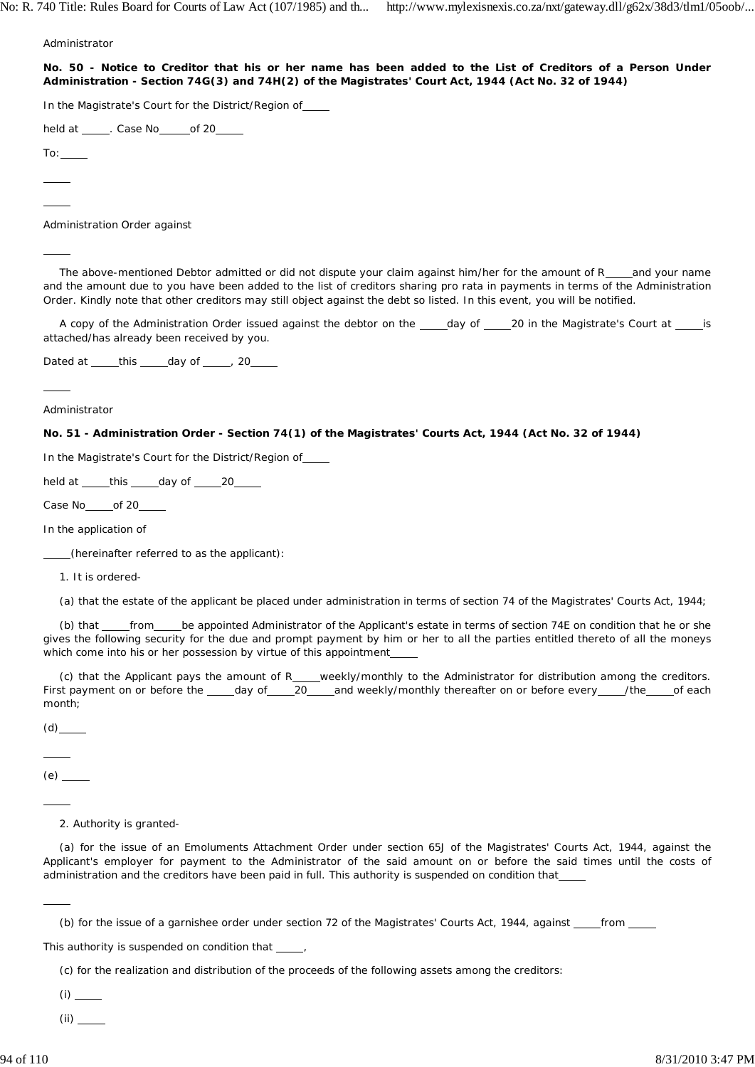Administrator

**No. 50 - Notice to Creditor that his or her name has been added to the List of Creditors of a Person Under Administration - Section 74G(3) and 74H(2) of the Magistrates' Court Act, 1944 (Act No. 32 of 1944)**

In the Magistrate's Court for the District/Region of\_\_\_\_\_

held at \_\_\_\_\_. Case No\_\_\_\_\_of 20\_\_\_\_\_

To:\_\_\_\_\_

\_\_\_\_\_

\_\_\_\_\_

Administration Order against

\_\_\_\_\_

The above-mentioned Debtor admitted or did not dispute your claim against him/her for the amount of R\_\_\_\_\_and your name and the amount due to you have been added to the list of creditors sharing pro rata in payments in terms of the Administration Order. Kindly note that other creditors may still object against the debt so listed. In this event, you will be notified.

A copy of the Administration Order issued against the debtor on the \_\_\_\_\_day of \_\_\_\_\_20 in the Magistrate's Court at \_\_\_\_\_is attached/has already been received by you.

Dated at \_\_\_\_\_this \_\_\_\_\_day of \_\_\_\_\_, 20\_\_\_\_\_

\_\_\_\_\_

Administrator

**No. 51 - Administration Order - Section 74(1) of the Magistrates' Courts Act, 1944 (Act No. 32 of 1944)**

In the Magistrate's Court for the District/Region of\_\_\_\_\_

held at \_\_\_\_\_this \_\_\_\_\_day of \_\_\_\_\_20\_\_\_\_\_

Case No\_\_\_\_\_of 20\_\_\_\_\_

In the application of

\_\_\_\_\_(hereinafter referred to as the applicant):

1. It is ordered-

(a) that the estate of the applicant be placed under administration in terms of section 74 of the Magistrates' Courts Act, 1944;

(b) that \_\_\_\_\_from\_\_\_\_\_be appointed Administrator of the Applicant's estate in terms of section 74E on condition that he or she gives the following security for the due and prompt payment by him or her to all the parties entitled thereto of all the moneys which come into his or her possession by virtue of this appointment\_\_\_\_\_

(c) that the Applicant pays the amount of R\_\_\_\_\_weekly/monthly to the Administrator for distribution among the creditors. First payment on or before the \_\_\_\_\_day of\_\_\_\_\_20\_\_\_\_\_and weekly/monthly thereafter on or before every\_\_\_\_\_/the\_\_\_\_\_of each month;

(d)\_\_\_\_\_

\_\_\_\_\_

(e) \_\_\_\_\_

\_\_\_\_\_

2. Authority is granted-

(a) for the issue of an Emoluments Attachment Order under section 65J of the Magistrates' Courts Act, 1944, against the Applicant's employer for payment to the Administrator of the said amount on or before the said times until the costs of administration and the creditors have been paid in full. This authority is suspended on condition that\_\_\_\_\_

\_\_\_\_\_

(b) for the issue of a garnishee order under section 72 of the Magistrates' Courts Act, 1944, against \_\_\_\_\_from \_\_\_\_\_

This authority is suspended on condition that \_\_\_\_\_,

(c) for the realization and distribution of the proceeds of the following assets among the creditors:

(i) \_\_\_\_\_

(ii) \_\_\_\_\_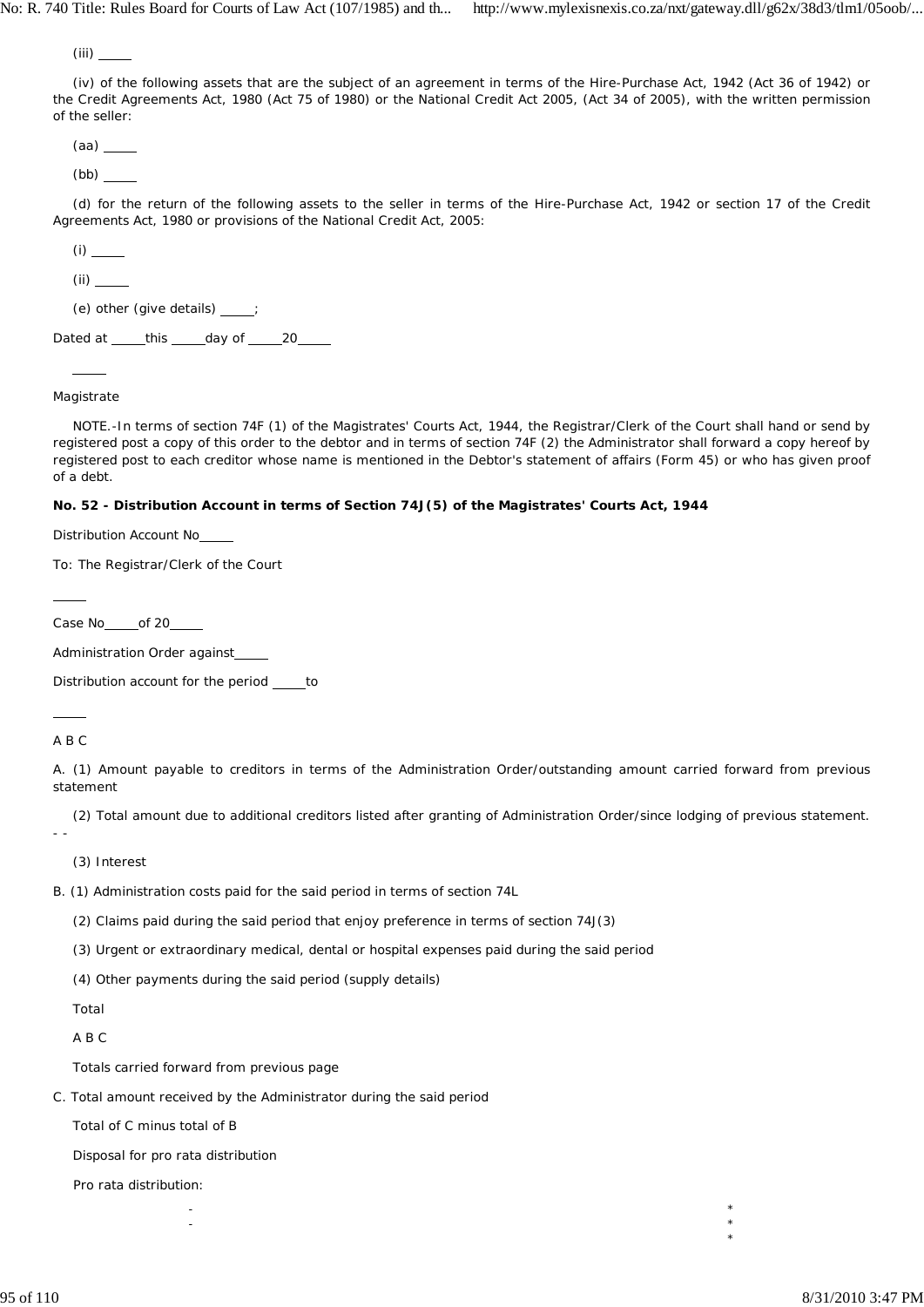(iii) _____

(iv) of the following assets that are the subject of an agreement in terms of the Hire-Purchase Act, 1942 (Act 36 of 1942) or the Credit Agreements Act, 1980 (Act 75 of 1980) or the National Credit Act 2005, (Act 34 of 2005), with the written permission of the seller:

(aa) _____

(bb) _____

(d) for the return of the following assets to the seller in terms of the Hire-Purchase Act, 1942 or section 17 of the Credit Agreements Act, 1980 or provisions of the National Credit Act, 2005:

(i) _____

(ii) _____

(e) other (give details) _____;

Dated at _____this _____day of _____20_____

_____

Magistrate

NOTE.-In terms of section 74F (1) of the Magistrates' Courts Act, 1944, the Registrar/Clerk of the Court shall hand or send by registered post a copy of this order to the debtor and in terms of section 74F (2) the Administrator shall forward a copy hereof by registered post to each creditor whose name is mentioned in the Debtor's statement of affairs (Form 45) or who has given proof of a debt.

**No. 52 - Distribution Account in terms of Section 74J(5) of the Magistrates' Courts Act, 1944**

Distribution Account No_____

To: The Registrar/Clerk of the Court

_____

Case No_____of 20_____

Administration Order against_____

Distribution account for the period _____to

_____

A B C

A. (1) Amount payable to creditors in terms of the Administration Order/outstanding amount carried forward from previous statement

(2) Total amount due to additional creditors listed after granting of Administration Order/since lodging of previous statement. - -

(3) Interest

B. (1) Administration costs paid for the said period in terms of section 74L

(2) Claims paid during the said period that enjoy preference in terms of section 74J(3)

(3) Urgent or extraordinary medical, dental or hospital expenses paid during the said period

(4) Other payments during the said period (supply details)

Total

A B C

Totals carried forward from previous page

C. Total amount received by the Administrator during the said period

Total of C minus total of B

Disposal for pro rata distribution

Pro rata distribution:

| | |
|---|---|
| - | * |
| - | * |
| | * |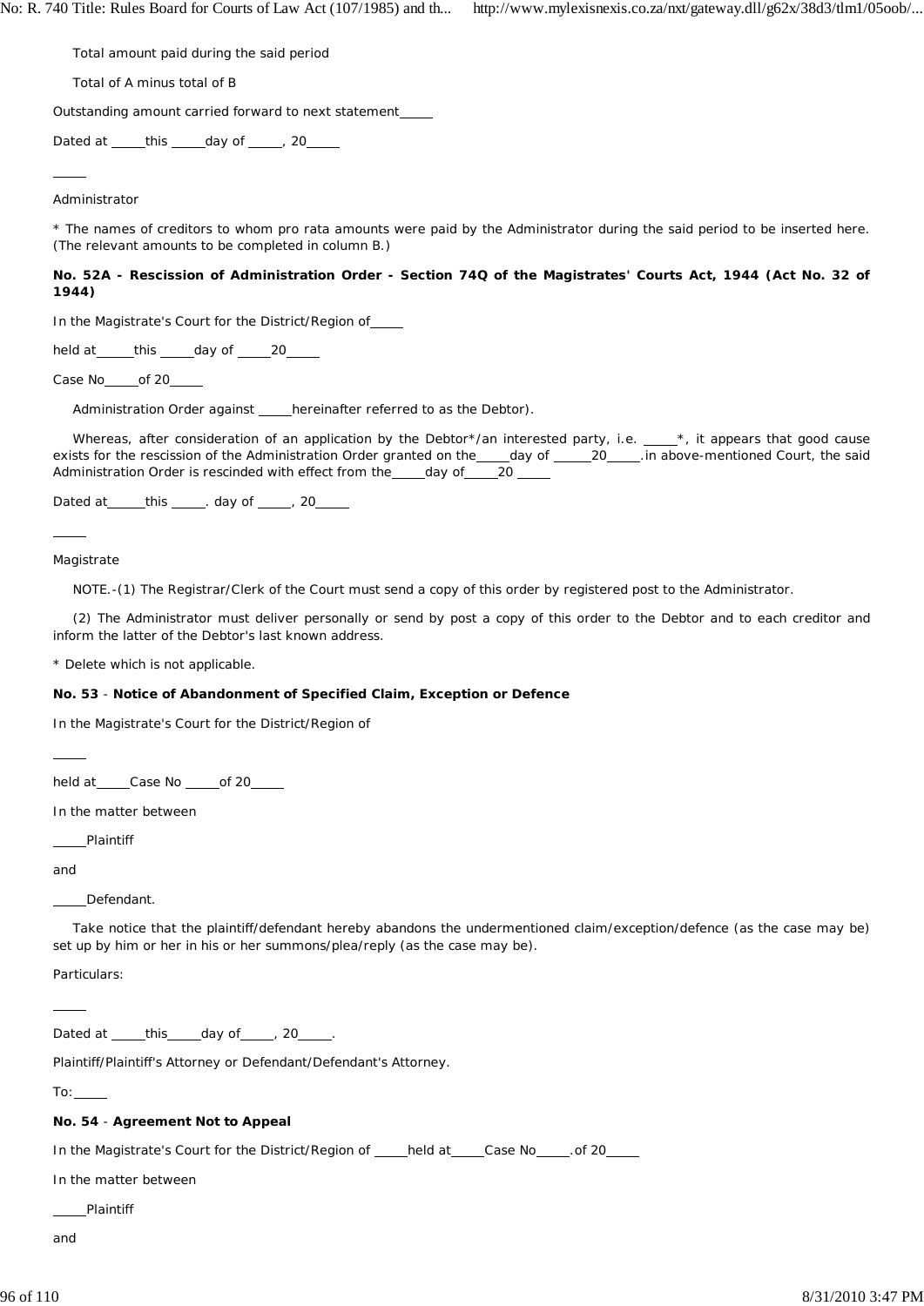Total amount paid during the said period

Total of A minus total of B

Outstanding amount carried forward to next statement_____

Dated at _____this _____day of _____, 20_____

_____

Administrator

* The names of creditors to whom pro rata amounts were paid by the Administrator during the said period to be inserted here. (The relevant amounts to be completed in column B.)

**No. 52A - Rescission of Administration Order - Section 74Q of the Magistrates' Courts Act, 1944 (Act No. 32 of 1944)**

In the Magistrate's Court for the District/Region of_____

held at_____this _____day of _____20_____

Case No_____of 20_____

Administration Order against _____hereinafter referred to as the Debtor).

Whereas, after consideration of an application by the Debtor*/an interested party, i.e. _____*, it appears that good cause exists for the rescission of the Administration Order granted on the_____day of _____20_____.in above-mentioned Court, the said Administration Order is rescinded with effect from the_____day of_____20 _____

Dated at_____this _____. day of _____, 20_____

_____

Magistrate

NOTE.-(1) The Registrar/Clerk of the Court must send a copy of this order by registered post to the Administrator.

(2) The Administrator must deliver personally or send by post a copy of this order to the Debtor and to each creditor and inform the latter of the Debtor's last known address.

* Delete which is not applicable.

**No. 53** - **Notice of Abandonment of Specified Claim, Exception or Defence**

In the Magistrate's Court for the District/Region of

_____

held at_____Case No _____of 20_____

In the matter between

_____Plaintiff

and

_____Defendant.

Take notice that the plaintiff/defendant hereby abandons the undermentioned claim/exception/defence (as the case may be) set up by him or her in his or her summons/plea/reply (as the case may be).

Particulars:

_____

Dated at _____this_____day of_____, 20_____.

Plaintiff/Plaintiff's Attorney or Defendant/Defendant's Attorney.

To:_____

**No. 54** - **Agreement Not to Appeal**

In the Magistrate's Court for the District/Region of _____held at_____Case No_____.of 20_____

In the matter between

_____Plaintiff

and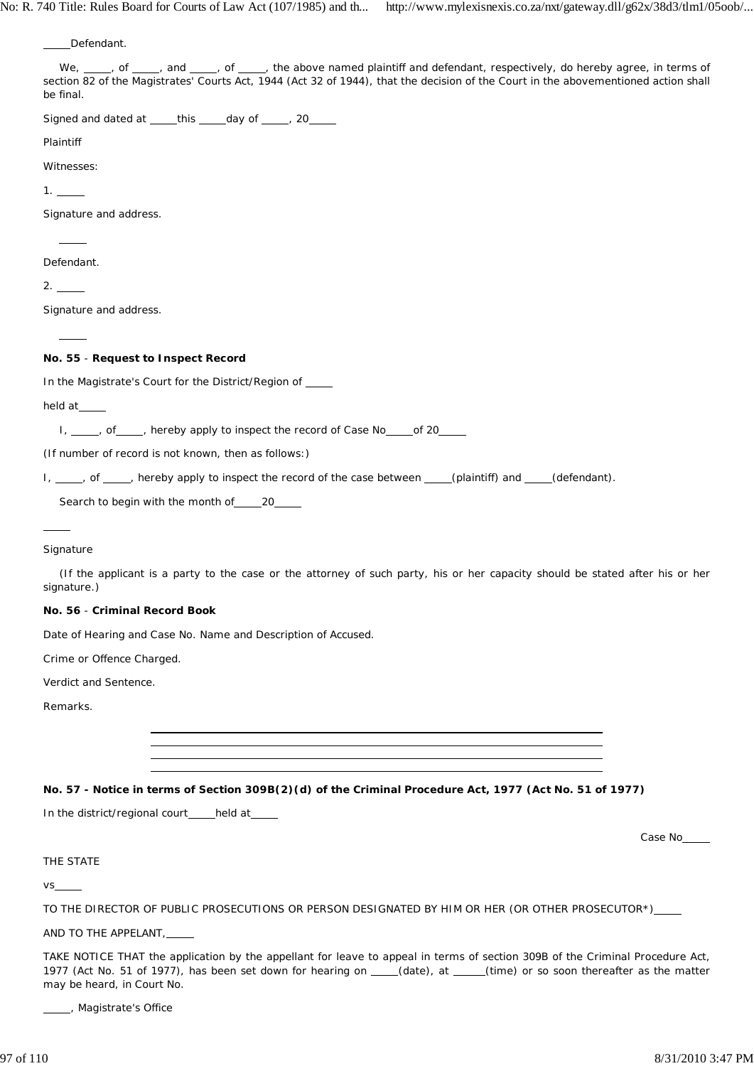_____Defendant.

We, _____, of _____, and _____, of _____, the above named plaintiff and defendant, respectively, do hereby agree, in terms of section 82 of the Magistrates' Courts Act, 1944 (Act 32 of 1944), that the decision of the Court in the abovementioned action shall be final.

Signed and dated at _____this _____day of _____, 20_____

Plaintiff

Witnesses:

1. _____

Signature and address.

_____

Defendant.

2. _____

Signature and address.

_____

**No. 55** - **Request to Inspect Record**

In the Magistrate's Court for the District/Region of _____

held at_____

I, _____, of_____, hereby apply to inspect the record of Case No_____of 20_____

(If number of record is not known, then as follows:)

I, _____, of _____, hereby apply to inspect the record of the case between _____(plaintiff) and _____(defendant).

Search to begin with the month of_____20_____

_____

Signature

(If the applicant is a party to the case or the attorney of such party, his or her capacity should be stated after his or her signature.)

**No. 56** - **Criminal Record Book**

Date of Hearing and Case No. Name and Description of Accused.

Crime or Offence Charged.

Verdict and Sentence.

Remarks.

**No. 57 - Notice in terms of Section 309B(2)(d) of the Criminal Procedure Act, 1977 (Act No. 51 of 1977)**

In the district/regional court_____held at_____

Case No_____

THE STATE

vs_____

TO THE DIRECTOR OF PUBLIC PROSECUTIONS OR PERSON DESIGNATED BY HIM OR HER (OR OTHER PROSECUTOR*)_____

AND TO THE APPELLANT,_____

TAKE NOTICE THAT the application by the appellant for leave to appeal in terms of section 309B of the Criminal Procedure Act, 1977 (Act No. 51 of 1977), has been set down for hearing on _____(date), at _____(time) or so soon thereafter as the matter may be heard, in Court No.

_____, Magistrate's Office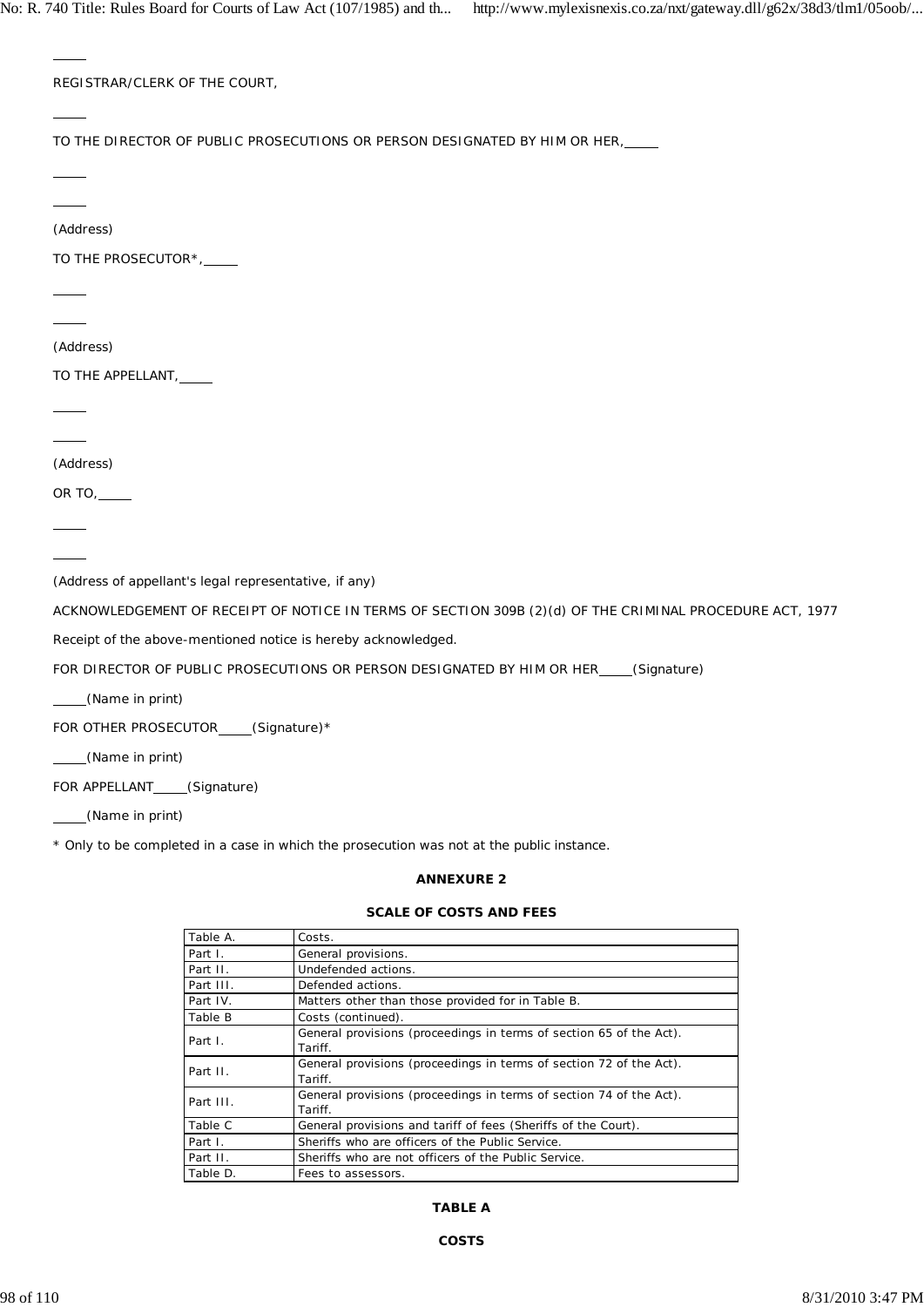_____

REGISTRAR/CLERK OF THE COURT,

_____

TO THE DIRECTOR OF PUBLIC PROSECUTIONS OR PERSON DESIGNATED BY HIM OR HER,_____

_____

_____

(Address)

TO THE PROSECUTOR*,_____

_____

_____

(Address)

TO THE APPELLANT,_____

_____

_____

(Address)

OR TO,_____

_____

_____

(Address of appellant's legal representative, if any)

ACKNOWLEDGEMENT OF RECEIPT OF NOTICE IN TERMS OF SECTION 309B (2)(d) OF THE CRIMINAL PROCEDURE ACT, 1977

Receipt of the above-mentioned notice is hereby acknowledged.

FOR DIRECTOR OF PUBLIC PROSECUTIONS OR PERSON DESIGNATED BY HIM OR HER_____(Signature)

_____(Name in print)

FOR OTHER PROSECUTOR_____(Signature)*

_____(Name in print)

FOR APPELLANT_____(Signature)

_____(Name in print)

* Only to be completed in a case in which the prosecution was not at the public instance.

**ANNEXURE 2**

**SCALE OF COSTS AND FEES**

| Table A. | Costs. |
|---|---|
| Part I. | General provisions. |
| Part II. | Undefended actions. |
| Part III. | Defended actions. |
| Part IV. | Matters other than those provided for in Table B. |
| Table B | Costs (continued). |
| Part I. | General provisions (proceedings in terms of section 65 of the Act). Tariff. |
| Part II. | General provisions (proceedings in terms of section 72 of the Act). Tariff. |
| Part III. | General provisions (proceedings in terms of section 74 of the Act). Tariff. |
| Table C | General provisions and tariff of fees (Sheriffs of the Court). |
| Part I. | Sheriffs who are officers of the Public Service. |
| Part II. | Sheriffs who are not officers of the Public Service. |
| Table D. | Fees to assessors. |

**TABLE A**

**COSTS**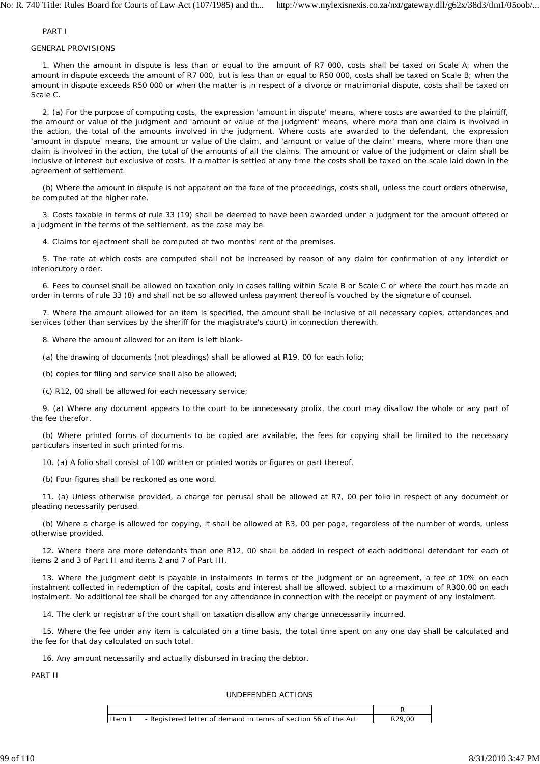PART I

GENERAL PROVISIONS

1. When the amount in dispute is less than or equal to the amount of R7 000, costs shall be taxed on Scale A; when the amount in dispute exceeds the amount of R7 000, but is less than or equal to R50 000, costs shall be taxed on Scale B; when the amount in dispute exceeds R50 000 or when the matter is in respect of a divorce or matrimonial dispute, costs shall be taxed on Scale C.

2. (a) For the purpose of computing costs, the expression 'amount in dispute' means, where costs are awarded to the plaintiff, the amount or value of the judgment and 'amount or value of the judgment' means, where more than one claim is involved in the action, the total of the amounts involved in the judgment. Where costs are awarded to the defendant, the expression 'amount in dispute' means, the amount or value of the claim, and 'amount or value of the claim' means, where more than one claim is involved in the action, the total of the amounts of all the claims. The amount or value of the judgment or claim shall be inclusive of interest but exclusive of costs. If a matter is settled at any time the costs shall be taxed on the scale laid down in the agreement of settlement.

(b) Where the amount in dispute is not apparent on the face of the proceedings, costs shall, unless the court orders otherwise, be computed at the higher rate.

3. Costs taxable in terms of rule 33 (19) shall be deemed to have been awarded under a judgment for the amount offered or a judgment in the terms of the settlement, as the case may be.

4. Claims for ejectment shall be computed at two months' rent of the premises.

5. The rate at which costs are computed shall not be increased by reason of any claim for confirmation of any interdict or interlocutory order.

6. Fees to counsel shall be allowed on taxation only in cases falling within Scale B or Scale C or where the court has made an order in terms of rule 33 (8) and shall not be so allowed unless payment thereof is vouched by the signature of counsel.

7. Where the amount allowed for an item is specified, the amount shall be inclusive of all necessary copies, attendances and services (other than services by the sheriff for the magistrate's court) in connection therewith.

8. Where the amount allowed for an item is left blank-

(a) the drawing of documents (not pleadings) shall be allowed at R19, 00 for each folio;

(b) copies for filing and service shall also be allowed;

(c) R12, 00 shall be allowed for each necessary service;

9. (a) Where any document appears to the court to be unnecessary prolix, the court may disallow the whole or any part of the fee therefor.

(b) Where printed forms of documents to be copied are available, the fees for copying shall be limited to the necessary particulars inserted in such printed forms.

10. (a) A folio shall consist of 100 written or printed words or figures or part thereof.

(b) Four figures shall be reckoned as one word.

11. (a) Unless otherwise provided, a charge for perusal shall be allowed at R7, 00 per folio in respect of any document or pleading necessarily perused.

(b) Where a charge is allowed for copying, it shall be allowed at R3, 00 per page, regardless of the number of words, unless otherwise provided.

12. Where there are more defendants than one R12, 00 shall be added in respect of each additional defendant for each of items 2 and 3 of Part II and items 2 and 7 of Part III.

13. Where the judgment debt is payable in instalments in terms of the judgment or an agreement, a fee of 10% on each instalment collected in redemption of the capital, costs and interest shall be allowed, subject to a maximum of R300,00 on each instalment. No additional fee shall be charged for any attendance in connection with the receipt or payment of any instalment.

14. The clerk or registrar of the court shall on taxation disallow any charge unnecessarily incurred.

15. Where the fee under any item is calculated on a time basis, the total time spent on any one day shall be calculated and the fee for that day calculated on such total.

16. Any amount necessarily and actually disbursed in tracing the debtor.

PART II

UNDEFENDED ACTIONS

| | R |
|---|---|
| Item 1 - Registered letter of demand in terms of section 56 of the Act | R29,00 |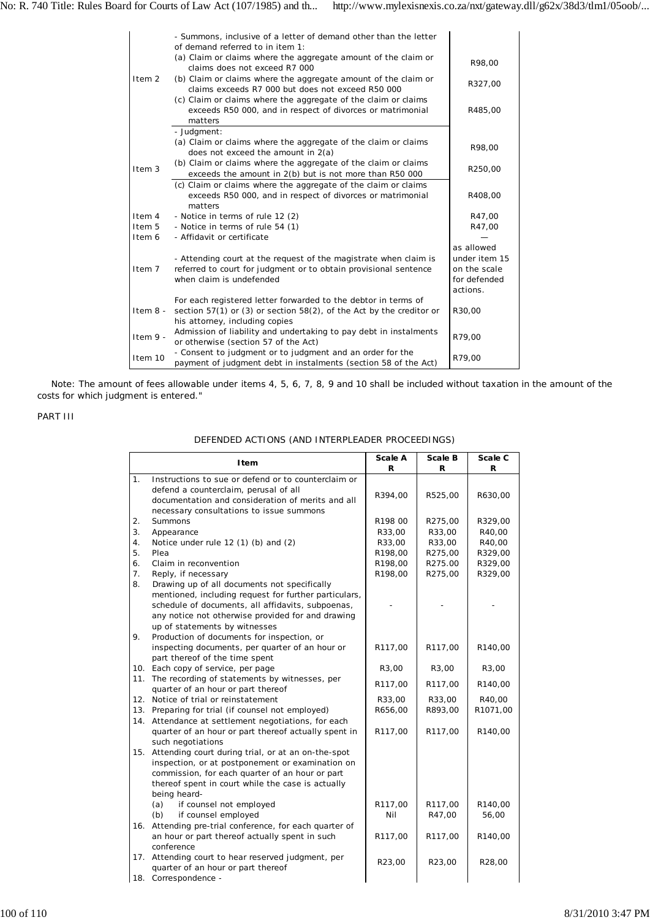| | | |
|---|---|---|
| Item 2 | - Summons, inclusive of a letter of demand other than the letter of demand referred to in item 1:<br>(a) Claim or claims where the aggregate amount of the claim or claims does not exceed R7 000<br>(b) Claim or claims where the aggregate amount of the claim or claims exceeds R7 000 but does not exceed R50 000<br>(c) Claim or claims where the aggregate of the claim or claims exceeds R50 000, and in respect of divorces or matrimonial matters | R98,00<br>R327,00<br>R485,00 |
| Item 3 | - Judgment:<br>(a) Claim or claims where the aggregate of the claim or claims does not exceed the amount in 2(a)<br>(b) Claim or claims where the aggregate of the claim or claims exceeds the amount in 2(b) but is not more than R50 000<br>(c) Claim or claims where the aggregate of the claim or claims exceeds R50 000, and in respect of divorces or matrimonial matters | R98,00<br>R250,00<br>R408,00 |
| Item 4 | - Notice in terms of rule 12 (2) | R47,00 |
| Item 5 | - Notice in terms of rule 54 (1) | R47,00 |
| Item 6 | - Affidavit or certificate | — |
| Item 7 | - Attending court at the request of the magistrate when claim is referred to court for judgment or to obtain provisional sentence when claim is undefended | as allowed under item 15 on the scale for defended actions. |
| Item 8 - | For each registered letter forwarded to the debtor in terms of section 57(1) or (3) or section 58(2), of the Act by the creditor or his attorney, including copies | R30,00 |
| Item 9 - | Admission of liability and undertaking to pay debt in instalments or otherwise (section 57 of the Act) | R79,00 |
| Item 10 | - Consent to judgment or to judgment and an order for the payment of judgment debt in instalments (section 58 of the Act) | R79,00 |

Note: The amount of fees allowable under items 4, 5, 6, 7, 8, 9 and 10 shall be included without taxation in the amount of the costs for which judgment is entered."

PART III

DEFENDED ACTIONS (AND INTERPLEADER PROCEEDINGS)

| Item | Scale A R | Scale B R | Scale C R |
|---|---|---|---|
| 1. Instructions to sue or defend or to counterclaim or defend a counterclaim, perusal of all documentation and consideration of merits and all necessary consultations to issue summons | R394,00 | R525,00 | R630,00 |
| 2. Summons | R198 00 | R275,00 | R329,00 |
| 3. Appearance | R33,00 | R33,00 | R40,00 |
| 4. Notice under rule 12 (1) (b) and (2) | R33,00 | R33,00 | R40,00 |
| 5. Plea | R198,00 | R275,00 | R329,00 |
| 6. Claim in reconvention | R198,00 | R275.00 | R329,00 |
| 7. Reply, if necessary | R198,00 | R275,00 | R329,00 |
| 8. Drawing up of all documents not specifically mentioned, including request for further particulars, schedule of documents, all affidavits, subpoenas, any notice not otherwise provided for and drawing up of statements by witnesses | - | - | - |
| 9. Production of documents for inspection, or inspecting documents, per quarter of an hour or part thereof of the time spent | R117,00 | R117,00 | R140,00 |
| 10. Each copy of service, per page | R3,00 | R3,00 | R3,00 |
| 11. The recording of statements by witnesses, per quarter of an hour or part thereof | R117,00 | R117,00 | R140,00 |
| 12. Notice of trial or reinstatement | R33,00 | R33,00 | R40,00 |
| 13. Preparing for trial (if counsel not employed) | R656,00 | R893,00 | R1071,00 |
| 14. Attendance at settlement negotiations, for each quarter of an hour or part thereof actually spent in such negotiations | R117,00 | R117,00 | R140,00 |
| 15. Attending court during trial, or at an on-the-spot inspection, or at postponement or examination on commission, for each quarter of an hour or part thereof spent in court while the case is actually being heard- | | | |
| (a) if counsel not employed | R117,00 | R117,00 | R140,00 |
| (b) if counsel employed | Nil | R47,00 | 56,00 |
| 16. Attending pre-trial conference, for each quarter of an hour or part thereof actually spent in such conference | R117,00 | R117,00 | R140,00 |
| 17. Attending court to hear reserved judgment, per quarter of an hour or part thereof | R23,00 | R23,00 | R28,00 |
| 18. Correspondence - | | | |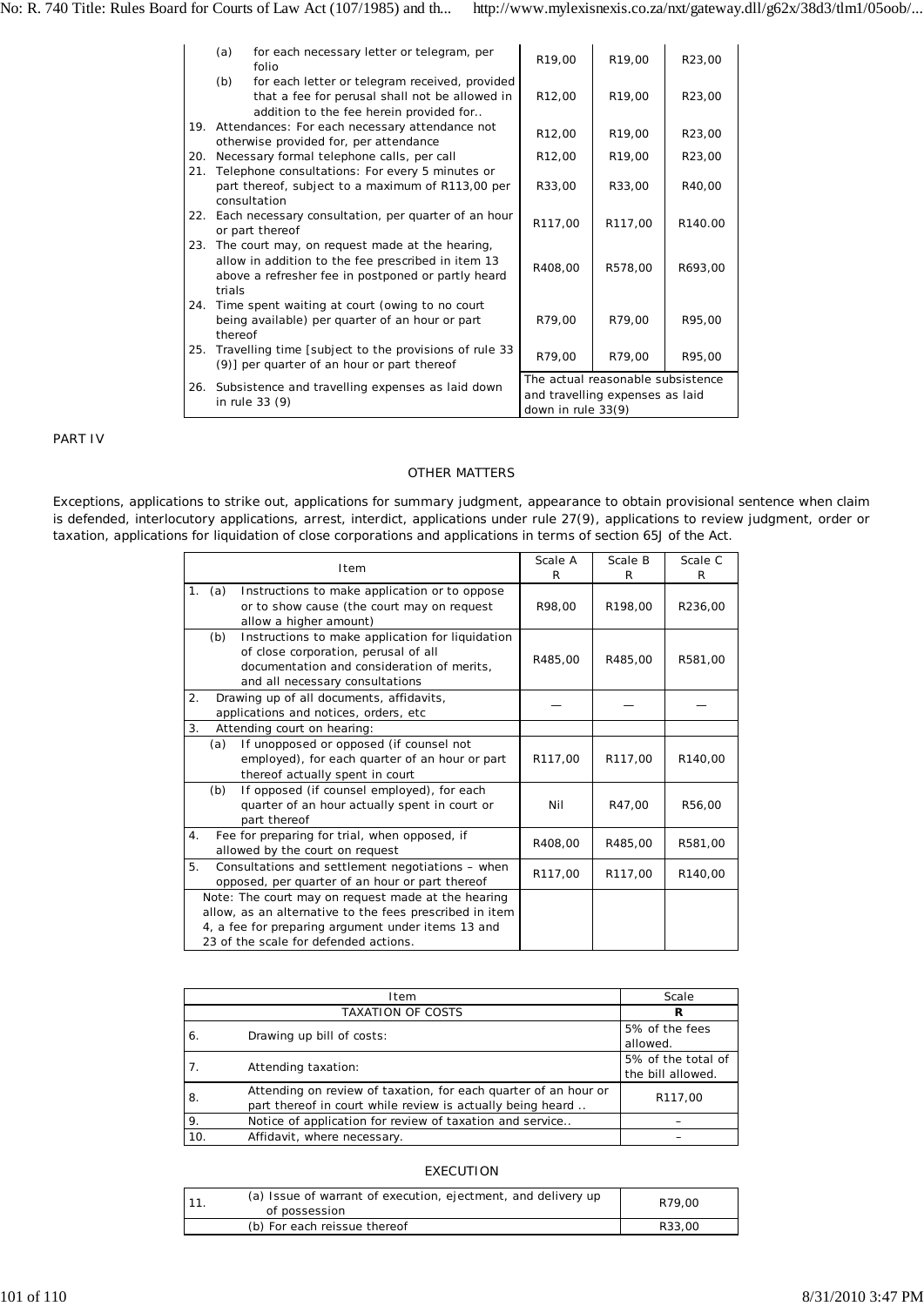| | | | |
|---|---|---|---|
| (a) for each necessary letter or telegram, per folio | R19,00 | R19,00 | R23,00 |
| (b) for each letter or telegram received, provided that a fee for perusal shall not be allowed in addition to the fee herein provided for.. | R12,00 | R19,00 | R23,00 |
| 19. Attendances: For each necessary attendance not otherwise provided for, per attendance | R12,00 | R19,00 | R23,00 |
| 20. Necessary formal telephone calls, per call | R12,00 | R19,00 | R23,00 |
| 21. Telephone consultations: For every 5 minutes or part thereof, subject to a maximum of R113,00 per consultation | R33,00 | R33,00 | R40,00 |
| 22. Each necessary consultation, per quarter of an hour or part thereof | R117,00 | R117,00 | R140.00 |
| 23. The court may, on request made at the hearing, allow in addition to the fee prescribed in item 13 above a refresher fee in postponed or partly heard trials | R408,00 | R578,00 | R693,00 |
| 24. Time spent waiting at court (owing to no court being available) per quarter of an hour or part thereof | R79,00 | R79,00 | R95,00 |
| 25. Travelling time [subject to the provisions of rule 33 (9)] per quarter of an hour or part thereof | R79,00 | R79,00 | R95,00 |
| 26. Subsistence and travelling expenses as laid down in rule 33 (9) | The actual reasonable subsistence and travelling expenses as laid down in rule 33(9) | | |

PART IV

## OTHER MATTERS

Exceptions, applications to strike out, applications for summary judgment, appearance to obtain provisional sentence when claim is defended, interlocutory applications, arrest, interdict, applications under rule 27(9), applications to review judgment, order or taxation, applications for liquidation of close corporations and applications in terms of section 65J of the Act.

| Item | Scale A R | Scale B R | Scale C R |
|---|---|---|---|
| 1. (a) Instructions to make application or to oppose or to show cause (the court may on request allow a higher amount) | R98,00 | R198,00 | R236,00 |
| (b) Instructions to make application for liquidation of close corporation, perusal of all documentation and consideration of merits, and all necessary consultations | R485,00 | R485,00 | R581,00 |
| 2. Drawing up of all documents, affidavits, applications and notices, orders, etc | — | — | — |
| 3. Attending court on hearing: | | | |
| (a) If unopposed or opposed (if counsel not employed), for each quarter of an hour or part thereof actually spent in court | R117,00 | R117,00 | R140,00 |
| (b) If opposed (if counsel employed), for each quarter of an hour actually spent in court or part thereof | Nil | R47,00 | R56,00 |
| 4. Fee for preparing for trial, when opposed, if allowed by the court on request | R408,00 | R485,00 | R581,00 |
| 5. Consultations and settlement negotiations – when opposed, per quarter of an hour or part thereof | R117,00 | R117,00 | R140,00 |
| Note: The court may on request made at the hearing allow, as an alternative to the fees prescribed in item 4, a fee for preparing argument under items 13 and 23 of the scale for defended actions. | | | |

| Item | | Scale |
|---|---|---|
| TAXATION OF COSTS | | **R** |
| 6. | Drawing up bill of costs: | 5% of the fees allowed. |
| 7. | Attending taxation: | 5% of the total of the bill allowed. |
| 8. | Attending on review of taxation, for each quarter of an hour or part thereof in court while review is actually being heard .. | R117,00 |
| 9. | Notice of application for review of taxation and service.. | – |
| 10. | Affidavit, where necessary. | – |

## EXECUTION

| | | |
|---|---|---|
| 11. | (a) Issue of warrant of execution, ejectment, and delivery up of possession | R79,00 |
| | (b) For each reissue thereof | R33,00 |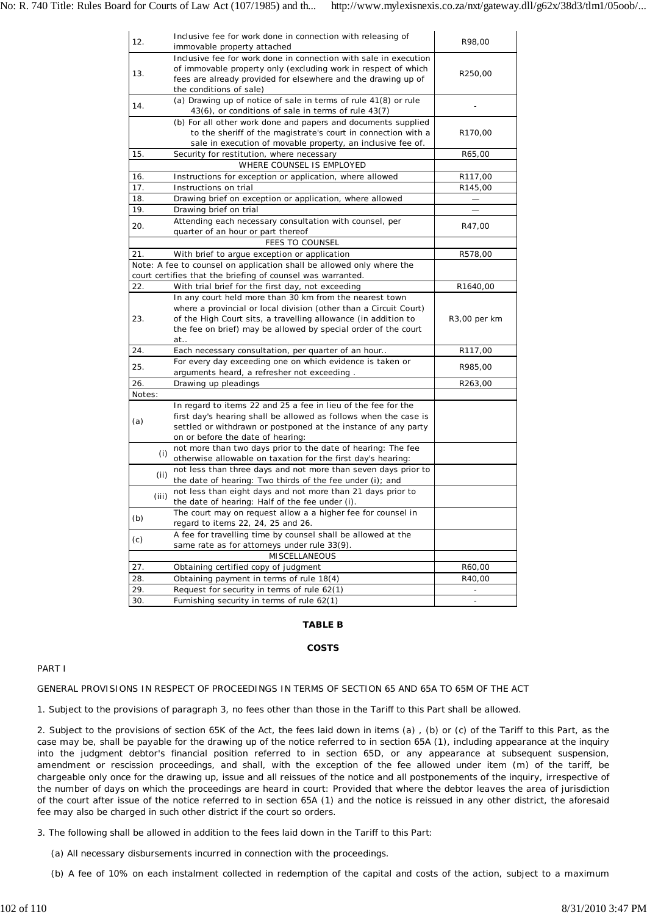| | | |
|---|---|---|
| 12. | Inclusive fee for work done in connection with releasing of immovable property attached | R98,00 |
| 13. | Inclusive fee for work done in connection with sale in execution of immovable property only (excluding work in respect of which fees are already provided for elsewhere and the drawing up of the conditions of sale) | R250,00 |
| 14. | (a) Drawing up of notice of sale in terms of rule 41(8) or rule 43(6), or conditions of sale in terms of rule 43(7) | - |
| | (b) For all other work done and papers and documents supplied to the sheriff of the magistrate's court in connection with a sale in execution of movable property, an inclusive fee of. | R170,00 |
| 15. | Security for restitution, where necessary | R65,00 |
| | WHERE COUNSEL IS EMPLOYED | |
| 16. | Instructions for exception or application, where allowed | R117,00 |
| 17. | Instructions on trial | R145,00 |
| 18. | Drawing brief on exception or application, where allowed | — |
| 19. | Drawing brief on trial | — |
| 20. | Attending each necessary consultation with counsel, per quarter of an hour or part thereof | R47,00 |
| | FEES TO COUNSEL | |
| 21. | With brief to argue exception or application | R578,00 |
| Note: A fee to counsel on application shall be allowed only where the court certifies that the briefing of counsel was warranted. | | |
| 22. | With trial brief for the first day, not exceeding | R1640,00 |
| 23. | In any court held more than 30 km from the nearest town where a provincial or local division (other than a Circuit Court) of the High Court sits, a travelling allowance (in addition to the fee on brief) may be allowed by special order of the court at.. | R3,00 per km |
| 24. | Each necessary consultation, per quarter of an hour.. | R117,00 |
| 25. | For every day exceeding one on which evidence is taken or arguments heard, a refresher not exceeding . | R985,00 |
| 26. | Drawing up pleadings | R263,00 |
| Notes: | | |
| (a) | In regard to items 22 and 25 a fee in lieu of the fee for the first day's hearing shall be allowed as follows when the case is settled or withdrawn or postponed at the instance of any party on or before the date of hearing: | |
| (i) | not more than two days prior to the date of hearing: The fee otherwise allowable on taxation for the first day's hearing: | |
| (ii) | not less than three days and not more than seven days prior to the date of hearing: Two thirds of the fee under (i); and | |
| (iii) | not less than eight days and not more than 21 days prior to the date of hearing: Half of the fee under (i). | |
| (b) | The court may on request allow a a higher fee for counsel in regard to items 22, 24, 25 and 26. | |
| (c) | A fee for travelling time by counsel shall be allowed at the same rate as for attorneys under rule 33(9). | |
| | MISCELLANEOUS | |
| 27. | Obtaining certified copy of judgment | R60,00 |
| 28. | Obtaining payment in terms of rule 18(4) | R40,00 |
| 29. | Request for security in terms of rule 62(1) | - |
| 30. | Furnishing security in terms of rule 62(1) | - |

**TABLE B**

**COSTS**

PART I

GENERAL PROVISIONS IN RESPECT OF PROCEEDINGS IN TERMS OF SECTION 65 AND 65A TO 65M OF THE ACT

1. Subject to the provisions of paragraph 3, no fees other than those in the Tariff to this Part shall be allowed.

2. Subject to the provisions of section 65K of the Act, the fees laid down in items (a) , (b) or (c) of the Tariff to this Part, as the case may be, shall be payable for the drawing up of the notice referred to in section 65A (1), including appearance at the inquiry into the judgment debtor's financial position referred to in section 65D, or any appearance at subsequent suspension, amendment or rescission proceedings, and shall, with the exception of the fee allowed under item (m) of the tariff, be chargeable only once for the drawing up, issue and all reissues of the notice and all postponements of the inquiry, irrespective of the number of days on which the proceedings are heard in court: Provided that where the debtor leaves the area of jurisdiction of the court after issue of the notice referred to in section 65A (1) and the notice is reissued in any other district, the aforesaid fee may also be charged in such other district if the court so orders.

3. The following shall be allowed in addition to the fees laid down in the Tariff to this Part:

(a) All necessary disbursements incurred in connection with the proceedings.

(b) A fee of 10% on each instalment collected in redemption of the capital and costs of the action, subject to a maximum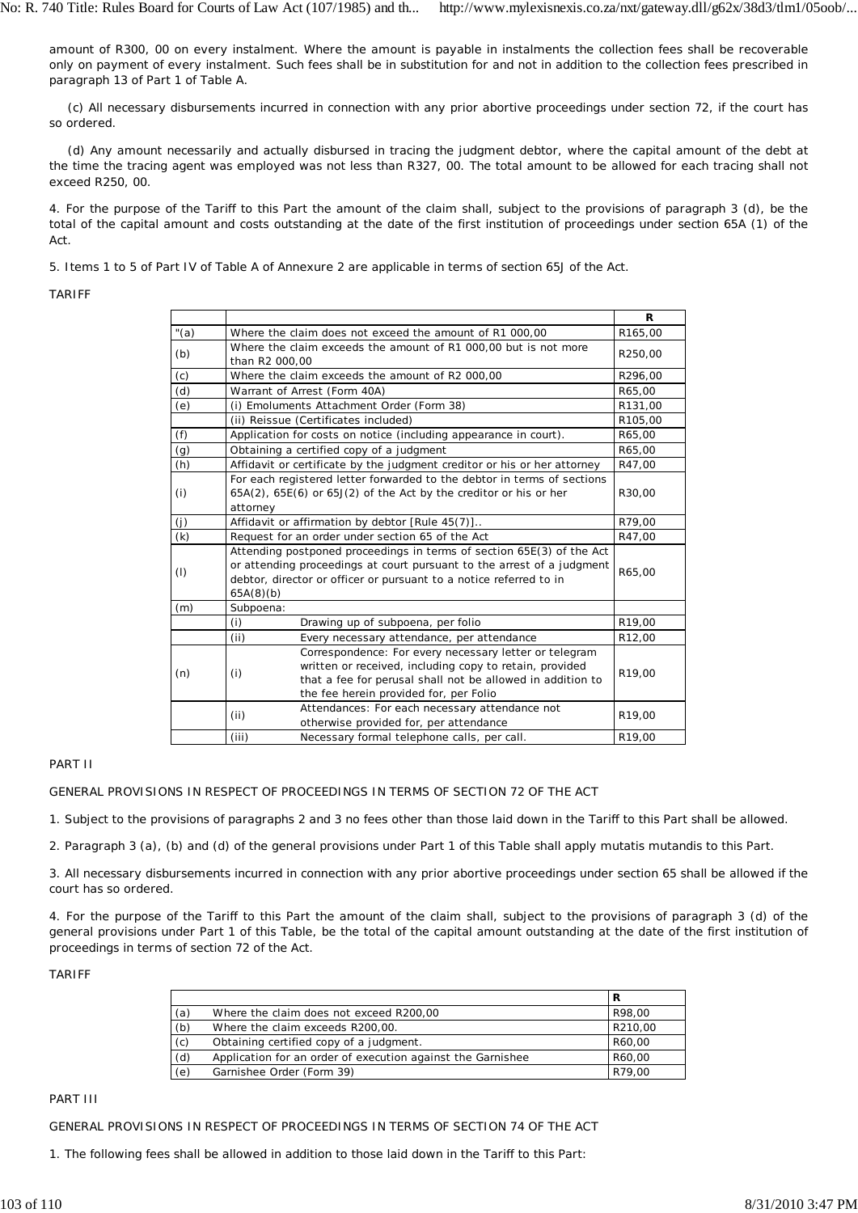amount of R300, 00 on every instalment. Where the amount is payable in instalments the collection fees shall be recoverable only on payment of every instalment. Such fees shall be in substitution for and not in addition to the collection fees prescribed in paragraph 13 of Part 1 of Table A.

(c) All necessary disbursements incurred in connection with any prior abortive proceedings under section 72, if the court has so ordered.

(d) Any amount necessarily and actually disbursed in tracing the judgment debtor, where the capital amount of the debt at the time the tracing agent was employed was not less than R327, 00. The total amount to be allowed for each tracing shall not exceed R250, 00.

4. For the purpose of the Tariff to this Part the amount of the claim shall, subject to the provisions of paragraph 3 (d), be the total of the capital amount and costs outstanding at the date of the first institution of proceedings under section 65A (1) of the Act.

5. Items 1 to 5 of Part IV of Table A of Annexure 2 are applicable in terms of section 65J of the Act.

TARIFF

| | | | R |
|---|---|---|---|
| "(a) | Where the claim does not exceed the amount of R1 000,00 | | R165,00 |
| (b) | Where the claim exceeds the amount of R1 000,00 but is not more than R2 000,00 | | R250,00 |
| (c) | Where the claim exceeds the amount of R2 000,00 | | R296,00 |
| (d) | Warrant of Arrest (Form 40A) | | R65,00 |
| (e) | (i) Emoluments Attachment Order (Form 38) | | R131,00 |
| | (ii) Reissue (Certificates included) | | R105,00 |
| (f) | Application for costs on notice (including appearance in court). | | R65,00 |
| (g) | Obtaining a certified copy of a judgment | | R65,00 |
| (h) | Affidavit or certificate by the judgment creditor or his or her attorney | | R47,00 |
| (i) | For each registered letter forwarded to the debtor in terms of sections 65A(2), 65E(6) or 65J(2) of the Act by the creditor or his or her attorney | | R30,00 |
| (j) | Affidavit or affirmation by debtor [Rule 45(7)].. | | R79,00 |
| (k) | Request for an order under section 65 of the Act | | R47,00 |
| (l) | Attending postponed proceedings in terms of section 65E(3) of the Act or attending proceedings at court pursuant to the arrest of a judgment debtor, director or officer or pursuant to a notice referred to in 65A(8)(b) | | R65,00 |
| (m) | Subpoena: | | |
| | (i) | Drawing up of subpoena, per folio | R19,00 |
| | (ii) | Every necessary attendance, per attendance | R12,00 |
| (n) | (i) | Correspondence: For every necessary letter or telegram written or received, including copy to retain, provided that a fee for perusal shall not be allowed in addition to the fee herein provided for, per Folio | R19,00 |
| | (ii) | Attendances: For each necessary attendance not otherwise provided for, per attendance | R19,00 |
| | (iii) | Necessary formal telephone calls, per call. | R19,00 |

PART II

GENERAL PROVISIONS IN RESPECT OF PROCEEDINGS IN TERMS OF SECTION 72 OF THE ACT

1. Subject to the provisions of paragraphs 2 and 3 no fees other than those laid down in the Tariff to this Part shall be allowed.

2. Paragraph 3 (a), (b) and (d) of the general provisions under Part 1 of this Table shall apply mutatis mutandis to this Part.

3. All necessary disbursements incurred in connection with any prior abortive proceedings under section 65 shall be allowed if the court has so ordered.

4. For the purpose of the Tariff to this Part the amount of the claim shall, subject to the provisions of paragraph 3 (d) of the general provisions under Part 1 of this Table, be the total of the capital amount outstanding at the date of the first institution of proceedings in terms of section 72 of the Act.

TARIFF

| | | R |
|---|---|---|
| (a) | Where the claim does not exceed R200,00 | R98,00 |
| (b) | Where the claim exceeds R200,00. | R210,00 |
| (c) | Obtaining certified copy of a judgment. | R60,00 |
| (d) | Application for an order of execution against the Garnishee | R60,00 |
| (e) | Garnishee Order (Form 39) | R79,00 |

PART III

GENERAL PROVISIONS IN RESPECT OF PROCEEDINGS IN TERMS OF SECTION 74 OF THE ACT

1. The following fees shall be allowed in addition to those laid down in the Tariff to this Part: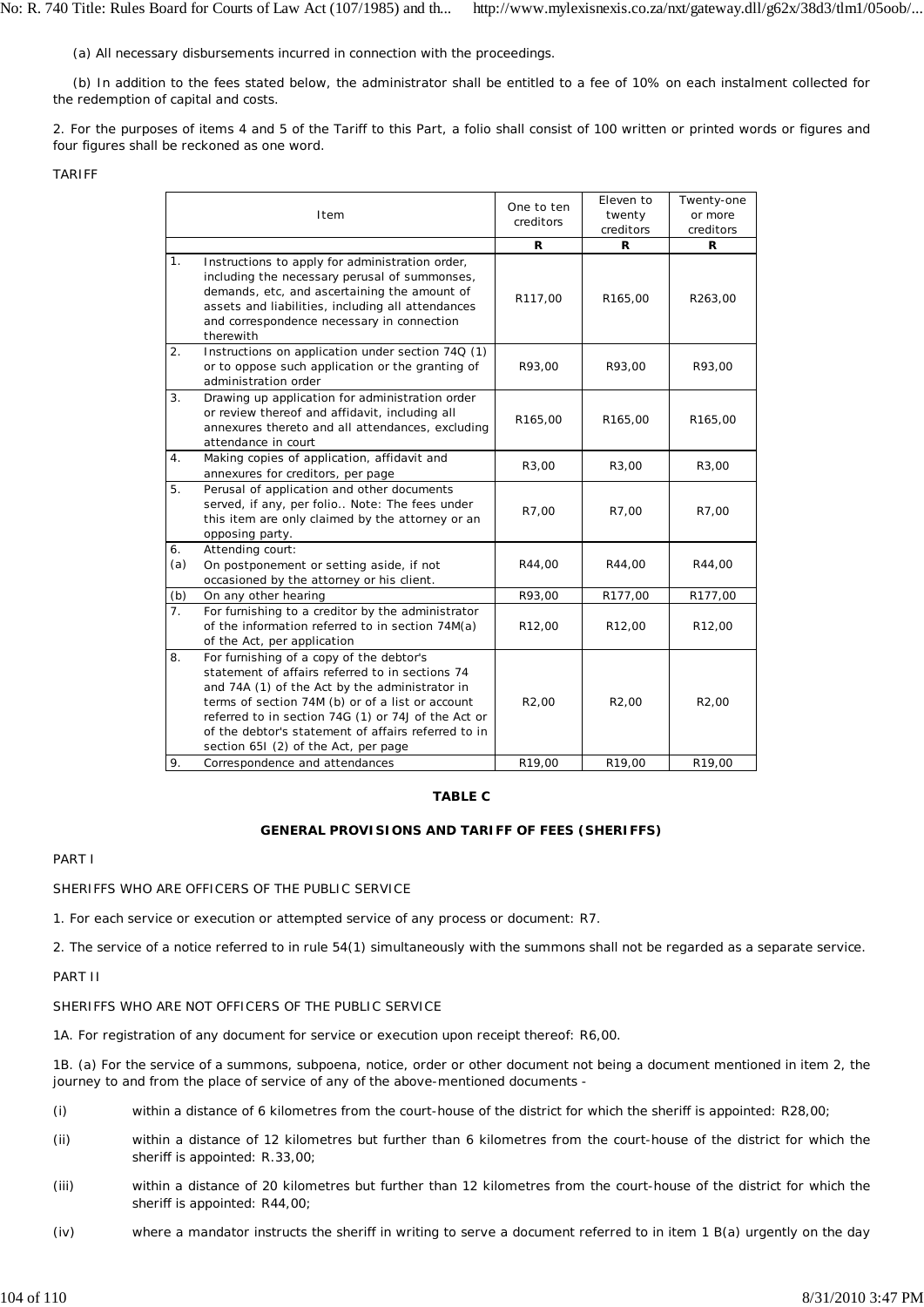(a) All necessary disbursements incurred in connection with the proceedings.

(b) In addition to the fees stated below, the administrator shall be entitled to a fee of 10% on each instalment collected for the redemption of capital and costs.

2. For the purposes of items 4 and 5 of the Tariff to this Part, a folio shall consist of 100 written or printed words or figures and four figures shall be reckoned as one word.

TARIFF

| | Item | One to ten creditors | Eleven to twenty creditors | Twenty-one or more creditors |
|---|---|---|---|---|
| | | R | R | R |
| 1. | Instructions to apply for administration order, including the necessary perusal of summonses, demands, etc, and ascertaining the amount of assets and liabilities, including all attendances and correspondence necessary in connection therewith | R117,00 | R165,00 | R263,00 |
| 2. | Instructions on application under section 74Q (1) or to oppose such application or the granting of administration order | R93,00 | R93,00 | R93,00 |
| 3. | Drawing up application for administration order or review thereof and affidavit, including all annexures thereto and all attendances, excluding attendance in court | R165,00 | R165,00 | R165,00 |
| 4. | Making copies of application, affidavit and annexures for creditors, per page | R3,00 | R3,00 | R3,00 |
| 5. | Perusal of application and other documents served, if any, per folio.. Note: The fees under this item are only claimed by the attorney or an opposing party. | R7,00 | R7,00 | R7,00 |
| 6. (a) | Attending court: On postponement or setting aside, if not occasioned by the attorney or his client. | R44,00 | R44,00 | R44,00 |
| (b) | On any other hearing | R93,00 | R177,00 | R177,00 |
| 7. | For furnishing to a creditor by the administrator of the information referred to in section 74M(a) of the Act, per application | R12,00 | R12,00 | R12,00 |
| 8. | For furnishing of a copy of the debtor's statement of affairs referred to in sections 74 and 74A (1) of the Act by the administrator in terms of section 74M (b) or of a list or account referred to in section 74G (1) or 74J of the Act or of the debtor's statement of affairs referred to in section 65I (2) of the Act, per page | R2,00 | R2,00 | R2,00 |
| 9. | Correspondence and attendances | R19,00 | R19,00 | R19,00 |

**TABLE C**

**GENERAL PROVISIONS AND TARIFF OF FEES (SHERIFFS)**

PART I

SHERIFFS WHO ARE OFFICERS OF THE PUBLIC SERVICE

1. For each service or execution or attempted service of any process or document: R7.

2. The service of a notice referred to in rule 54(1) simultaneously with the summons shall not be regarded as a separate service.

PART II

SHERIFFS WHO ARE NOT OFFICERS OF THE PUBLIC SERVICE

1A. For registration of any document for service or execution upon receipt thereof: R6,00.

1B. (a) For the service of a summons, subpoena, notice, order or other document not being a document mentioned in item 2, the journey to and from the place of service of any of the above-mentioned documents -

(i) within a distance of 6 kilometres from the court-house of the district for which the sheriff is appointed: R28,00;

(ii) within a distance of 12 kilometres but further than 6 kilometres from the court-house of the district for which the sheriff is appointed: R.33,00;

(iii) within a distance of 20 kilometres but further than 12 kilometres from the court-house of the district for which the sheriff is appointed: R44,00;

(iv) where a mandator instructs the sheriff in writing to serve a document referred to in item 1 B(a) urgently on the day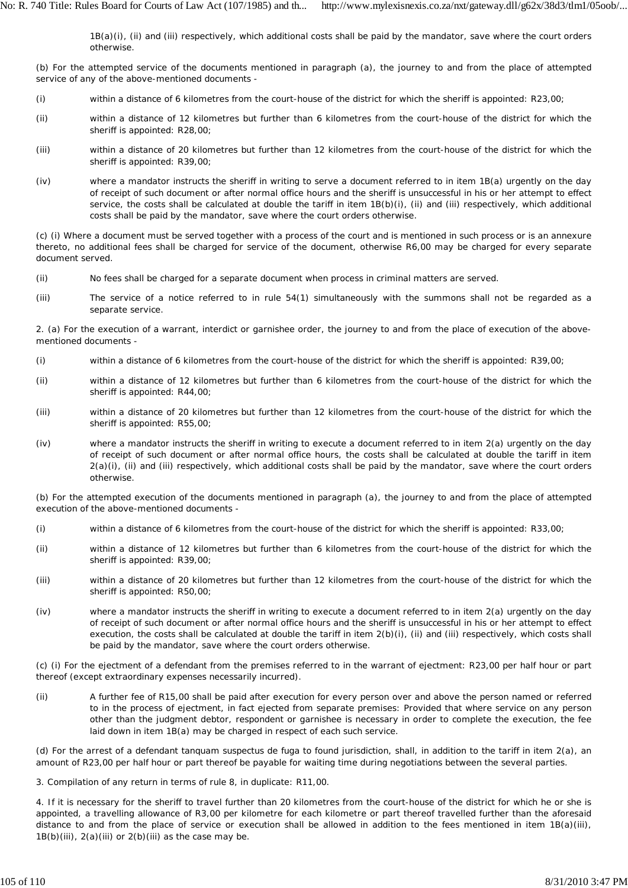1B(a)(i), (ii) and (iii) respectively, which additional costs shall be paid by the mandator, save where the court orders otherwise.

(b) For the attempted service of the documents mentioned in paragraph (a), the journey to and from the place of attempted service of any of the above-mentioned documents -

(i) within a distance of 6 kilometres from the court-house of the district for which the sheriff is appointed: R23,00;

(ii) within a distance of 12 kilometres but further than 6 kilometres from the court-house of the district for which the sheriff is appointed: R28,00;

(iii) within a distance of 20 kilometres but further than 12 kilometres from the court-house of the district for which the sheriff is appointed: R39,00;

(iv) where a mandator instructs the sheriff in writing to serve a document referred to in item 1B(a) urgently on the day of receipt of such document or after normal office hours and the sheriff is unsuccessful in his or her attempt to effect service, the costs shall be calculated at double the tariff in item 1B(b)(i), (ii) and (iii) respectively, which additional costs shall be paid by the mandator, save where the court orders otherwise.

(c) (i) Where a document must be served together with a process of the court and is mentioned in such process or is an annexure thereto, no additional fees shall be charged for service of the document, otherwise R6,00 may be charged for every separate document served.

(ii) No fees shall be charged for a separate document when process in criminal matters are served.

(iii) The service of a notice referred to in rule 54(1) simultaneously with the summons shall not be regarded as a separate service.

2. (a) For the execution of a warrant, interdict or garnishee order, the journey to and from the place of execution of the above-mentioned documents -

(i) within a distance of 6 kilometres from the court-house of the district for which the sheriff is appointed: R39,00;

(ii) within a distance of 12 kilometres but further than 6 kilometres from the court-house of the district for which the sheriff is appointed: R44,00;

(iii) within a distance of 20 kilometres but further than 12 kilometres from the court-house of the district for which the sheriff is appointed: R55,00;

(iv) where a mandator instructs the sheriff in writing to execute a document referred to in item 2(a) urgently on the day of receipt of such document or after normal office hours, the costs shall be calculated at double the tariff in item 2(a)(i), (ii) and (iii) respectively, which additional costs shall be paid by the mandator, save where the court orders otherwise.

(b) For the attempted execution of the documents mentioned in paragraph (a), the journey to and from the place of attempted execution of the above-mentioned documents -

(i) within a distance of 6 kilometres from the court-house of the district for which the sheriff is appointed: R33,00;

(ii) within a distance of 12 kilometres but further than 6 kilometres from the court-house of the district for which the sheriff is appointed: R39,00;

(iii) within a distance of 20 kilometres but further than 12 kilometres from the court-house of the district for which the sheriff is appointed: R50,00;

(iv) where a mandator instructs the sheriff in writing to execute a document referred to in item 2(a) urgently on the day of receipt of such document or after normal office hours and the sheriff is unsuccessful in his or her attempt to effect execution, the costs shall be calculated at double the tariff in item 2(b)(i), (ii) and (iii) respectively, which costs shall be paid by the mandator, save where the court orders otherwise.

(c) (i) For the ejectment of a defendant from the premises referred to in the warrant of ejectment: R23,00 per half hour or part thereof (except extraordinary expenses necessarily incurred).

(ii) A further fee of R15,00 shall be paid after execution for every person over and above the person named or referred to in the process of ejectment, in fact ejected from separate premises: Provided that where service on any person other than the judgment debtor, respondent or garnishee is necessary in order to complete the execution, the fee laid down in item 1B(a) may be charged in respect of each such service.

(d) For the arrest of a defendant tanquam suspectus de fuga to found jurisdiction, shall, in addition to the tariff in item 2(a), an amount of R23,00 per half hour or part thereof be payable for waiting time during negotiations between the several parties.

3. Compilation of any return in terms of rule 8, in duplicate: R11,00.

4. If it is necessary for the sheriff to travel further than 20 kilometres from the court-house of the district for which he or she is appointed, a travelling allowance of R3,00 per kilometre for each kilometre or part thereof travelled further than the aforesaid distance to and from the place of service or execution shall be allowed in addition to the fees mentioned in item 1B(a)(iii), 1B(b)(iii), 2(a)(iii) or 2(b)(iii) as the case may be.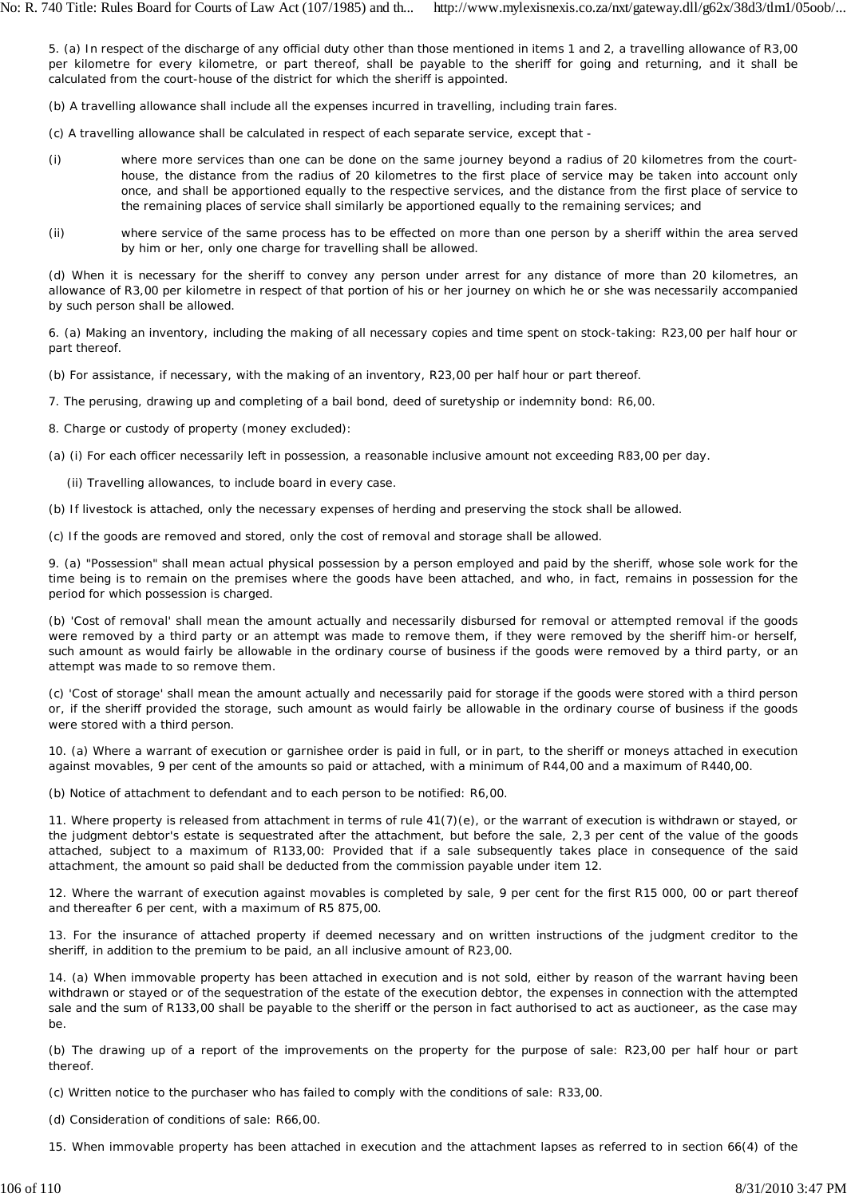5. (a) In respect of the discharge of any official duty other than those mentioned in items 1 and 2, a travelling allowance of R3,00 per kilometre for every kilometre, or part thereof, shall be payable to the sheriff for going and returning, and it shall be calculated from the court-house of the district for which the sheriff is appointed.

(b) A travelling allowance shall include all the expenses incurred in travelling, including train fares.

(c) A travelling allowance shall be calculated in respect of each separate service, except that -

(i) where more services than one can be done on the same journey beyond a radius of 20 kilometres from the court-house, the distance from the radius of 20 kilometres to the first place of service may be taken into account only once, and shall be apportioned equally to the respective services, and the distance from the first place of service to the remaining places of service shall similarly be apportioned equally to the remaining services; and

(ii) where service of the same process has to be effected on more than one person by a sheriff within the area served by him or her, only one charge for travelling shall be allowed.

(d) When it is necessary for the sheriff to convey any person under arrest for any distance of more than 20 kilometres, an allowance of R3,00 per kilometre in respect of that portion of his or her journey on which he or she was necessarily accompanied by such person shall be allowed.

6. (a) Making an inventory, including the making of all necessary copies and time spent on stock-taking: R23,00 per half hour or part thereof.

(b) For assistance, if necessary, with the making of an inventory, R23,00 per half hour or part thereof.

7. The perusing, drawing up and completing of a bail bond, deed of suretyship or indemnity bond: R6,00.

8. Charge or custody of property (money excluded):

(a) (i) For each officer necessarily left in possession, a reasonable inclusive amount not exceeding R83,00 per day.

(ii) Travelling allowances, to include board in every case.

(b) If livestock is attached, only the necessary expenses of herding and preserving the stock shall be allowed.

(c) If the goods are removed and stored, only the cost of removal and storage shall be allowed.

9. (a) "Possession" shall mean actual physical possession by a person employed and paid by the sheriff, whose sole work for the time being is to remain on the premises where the goods have been attached, and who, in fact, remains in possession for the period for which possession is charged.

(b) 'Cost of removal' shall mean the amount actually and necessarily disbursed for removal or attempted removal if the goods were removed by a third party or an attempt was made to remove them, if they were removed by the sheriff him-or herself, such amount as would fairly be allowable in the ordinary course of business if the goods were removed by a third party, or an attempt was made to so remove them.

(c) 'Cost of storage' shall mean the amount actually and necessarily paid for storage if the goods were stored with a third person or, if the sheriff provided the storage, such amount as would fairly be allowable in the ordinary course of business if the goods were stored with a third person.

10. (a) Where a warrant of execution or garnishee order is paid in full, or in part, to the sheriff or moneys attached in execution against movables, 9 per cent of the amounts so paid or attached, with a minimum of R44,00 and a maximum of R440,00.

(b) Notice of attachment to defendant and to each person to be notified: R6,00.

11. Where property is released from attachment in terms of rule 41(7)(e), or the warrant of execution is withdrawn or stayed, or the judgment debtor's estate is sequestrated after the attachment, but before the sale, 2,3 per cent of the value of the goods attached, subject to a maximum of R133,00: Provided that if a sale subsequently takes place in consequence of the said attachment, the amount so paid shall be deducted from the commission payable under item 12.

12. Where the warrant of execution against movables is completed by sale, 9 per cent for the first R15 000, 00 or part thereof and thereafter 6 per cent, with a maximum of R5 875,00.

13. For the insurance of attached property if deemed necessary and on written instructions of the judgment creditor to the sheriff, in addition to the premium to be paid, an all inclusive amount of R23,00.

14. (a) When immovable property has been attached in execution and is not sold, either by reason of the warrant having been withdrawn or stayed or of the sequestration of the estate of the execution debtor, the expenses in connection with the attempted sale and the sum of R133,00 shall be payable to the sheriff or the person in fact authorised to act as auctioneer, as the case may be.

(b) The drawing up of a report of the improvements on the property for the purpose of sale: R23,00 per half hour or part thereof.

(c) Written notice to the purchaser who has failed to comply with the conditions of sale: R33,00.

(d) Consideration of conditions of sale: R66,00.

15. When immovable property has been attached in execution and the attachment lapses as referred to in section 66(4) of the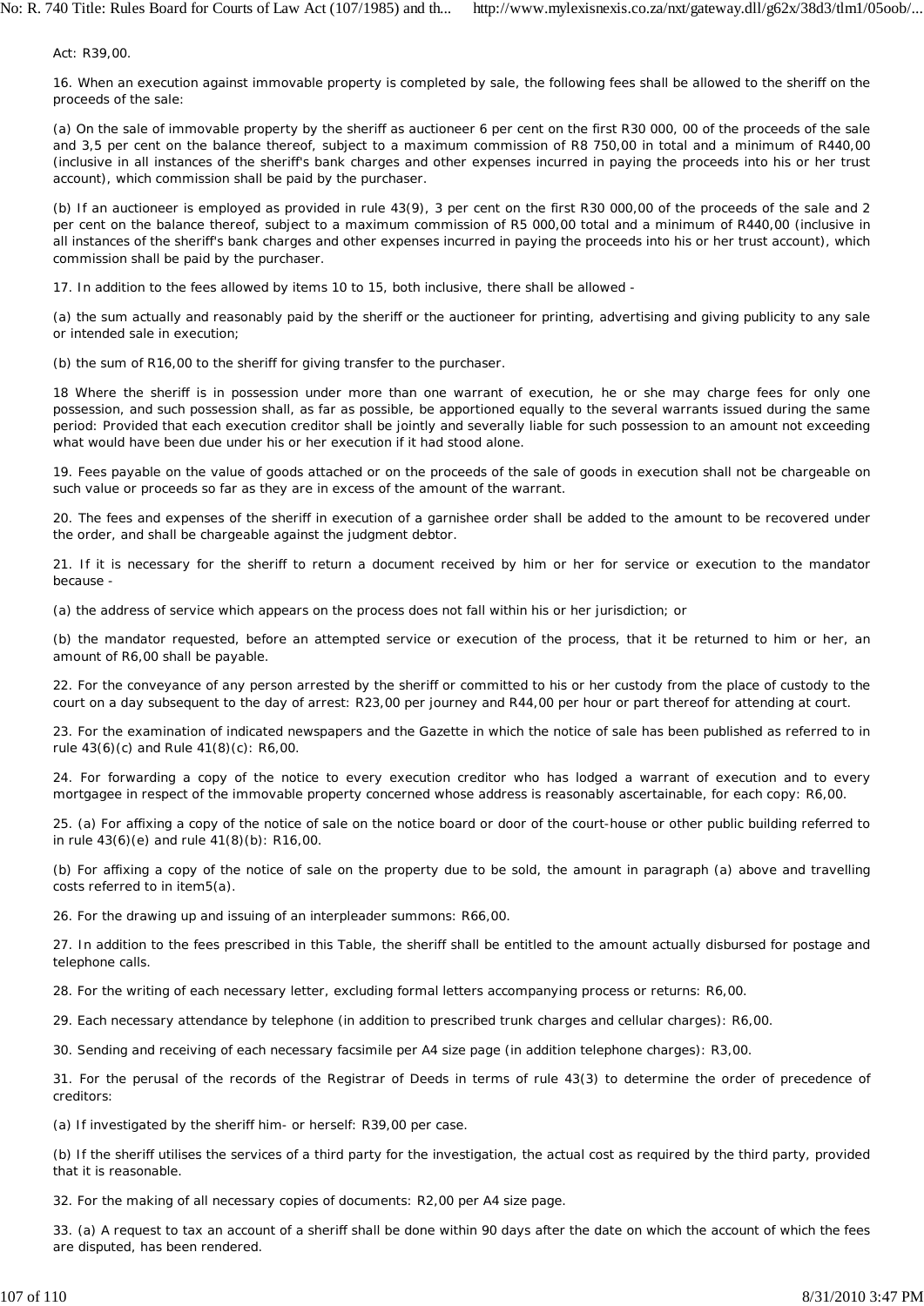Act: R39,00.

16. When an execution against immovable property is completed by sale, the following fees shall be allowed to the sheriff on the proceeds of the sale:

(a) On the sale of immovable property by the sheriff as auctioneer 6 per cent on the first R30 000, 00 of the proceeds of the sale and 3,5 per cent on the balance thereof, subject to a maximum commission of R8 750,00 in total and a minimum of R440,00 (inclusive in all instances of the sheriff's bank charges and other expenses incurred in paying the proceeds into his or her trust account), which commission shall be paid by the purchaser.

(b) If an auctioneer is employed as provided in rule 43(9), 3 per cent on the first R30 000,00 of the proceeds of the sale and 2 per cent on the balance thereof, subject to a maximum commission of R5 000,00 total and a minimum of R440,00 (inclusive in all instances of the sheriff's bank charges and other expenses incurred in paying the proceeds into his or her trust account), which commission shall be paid by the purchaser.

17. In addition to the fees allowed by items 10 to 15, both inclusive, there shall be allowed -

(a) the sum actually and reasonably paid by the sheriff or the auctioneer for printing, advertising and giving publicity to any sale or intended sale in execution;

(b) the sum of R16,00 to the sheriff for giving transfer to the purchaser.

18 Where the sheriff is in possession under more than one warrant of execution, he or she may charge fees for only one possession, and such possession shall, as far as possible, be apportioned equally to the several warrants issued during the same period: Provided that each execution creditor shall be jointly and severally liable for such possession to an amount not exceeding what would have been due under his or her execution if it had stood alone.

19. Fees payable on the value of goods attached or on the proceeds of the sale of goods in execution shall not be chargeable on such value or proceeds so far as they are in excess of the amount of the warrant.

20. The fees and expenses of the sheriff in execution of a garnishee order shall be added to the amount to be recovered under the order, and shall be chargeable against the judgment debtor.

21. If it is necessary for the sheriff to return a document received by him or her for service or execution to the mandator because -

(a) the address of service which appears on the process does not fall within his or her jurisdiction; or

(b) the mandator requested, before an attempted service or execution of the process, that it be returned to him or her, an amount of R6,00 shall be payable.

22. For the conveyance of any person arrested by the sheriff or committed to his or her custody from the place of custody to the court on a day subsequent to the day of arrest: R23,00 per journey and R44,00 per hour or part thereof for attending at court.

23. For the examination of indicated newspapers and the Gazette in which the notice of sale has been published as referred to in rule 43(6)(c) and Rule 41(8)(c): R6,00.

24. For forwarding a copy of the notice to every execution creditor who has lodged a warrant of execution and to every mortgagee in respect of the immovable property concerned whose address is reasonably ascertainable, for each copy: R6,00.

25. (a) For affixing a copy of the notice of sale on the notice board or door of the court-house or other public building referred to in rule 43(6)(e) and rule 41(8)(b): R16,00.

(b) For affixing a copy of the notice of sale on the property due to be sold, the amount in paragraph (a) above and travelling costs referred to in item5(a).

26. For the drawing up and issuing of an interpleader summons: R66,00.

27. In addition to the fees prescribed in this Table, the sheriff shall be entitled to the amount actually disbursed for postage and telephone calls.

28. For the writing of each necessary letter, excluding formal letters accompanying process or returns: R6,00.

29. Each necessary attendance by telephone (in addition to prescribed trunk charges and cellular charges): R6,00.

30. Sending and receiving of each necessary facsimile per A4 size page (in addition telephone charges): R3,00.

31. For the perusal of the records of the Registrar of Deeds in terms of rule 43(3) to determine the order of precedence of creditors:

(a) If investigated by the sheriff him- or herself: R39,00 per case.

(b) If the sheriff utilises the services of a third party for the investigation, the actual cost as required by the third party, provided that it is reasonable.

32. For the making of all necessary copies of documents: R2,00 per A4 size page.

33. (a) A request to tax an account of a sheriff shall be done within 90 days after the date on which the account of which the fees are disputed, has been rendered.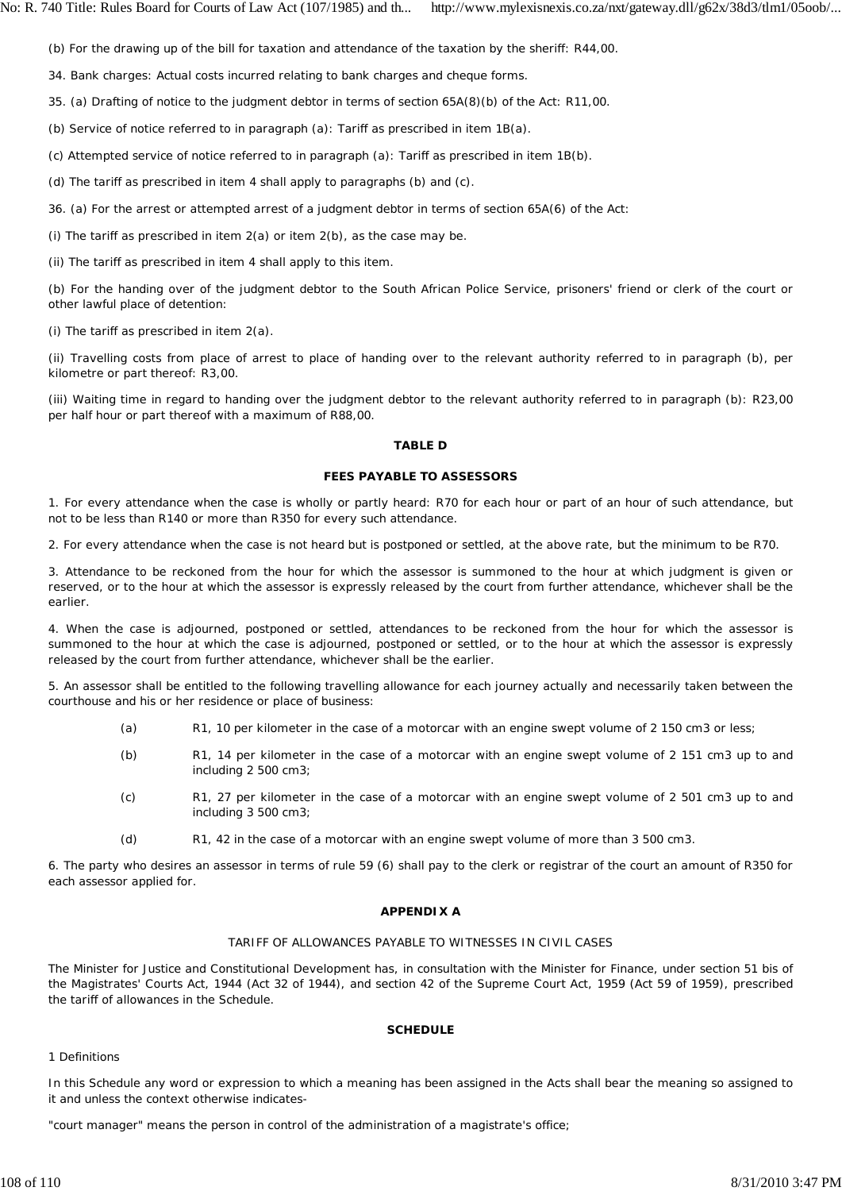(b) For the drawing up of the bill for taxation and attendance of the taxation by the sheriff: R44,00.

34. Bank charges: Actual costs incurred relating to bank charges and cheque forms.

35. (a) Drafting of notice to the judgment debtor in terms of section 65A(8)(b) of the Act: R11,00.

(b) Service of notice referred to in paragraph (a): Tariff as prescribed in item 1B(a).

(c) Attempted service of notice referred to in paragraph (a): Tariff as prescribed in item 1B(b).

(d) The tariff as prescribed in item 4 shall apply to paragraphs (b) and (c).

36. (a) For the arrest or attempted arrest of a judgment debtor in terms of section 65A(6) of the Act:

(i) The tariff as prescribed in item 2(a) or item 2(b), as the case may be.

(ii) The tariff as prescribed in item 4 shall apply to this item.

(b) For the handing over of the judgment debtor to the South African Police Service, prisoners' friend or clerk of the court or other lawful place of detention:

(i) The tariff as prescribed in item 2(a).

(ii) Travelling costs from place of arrest to place of handing over to the relevant authority referred to in paragraph (b), per kilometre or part thereof: R3,00.

(iii) Waiting time in regard to handing over the judgment debtor to the relevant authority referred to in paragraph (b): R23,00 per half hour or part thereof with a maximum of R88,00.

## TABLE D

## FEES PAYABLE TO ASSESSORS

1. For every attendance when the case is wholly or partly heard: R70 for each hour or part of an hour of such attendance, but not to be less than R140 or more than R350 for every such attendance.

2. For every attendance when the case is not heard but is postponed or settled, at the above rate, but the minimum to be R70.

3. Attendance to be reckoned from the hour for which the assessor is summoned to the hour at which judgment is given or reserved, or to the hour at which the assessor is expressly released by the court from further attendance, whichever shall be the earlier.

4. When the case is adjourned, postponed or settled, attendances to be reckoned from the hour for which the assessor is summoned to the hour at which the case is adjourned, postponed or settled, or to the hour at which the assessor is expressly released by the court from further attendance, whichever shall be the earlier.

5. An assessor shall be entitled to the following travelling allowance for each journey actually and necessarily taken between the courthouse and his or her residence or place of business:

(a) R1, 10 per kilometer in the case of a motorcar with an engine swept volume of 2 150 cm3 or less;

(b) R1, 14 per kilometer in the case of a motorcar with an engine swept volume of 2 151 cm3 up to and including 2 500 cm3;

(c) R1, 27 per kilometer in the case of a motorcar with an engine swept volume of 2 501 cm3 up to and including 3 500 cm3;

(d) R1, 42 in the case of a motorcar with an engine swept volume of more than 3 500 cm3.

6. The party who desires an assessor in terms of rule 59 (6) shall pay to the clerk or registrar of the court an amount of R350 for each assessor applied for.

## APPENDIX A

TARIFF OF ALLOWANCES PAYABLE TO WITNESSES IN CIVIL CASES

The Minister for Justice and Constitutional Development has, in consultation with the Minister for Finance, under section 51 bis of the Magistrates' Courts Act, 1944 (Act 32 of 1944), and section 42 of the Supreme Court Act, 1959 (Act 59 of 1959), prescribed the tariff of allowances in the Schedule.

## SCHEDULE

1 Definitions

In this Schedule any word or expression to which a meaning has been assigned in the Acts shall bear the meaning so assigned to it and unless the context otherwise indicates-

"court manager" means the person in control of the administration of a magistrate's office;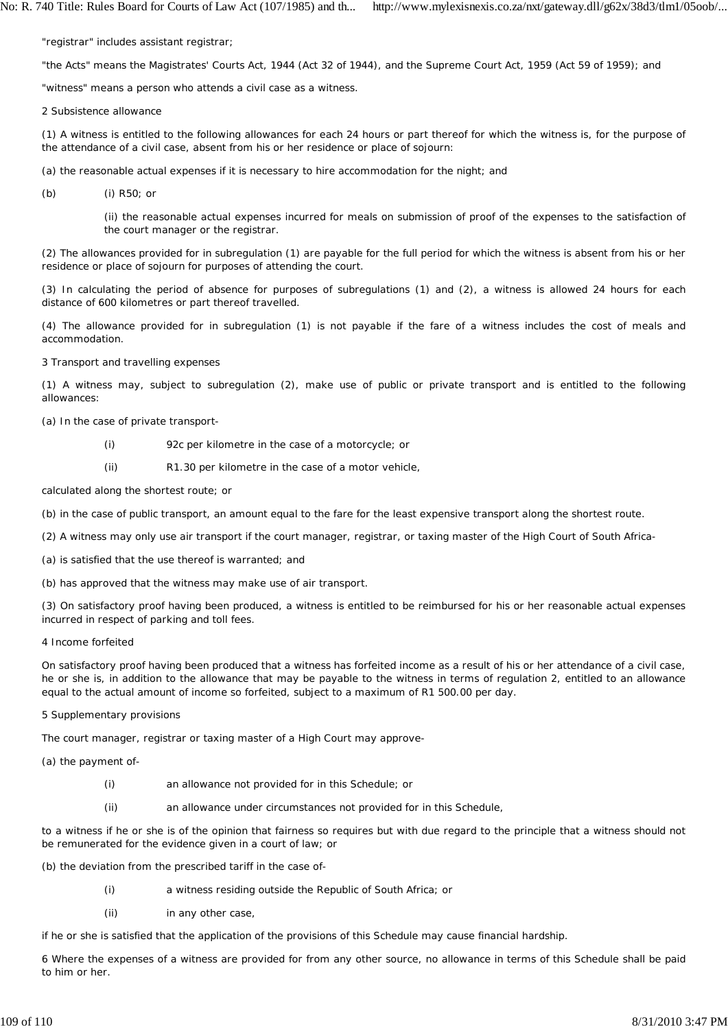"registrar" includes assistant registrar;

"the Acts" means the Magistrates' Courts Act, 1944 (Act 32 of 1944), and the Supreme Court Act, 1959 (Act 59 of 1959); and

"witness" means a person who attends a civil case as a witness.

2 Subsistence allowance

(1) A witness is entitled to the following allowances for each 24 hours or part thereof for which the witness is, for the purpose of the attendance of a civil case, absent from his or her residence or place of sojourn:

(a) the reasonable actual expenses if it is necessary to hire accommodation for the night; and

(b) (i) R50; or

(ii) the reasonable actual expenses incurred for meals on submission of proof of the expenses to the satisfaction of the court manager or the registrar.

(2) The allowances provided for in subregulation (1) are payable for the full period for which the witness is absent from his or her residence or place of sojourn for purposes of attending the court.

(3) In calculating the period of absence for purposes of subregulations (1) and (2), a witness is allowed 24 hours for each distance of 600 kilometres or part thereof travelled.

(4) The allowance provided for in subregulation (1) is not payable if the fare of a witness includes the cost of meals and accommodation.

3 Transport and travelling expenses

(1) A witness may, subject to subregulation (2), make use of public or private transport and is entitled to the following allowances:

(a) In the case of private transport-

(i) 92c per kilometre in the case of a motorcycle; or

(ii) R1.30 per kilometre in the case of a motor vehicle,

calculated along the shortest route; or

(b) in the case of public transport, an amount equal to the fare for the least expensive transport along the shortest route.

(2) A witness may only use air transport if the court manager, registrar, or taxing master of the High Court of South Africa-

(a) is satisfied that the use thereof is warranted; and

(b) has approved that the witness may make use of air transport.

(3) On satisfactory proof having been produced, a witness is entitled to be reimbursed for his or her reasonable actual expenses incurred in respect of parking and toll fees.

4 Income forfeited

On satisfactory proof having been produced that a witness has forfeited income as a result of his or her attendance of a civil case, he or she is, in addition to the allowance that may be payable to the witness in terms of regulation 2, entitled to an allowance equal to the actual amount of income so forfeited, subject to a maximum of R1 500.00 per day.

5 Supplementary provisions

The court manager, registrar or taxing master of a High Court may approve-

(a) the payment of-

(i) an allowance not provided for in this Schedule; or

(ii) an allowance under circumstances not provided for in this Schedule,

to a witness if he or she is of the opinion that fairness so requires but with due regard to the principle that a witness should not be remunerated for the evidence given in a court of law; or

(b) the deviation from the prescribed tariff in the case of-

(i) a witness residing outside the Republic of South Africa; or

(ii) in any other case,

if he or she is satisfied that the application of the provisions of this Schedule may cause financial hardship.

6 Where the expenses of a witness are provided for from any other source, no allowance in terms of this Schedule shall be paid to him or her.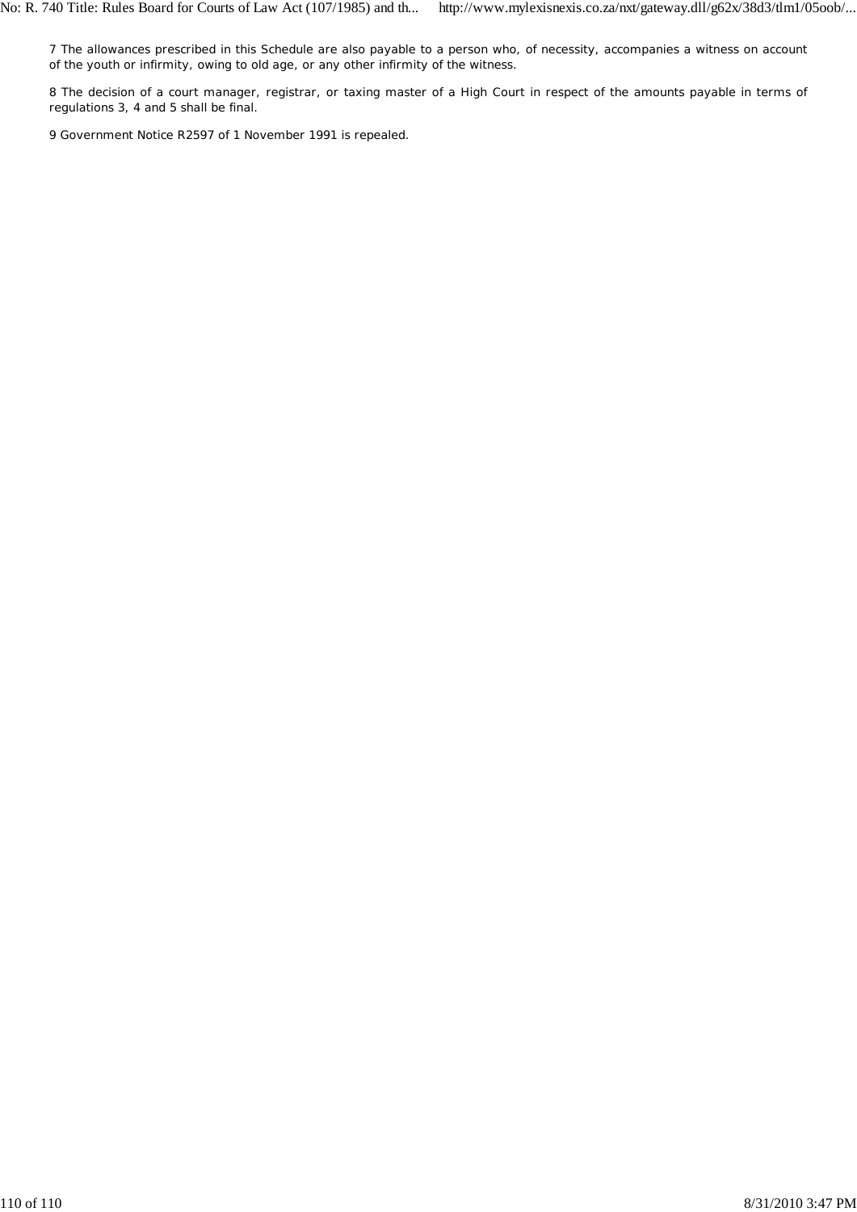7 The allowances prescribed in this Schedule are also payable to a person who, of necessity, accompanies a witness on account of the youth or infirmity, owing to old age, or any other infirmity of the witness.

8 The decision of a court manager, registrar, or taxing master of a High Court in respect of the amounts payable in terms of regulations 3, 4 and 5 shall be final.

9 Government Notice R2597 of 1 November 1991 is repealed.